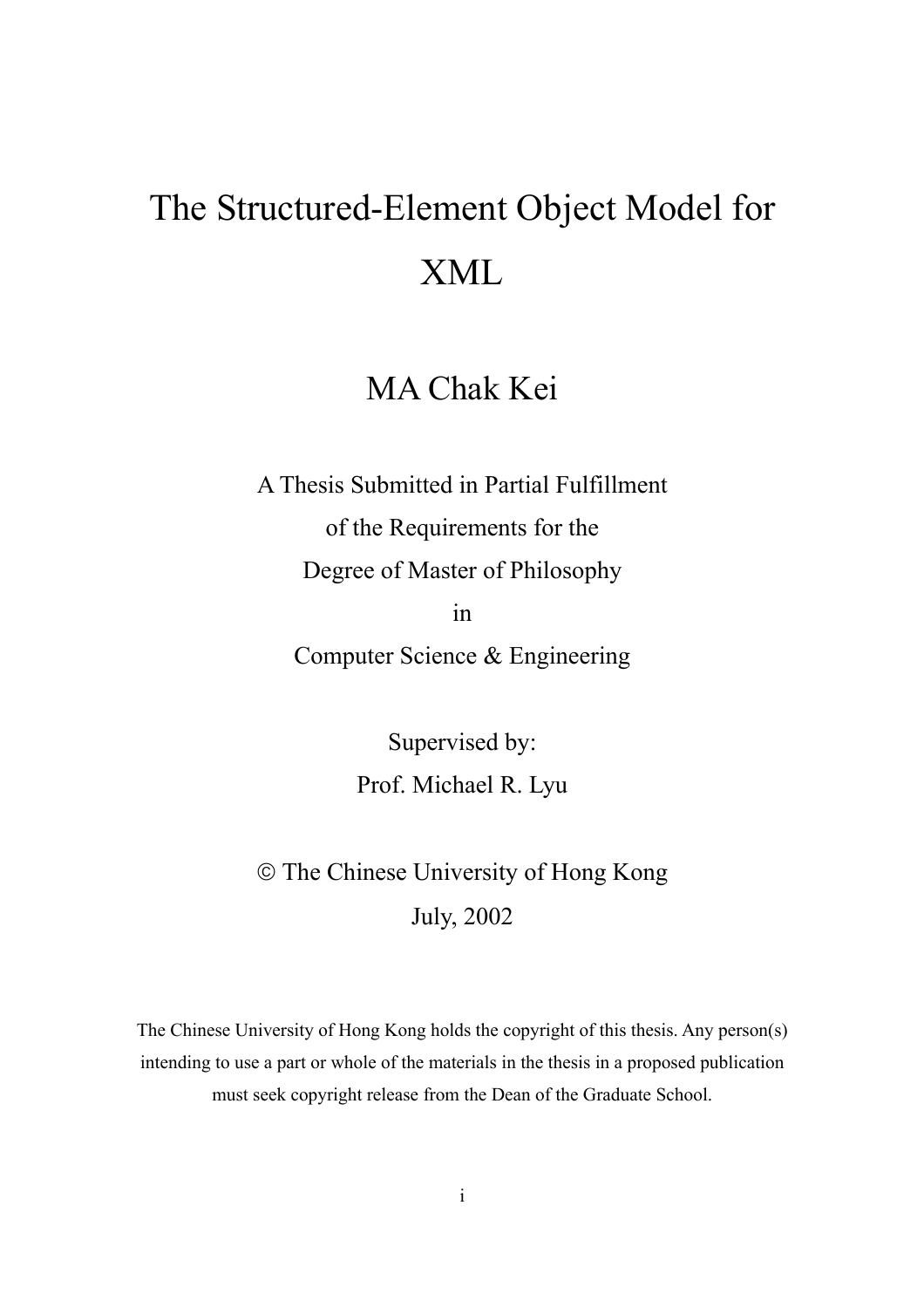# The Structured-Element Object Model for XML

MA Chak Kei

A Thesis Submitted in Partial Fulfillment
of the Requirements for the
Degree of Master of Philosophy
in
Computer Science & Engineering

Supervised by:
Prof. Michael R. Lyu

© The Chinese University of Hong Kong
July, 2002

The Chinese University of Hong Kong holds the copyright of this thesis. Any person(s) intending to use a part or whole of the materials in the thesis in a proposed publication must seek copyright release from the Dean of the Graduate School.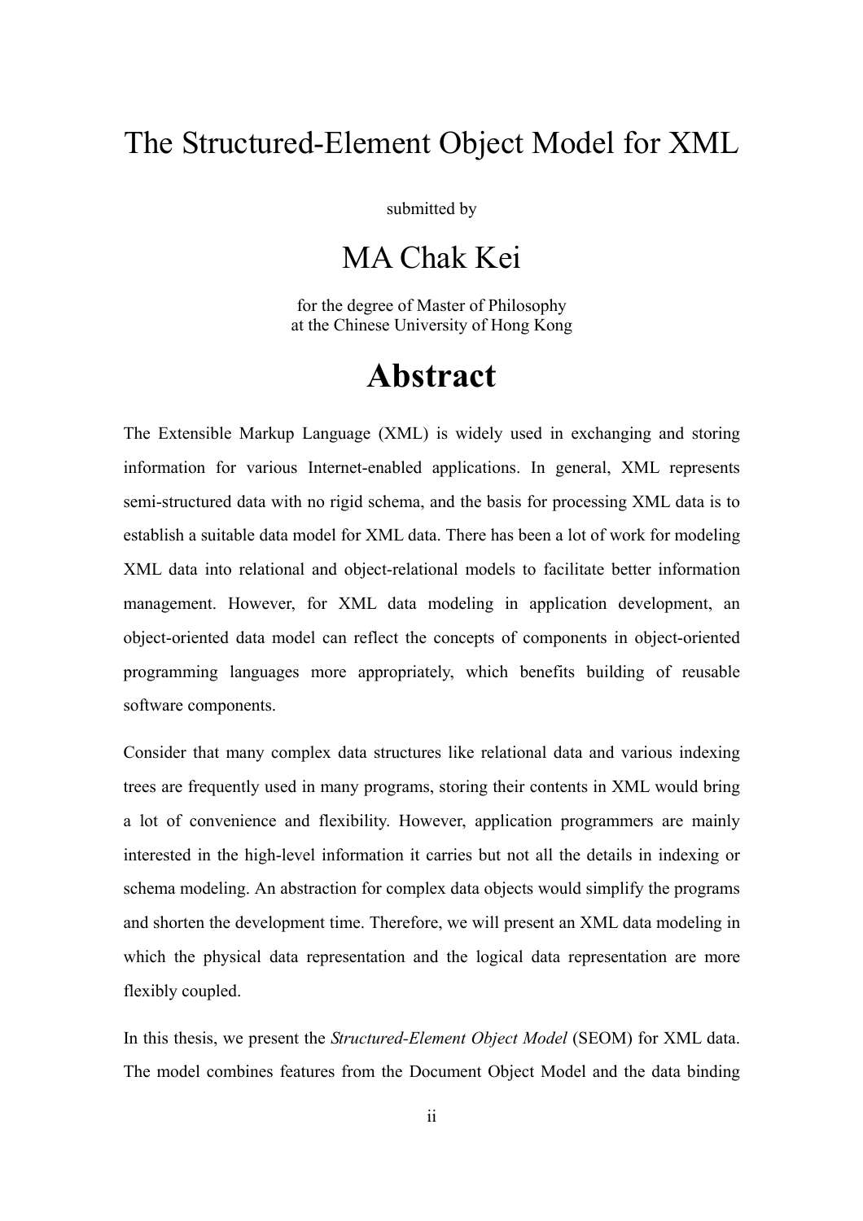# The Structured-Element Object Model for XML

submitted by

## MA Chak Kei

for the degree of Master of Philosophy
at the Chinese University of Hong Kong

# Abstract

The Extensible Markup Language (XML) is widely used in exchanging and storing information for various Internet-enabled applications. In general, XML represents semi-structured data with no rigid schema, and the basis for processing XML data is to establish a suitable data model for XML data. There has been a lot of work for modeling XML data into relational and object-relational models to facilitate better information management. However, for XML data modeling in application development, an object-oriented data model can reflect the concepts of components in object-oriented programming languages more appropriately, which benefits building of reusable software components.

Consider that many complex data structures like relational data and various indexing trees are frequently used in many programs, storing their contents in XML would bring a lot of convenience and flexibility. However, application programmers are mainly interested in the high-level information it carries but not all the details in indexing or schema modeling. An abstraction for complex data objects would simplify the programs and shorten the development time. Therefore, we will present an XML data modeling in which the physical data representation and the logical data representation are more flexibly coupled.

In this thesis, we present the *Structured-Element Object Model* (SEOM) for XML data. The model combines features from the Document Object Model and the data binding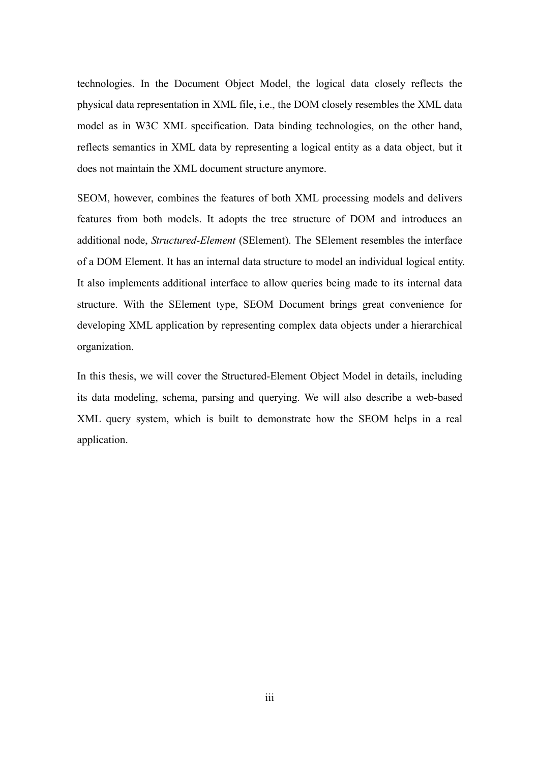technologies. In the Document Object Model, the logical data closely reflects the physical data representation in XML file, i.e., the DOM closely resembles the XML data model as in W3C XML specification. Data binding technologies, on the other hand, reflects semantics in XML data by representing a logical entity as a data object, but it does not maintain the XML document structure anymore.

SEOM, however, combines the features of both XML processing models and delivers features from both models. It adopts the tree structure of DOM and introduces an additional node, *Structured-Element* (SElement). The SElement resembles the interface of a DOM Element. It has an internal data structure to model an individual logical entity. It also implements additional interface to allow queries being made to its internal data structure. With the SElement type, SEOM Document brings great convenience for developing XML application by representing complex data objects under a hierarchical organization.

In this thesis, we will cover the Structured-Element Object Model in details, including its data modeling, schema, parsing and querying. We will also describe a web-based XML query system, which is built to demonstrate how the SEOM helps in a real application.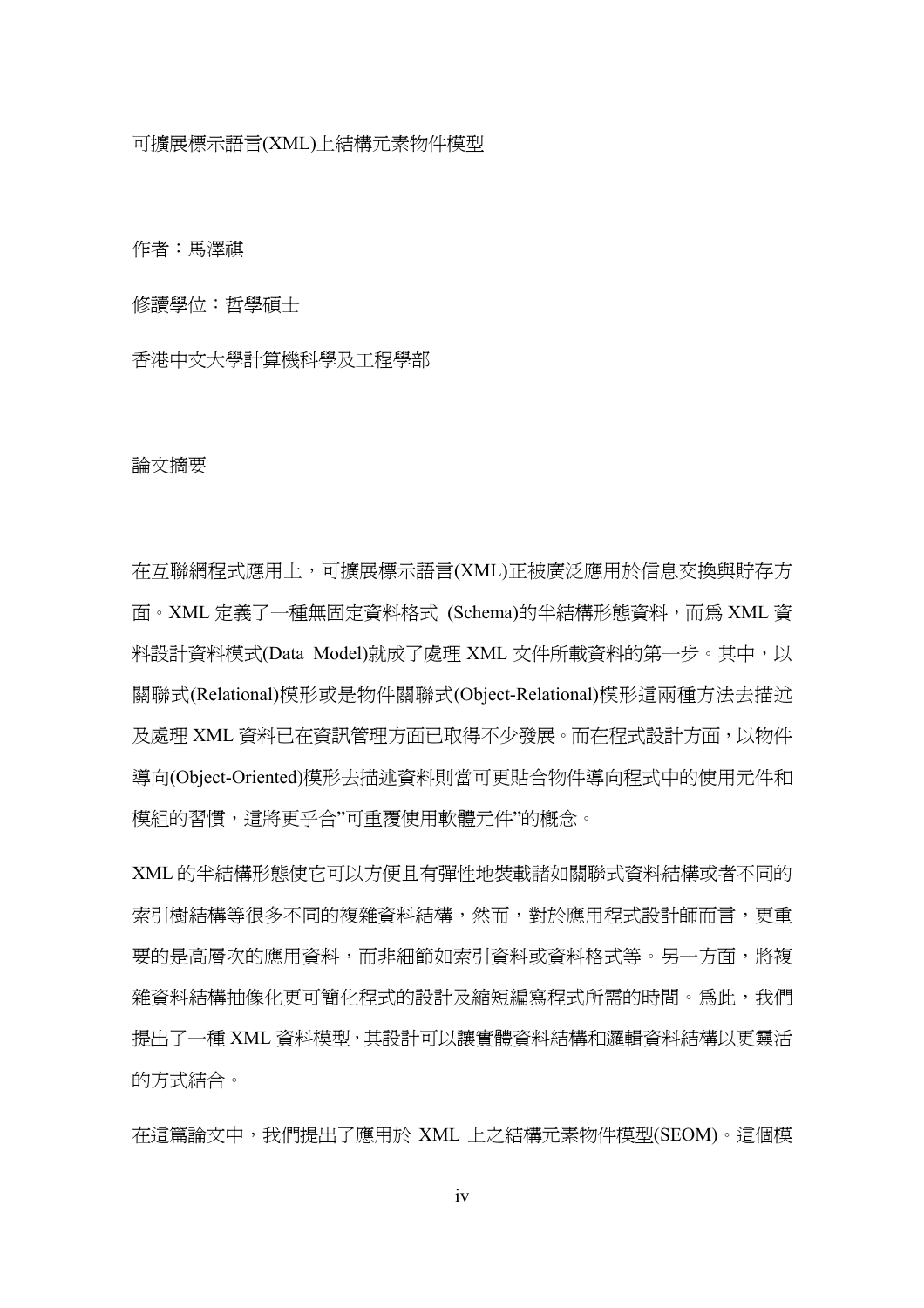可擴展標示語言(XML)上結構元素物件模型

作者：馬澤祺

修讀學位：哲學碩士

香港中文大學計算機科學及工程學部

論文摘要

在互聯網程式應用上，可擴展標示語言(XML)正被廣泛應用於信息交換與貯存方面。XML 定義了一種無固定資料格式 (Schema)的半結構形態資料，而爲 XML 資料設計資料模式(Data Model)就成了處理 XML 文件所載資料的第一步。其中，以關聯式(Relational)模形或是物件關聯式(Object-Relational)模形這兩種方法去描述及處理 XML 資料已在資訊管理方面已取得不少發展。而在程式設計方面，以物件導向(Object-Oriented)模形去描述資料則當可更貼合物件導向程式中的使用元件和模組的習慣，這將更乎合”可重覆使用軟體元件”的概念。

XML 的半結構形態使它可以方便且有彈性地裝載諸如關聯式資料結構或者不同的索引樹結構等很多不同的複雜資料結構，然而，對於應用程式設計師而言，更重要的是高層次的應用資料，而非細節如索引資料或資料格式等。另一方面，將複雜資料結構抽像化更可簡化程式的設計及縮短編寫程式所需的時間。爲此，我們提出了一種 XML 資料模型，其設計可以讓實體資料結構和邏輯資料結構以更靈活的方式結合。

在這篇論文中，我們提出了應用於 XML 上之結構元素物件模型(SEOM)。這個模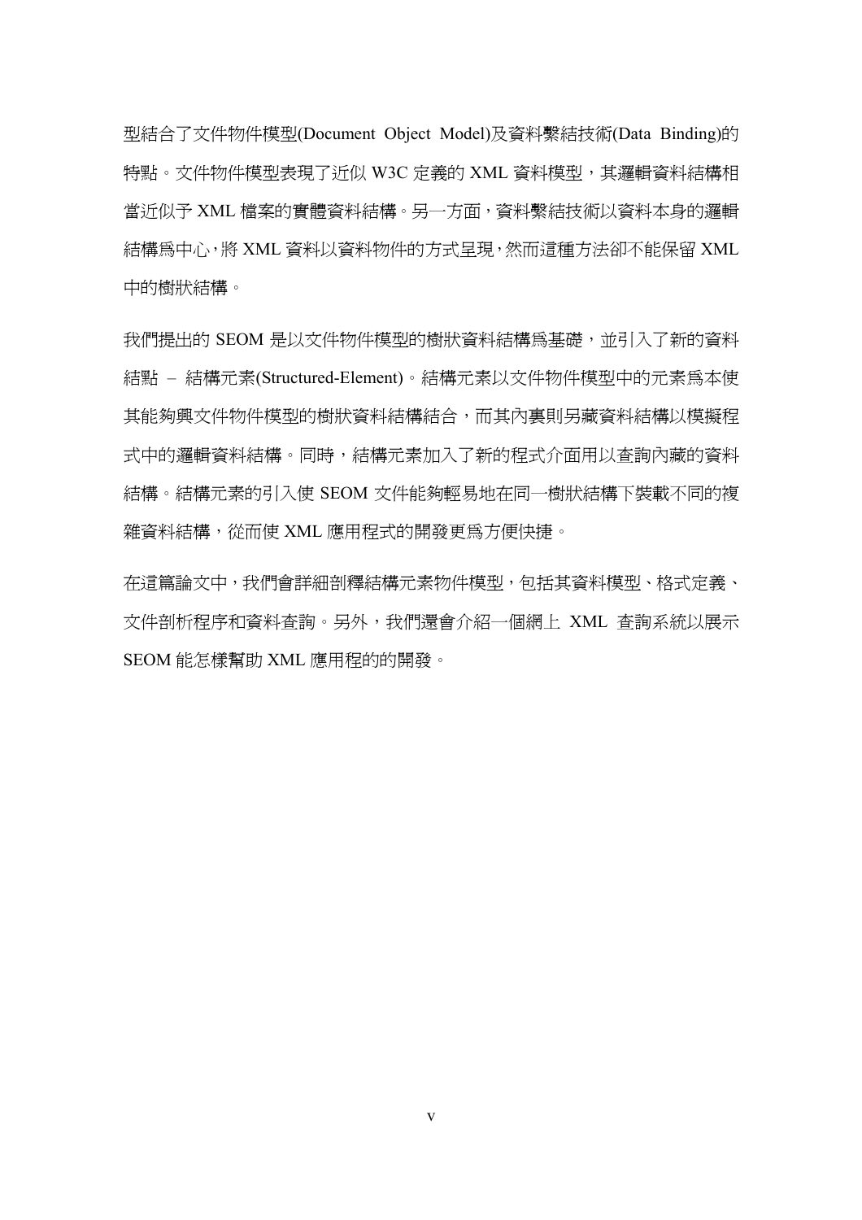型結合了文件物件模型(Document Object Model)及資料繫結技術(Data Binding)的特點。文件物件模型表現了近似 W3C 定義的 XML 資料模型，其邏輯資料結構相當近似予 XML 檔案的實體資料結構。另一方面，資料繫結技術以資料本身的邏輯結構爲中心，將 XML 資料以資料物件的方式呈現，然而這種方法卻不能保留 XML 中的樹狀結構。

我們提出的 SEOM 是以文件物件模型的樹狀資料結構爲基礎，並引入了新的資料結點 – 結構元素(Structured-Element)。結構元素以文件物件模型中的元素爲本使其能夠與文件物件模型的樹狀資料結構結合，而其內裏則另藏資料結構以模擬程式中的邏輯資料結構。同時，結構元素加入了新的程式介面用以查詢內藏的資料結構。結構元素的引入使 SEOM 文件能夠輕易地在同一樹狀結構下裝載不同的複雜資料結構，從而使 XML 應用程式的開發更爲方便快捷。

在這篇論文中，我們會詳細剖釋結構元素物件模型，包括其資料模型、格式定義、文件剖析程序和資料查詢。另外，我們還會介紹一個網上 XML 查詢系統以展示 SEOM 能怎樣幫助 XML 應用程的的開發。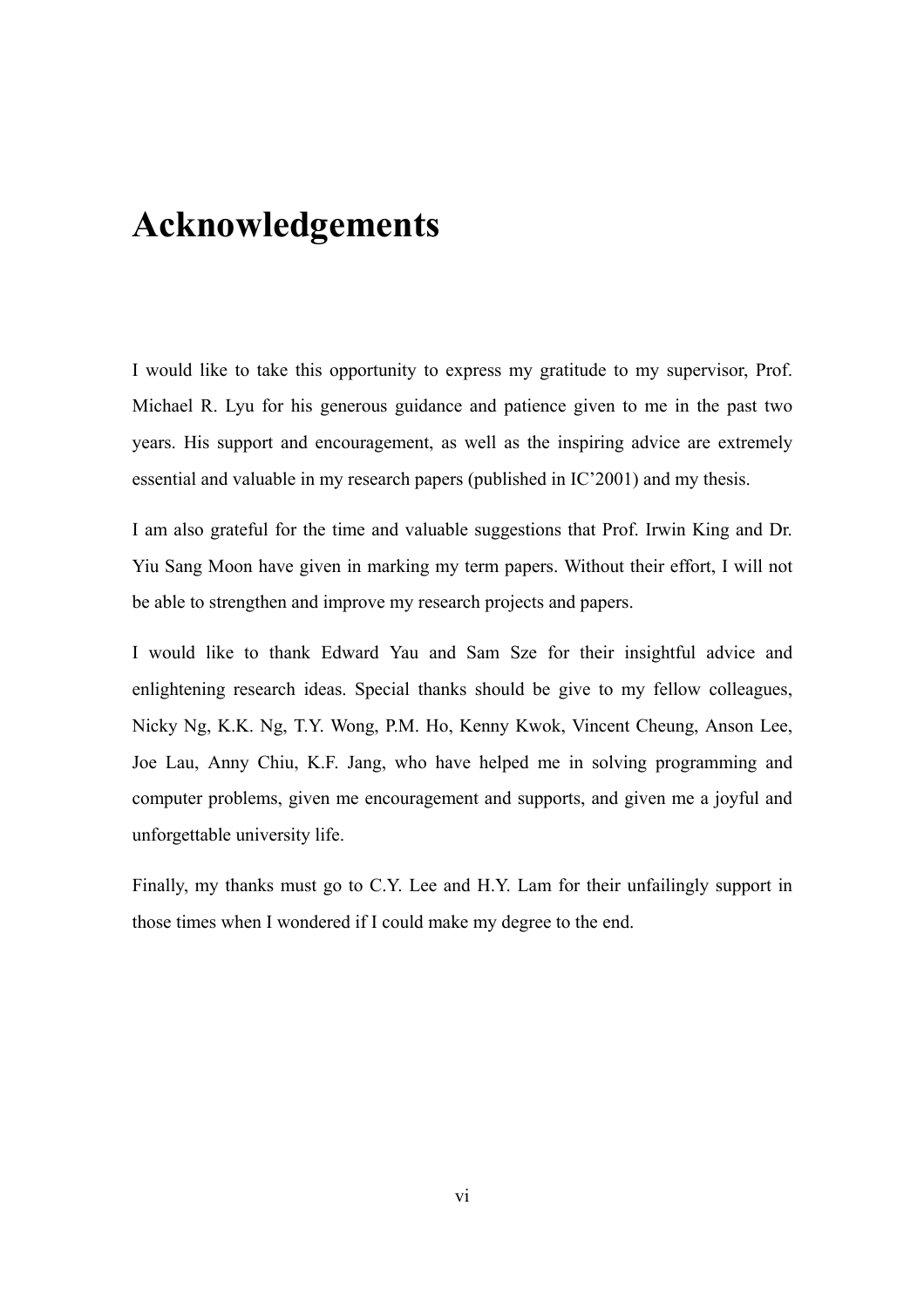# Acknowledgements

I would like to take this opportunity to express my gratitude to my supervisor, Prof. Michael R. Lyu for his generous guidance and patience given to me in the past two years. His support and encouragement, as well as the inspiring advice are extremely essential and valuable in my research papers (published in IC'2001) and my thesis.

I am also grateful for the time and valuable suggestions that Prof. Irwin King and Dr. Yiu Sang Moon have given in marking my term papers. Without their effort, I will not be able to strengthen and improve my research projects and papers.

I would like to thank Edward Yau and Sam Sze for their insightful advice and enlightening research ideas. Special thanks should be give to my fellow colleagues, Nicky Ng, K.K. Ng, T.Y. Wong, P.M. Ho, Kenny Kwok, Vincent Cheung, Anson Lee, Joe Lau, Anny Chiu, K.F. Jang, who have helped me in solving programming and computer problems, given me encouragement and supports, and given me a joyful and unforgettable university life.

Finally, my thanks must go to C.Y. Lee and H.Y. Lam for their unfailingly support in those times when I wondered if I could make my degree to the end.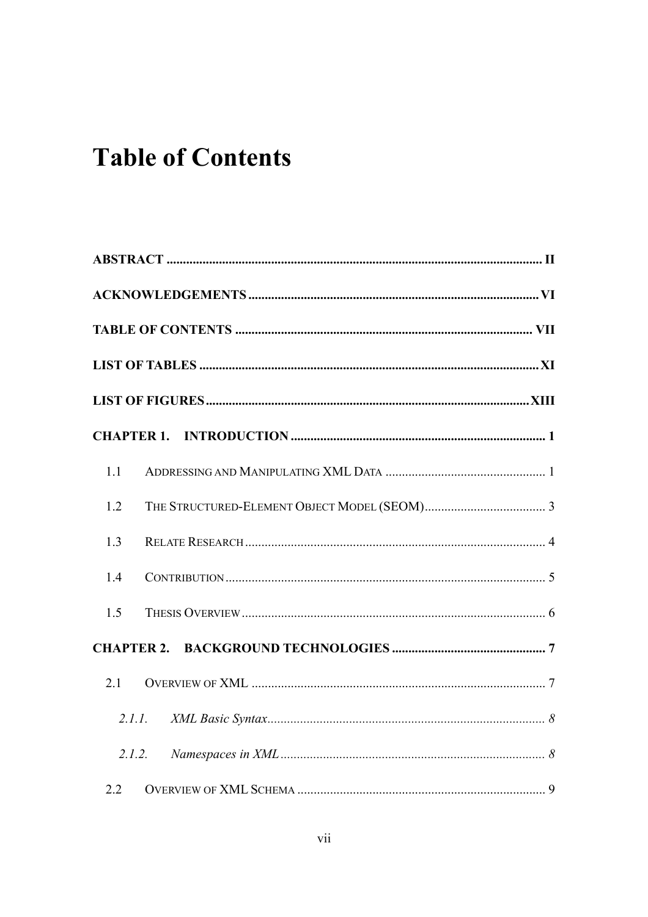# Table of Contents

**ABSTRACT** .................................................................................................................. **II**

**ACKNOWLEDGEMENTS** ........................................................................................ **VI**

**TABLE OF CONTENTS** .......................................................................................... **VII**

**LIST OF TABLES** ....................................................................................................... **XI**

**LIST OF FIGURES** ................................................................................................... **XIII**

**CHAPTER 1. INTRODUCTION** ............................................................................. **1**

1.1 ADDRESSING AND MANIPULATING XML DATA ................................................. 1

1.2 THE STRUCTURED-ELEMENT OBJECT MODEL (SEOM) ..................................... 3

1.3 RELATE RESEARCH ........................................................................................... 4

1.4 CONTRIBUTION ................................................................................................. 5

1.5 THESIS OVERVIEW ............................................................................................ 6

**CHAPTER 2. BACKGROUND TECHNOLOGIES** ............................................... **7**

2.1 OVERVIEW OF XML ......................................................................................... 7

*2.1.1. XML Basic Syntax* ..................................................................................... *8*

*2.1.2. Namespaces in XML* ................................................................................. *8*

2.2 OVERVIEW OF XML SCHEMA ............................................................................ 9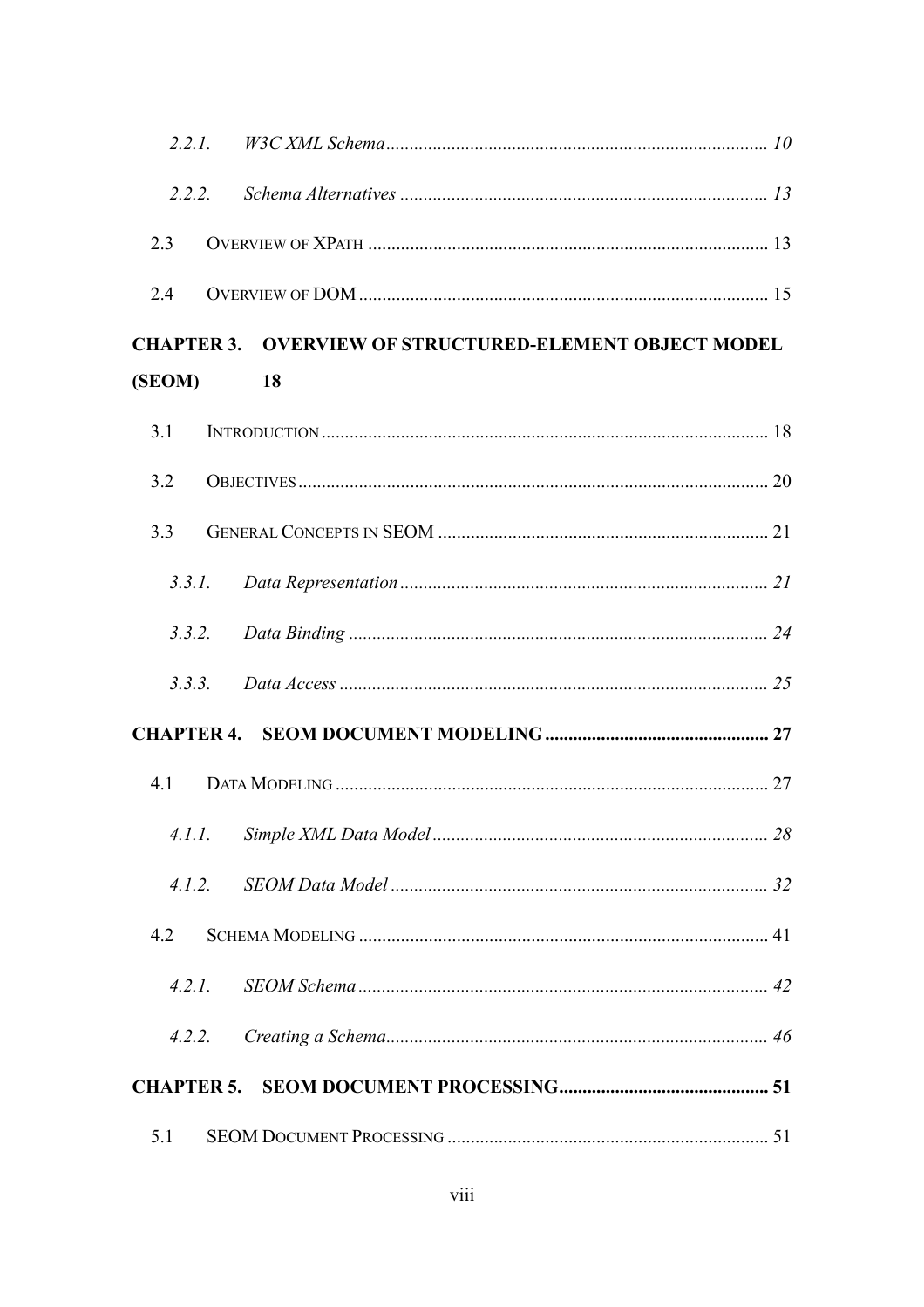*2.2.1. W3C XML Schema ........................................................................................ 10*

*2.2.2. Schema Alternatives ...................................................................................... 13*

2.3 OVERVIEW OF XPATH ........................................................................................ 13

2.4 OVERVIEW OF DOM ........................................................................................... 15

**CHAPTER 3. OVERVIEW OF STRUCTURED-ELEMENT OBJECT MODEL (SEOM) 18**

3.1 INTRODUCTION ................................................................................................... 18

3.2 OBJECTIVES ........................................................................................................ 20

3.3 GENERAL CONCEPTS IN SEOM .......................................................................... 21

*3.3.1. Data Representation ...................................................................................... 21*

*3.3.2. Data Binding ................................................................................................. 24*

*3.3.3. Data Access ................................................................................................... 25*

**CHAPTER 4. SEOM DOCUMENT MODELING ................................................ 27**

4.1 DATA MODELING ................................................................................................ 27

*4.1.1. Simple XML Data Model ............................................................................... 28*

*4.1.2. SEOM Data Model ......................................................................................... 32*

4.2 SCHEMA MODELING ........................................................................................... 41

*4.2.1. SEOM Schema ............................................................................................... 42*

*4.2.2. Creating a Schema ......................................................................................... 46*

**CHAPTER 5. SEOM DOCUMENT PROCESSING ............................................. 51**

5.1 SEOM DOCUMENT PROCESSING ........................................................................ 51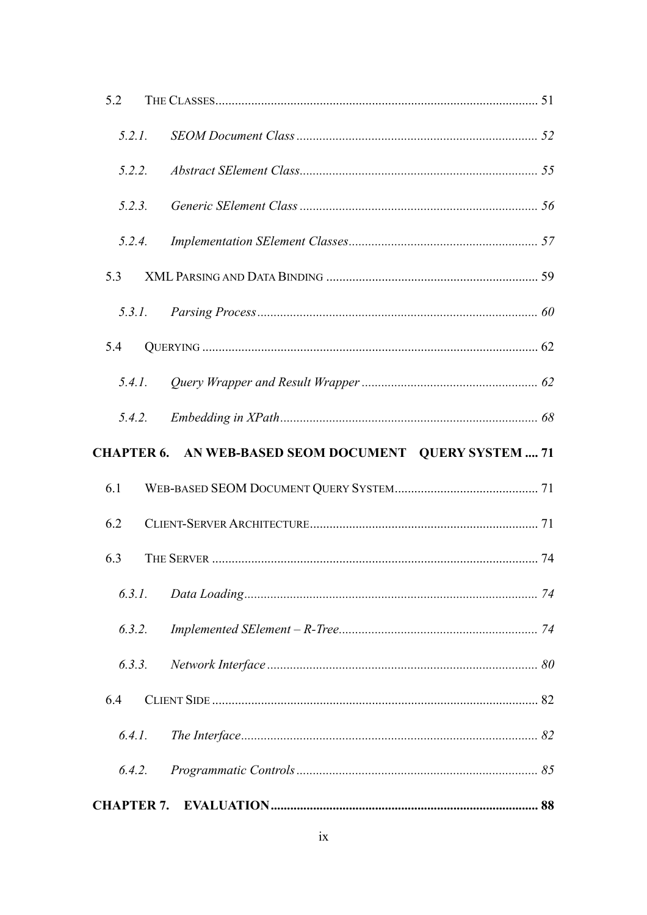5.2 THE CLASSES ... 51

*5.2.1. SEOM Document Class ... 52*

*5.2.2. Abstract SElement Class ... 55*

*5.2.3. Generic SElement Class ... 56*

*5.2.4. Implementation SElement Classes ... 57*

5.3 XML PARSING AND DATA BINDING ... 59

*5.3.1. Parsing Process ... 60*

5.4 QUERYING ... 62

*5.4.1. Query Wrapper and Result Wrapper ... 62*

*5.4.2. Embedding in XPath ... 68*

**CHAPTER 6. AN WEB-BASED SEOM DOCUMENT QUERY SYSTEM ... 71**

6.1 WEB-BASED SEOM DOCUMENT QUERY SYSTEM ... 71

6.2 CLIENT-SERVER ARCHITECTURE ... 71

6.3 THE SERVER ... 74

*6.3.1. Data Loading ... 74*

*6.3.2. Implemented SElement – R-Tree ... 74*

*6.3.3. Network Interface ... 80*

6.4 CLIENT SIDE ... 82

*6.4.1. The Interface ... 82*

*6.4.2. Programmatic Controls ... 85*

**CHAPTER 7. EVALUATION ... 88**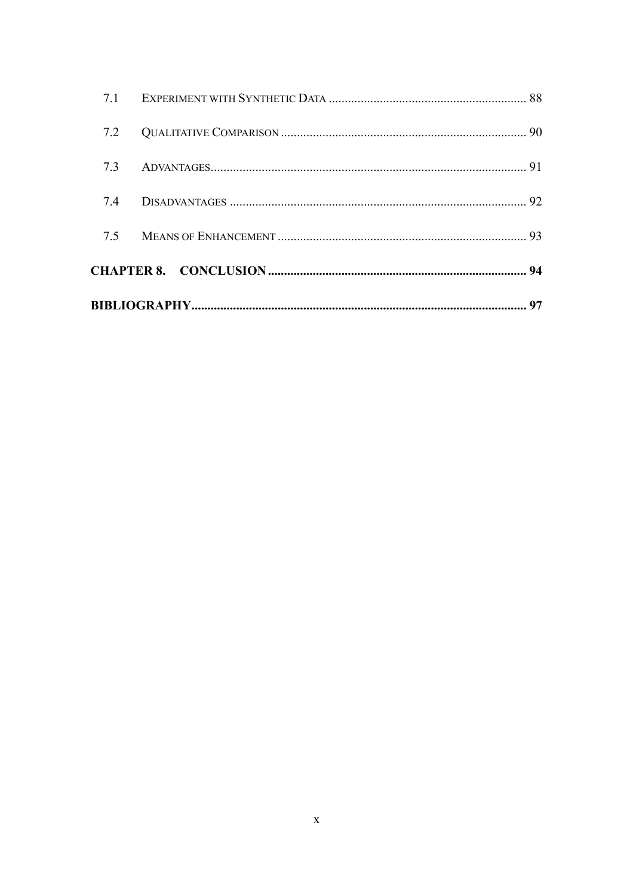7.1 EXPERIMENT WITH SYNTHETIC DATA ............................................................. 88

7.2 QUALITATIVE COMPARISON ............................................................................ 90

7.3 ADVANTAGES.................................................................................................. 91

7.4 DISADVANTAGES ............................................................................................ 92

7.5 MEANS OF ENHANCEMENT ............................................................................. 93

**CHAPTER 8. CONCLUSION ................................................................................. 94**

**BIBLIOGRAPHY......................................................................................................... 97**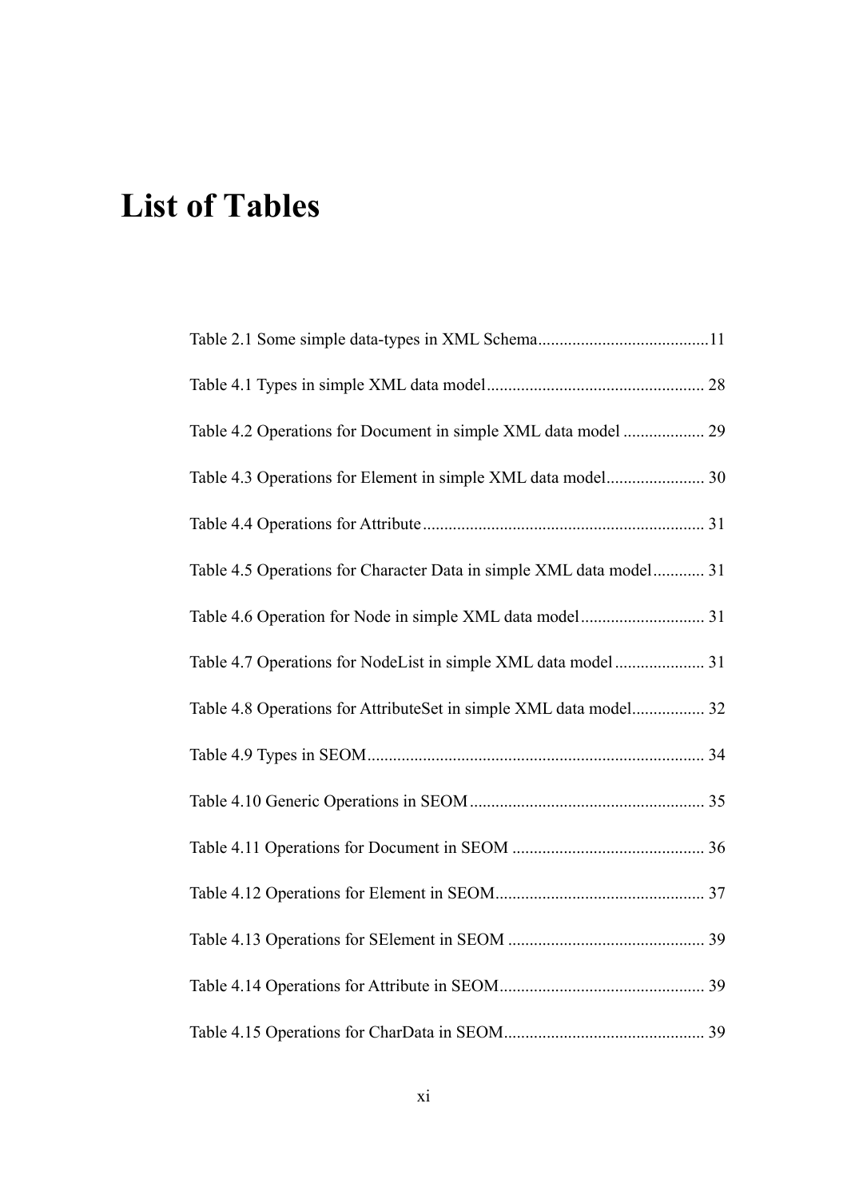# List of Tables

Table 2.1 Some simple data-types in XML Schema........................................11

Table 4.1 Types in simple XML data model.................................................. 28

Table 4.2 Operations for Document in simple XML data model ................... 29

Table 4.3 Operations for Element in simple XML data model....................... 30

Table 4.4 Operations for Attribute................................................................. 31

Table 4.5 Operations for Character Data in simple XML data model............ 31

Table 4.6 Operation for Node in simple XML data model............................. 31

Table 4.7 Operations for NodeList in simple XML data model..................... 31

Table 4.8 Operations for AttributeSet in simple XML data model................. 32

Table 4.9 Types in SEOM.............................................................................. 34

Table 4.10 Generic Operations in SEOM....................................................... 35

Table 4.11 Operations for Document in SEOM ............................................. 36

Table 4.12 Operations for Element in SEOM................................................. 37

Table 4.13 Operations for SElement in SEOM .............................................. 39

Table 4.14 Operations for Attribute in SEOM................................................ 39

Table 4.15 Operations for CharData in SEOM............................................... 39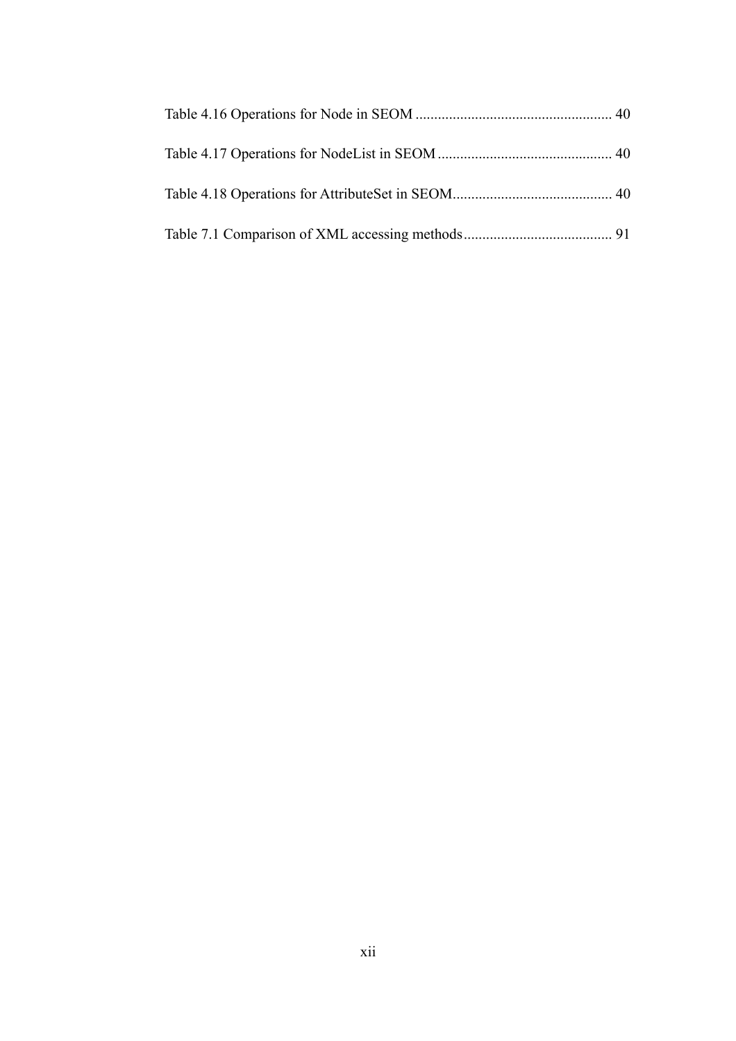Table 4.16 Operations for Node in SEOM .................................................... 40

Table 4.17 Operations for NodeList in SEOM .............................................. 40

Table 4.18 Operations for AttributeSet in SEOM........................................... 40

Table 7.1 Comparison of XML accessing methods........................................ 91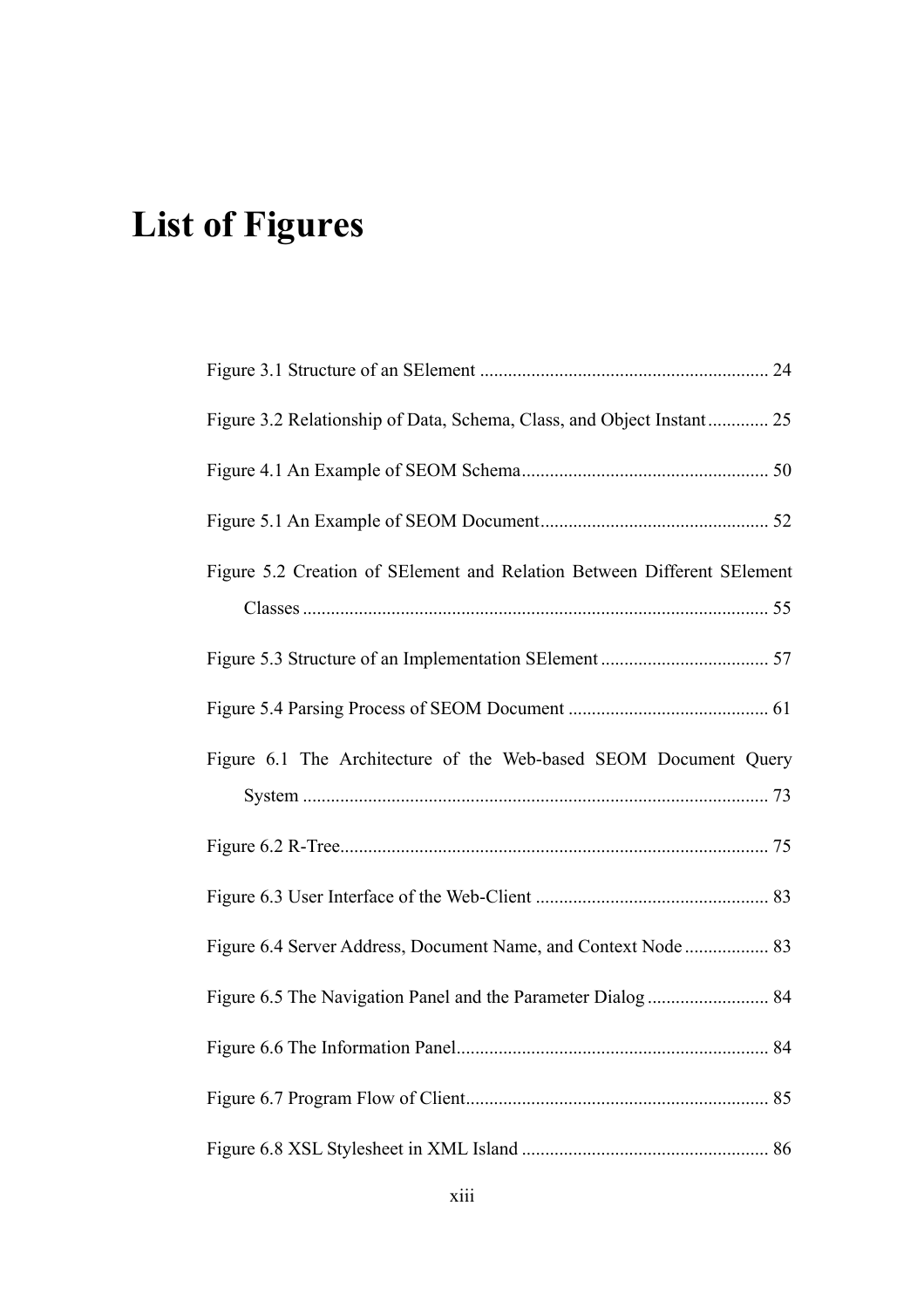# List of Figures

Figure 3.1 Structure of an SElement ............................................................. 24

Figure 3.2 Relationship of Data, Schema, Class, and Object Instant ............. 25

Figure 4.1 An Example of SEOM Schema .................................................... 50

Figure 5.1 An Example of SEOM Document ................................................ 52

Figure 5.2 Creation of SElement and Relation Between Different SElement Classes ................................................................................................... 55

Figure 5.3 Structure of an Implementation SElement .................................... 57

Figure 5.4 Parsing Process of SEOM Document ........................................... 61

Figure 6.1 The Architecture of the Web-based SEOM Document Query System ................................................................................................... 73

Figure 6.2 R-Tree .......................................................................................... 75

Figure 6.3 User Interface of the Web-Client ................................................. 83

Figure 6.4 Server Address, Document Name, and Context Node .................. 83

Figure 6.5 The Navigation Panel and the Parameter Dialog .......................... 84

Figure 6.6 The Information Panel .................................................................. 84

Figure 6.7 Program Flow of Client ................................................................ 85

Figure 6.8 XSL Stylesheet in XML Island .................................................... 86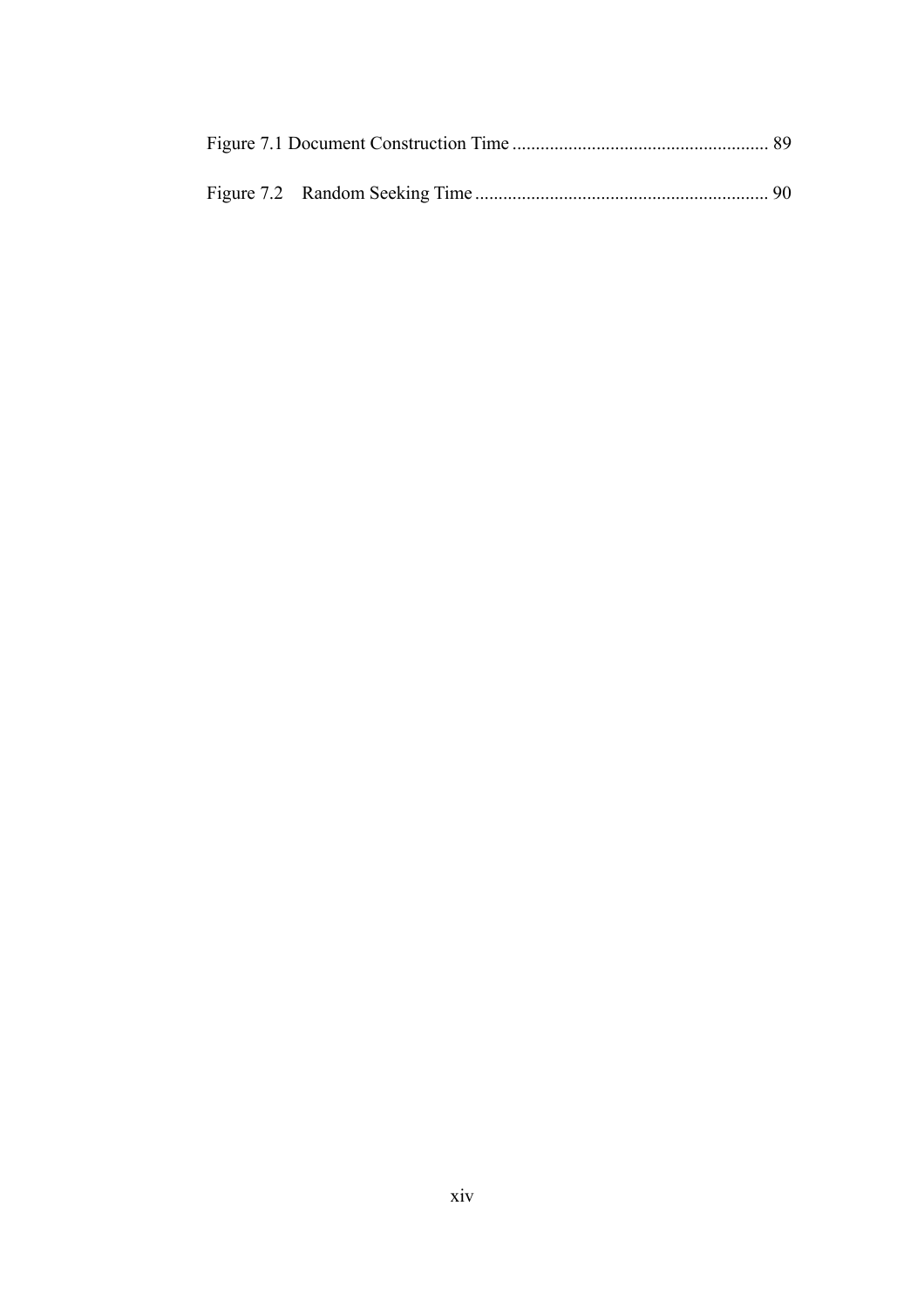Figure 7.1 Document Construction Time ...................................................... 89

Figure 7.2    Random Seeking Time .............................................................. 90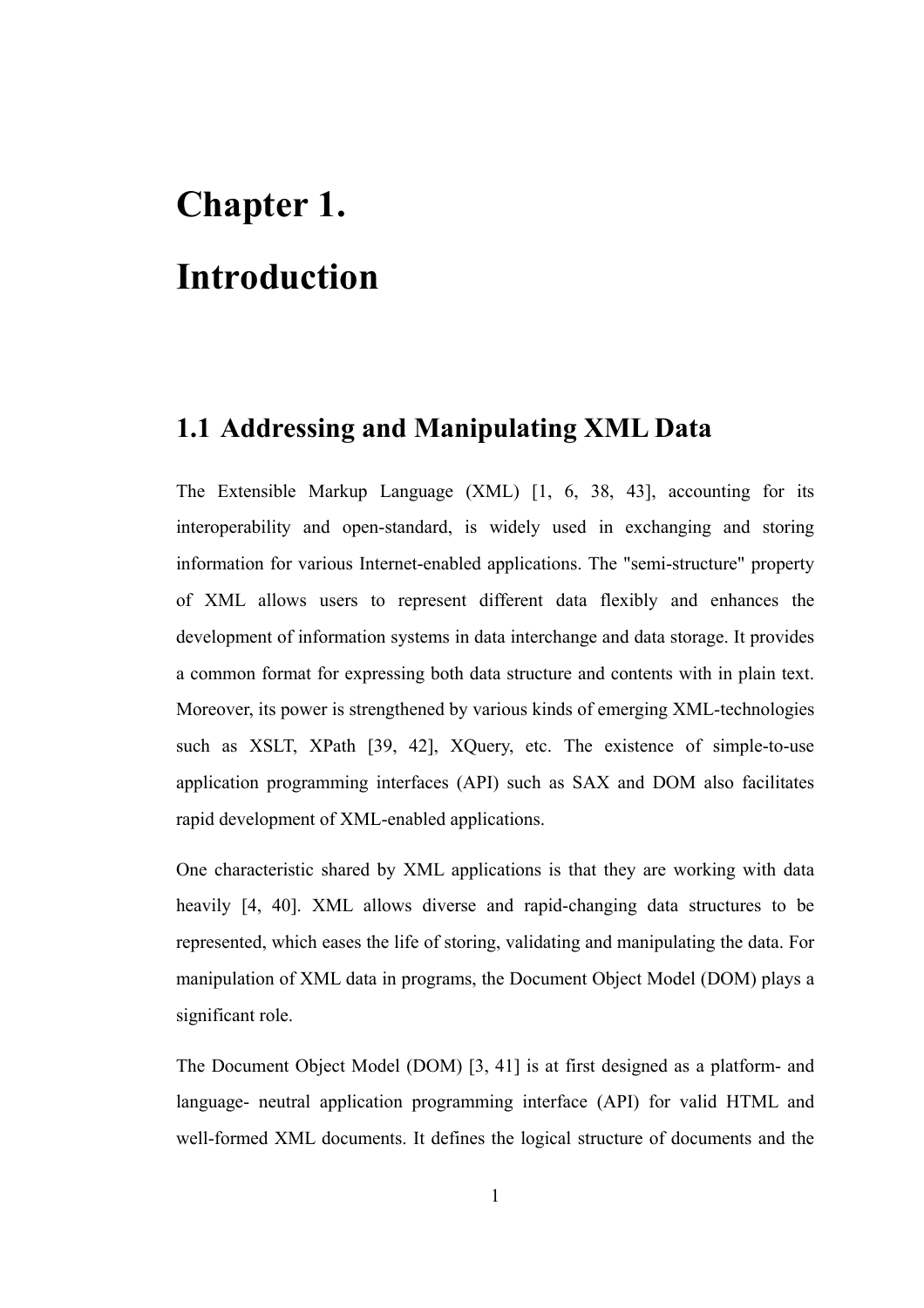# Chapter 1.

# Introduction

## 1.1 Addressing and Manipulating XML Data

The Extensible Markup Language (XML) [1, 6, 38, 43], accounting for its interoperability and open-standard, is widely used in exchanging and storing information for various Internet-enabled applications. The "semi-structure" property of XML allows users to represent different data flexibly and enhances the development of information systems in data interchange and data storage. It provides a common format for expressing both data structure and contents with in plain text. Moreover, its power is strengthened by various kinds of emerging XML-technologies such as XSLT, XPath [39, 42], XQuery, etc. The existence of simple-to-use application programming interfaces (API) such as SAX and DOM also facilitates rapid development of XML-enabled applications.

One characteristic shared by XML applications is that they are working with data heavily [4, 40]. XML allows diverse and rapid-changing data structures to be represented, which eases the life of storing, validating and manipulating the data. For manipulation of XML data in programs, the Document Object Model (DOM) plays a significant role.

The Document Object Model (DOM) [3, 41] is at first designed as a platform- and language- neutral application programming interface (API) for valid HTML and well-formed XML documents. It defines the logical structure of documents and the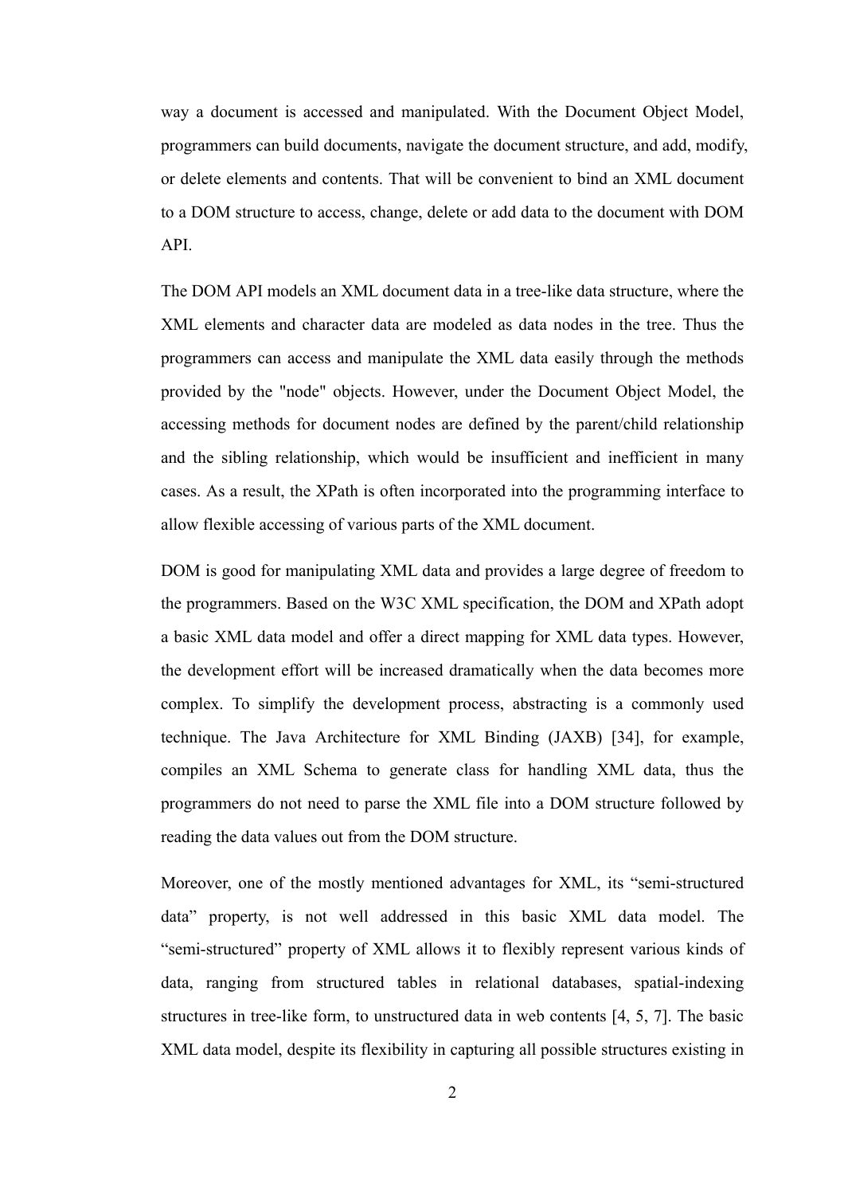way a document is accessed and manipulated. With the Document Object Model, programmers can build documents, navigate the document structure, and add, modify, or delete elements and contents. That will be convenient to bind an XML document to a DOM structure to access, change, delete or add data to the document with DOM API.

The DOM API models an XML document data in a tree-like data structure, where the XML elements and character data are modeled as data nodes in the tree. Thus the programmers can access and manipulate the XML data easily through the methods provided by the "node" objects. However, under the Document Object Model, the accessing methods for document nodes are defined by the parent/child relationship and the sibling relationship, which would be insufficient and inefficient in many cases. As a result, the XPath is often incorporated into the programming interface to allow flexible accessing of various parts of the XML document.

DOM is good for manipulating XML data and provides a large degree of freedom to the programmers. Based on the W3C XML specification, the DOM and XPath adopt a basic XML data model and offer a direct mapping for XML data types. However, the development effort will be increased dramatically when the data becomes more complex. To simplify the development process, abstracting is a commonly used technique. The Java Architecture for XML Binding (JAXB) [34], for example, compiles an XML Schema to generate class for handling XML data, thus the programmers do not need to parse the XML file into a DOM structure followed by reading the data values out from the DOM structure.

Moreover, one of the mostly mentioned advantages for XML, its "semi-structured data" property, is not well addressed in this basic XML data model. The "semi-structured" property of XML allows it to flexibly represent various kinds of data, ranging from structured tables in relational databases, spatial-indexing structures in tree-like form, to unstructured data in web contents [4, 5, 7]. The basic XML data model, despite its flexibility in capturing all possible structures existing in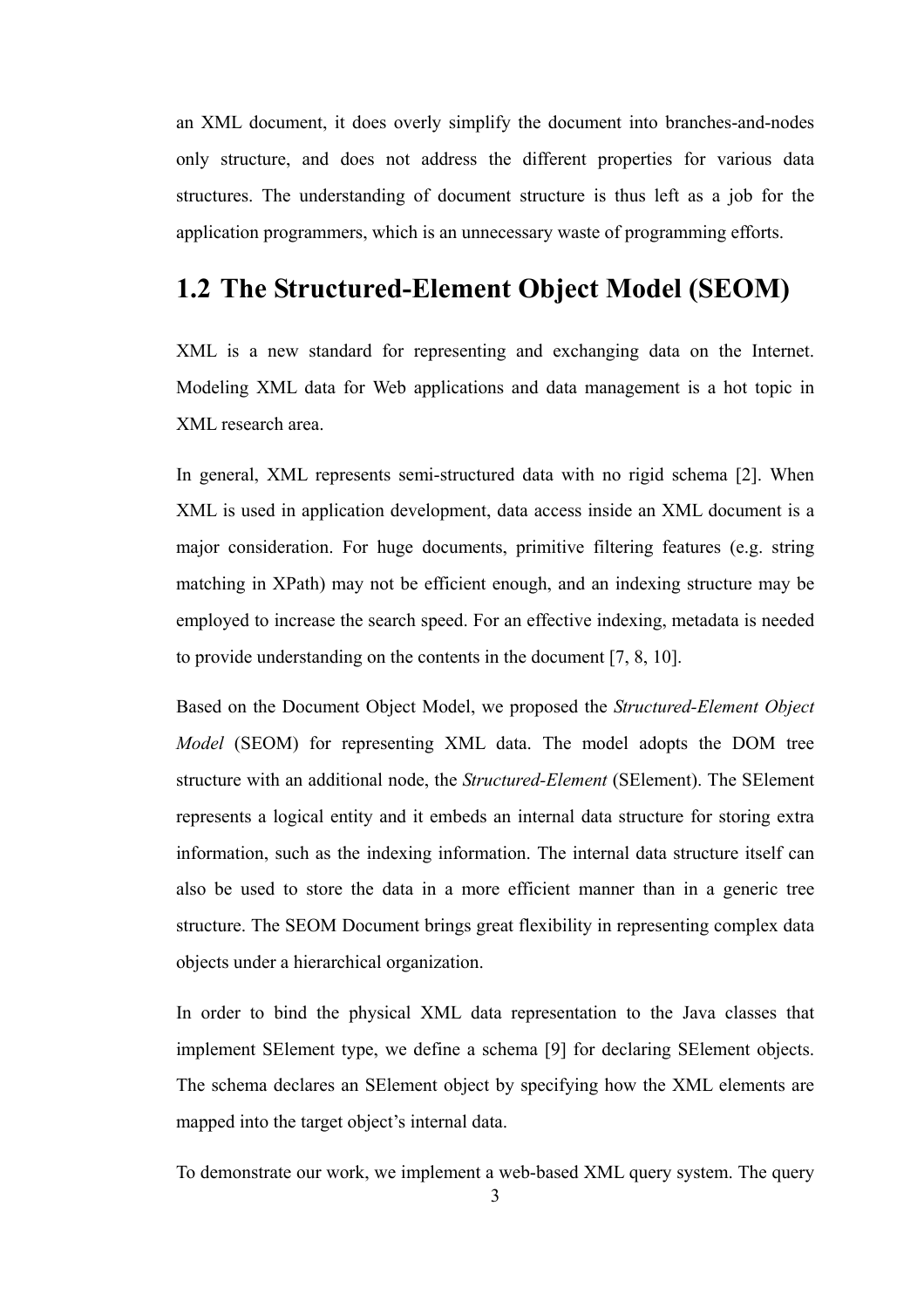an XML document, it does overly simplify the document into branches-and-nodes only structure, and does not address the different properties for various data structures. The understanding of document structure is thus left as a job for the application programmers, which is an unnecessary waste of programming efforts.

## 1.2 The Structured-Element Object Model (SEOM)

XML is a new standard for representing and exchanging data on the Internet. Modeling XML data for Web applications and data management is a hot topic in XML research area.

In general, XML represents semi-structured data with no rigid schema [2]. When XML is used in application development, data access inside an XML document is a major consideration. For huge documents, primitive filtering features (e.g. string matching in XPath) may not be efficient enough, and an indexing structure may be employed to increase the search speed. For an effective indexing, metadata is needed to provide understanding on the contents in the document [7, 8, 10].

Based on the Document Object Model, we proposed the *Structured-Element Object Model* (SEOM) for representing XML data. The model adopts the DOM tree structure with an additional node, the *Structured-Element* (SElement). The SElement represents a logical entity and it embeds an internal data structure for storing extra information, such as the indexing information. The internal data structure itself can also be used to store the data in a more efficient manner than in a generic tree structure. The SEOM Document brings great flexibility in representing complex data objects under a hierarchical organization.

In order to bind the physical XML data representation to the Java classes that implement SElement type, we define a schema [9] for declaring SElement objects. The schema declares an SElement object by specifying how the XML elements are mapped into the target object's internal data.

To demonstrate our work, we implement a web-based XML query system. The query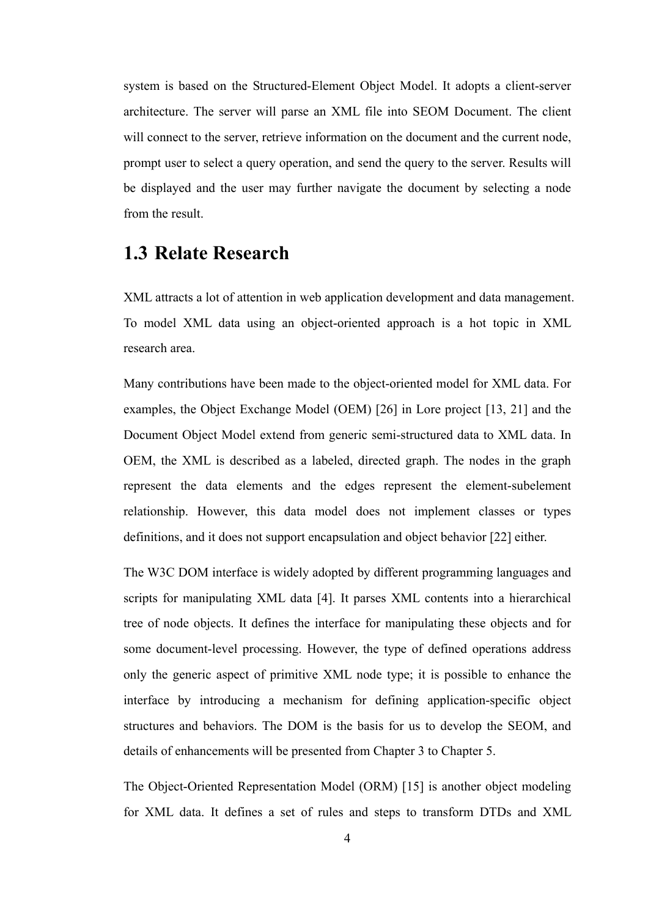system is based on the Structured-Element Object Model. It adopts a client-server architecture. The server will parse an XML file into SEOM Document. The client will connect to the server, retrieve information on the document and the current node, prompt user to select a query operation, and send the query to the server. Results will be displayed and the user may further navigate the document by selecting a node from the result.

## 1.3 Relate Research

XML attracts a lot of attention in web application development and data management. To model XML data using an object-oriented approach is a hot topic in XML research area.

Many contributions have been made to the object-oriented model for XML data. For examples, the Object Exchange Model (OEM) [26] in Lore project [13, 21] and the Document Object Model extend from generic semi-structured data to XML data. In OEM, the XML is described as a labeled, directed graph. The nodes in the graph represent the data elements and the edges represent the element-subelement relationship. However, this data model does not implement classes or types definitions, and it does not support encapsulation and object behavior [22] either.

The W3C DOM interface is widely adopted by different programming languages and scripts for manipulating XML data [4]. It parses XML contents into a hierarchical tree of node objects. It defines the interface for manipulating these objects and for some document-level processing. However, the type of defined operations address only the generic aspect of primitive XML node type; it is possible to enhance the interface by introducing a mechanism for defining application-specific object structures and behaviors. The DOM is the basis for us to develop the SEOM, and details of enhancements will be presented from Chapter 3 to Chapter 5.

The Object-Oriented Representation Model (ORM) [15] is another object modeling for XML data. It defines a set of rules and steps to transform DTDs and XML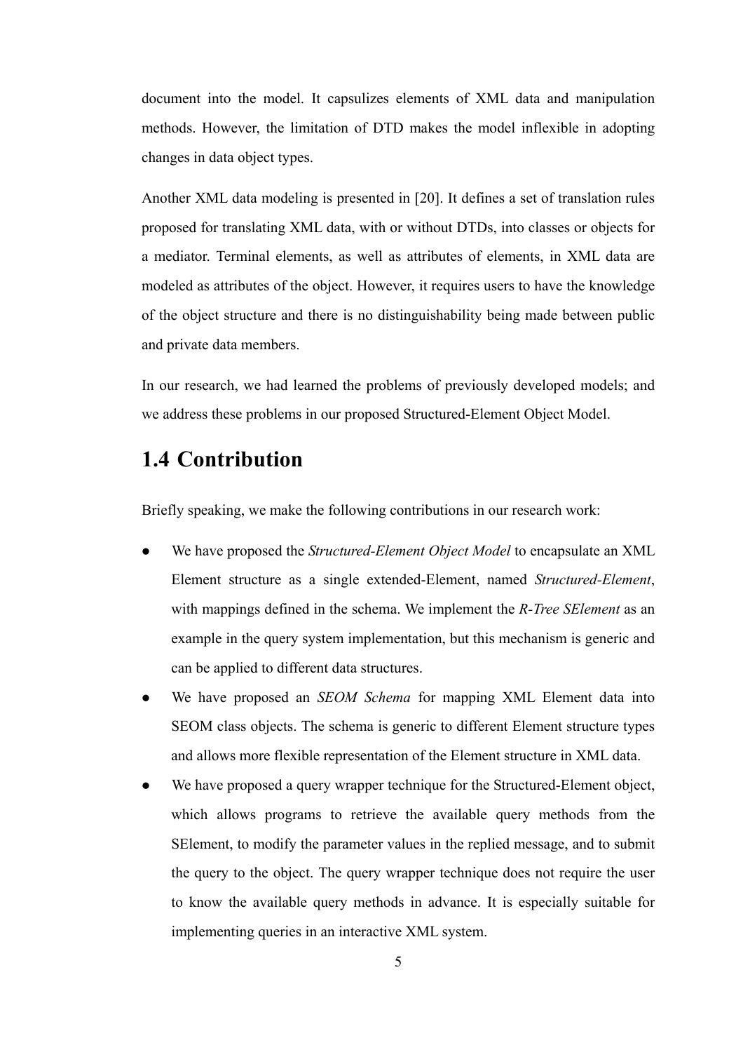document into the model. It capsulizes elements of XML data and manipulation methods. However, the limitation of DTD makes the model inflexible in adopting changes in data object types.

Another XML data modeling is presented in [20]. It defines a set of translation rules proposed for translating XML data, with or without DTDs, into classes or objects for a mediator. Terminal elements, as well as attributes of elements, in XML data are modeled as attributes of the object. However, it requires users to have the knowledge of the object structure and there is no distinguishability being made between public and private data members.

In our research, we had learned the problems of previously developed models; and we address these problems in our proposed Structured-Element Object Model.

## 1.4 Contribution

Briefly speaking, we make the following contributions in our research work:

- We have proposed the *Structured-Element Object Model* to encapsulate an XML Element structure as a single extended-Element, named *Structured-Element*, with mappings defined in the schema. We implement the *R-Tree SElement* as an example in the query system implementation, but this mechanism is generic and can be applied to different data structures.
- We have proposed an *SEOM Schema* for mapping XML Element data into SEOM class objects. The schema is generic to different Element structure types and allows more flexible representation of the Element structure in XML data.
- We have proposed a query wrapper technique for the Structured-Element object, which allows programs to retrieve the available query methods from the SElement, to modify the parameter values in the replied message, and to submit the query to the object. The query wrapper technique does not require the user to know the available query methods in advance. It is especially suitable for implementing queries in an interactive XML system.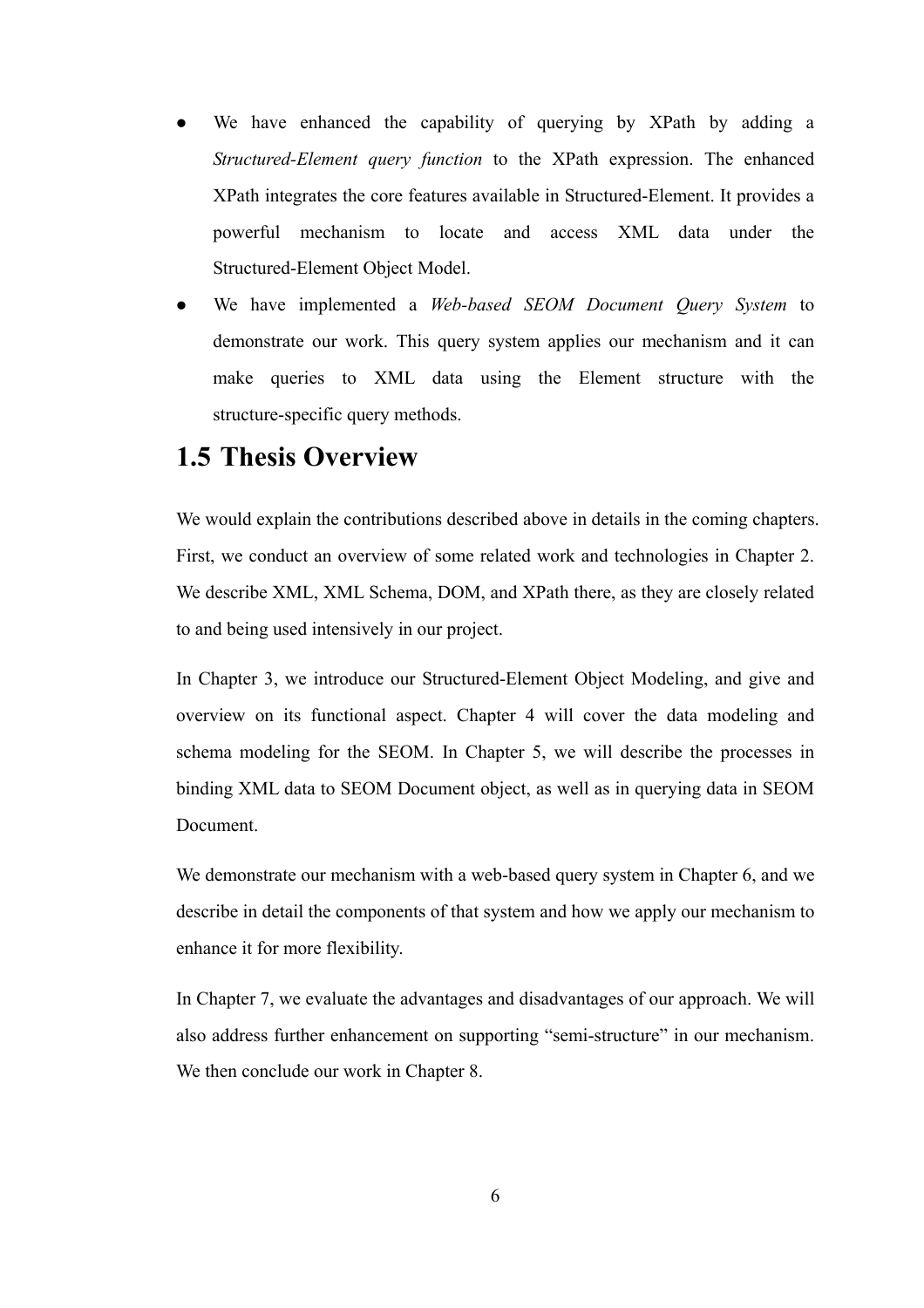- We have enhanced the capability of querying by XPath by adding a *Structured-Element query function* to the XPath expression. The enhanced XPath integrates the core features available in Structured-Element. It provides a powerful mechanism to locate and access XML data under the Structured-Element Object Model.
- We have implemented a *Web-based SEOM Document Query System* to demonstrate our work. This query system applies our mechanism and it can make queries to XML data using the Element structure with the structure-specific query methods.

## 1.5 Thesis Overview

We would explain the contributions described above in details in the coming chapters. First, we conduct an overview of some related work and technologies in Chapter 2. We describe XML, XML Schema, DOM, and XPath there, as they are closely related to and being used intensively in our project.

In Chapter 3, we introduce our Structured-Element Object Modeling, and give and overview on its functional aspect. Chapter 4 will cover the data modeling and schema modeling for the SEOM. In Chapter 5, we will describe the processes in binding XML data to SEOM Document object, as well as in querying data in SEOM Document.

We demonstrate our mechanism with a web-based query system in Chapter 6, and we describe in detail the components of that system and how we apply our mechanism to enhance it for more flexibility.

In Chapter 7, we evaluate the advantages and disadvantages of our approach. We will also address further enhancement on supporting "semi-structure" in our mechanism. We then conclude our work in Chapter 8.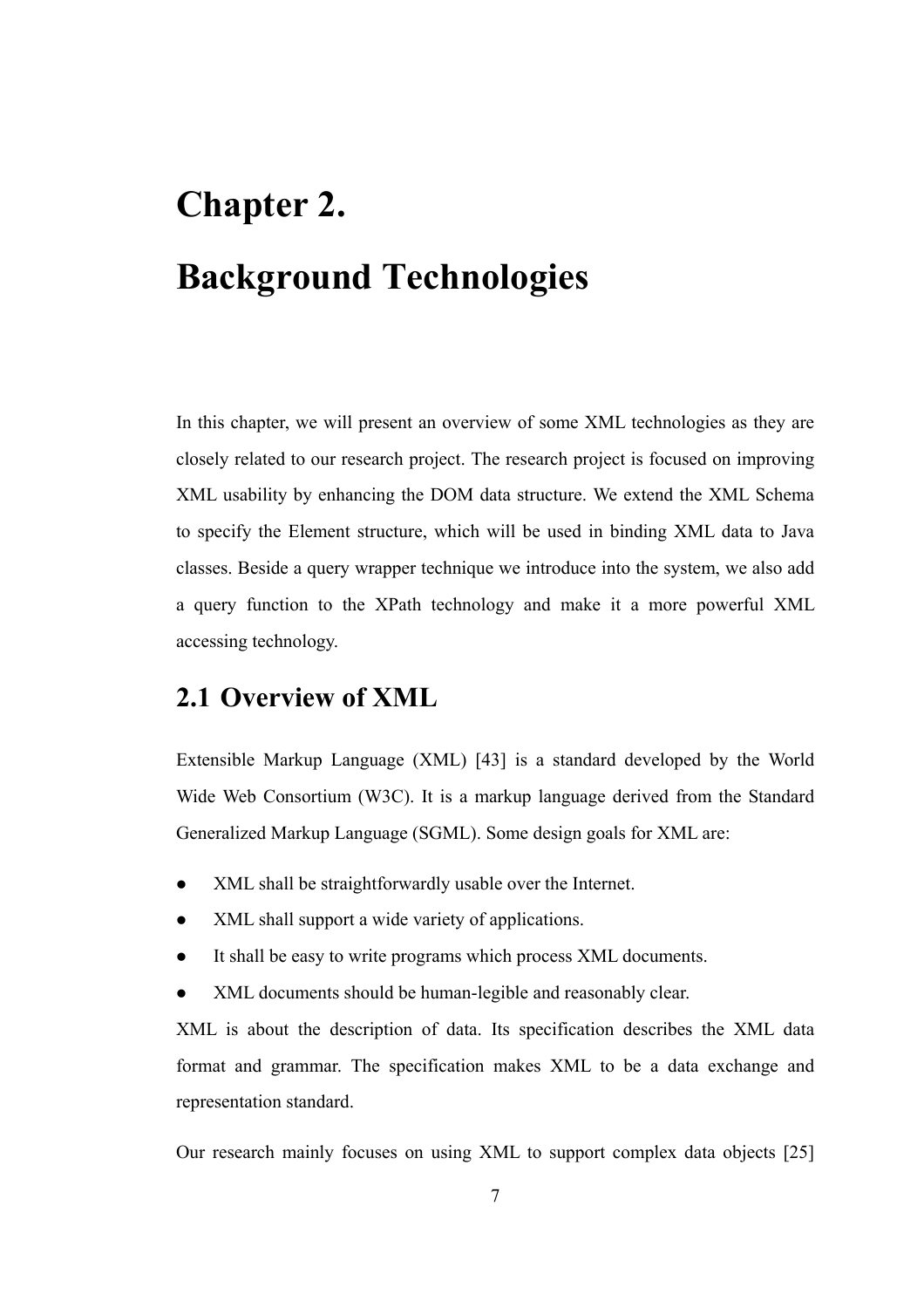# Chapter 2.

# Background Technologies

In this chapter, we will present an overview of some XML technologies as they are closely related to our research project. The research project is focused on improving XML usability by enhancing the DOM data structure. We extend the XML Schema to specify the Element structure, which will be used in binding XML data to Java classes. Beside a query wrapper technique we introduce into the system, we also add a query function to the XPath technology and make it a more powerful XML accessing technology.

## 2.1 Overview of XML

Extensible Markup Language (XML) [43] is a standard developed by the World Wide Web Consortium (W3C). It is a markup language derived from the Standard Generalized Markup Language (SGML). Some design goals for XML are:

- XML shall be straightforwardly usable over the Internet.
- XML shall support a wide variety of applications.
- It shall be easy to write programs which process XML documents.
- XML documents should be human-legible and reasonably clear.

XML is about the description of data. Its specification describes the XML data format and grammar. The specification makes XML to be a data exchange and representation standard.

Our research mainly focuses on using XML to support complex data objects [25]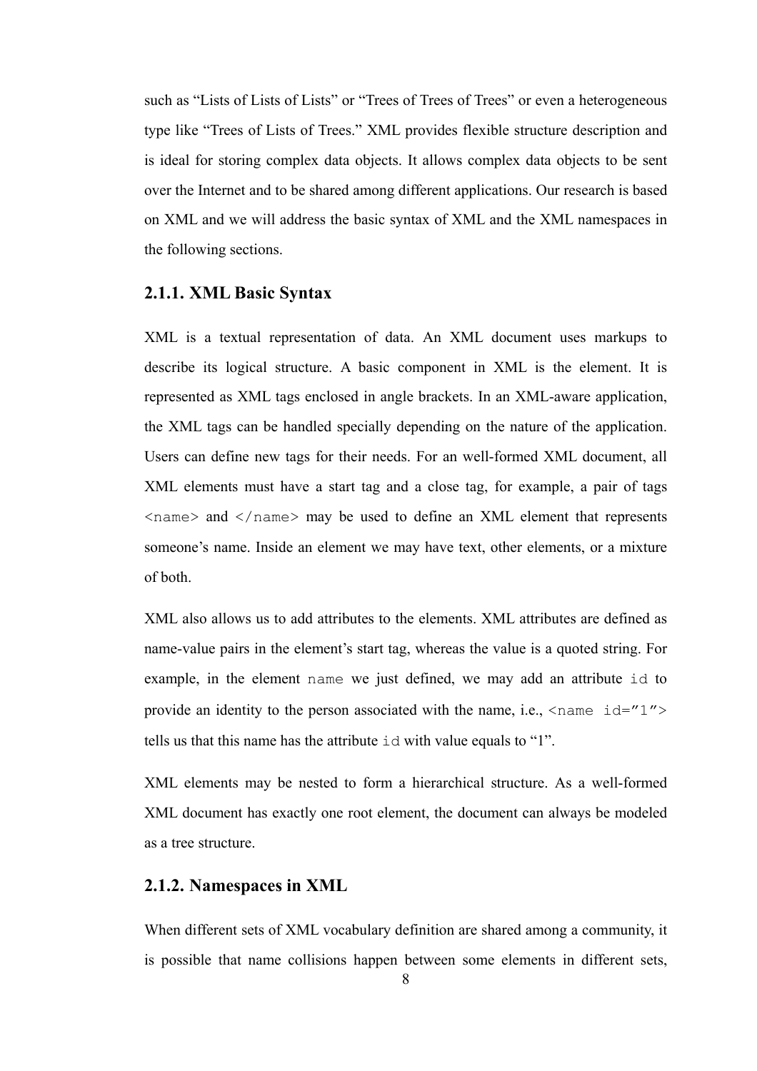such as “Lists of Lists of Lists” or “Trees of Trees of Trees” or even a heterogeneous type like “Trees of Lists of Trees.” XML provides flexible structure description and is ideal for storing complex data objects. It allows complex data objects to be sent over the Internet and to be shared among different applications. Our research is based on XML and we will address the basic syntax of XML and the XML namespaces in the following sections.

### 2.1.1. XML Basic Syntax

XML is a textual representation of data. An XML document uses markups to describe its logical structure. A basic component in XML is the element. It is represented as XML tags enclosed in angle brackets. In an XML-aware application, the XML tags can be handled specially depending on the nature of the application. Users can define new tags for their needs. For an well-formed XML document, all XML elements must have a start tag and a close tag, for example, a pair of tags `<name>` and `</name>` may be used to define an XML element that represents someone’s name. Inside an element we may have text, other elements, or a mixture of both.

XML also allows us to add attributes to the elements. XML attributes are defined as name-value pairs in the element’s start tag, whereas the value is a quoted string. For example, in the element `name` we just defined, we may add an attribute `id` to provide an identity to the person associated with the name, i.e., `<name id=”1”>` tells us that this name has the attribute `id` with value equals to “1”.

XML elements may be nested to form a hierarchical structure. As a well-formed XML document has exactly one root element, the document can always be modeled as a tree structure.

### 2.1.2. Namespaces in XML

When different sets of XML vocabulary definition are shared among a community, it is possible that name collisions happen between some elements in different sets,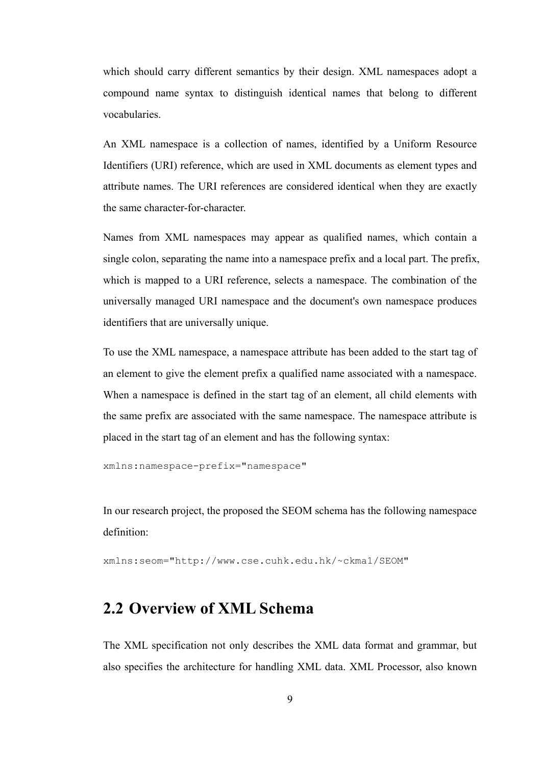which should carry different semantics by their design. XML namespaces adopt a compound name syntax to distinguish identical names that belong to different vocabularies.

An XML namespace is a collection of names, identified by a Uniform Resource Identifiers (URI) reference, which are used in XML documents as element types and attribute names. The URI references are considered identical when they are exactly the same character-for-character.

Names from XML namespaces may appear as qualified names, which contain a single colon, separating the name into a namespace prefix and a local part. The prefix, which is mapped to a URI reference, selects a namespace. The combination of the universally managed URI namespace and the document's own namespace produces identifiers that are universally unique.

To use the XML namespace, a namespace attribute has been added to the start tag of an element to give the element prefix a qualified name associated with a namespace. When a namespace is defined in the start tag of an element, all child elements with the same prefix are associated with the same namespace. The namespace attribute is placed in the start tag of an element and has the following syntax:

```
xmlns:namespace-prefix="namespace"
```

In our research project, the proposed the SEOM schema has the following namespace definition:

```
xmlns:seom="http://www.cse.cuhk.edu.hk/~ckma1/SEOM"
```

## 2.2 Overview of XML Schema

The XML specification not only describes the XML data format and grammar, but also specifies the architecture for handling XML data. XML Processor, also known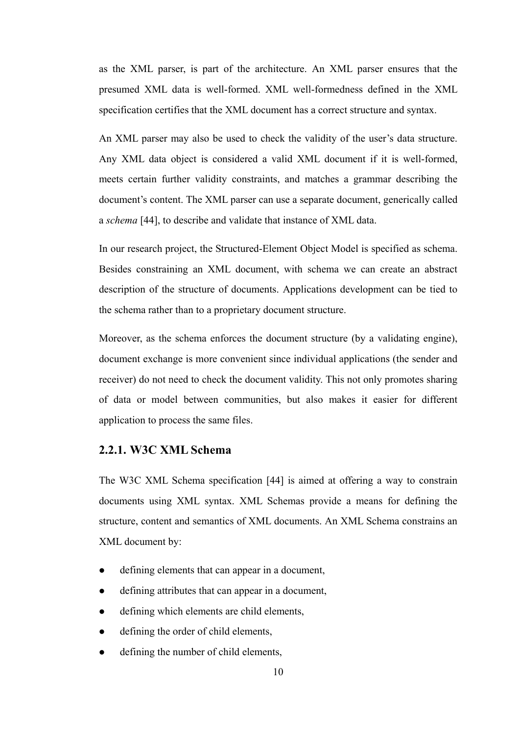as the XML parser, is part of the architecture. An XML parser ensures that the presumed XML data is well-formed. XML well-formedness defined in the XML specification certifies that the XML document has a correct structure and syntax.

An XML parser may also be used to check the validity of the user's data structure. Any XML data object is considered a valid XML document if it is well-formed, meets certain further validity constraints, and matches a grammar describing the document's content. The XML parser can use a separate document, generically called a *schema* [44], to describe and validate that instance of XML data.

In our research project, the Structured-Element Object Model is specified as schema. Besides constraining an XML document, with schema we can create an abstract description of the structure of documents. Applications development can be tied to the schema rather than to a proprietary document structure.

Moreover, as the schema enforces the document structure (by a validating engine), document exchange is more convenient since individual applications (the sender and receiver) do not need to check the document validity. This not only promotes sharing of data or model between communities, but also makes it easier for different application to process the same files.

### 2.2.1. W3C XML Schema

The W3C XML Schema specification [44] is aimed at offering a way to constrain documents using XML syntax. XML Schemas provide a means for defining the structure, content and semantics of XML documents. An XML Schema constrains an XML document by:

- defining elements that can appear in a document,
- defining attributes that can appear in a document,
- defining which elements are child elements,
- defining the order of child elements,
- defining the number of child elements,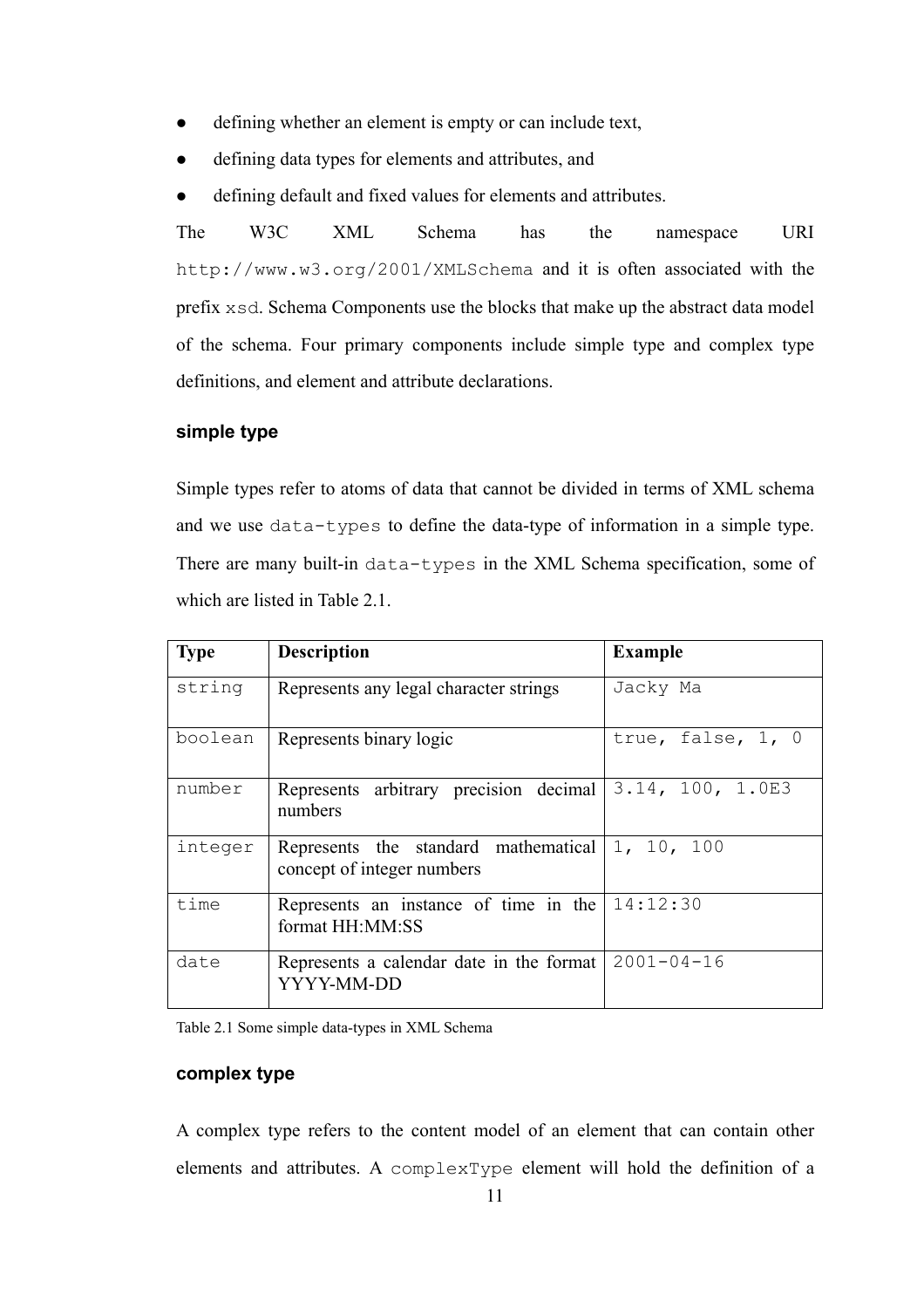- defining whether an element is empty or can include text,
- defining data types for elements and attributes, and
- defining default and fixed values for elements and attributes.

The W3C XML Schema has the namespace URI `http://www.w3.org/2001/XMLSchema` and it is often associated with the prefix `xsd`. Schema Components use the blocks that make up the abstract data model of the schema. Four primary components include simple type and complex type definitions, and element and attribute declarations.

#### simple type

Simple types refer to atoms of data that cannot be divided in terms of XML schema and we use `data-types` to define the data-type of information in a simple type. There are many built-in `data-types` in the XML Schema specification, some of which are listed in Table 2.1.

| Type | Description | Example |
|---|---|---|
| `string` | Represents any legal character strings | `Jacky Ma` |
| `boolean` | Represents binary logic | `true, false, 1, 0` |
| `number` | Represents arbitrary precision decimal numbers | `3.14, 100, 1.0E3` |
| `integer` | Represents the standard mathematical concept of integer numbers | `1, 10, 100` |
| `time` | Represents an instance of time in the format HH:MM:SS | `14:12:30` |
| `date` | Represents a calendar date in the format YYYY-MM-DD | `2001-04-16` |

Table 2.1 Some simple data-types in XML Schema

#### complex type

A complex type refers to the content model of an element that can contain other elements and attributes. A `complexType` element will hold the definition of a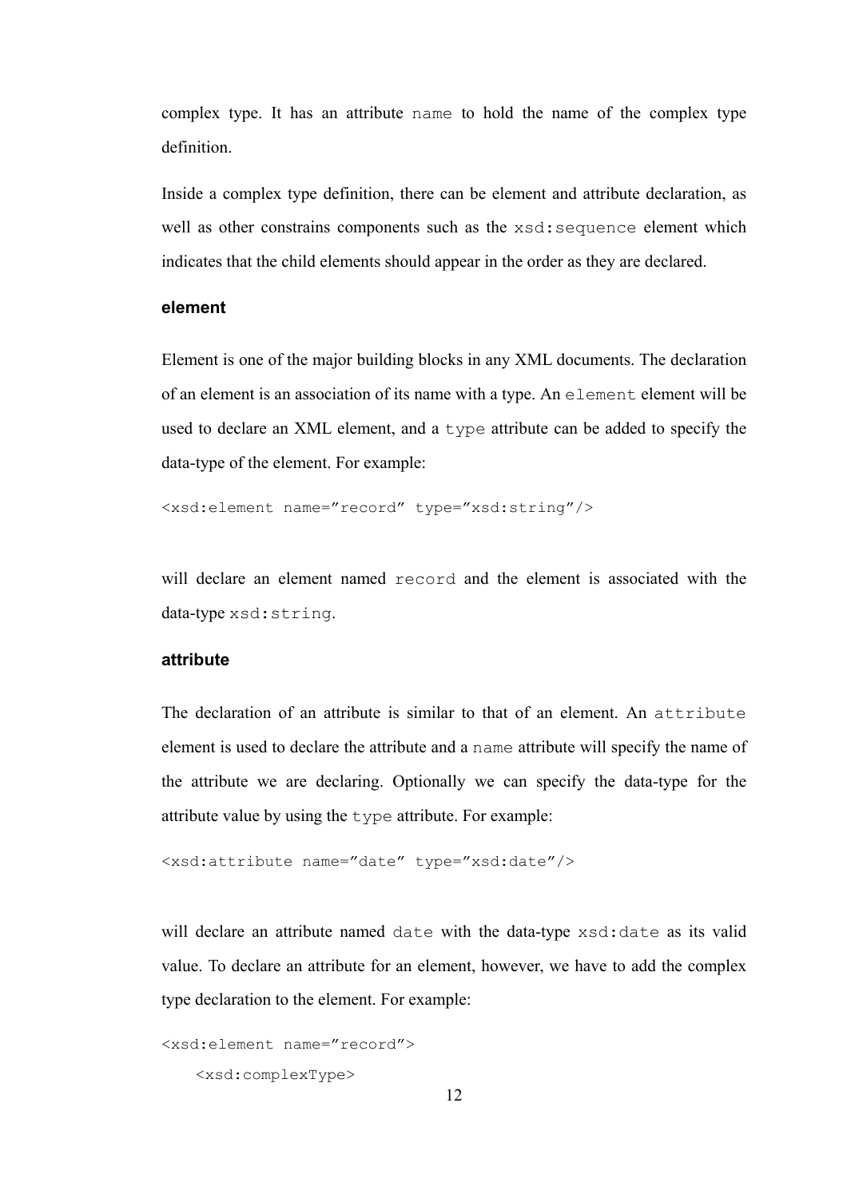complex type. It has an attribute `name` to hold the name of the complex type definition.

Inside a complex type definition, there can be element and attribute declaration, as well as other constrains components such as the `xsd:sequence` element which indicates that the child elements should appear in the order as they are declared.

#### element

Element is one of the major building blocks in any XML documents. The declaration of an element is an association of its name with a type. An `element` element will be used to declare an XML element, and a `type` attribute can be added to specify the data-type of the element. For example:

```
<xsd:element name="record" type="xsd:string"/>
```

will declare an element named `record` and the element is associated with the data-type `xsd:string`.

#### attribute

The declaration of an attribute is similar to that of an element. An `attribute` element is used to declare the attribute and a `name` attribute will specify the name of the attribute we are declaring. Optionally we can specify the data-type for the attribute value by using the `type` attribute. For example:

```
<xsd:attribute name="date" type="xsd:date"/>
```

will declare an attribute named `date` with the data-type `xsd:date` as its valid value. To declare an attribute for an element, however, we have to add the complex type declaration to the element. For example:

```
<xsd:element name="record">
    <xsd:complexType>
```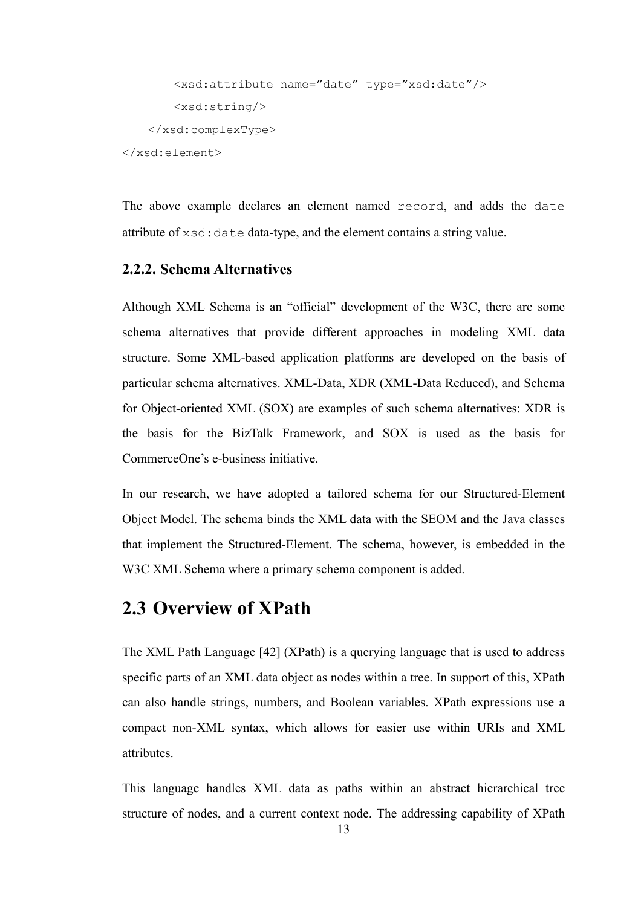```
        <xsd:attribute name="date" type="xsd:date"/>
        <xsd:string/>
    </xsd:complexType>
</xsd:element>
```

The above example declares an element named `record`, and adds the `date` attribute of `xsd:date` data-type, and the element contains a string value.

### 2.2.2. Schema Alternatives

Although XML Schema is an "official" development of the W3C, there are some schema alternatives that provide different approaches in modeling XML data structure. Some XML-based application platforms are developed on the basis of particular schema alternatives. XML-Data, XDR (XML-Data Reduced), and Schema for Object-oriented XML (SOX) are examples of such schema alternatives: XDR is the basis for the BizTalk Framework, and SOX is used as the basis for CommerceOne's e-business initiative.

In our research, we have adopted a tailored schema for our Structured-Element Object Model. The schema binds the XML data with the SEOM and the Java classes that implement the Structured-Element. The schema, however, is embedded in the W3C XML Schema where a primary schema component is added.

## 2.3 Overview of XPath

The XML Path Language [42] (XPath) is a querying language that is used to address specific parts of an XML data object as nodes within a tree. In support of this, XPath can also handle strings, numbers, and Boolean variables. XPath expressions use a compact non-XML syntax, which allows for easier use within URIs and XML attributes.

This language handles XML data as paths within an abstract hierarchical tree structure of nodes, and a current context node. The addressing capability of XPath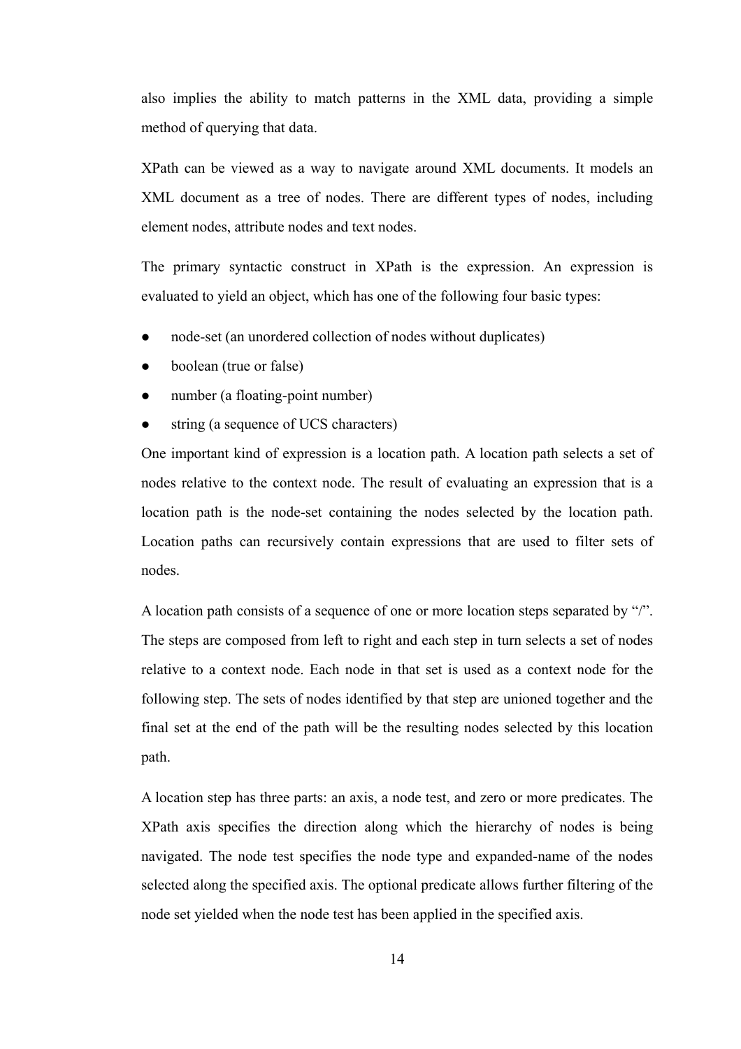also implies the ability to match patterns in the XML data, providing a simple method of querying that data.

XPath can be viewed as a way to navigate around XML documents. It models an XML document as a tree of nodes. There are different types of nodes, including element nodes, attribute nodes and text nodes.

The primary syntactic construct in XPath is the expression. An expression is evaluated to yield an object, which has one of the following four basic types:

- node-set (an unordered collection of nodes without duplicates)
- boolean (true or false)
- number (a floating-point number)
- string (a sequence of UCS characters)

One important kind of expression is a location path. A location path selects a set of nodes relative to the context node. The result of evaluating an expression that is a location path is the node-set containing the nodes selected by the location path. Location paths can recursively contain expressions that are used to filter sets of nodes.

A location path consists of a sequence of one or more location steps separated by "/". The steps are composed from left to right and each step in turn selects a set of nodes relative to a context node. Each node in that set is used as a context node for the following step. The sets of nodes identified by that step are unioned together and the final set at the end of the path will be the resulting nodes selected by this location path.

A location step has three parts: an axis, a node test, and zero or more predicates. The XPath axis specifies the direction along which the hierarchy of nodes is being navigated. The node test specifies the node type and expanded-name of the nodes selected along the specified axis. The optional predicate allows further filtering of the node set yielded when the node test has been applied in the specified axis.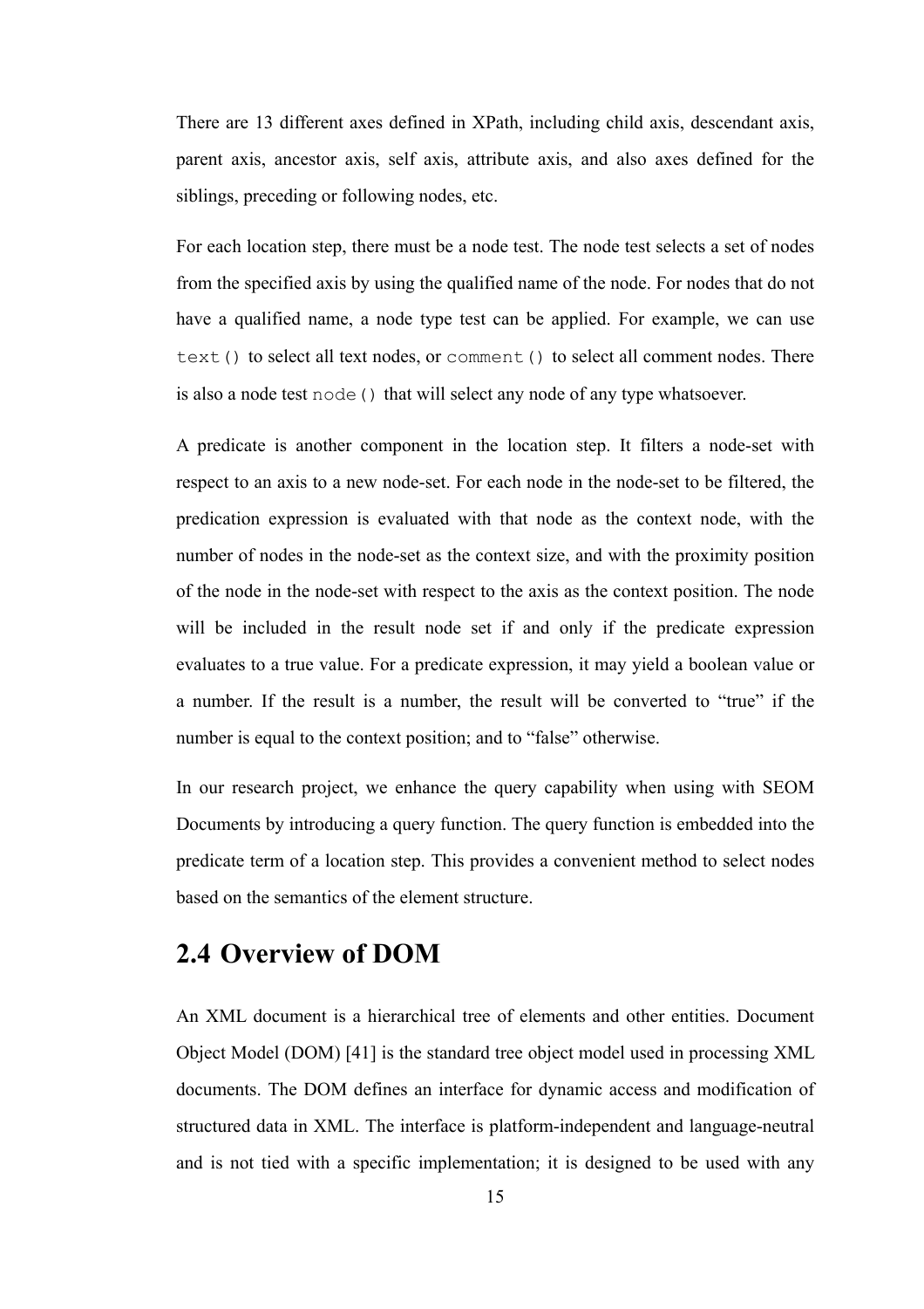There are 13 different axes defined in XPath, including child axis, descendant axis, parent axis, ancestor axis, self axis, attribute axis, and also axes defined for the siblings, preceding or following nodes, etc.

For each location step, there must be a node test. The node test selects a set of nodes from the specified axis by using the qualified name of the node. For nodes that do not have a qualified name, a node type test can be applied. For example, we can use `text()` to select all text nodes, or `comment()` to select all comment nodes. There is also a node test `node()` that will select any node of any type whatsoever.

A predicate is another component in the location step. It filters a node-set with respect to an axis to a new node-set. For each node in the node-set to be filtered, the predication expression is evaluated with that node as the context node, with the number of nodes in the node-set as the context size, and with the proximity position of the node in the node-set with respect to the axis as the context position. The node will be included in the result node set if and only if the predicate expression evaluates to a true value. For a predicate expression, it may yield a boolean value or a number. If the result is a number, the result will be converted to "true" if the number is equal to the context position; and to "false" otherwise.

In our research project, we enhance the query capability when using with SEOM Documents by introducing a query function. The query function is embedded into the predicate term of a location step. This provides a convenient method to select nodes based on the semantics of the element structure.

## 2.4 Overview of DOM

An XML document is a hierarchical tree of elements and other entities. Document Object Model (DOM) [41] is the standard tree object model used in processing XML documents. The DOM defines an interface for dynamic access and modification of structured data in XML. The interface is platform-independent and language-neutral and is not tied with a specific implementation; it is designed to be used with any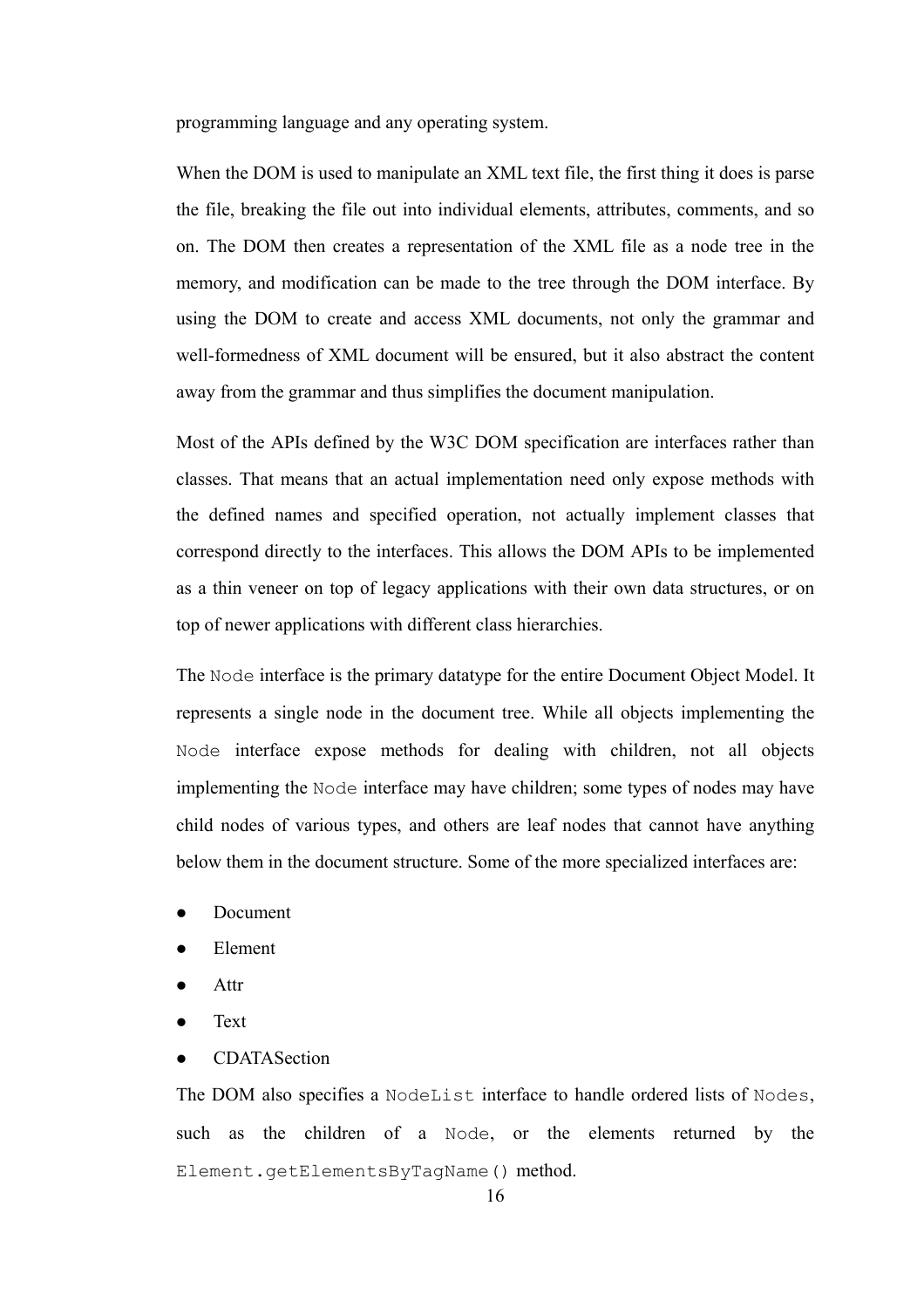programming language and any operating system.

When the DOM is used to manipulate an XML text file, the first thing it does is parse the file, breaking the file out into individual elements, attributes, comments, and so on. The DOM then creates a representation of the XML file as a node tree in the memory, and modification can be made to the tree through the DOM interface. By using the DOM to create and access XML documents, not only the grammar and well-formedness of XML document will be ensured, but it also abstract the content away from the grammar and thus simplifies the document manipulation.

Most of the APIs defined by the W3C DOM specification are interfaces rather than classes. That means that an actual implementation need only expose methods with the defined names and specified operation, not actually implement classes that correspond directly to the interfaces. This allows the DOM APIs to be implemented as a thin veneer on top of legacy applications with their own data structures, or on top of newer applications with different class hierarchies.

The `Node` interface is the primary datatype for the entire Document Object Model. It represents a single node in the document tree. While all objects implementing the `Node` interface expose methods for dealing with children, not all objects implementing the `Node` interface may have children; some types of nodes may have child nodes of various types, and others are leaf nodes that cannot have anything below them in the document structure. Some of the more specialized interfaces are:

- Document
- Element
- Attr
- Text
- CDATASection

The DOM also specifies a `NodeList` interface to handle ordered lists of `Nodes`, such as the children of a `Node`, or the elements returned by the `Element.getElementsByTagName()` method.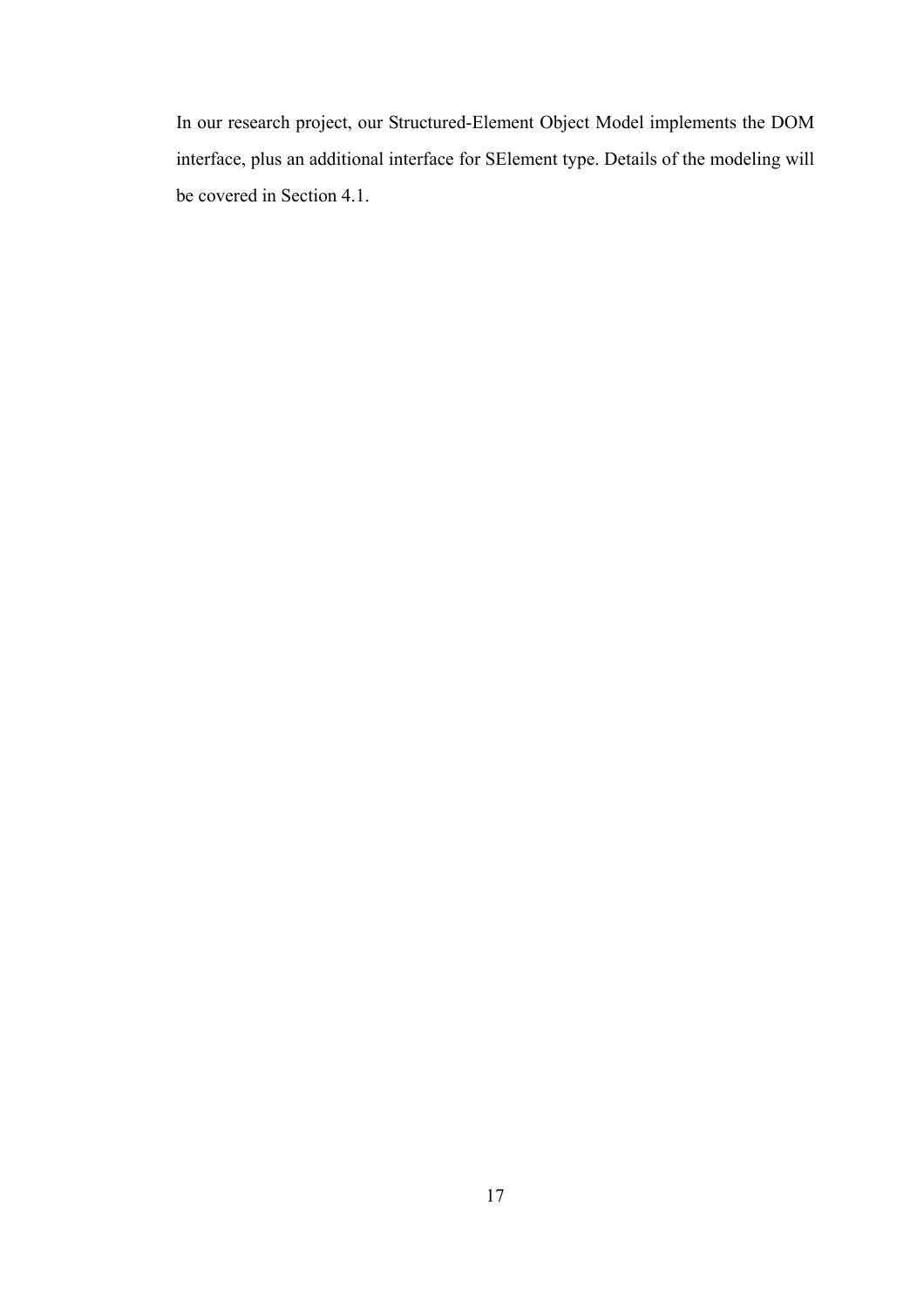In our research project, our Structured-Element Object Model implements the DOM interface, plus an additional interface for SElement type. Details of the modeling will be covered in Section 4.1.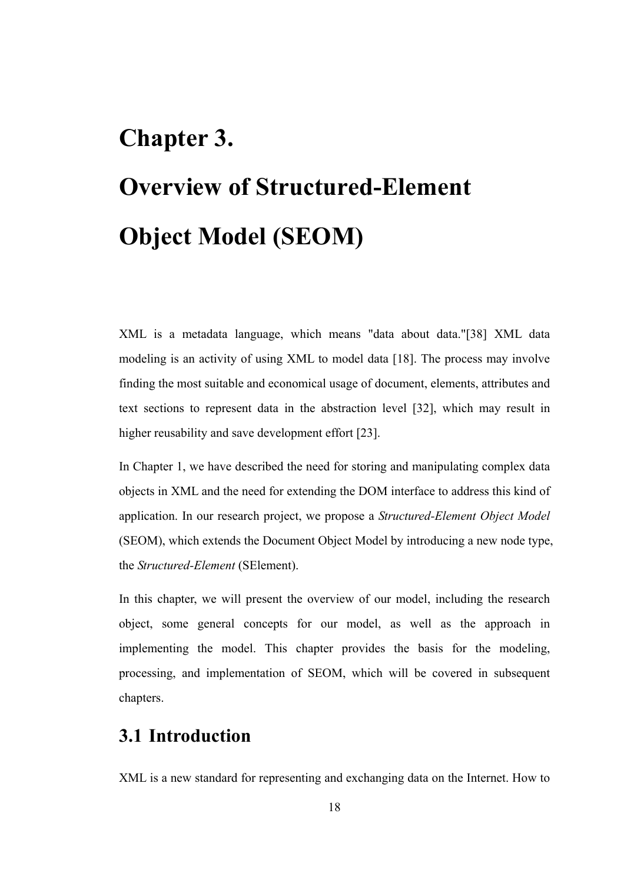# Chapter 3.

# Overview of Structured-Element Object Model (SEOM)

XML is a metadata language, which means "data about data."[38] XML data modeling is an activity of using XML to model data [18]. The process may involve finding the most suitable and economical usage of document, elements, attributes and text sections to represent data in the abstraction level [32], which may result in higher reusability and save development effort [23].

In Chapter 1, we have described the need for storing and manipulating complex data objects in XML and the need for extending the DOM interface to address this kind of application. In our research project, we propose a *Structured-Element Object Model* (SEOM), which extends the Document Object Model by introducing a new node type, the *Structured-Element* (SElement).

In this chapter, we will present the overview of our model, including the research object, some general concepts for our model, as well as the approach in implementing the model. This chapter provides the basis for the modeling, processing, and implementation of SEOM, which will be covered in subsequent chapters.

## 3.1 Introduction

XML is a new standard for representing and exchanging data on the Internet. How to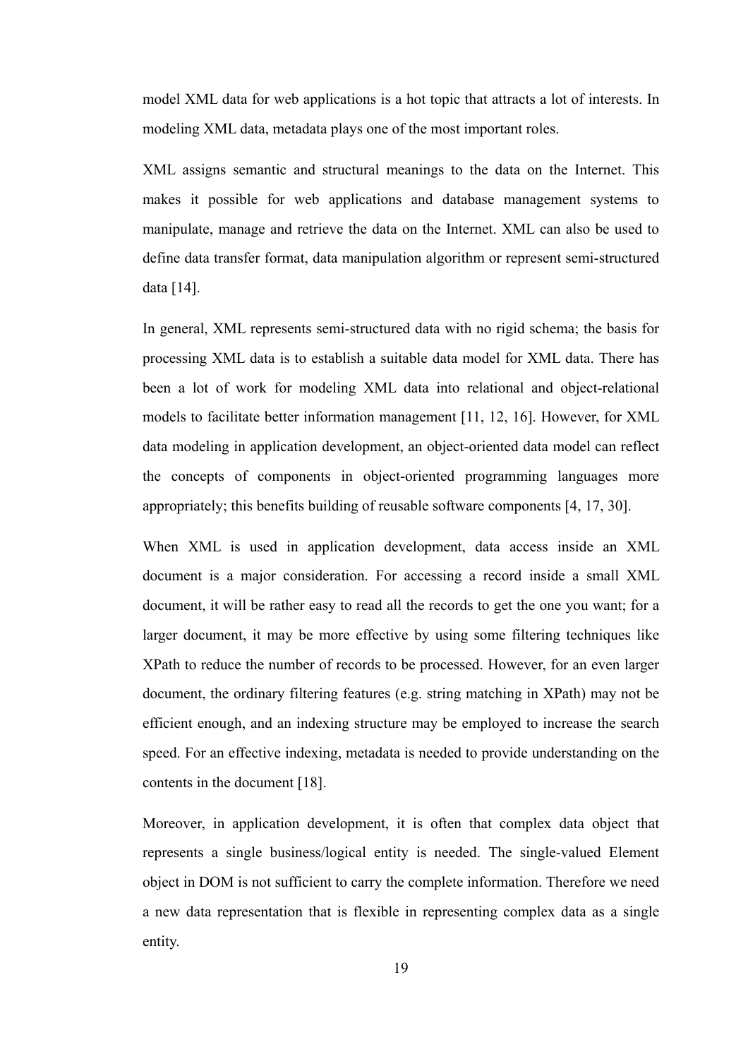model XML data for web applications is a hot topic that attracts a lot of interests. In modeling XML data, metadata plays one of the most important roles.

XML assigns semantic and structural meanings to the data on the Internet. This makes it possible for web applications and database management systems to manipulate, manage and retrieve the data on the Internet. XML can also be used to define data transfer format, data manipulation algorithm or represent semi-structured data [14].

In general, XML represents semi-structured data with no rigid schema; the basis for processing XML data is to establish a suitable data model for XML data. There has been a lot of work for modeling XML data into relational and object-relational models to facilitate better information management [11, 12, 16]. However, for XML data modeling in application development, an object-oriented data model can reflect the concepts of components in object-oriented programming languages more appropriately; this benefits building of reusable software components [4, 17, 30].

When XML is used in application development, data access inside an XML document is a major consideration. For accessing a record inside a small XML document, it will be rather easy to read all the records to get the one you want; for a larger document, it may be more effective by using some filtering techniques like XPath to reduce the number of records to be processed. However, for an even larger document, the ordinary filtering features (e.g. string matching in XPath) may not be efficient enough, and an indexing structure may be employed to increase the search speed. For an effective indexing, metadata is needed to provide understanding on the contents in the document [18].

Moreover, in application development, it is often that complex data object that represents a single business/logical entity is needed. The single-valued Element object in DOM is not sufficient to carry the complete information. Therefore we need a new data representation that is flexible in representing complex data as a single entity.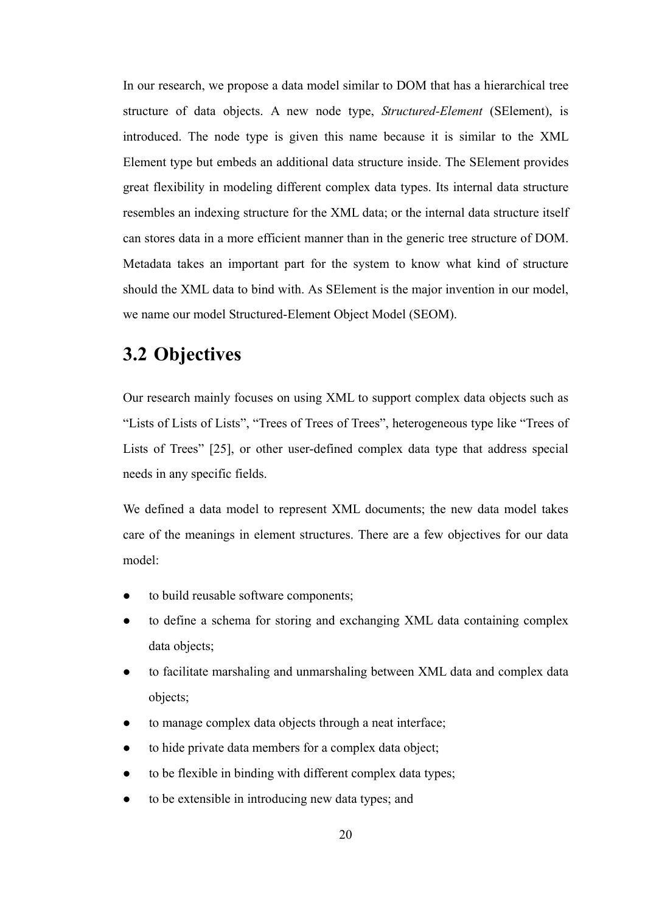In our research, we propose a data model similar to DOM that has a hierarchical tree structure of data objects. A new node type, *Structured-Element* (SElement), is introduced. The node type is given this name because it is similar to the XML Element type but embeds an additional data structure inside. The SElement provides great flexibility in modeling different complex data types. Its internal data structure resembles an indexing structure for the XML data; or the internal data structure itself can stores data in a more efficient manner than in the generic tree structure of DOM. Metadata takes an important part for the system to know what kind of structure should the XML data to bind with. As SElement is the major invention in our model, we name our model Structured-Element Object Model (SEOM).

## 3.2 Objectives

Our research mainly focuses on using XML to support complex data objects such as "Lists of Lists of Lists", "Trees of Trees of Trees", heterogeneous type like "Trees of Lists of Trees" [25], or other user-defined complex data type that address special needs in any specific fields.

We defined a data model to represent XML documents; the new data model takes care of the meanings in element structures. There are a few objectives for our data model:

- to build reusable software components;
- to define a schema for storing and exchanging XML data containing complex data objects;
- to facilitate marshaling and unmarshaling between XML data and complex data objects;
- to manage complex data objects through a neat interface;
- to hide private data members for a complex data object;
- to be flexible in binding with different complex data types;
- to be extensible in introducing new data types; and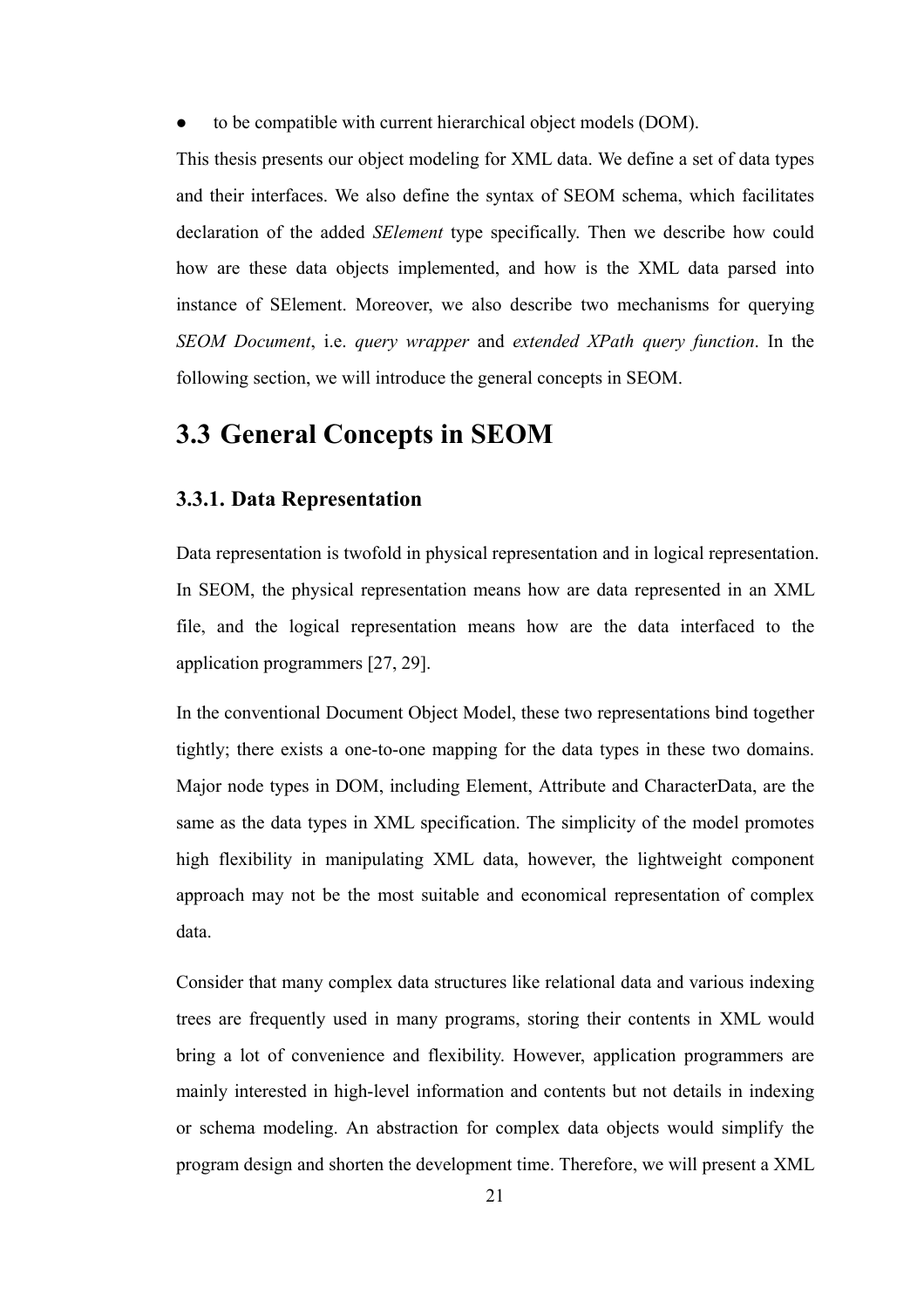- to be compatible with current hierarchical object models (DOM).

This thesis presents our object modeling for XML data. We define a set of data types and their interfaces. We also define the syntax of SEOM schema, which facilitates declaration of the added *SElement* type specifically. Then we describe how could how are these data objects implemented, and how is the XML data parsed into instance of SElement. Moreover, we also describe two mechanisms for querying *SEOM Document*, i.e. *query wrapper* and *extended XPath query function*. In the following section, we will introduce the general concepts in SEOM.

## 3.3 General Concepts in SEOM

### 3.3.1. Data Representation

Data representation is twofold in physical representation and in logical representation. In SEOM, the physical representation means how are data represented in an XML file, and the logical representation means how are the data interfaced to the application programmers [27, 29].

In the conventional Document Object Model, these two representations bind together tightly; there exists a one-to-one mapping for the data types in these two domains. Major node types in DOM, including Element, Attribute and CharacterData, are the same as the data types in XML specification. The simplicity of the model promotes high flexibility in manipulating XML data, however, the lightweight component approach may not be the most suitable and economical representation of complex data.

Consider that many complex data structures like relational data and various indexing trees are frequently used in many programs, storing their contents in XML would bring a lot of convenience and flexibility. However, application programmers are mainly interested in high-level information and contents but not details in indexing or schema modeling. An abstraction for complex data objects would simplify the program design and shorten the development time. Therefore, we will present a XML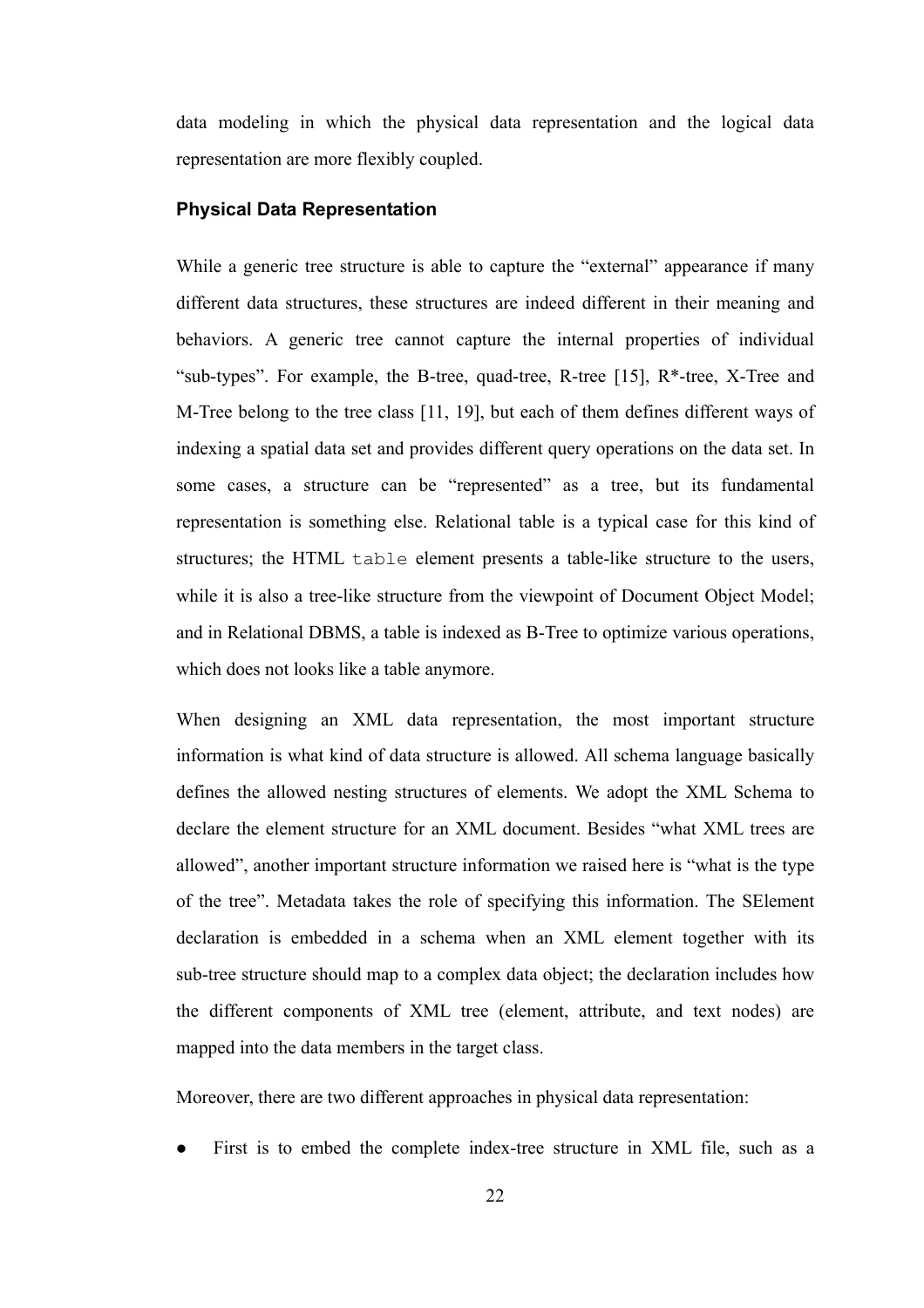data modeling in which the physical data representation and the logical data representation are more flexibly coupled.

### Physical Data Representation

While a generic tree structure is able to capture the "external" appearance if many different data structures, these structures are indeed different in their meaning and behaviors. A generic tree cannot capture the internal properties of individual "sub-types". For example, the B-tree, quad-tree, R-tree [15], R*-tree, X-Tree and M-Tree belong to the tree class [11, 19], but each of them defines different ways of indexing a spatial data set and provides different query operations on the data set. In some cases, a structure can be "represented" as a tree, but its fundamental representation is something else. Relational table is a typical case for this kind of structures; the HTML `table` element presents a table-like structure to the users, while it is also a tree-like structure from the viewpoint of Document Object Model; and in Relational DBMS, a table is indexed as B-Tree to optimize various operations, which does not looks like a table anymore.

When designing an XML data representation, the most important structure information is what kind of data structure is allowed. All schema language basically defines the allowed nesting structures of elements. We adopt the XML Schema to declare the element structure for an XML document. Besides "what XML trees are allowed", another important structure information we raised here is "what is the type of the tree". Metadata takes the role of specifying this information. The SElement declaration is embedded in a schema when an XML element together with its sub-tree structure should map to a complex data object; the declaration includes how the different components of XML tree (element, attribute, and text nodes) are mapped into the data members in the target class.

Moreover, there are two different approaches in physical data representation:

- First is to embed the complete index-tree structure in XML file, such as a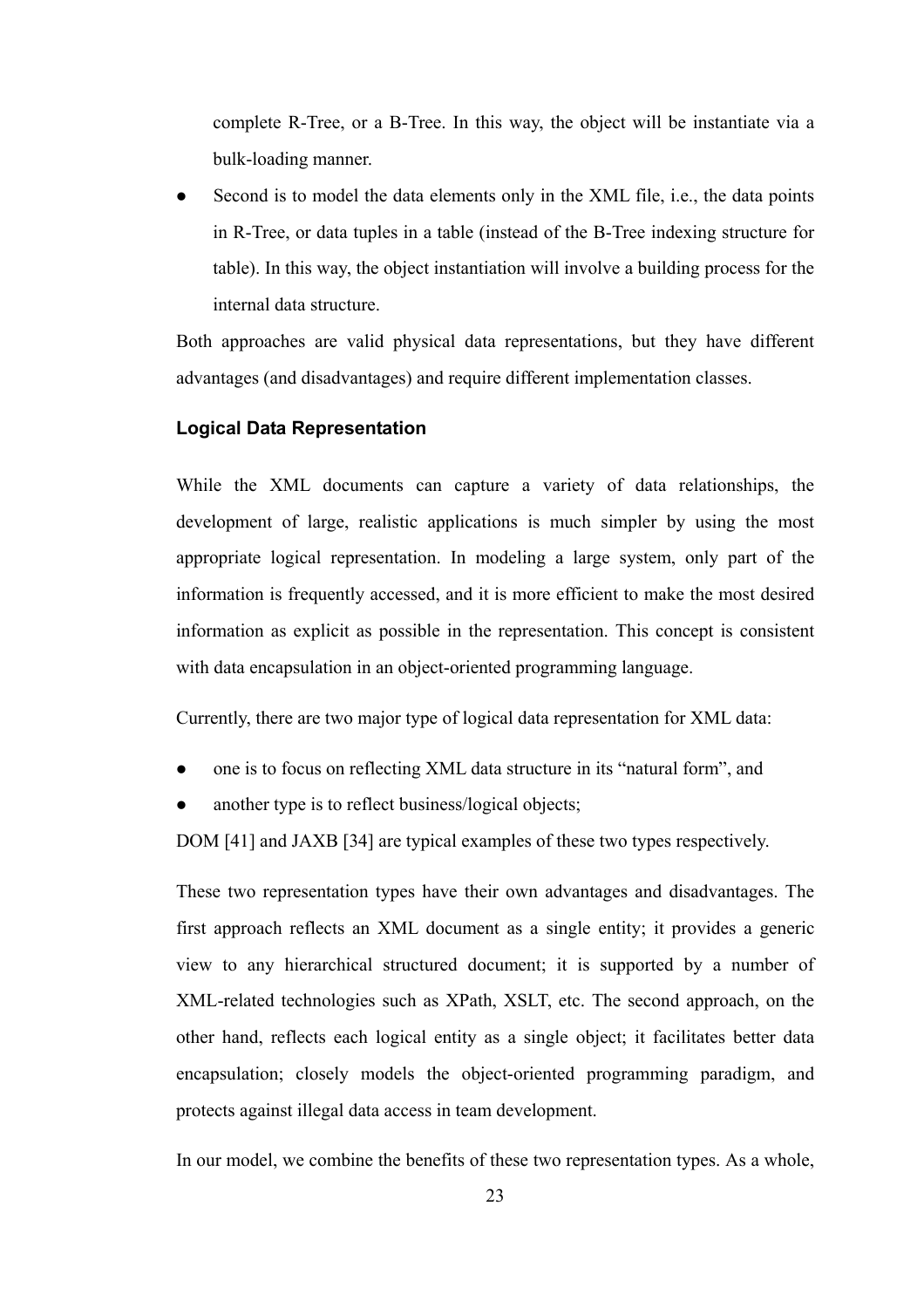complete R-Tree, or a B-Tree. In this way, the object will be instantiate via a bulk-loading manner.

- Second is to model the data elements only in the XML file, i.e., the data points in R-Tree, or data tuples in a table (instead of the B-Tree indexing structure for table). In this way, the object instantiation will involve a building process for the internal data structure.

Both approaches are valid physical data representations, but they have different advantages (and disadvantages) and require different implementation classes.

#### Logical Data Representation

While the XML documents can capture a variety of data relationships, the development of large, realistic applications is much simpler by using the most appropriate logical representation. In modeling a large system, only part of the information is frequently accessed, and it is more efficient to make the most desired information as explicit as possible in the representation. This concept is consistent with data encapsulation in an object-oriented programming language.

Currently, there are two major type of logical data representation for XML data:

- one is to focus on reflecting XML data structure in its “natural form”, and
- another type is to reflect business/logical objects;

DOM [41] and JAXB [34] are typical examples of these two types respectively.

These two representation types have their own advantages and disadvantages. The first approach reflects an XML document as a single entity; it provides a generic view to any hierarchical structured document; it is supported by a number of XML-related technologies such as XPath, XSLT, etc. The second approach, on the other hand, reflects each logical entity as a single object; it facilitates better data encapsulation; closely models the object-oriented programming paradigm, and protects against illegal data access in team development.

In our model, we combine the benefits of these two representation types. As a whole,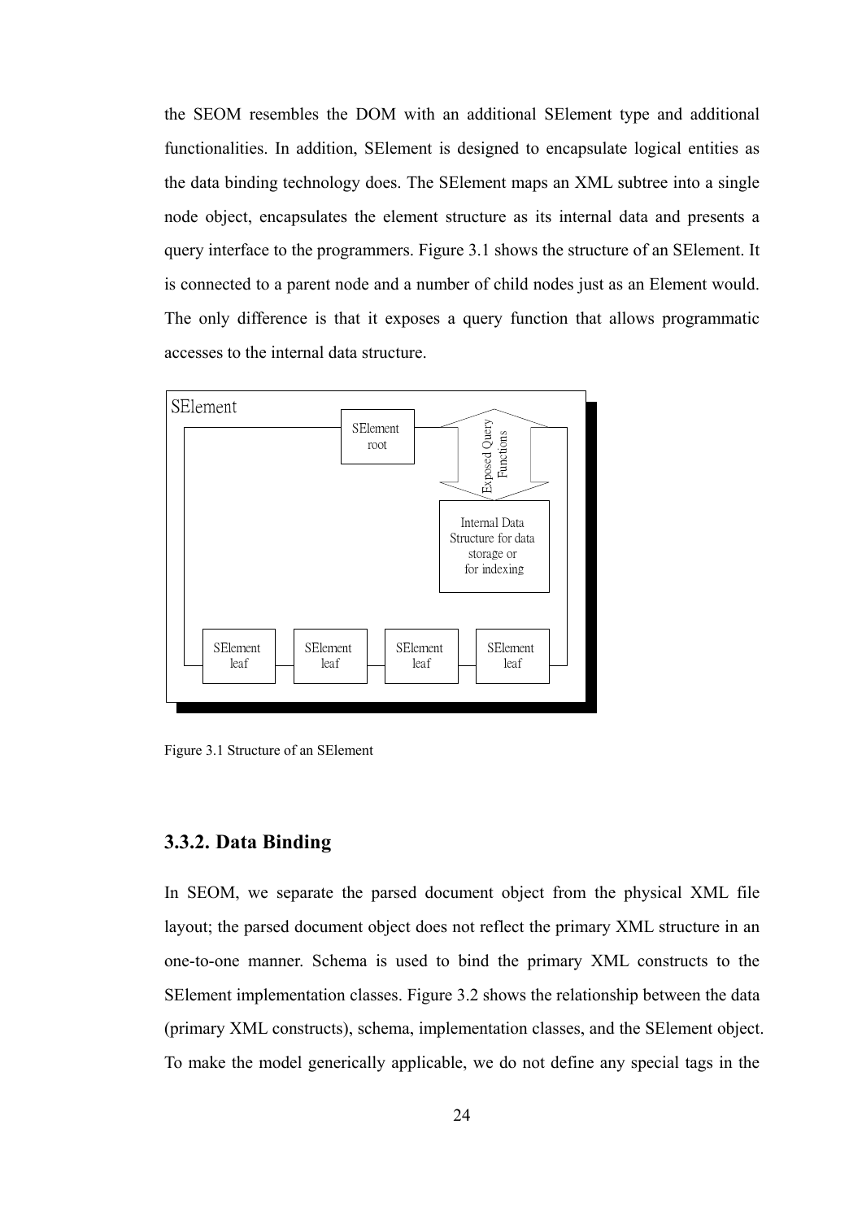the SEOM resembles the DOM with an additional SElement type and additional functionalities. In addition, SElement is designed to encapsulate logical entities as the data binding technology does. The SElement maps an XML subtree into a single node object, encapsulates the element structure as its internal data and presents a query interface to the programmers. Figure 3.1 shows the structure of an SElement. It is connected to a parent node and a number of child nodes just as an Element would. The only difference is that it exposes a query function that allows programmatic accesses to the internal data structure.

Figure 3.1 Structure of an SElement

### 3.3.2. Data Binding

In SEOM, we separate the parsed document object from the physical XML file layout; the parsed document object does not reflect the primary XML structure in an one-to-one manner. Schema is used to bind the primary XML constructs to the SElement implementation classes. Figure 3.2 shows the relationship between the data (primary XML constructs), schema, implementation classes, and the SElement object. To make the model generically applicable, we do not define any special tags in the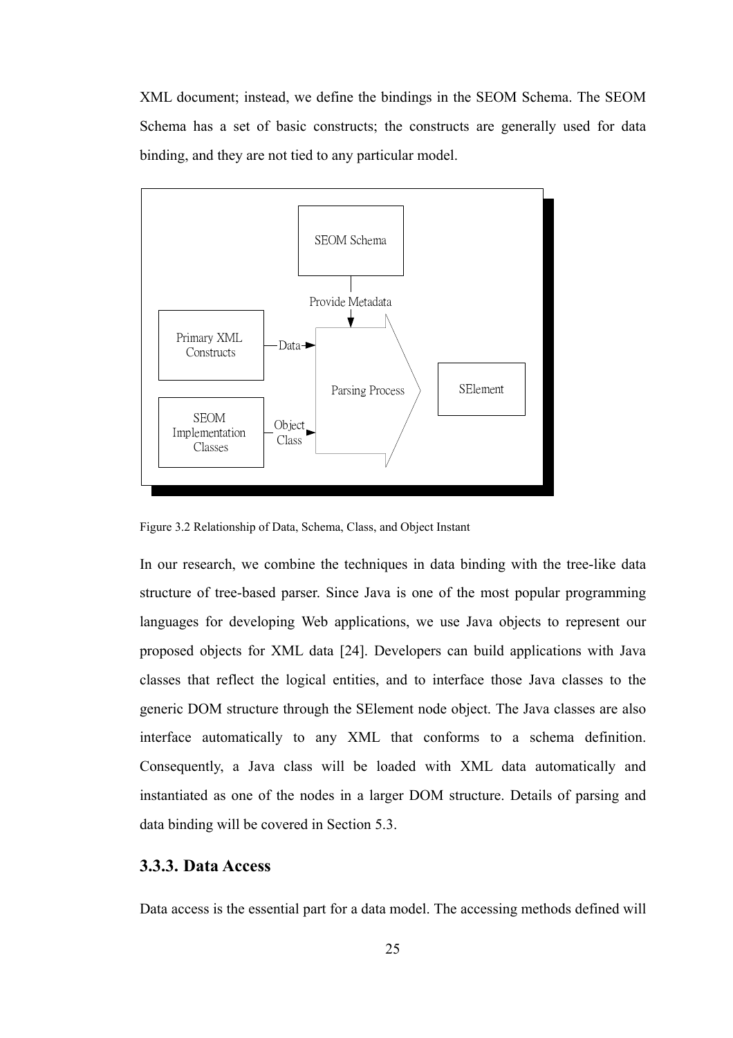XML document; instead, we define the bindings in the SEOM Schema. The SEOM Schema has a set of basic constructs; the constructs are generally used for data binding, and they are not tied to any particular model.

Figure 3.2 Relationship of Data, Schema, Class, and Object Instant

In our research, we combine the techniques in data binding with the tree-like data structure of tree-based parser. Since Java is one of the most popular programming languages for developing Web applications, we use Java objects to represent our proposed objects for XML data [24]. Developers can build applications with Java classes that reflect the logical entities, and to interface those Java classes to the generic DOM structure through the SElement node object. The Java classes are also interface automatically to any XML that conforms to a schema definition. Consequently, a Java class will be loaded with XML data automatically and instantiated as one of the nodes in a larger DOM structure. Details of parsing and data binding will be covered in Section 5.3.

### 3.3.3. Data Access

Data access is the essential part for a data model. The accessing methods defined will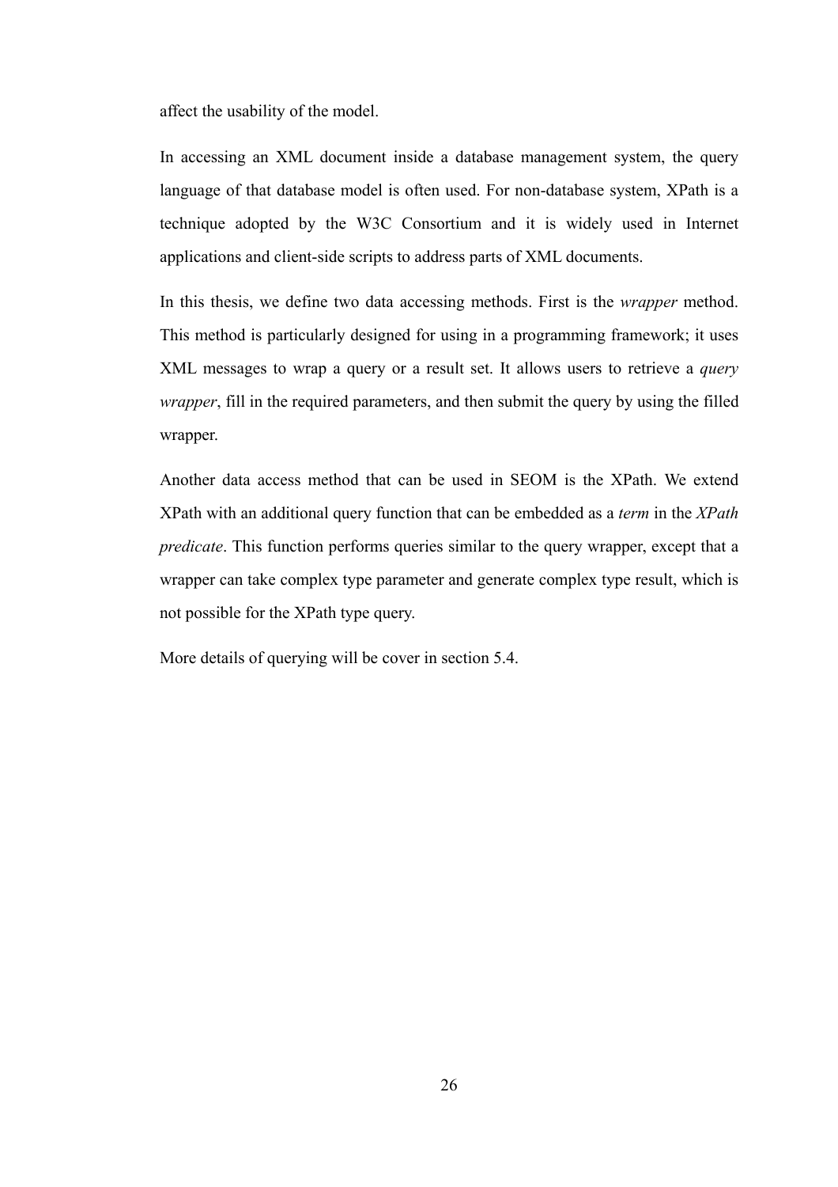affect the usability of the model.

In accessing an XML document inside a database management system, the query language of that database model is often used. For non-database system, XPath is a technique adopted by the W3C Consortium and it is widely used in Internet applications and client-side scripts to address parts of XML documents.

In this thesis, we define two data accessing methods. First is the *wrapper* method. This method is particularly designed for using in a programming framework; it uses XML messages to wrap a query or a result set. It allows users to retrieve a *query wrapper*, fill in the required parameters, and then submit the query by using the filled wrapper.

Another data access method that can be used in SEOM is the XPath. We extend XPath with an additional query function that can be embedded as a *term* in the *XPath predicate*. This function performs queries similar to the query wrapper, except that a wrapper can take complex type parameter and generate complex type result, which is not possible for the XPath type query.

More details of querying will be cover in section 5.4.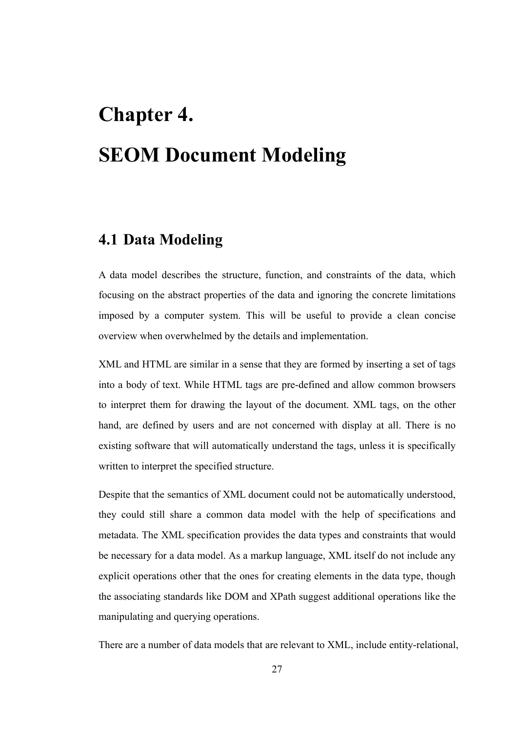# Chapter 4.

# SEOM Document Modeling

## 4.1 Data Modeling

A data model describes the structure, function, and constraints of the data, which focusing on the abstract properties of the data and ignoring the concrete limitations imposed by a computer system. This will be useful to provide a clean concise overview when overwhelmed by the details and implementation.

XML and HTML are similar in a sense that they are formed by inserting a set of tags into a body of text. While HTML tags are pre-defined and allow common browsers to interpret them for drawing the layout of the document. XML tags, on the other hand, are defined by users and are not concerned with display at all. There is no existing software that will automatically understand the tags, unless it is specifically written to interpret the specified structure.

Despite that the semantics of XML document could not be automatically understood, they could still share a common data model with the help of specifications and metadata. The XML specification provides the data types and constraints that would be necessary for a data model. As a markup language, XML itself do not include any explicit operations other that the ones for creating elements in the data type, though the associating standards like DOM and XPath suggest additional operations like the manipulating and querying operations.

There are a number of data models that are relevant to XML, include entity-relational,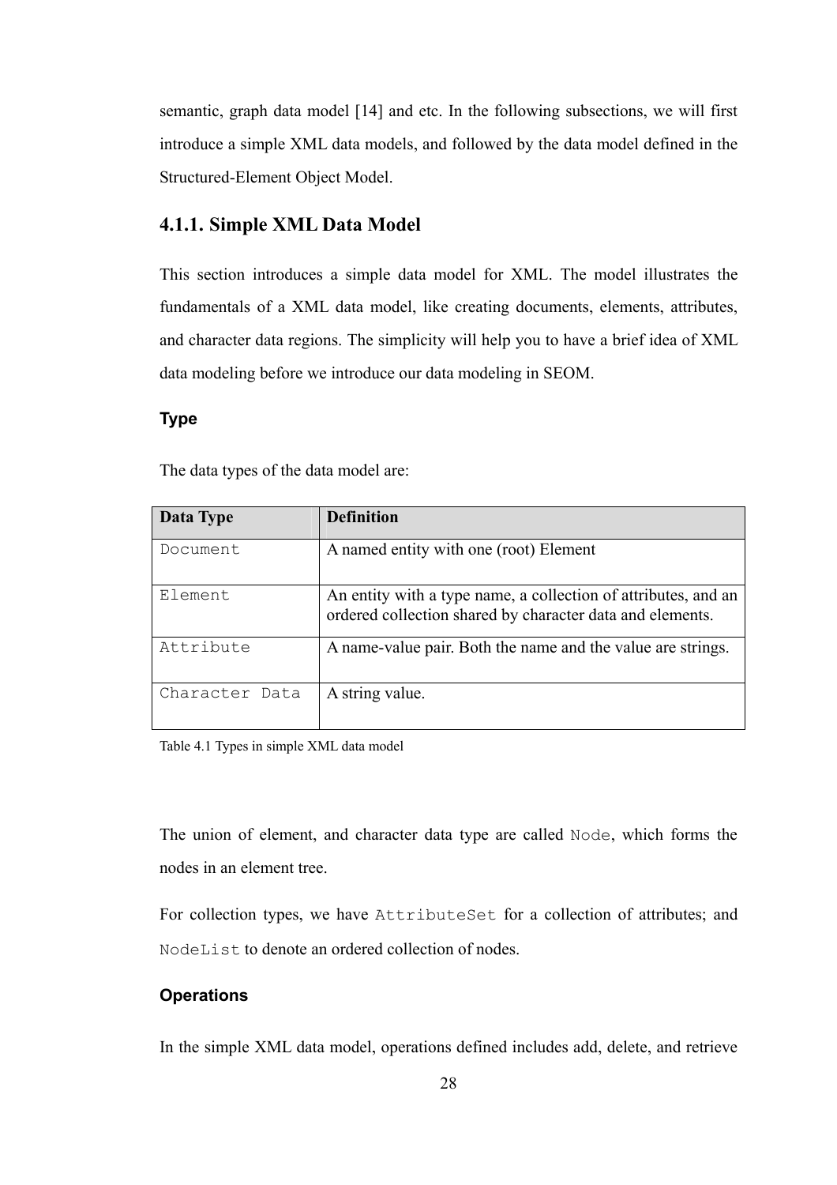semantic, graph data model [14] and etc. In the following subsections, we will first introduce a simple XML data models, and followed by the data model defined in the Structured-Element Object Model.

### 4.1.1. Simple XML Data Model

This section introduces a simple data model for XML. The model illustrates the fundamentals of a XML data model, like creating documents, elements, attributes, and character data regions. The simplicity will help you to have a brief idea of XML data modeling before we introduce our data modeling in SEOM.

#### Type

The data types of the data model are:

| Data Type | Definition |
|---|---|
| `Document` | A named entity with one (root) Element |
| `Element` | An entity with a type name, a collection of attributes, and an ordered collection shared by character data and elements. |
| `Attribute` | A name-value pair. Both the name and the value are strings. |
| `Character Data` | A string value. |

Table 4.1 Types in simple XML data model

The union of element, and character data type are called `Node`, which forms the nodes in an element tree.

For collection types, we have `AttributeSet` for a collection of attributes; and `NodeList` to denote an ordered collection of nodes.

#### Operations

In the simple XML data model, operations defined includes add, delete, and retrieve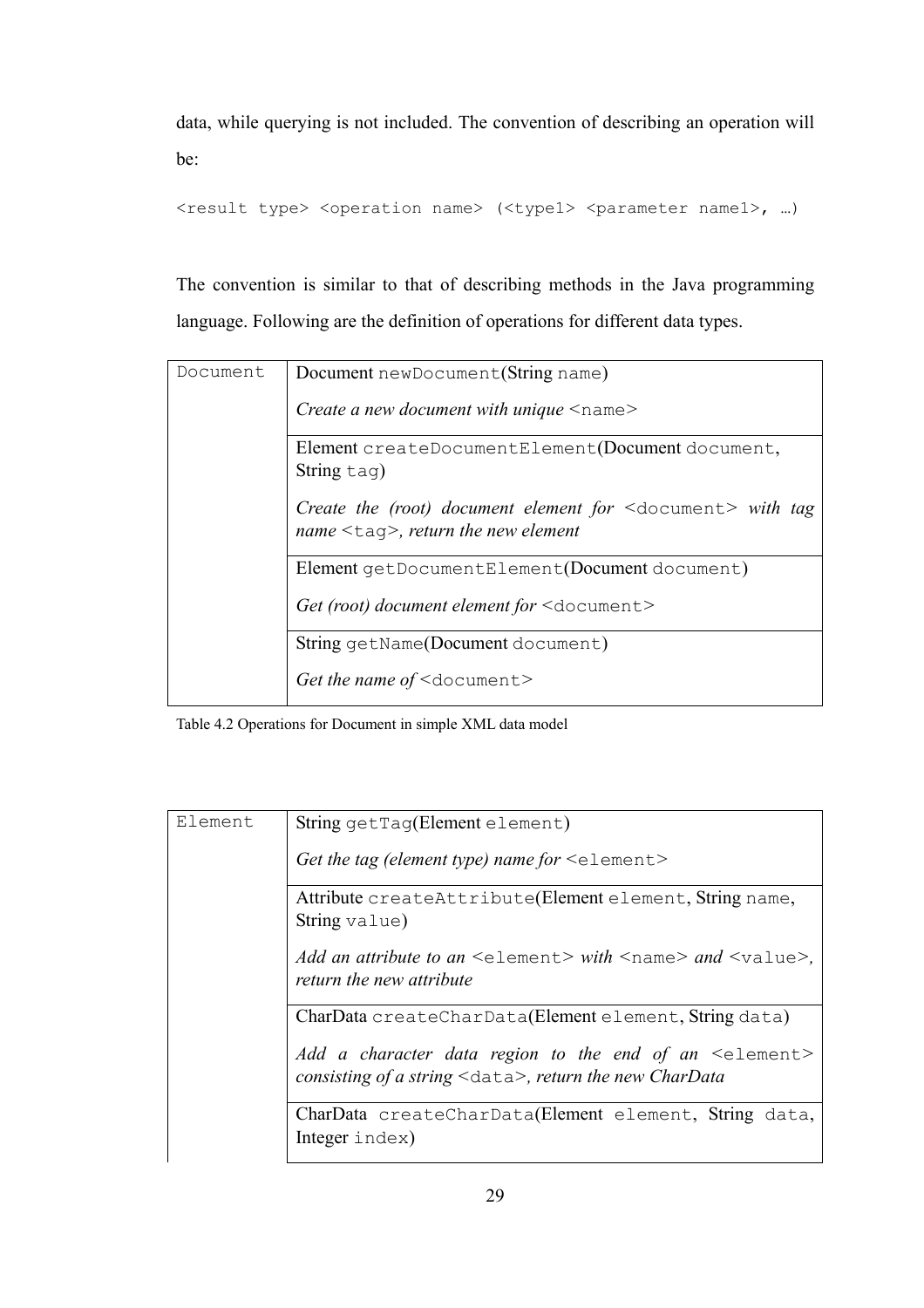data, while querying is not included. The convention of describing an operation will be:

```
<result type> <operation name> (<type1> <parameter name1>, …)
```

The convention is similar to that of describing methods in the Java programming language. Following are the definition of operations for different data types.

| | |
|---|---|
| `Document` | Document `newDocument`(String `name`)<br><br>*Create a new document with unique* `<name>` |
| | Element `createDocumentElement`(Document `document`, String `tag`)<br><br>*Create the (root) document element for* `<document>` *with tag name* `<tag>`*, return the new element* |
| | Element `getDocumentElement`(Document `document`)<br><br>*Get (root) document element for* `<document>` |
| | String `getName`(Document `document`)<br><br>*Get the name of* `<document>` |

Table 4.2 Operations for Document in simple XML data model

| | |
|---|---|
| `Element` | String `getTag`(Element `element`)<br><br>*Get the tag (element type) name for* `<element>` |
| | Attribute `createAttribute`(Element `element`, String `name`, String `value`)<br><br>*Add an attribute to an* `<element>` *with* `<name>` *and* `<value>`*, return the new attribute* |
| | CharData `createCharData`(Element `element`, String `data`)<br><br>*Add a character data region to the end of an* `<element>` *consisting of a string* `<data>`*, return the new CharData* |
| | CharData `createCharData`(Element `element`, String `data`, Integer `index`) |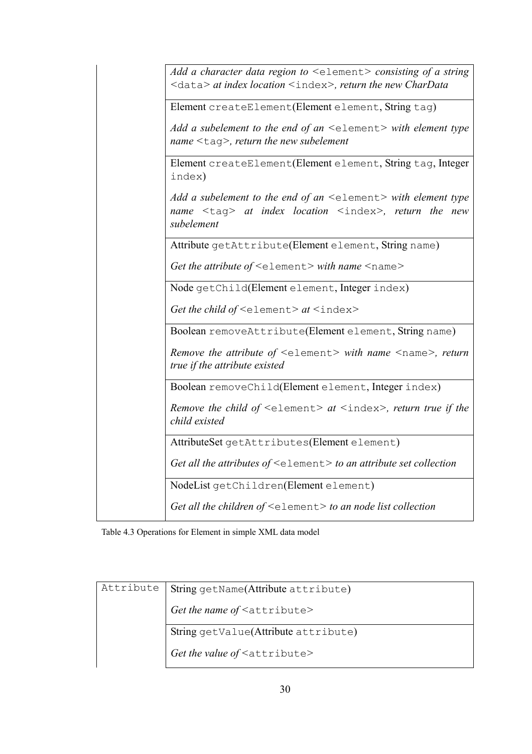| | |
|---|---|
| | *Add a character data region to* `<element>` *consisting of a string* `<data>` *at index location* `<index>`*, return the new CharData* |
| | Element `createElement`(Element `element`, String `tag`)<br><br>*Add a subelement to the end of an* `<element>` *with element type name* `<tag>`*, return the new subelement* |
| | Element `createElement`(Element `element`, String `tag`, Integer `index`)<br><br>*Add a subelement to the end of an* `<element>` *with element type name* `<tag>` *at index location* `<index>`*, return the new subelement* |
| | Attribute `getAttribute`(Element `element`, String `name`)<br><br>*Get the attribute of* `<element>` *with name* `<name>` |
| | Node `getChild`(Element `element`, Integer `index`)<br><br>*Get the child of* `<element>` *at* `<index>` |
| | Boolean `removeAttribute`(Element `element`, String `name`)<br><br>*Remove the attribute of* `<element>` *with name* `<name>`*, return true if the attribute existed* |
| | Boolean `removeChild`(Element `element`, Integer `index`)<br><br>*Remove the child of* `<element>` *at* `<index>`*, return true if the child existed* |
| | AttributeSet `getAttributes`(Element `element`)<br><br>*Get all the attributes of* `<element>` *to an attribute set collection* |
| | NodeList `getChildren`(Element `element`)<br><br>*Get all the children of* `<element>` *to an node list collection* |

Table 4.3 Operations for Element in simple XML data model

| | |
|---|---|
| `Attribute` | String `getName`(Attribute `attribute`)<br><br>*Get the name of* `<attribute>` |
| | String `getValue`(Attribute `attribute`)<br><br>*Get the value of* `<attribute>` |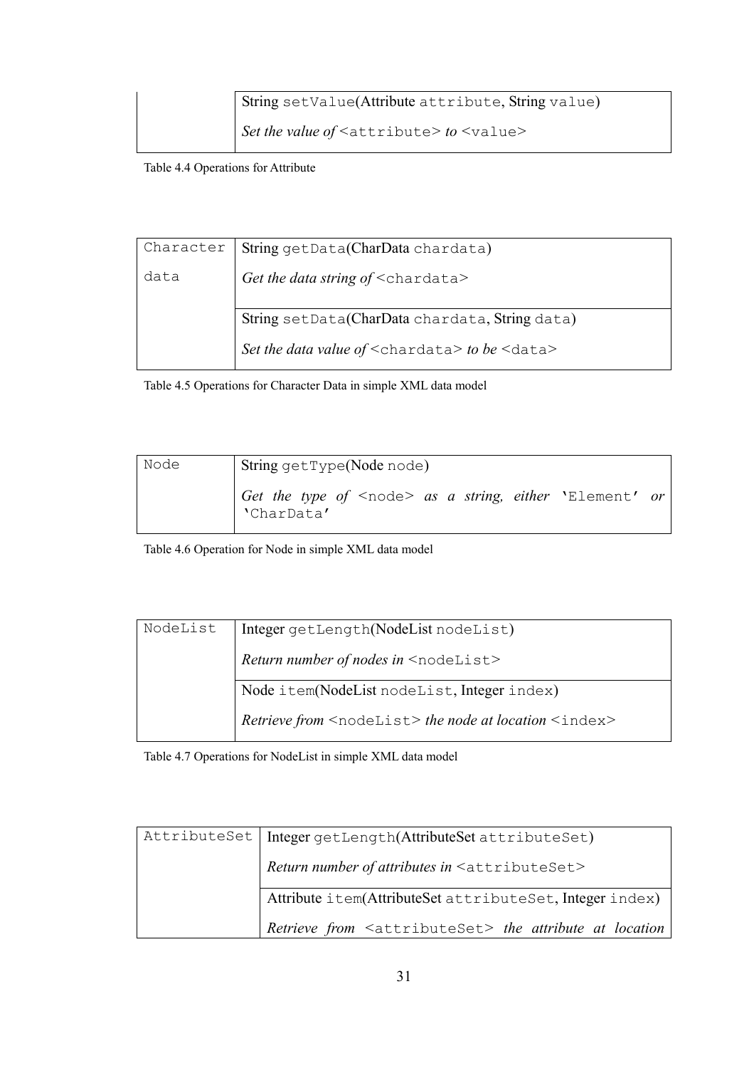| | |
|---|---|
| | String setValue(Attribute attribute, String value)<br><br>*Set the value of* <attribute> *to* <value> |

Table 4.4 Operations for Attribute

| | |
|---|---|
| Character data | String getData(CharData chardata)<br><br>*Get the data string of* <chardata> |
| | String setData(CharData chardata, String data)<br><br>*Set the data value of* <chardata> *to be* <data> |

Table 4.5 Operations for Character Data in simple XML data model

| | |
|---|---|
| Node | String getType(Node node)<br><br>*Get the type of* <node> *as a string, either* 'Element' *or* 'CharData' |

Table 4.6 Operation for Node in simple XML data model

| | |
|---|---|
| NodeList | Integer getLength(NodeList nodeList)<br><br>*Return number of nodes in* <nodeList> |
| | Node item(NodeList nodeList, Integer index)<br><br>*Retrieve from* <nodeList> *the node at location* <index> |

Table 4.7 Operations for NodeList in simple XML data model

| | |
|---|---|
| AttributeSet | Integer getLength(AttributeSet attributeSet)<br><br>*Return number of attributes in* <attributeSet> |
| | Attribute item(AttributeSet attributeSet, Integer index)<br><br>*Retrieve from* <attributeSet> *the attribute at location* |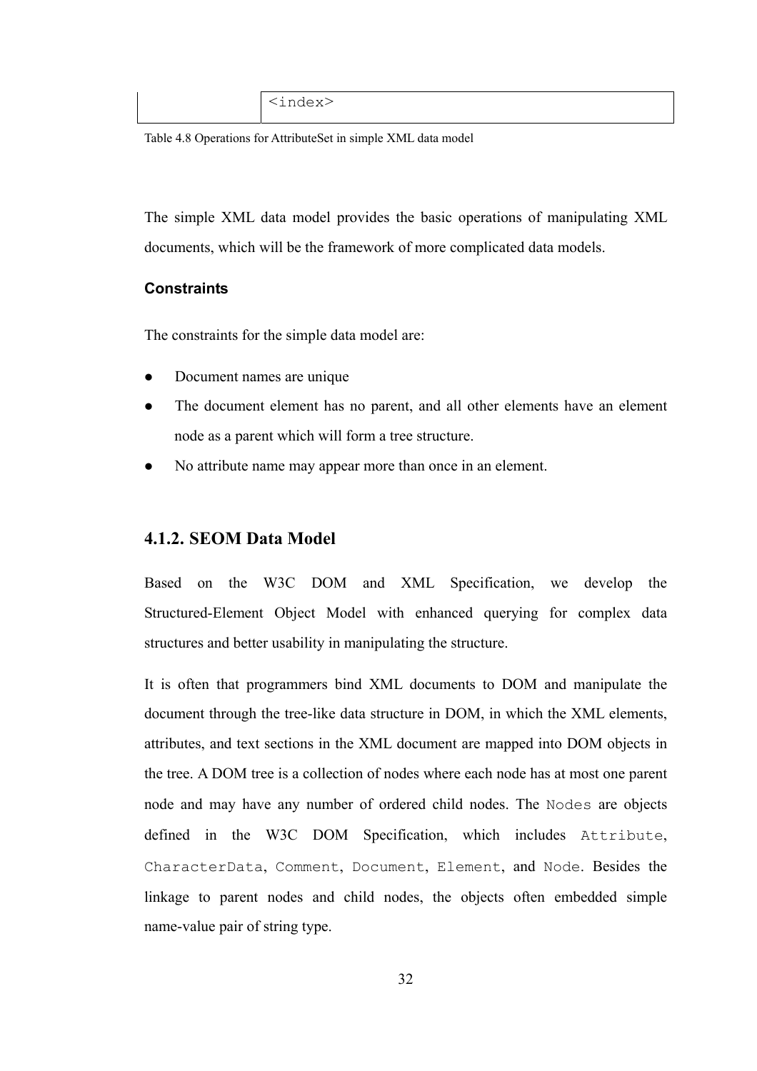| | `<index>` |
|---|---|

Table 4.8 Operations for AttributeSet in simple XML data model

The simple XML data model provides the basic operations of manipulating XML documents, which will be the framework of more complicated data models.

**Constraints**

The constraints for the simple data model are:

- Document names are unique
- The document element has no parent, and all other elements have an element node as a parent which will form a tree structure.
- No attribute name may appear more than once in an element.

### 4.1.2. SEOM Data Model

Based on the W3C DOM and XML Specification, we develop the Structured-Element Object Model with enhanced querying for complex data structures and better usability in manipulating the structure.

It is often that programmers bind XML documents to DOM and manipulate the document through the tree-like data structure in DOM, in which the XML elements, attributes, and text sections in the XML document are mapped into DOM objects in the tree. A DOM tree is a collection of nodes where each node has at most one parent node and may have any number of ordered child nodes. The `Nodes` are objects defined in the W3C DOM Specification, which includes `Attribute`, `CharacterData`, `Comment`, `Document`, `Element`, and `Node`. Besides the linkage to parent nodes and child nodes, the objects often embedded simple name-value pair of string type.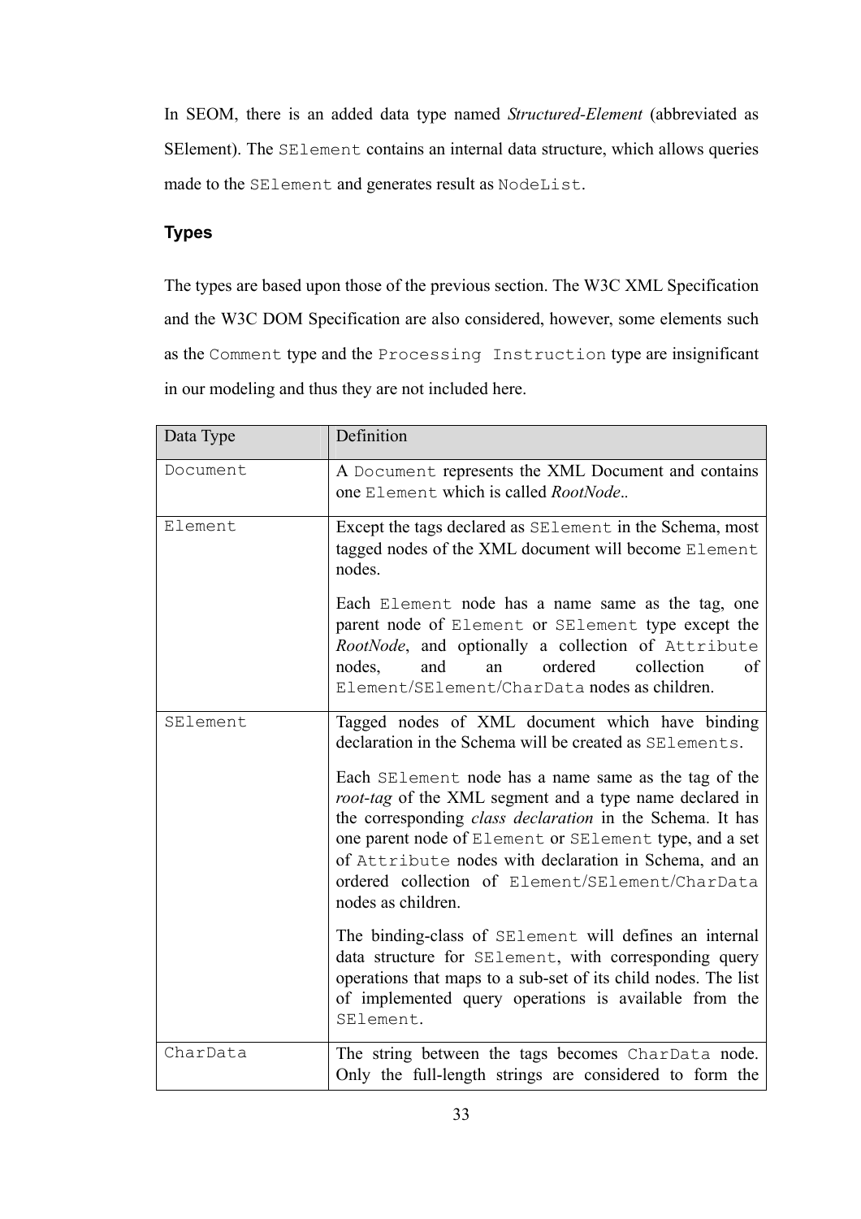In SEOM, there is an added data type named *Structured-Element* (abbreviated as SElement). The `SElement` contains an internal data structure, which allows queries made to the `SElement` and generates result as `NodeList`.

### Types

The types are based upon those of the previous section. The W3C XML Specification and the W3C DOM Specification are also considered, however, some elements such as the `Comment` type and the `Processing Instruction` type are insignificant in our modeling and thus they are not included here.

| Data Type | Definition |
|---|---|
| `Document` | A `Document` represents the XML Document and contains one `Element` which is called *RootNode*.. |
| `Element` | Except the tags declared as `SElement` in the Schema, most tagged nodes of the XML document will become `Element` nodes.<br><br>Each `Element` node has a name same as the tag, one parent node of `Element` or `SElement` type except the *RootNode*, and optionally a collection of `Attribute` nodes, and an ordered collection of `Element/SElement/CharData` nodes as children. |
| `SElement` | Tagged nodes of XML document which have binding declaration in the Schema will be created as `SElements`.<br><br>Each `SElement` node has a name same as the tag of the *root-tag* of the XML segment and a type name declared in the corresponding *class declaration* in the Schema. It has one parent node of `Element` or `SElement` type, and a set of `Attribute` nodes with declaration in Schema, and an ordered collection of `Element/SElement/CharData` nodes as children.<br><br>The binding-class of `SElement` will defines an internal data structure for `SElement`, with corresponding query operations that maps to a sub-set of its child nodes. The list of implemented query operations is available from the `SElement`. |
| `CharData` | The string between the tags becomes `CharData` node. Only the full-length strings are considered to form the |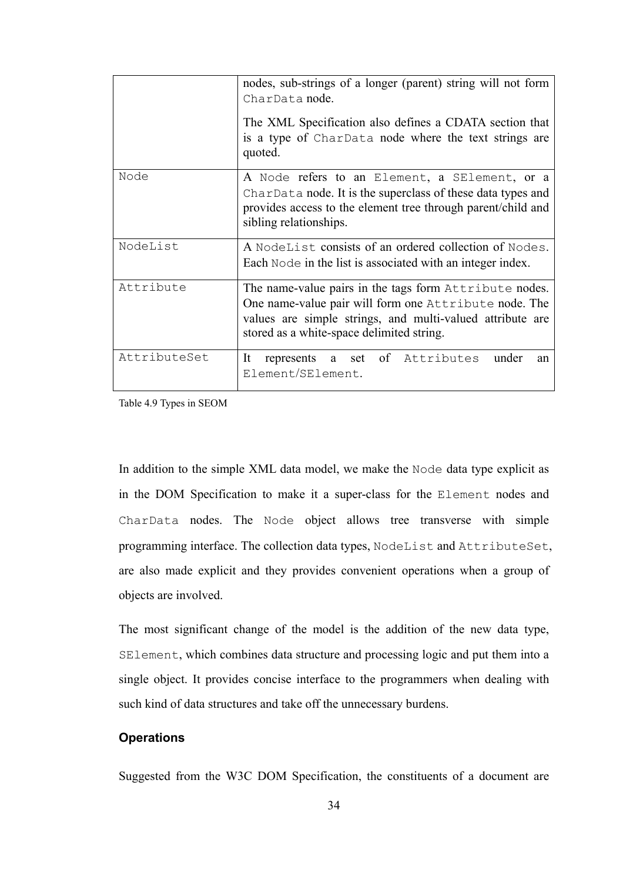| | |
|---|---|
| | nodes, sub-strings of a longer (parent) string will not form CharData node.<br><br>The XML Specification also defines a CDATA section that is a type of CharData node where the text strings are quoted. |
| Node | A Node refers to an Element, a SElement, or a CharData node. It is the superclass of these data types and provides access to the element tree through parent/child and sibling relationships. |
| NodeList | A NodeList consists of an ordered collection of Nodes. Each Node in the list is associated with an integer index. |
| Attribute | The name-value pairs in the tags form Attribute nodes. One name-value pair will form one Attribute node. The values are simple strings, and multi-valued attribute are stored as a white-space delimited string. |
| AttributeSet | It represents a set of Attributes under an Element/SElement. |

Table 4.9 Types in SEOM

In addition to the simple XML data model, we make the Node data type explicit as in the DOM Specification to make it a super-class for the Element nodes and CharData nodes. The Node object allows tree transverse with simple programming interface. The collection data types, NodeList and AttributeSet, are also made explicit and they provides convenient operations when a group of objects are involved.

The most significant change of the model is the addition of the new data type, SElement, which combines data structure and processing logic and put them into a single object. It provides concise interface to the programmers when dealing with such kind of data structures and take off the unnecessary burdens.

**Operations**

Suggested from the W3C DOM Specification, the constituents of a document are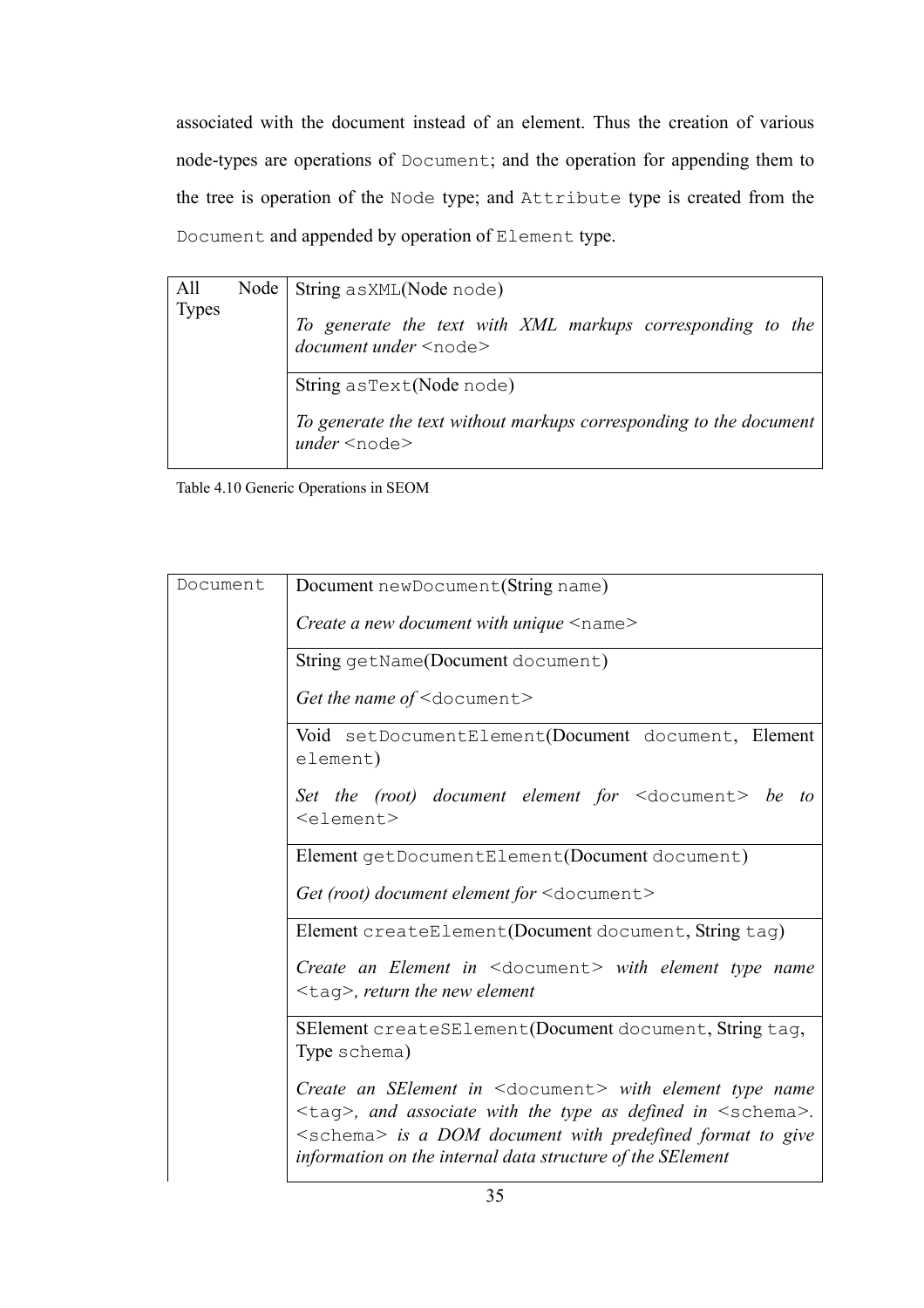associated with the document instead of an element. Thus the creation of various node-types are operations of `Document`; and the operation for appending them to the tree is operation of the `Node` type; and `Attribute` type is created from the `Document` and appended by operation of `Element` type.

| All Node Types | String `asXML`(Node `node`)<br><br>*To generate the text with XML markups corresponding to the document under* `<node>` |
|---|---|
| | String `asText`(Node `node`)<br><br>*To generate the text without markups corresponding to the document under* `<node>` |

Table 4.10 Generic Operations in SEOM

| `Document` | Document `newDocument`(String `name`)<br><br>*Create a new document with unique* `<name>` |
|---|---|
| | String `getName`(Document `document`)<br><br>*Get the name of* `<document>` |
| | Void `setDocumentElement`(Document `document`, Element `element`)<br><br>*Set the (root) document element for* `<document>` *be to* `<element>` |
| | Element `getDocumentElement`(Document `document`)<br><br>*Get (root) document element for* `<document>` |
| | Element `createElement`(Document `document`, String `tag`)<br><br>*Create an Element in* `<document>` *with element type name* `<tag>`*, return the new element* |
| | SElement `createSElement`(Document `document`, String `tag`, Type `schema`)<br><br>*Create an SElement in* `<document>` *with element type name* `<tag>`*, and associate with the type as defined in* `<schema>`*.* `<schema>` *is a DOM document with predefined format to give information on the internal data structure of the SElement* |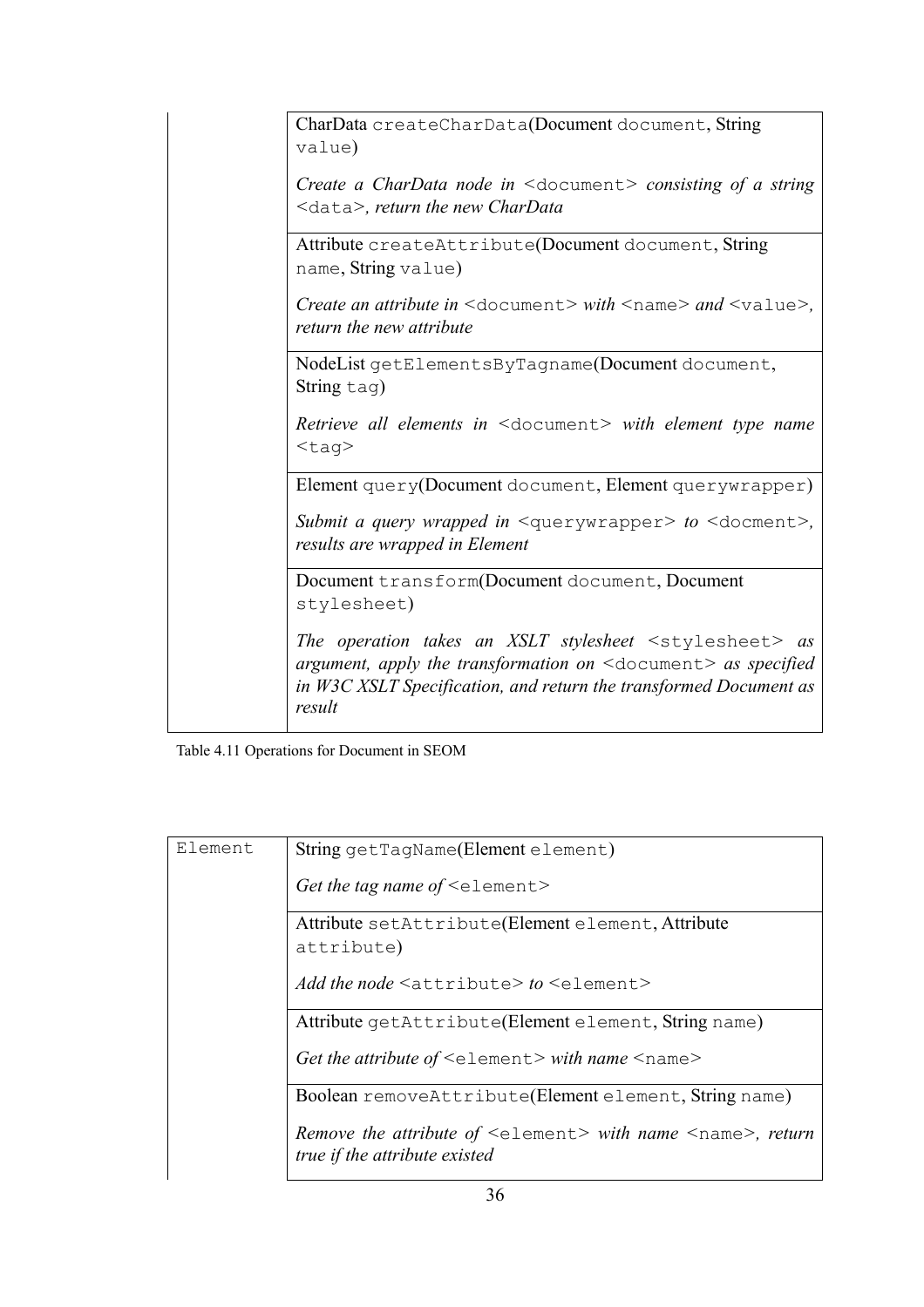| | |
|---|---|
| | CharData `createCharData`(Document `document`, String `value`)<br><br>*Create a CharData node in* `<document>` *consisting of a string* `<data>`*, return the new CharData* |
| | Attribute `createAttribute`(Document `document`, String `name`, String `value`)<br><br>*Create an attribute in* `<document>` *with* `<name>` *and* `<value>`*, return the new attribute* |
| | NodeList `getElementsByTagname`(Document `document`, String `tag`)<br><br>*Retrieve all elements in* `<document>` *with element type name* `<tag>` |
| | Element `query`(Document `document`, Element `querywrapper`)<br><br>*Submit a query wrapped in* `<querywrapper>` *to* `<docment>`*, results are wrapped in Element* |
| | Document `transform`(Document `document`, Document `stylesheet`)<br><br>*The operation takes an XSLT stylesheet* `<stylesheet>` *as argument, apply the transformation on* `<document>` *as specified in W3C XSLT Specification, and return the transformed Document as result* |

Table 4.11 Operations for Document in SEOM

| | |
|---|---|
| `Element` | String `getTagName`(Element `element`)<br><br>*Get the tag name of* `<element>` |
| | Attribute `setAttribute`(Element `element`, Attribute `attribute`)<br><br>*Add the node* `<attribute>` *to* `<element>` |
| | Attribute `getAttribute`(Element `element`, String `name`)<br><br>*Get the attribute of* `<element>` *with name* `<name>` |
| | Boolean `removeAttribute`(Element `element`, String `name`)<br><br>*Remove the attribute of* `<element>` *with name* `<name>`*, return true if the attribute existed* |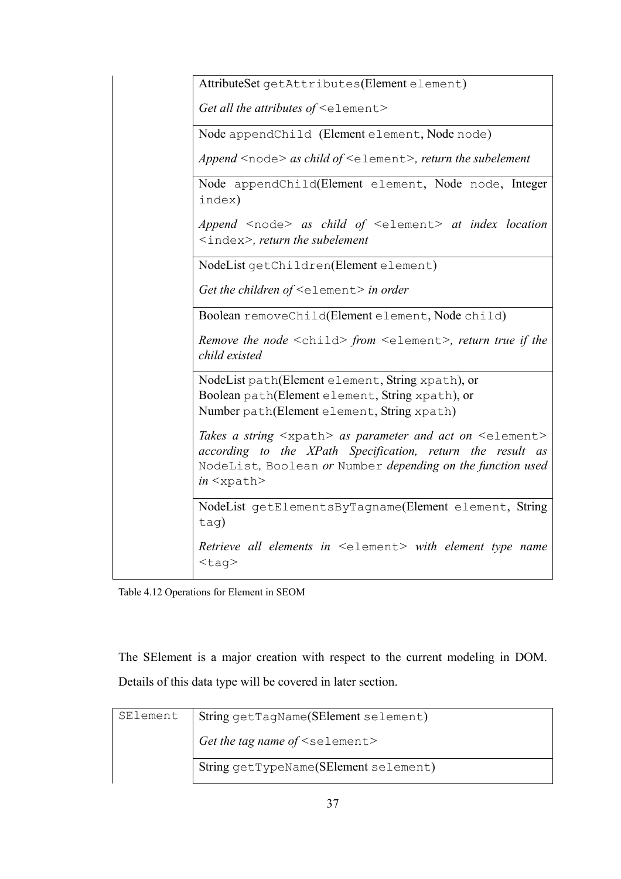| | |
|---|---|
| | AttributeSet `getAttributes`(Element `element`)<br><br>*Get all the attributes of* `<element>` |
| | Node `appendChild` (Element `element`, Node `node`)<br><br>*Append* `<node>` *as child of* `<element>`*, return the subelement* |
| | Node `appendChild`(Element `element`, Node `node`, Integer `index`)<br><br>*Append* `<node>` *as child of* `<element>` *at index location* `<index>`*, return the subelement* |
| | NodeList `getChildren`(Element `element`)<br><br>*Get the children of* `<element>` *in order* |
| | Boolean `removeChild`(Element `element`, Node `child`)<br><br>*Remove the node* `<child>` *from* `<element>`*, return true if the child existed* |
| | NodeList `path`(Element `element`, String `xpath`), or<br>Boolean `path`(Element `element`, String `xpath`), or<br>Number `path`(Element `element`, String `xpath`)<br><br>*Takes a string* `<xpath>` *as parameter and act on* `<element>` *according to the XPath Specification, return the result as* `NodeList`, `Boolean` *or* `Number` *depending on the function used in* `<xpath>` |
| | NodeList `getElementsByTagname`(Element `element`, String `tag`)<br><br>*Retrieve all elements in* `<element>` *with element type name* `<tag>` |

Table 4.12 Operations for Element in SEOM

The SElement is a major creation with respect to the current modeling in DOM. Details of this data type will be covered in later section.

| | |
|---|---|
| `SElement` | String `getTagName`(SElement `selement`)<br><br>*Get the tag name of* `<selement>` |
| | String `getTypeName`(SElement `selement`) |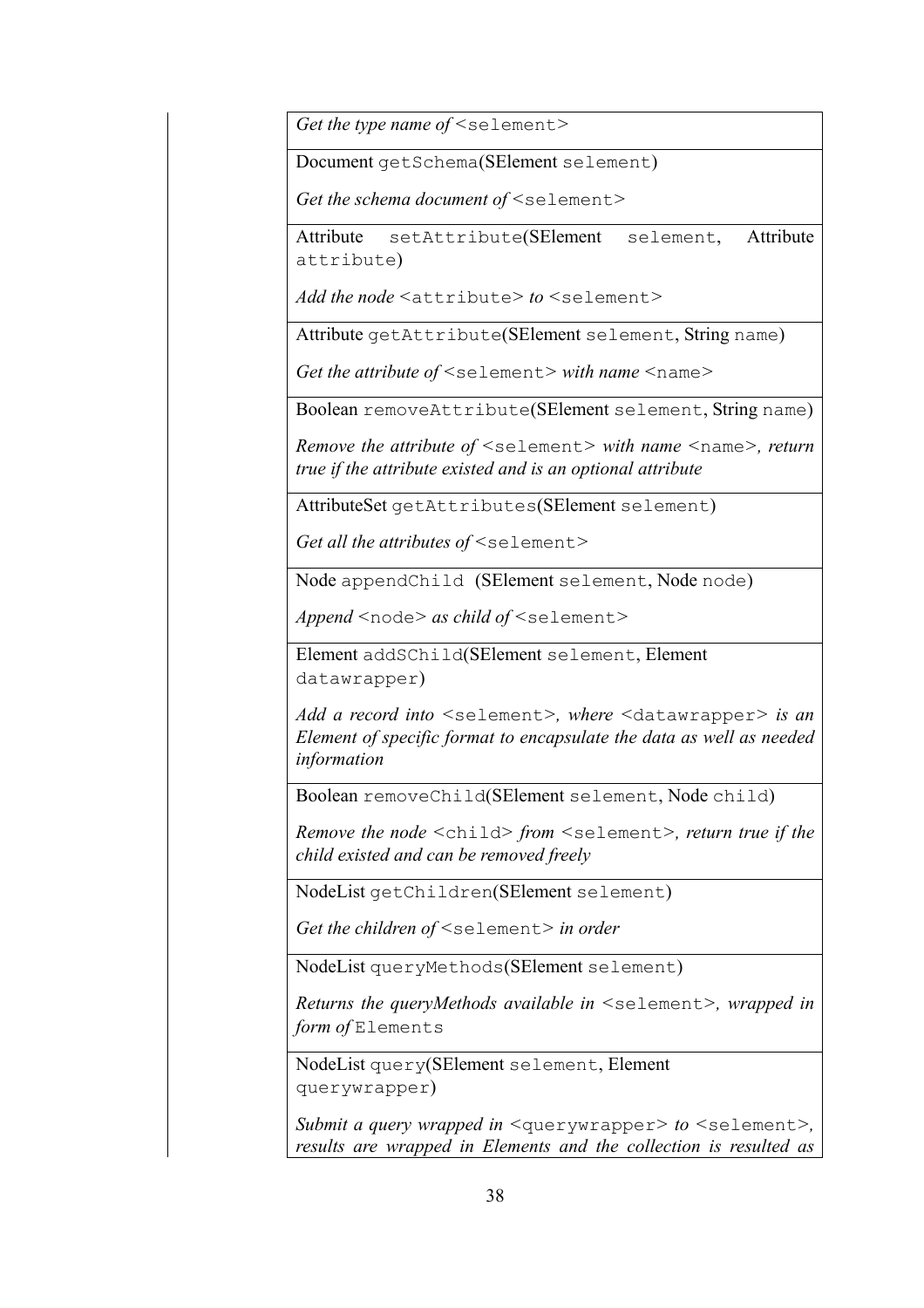| |
|---|
| *Get the type name of* `<selement>` |
| Document `getSchema`(SElement `selement`)<br><br>*Get the schema document of* `<selement>` |
| Attribute `setAttribute`(SElement `selement`, Attribute `attribute`)<br><br>*Add the node* `<attribute>` *to* `<selement>` |
| Attribute `getAttribute`(SElement `selement`, String `name`)<br><br>*Get the attribute of* `<selement>` *with name* `<name>` |
| Boolean `removeAttribute`(SElement `selement`, String `name`)<br><br>*Remove the attribute of* `<selement>` *with name* `<name>`*, return true if the attribute existed and is an optional attribute* |
| AttributeSet `getAttributes`(SElement `selement`)<br><br>*Get all the attributes of* `<selement>` |
| Node `appendChild` (SElement `selement`, Node `node`)<br><br>*Append* `<node>` *as child of* `<selement>` |
| Element `addSChild`(SElement `selement`, Element `datawrapper`)<br><br>*Add a record into* `<selement>`*, where* `<datawrapper>` *is an Element of specific format to encapsulate the data as well as needed information* |
| Boolean `removeChild`(SElement `selement`, Node `child`)<br><br>*Remove the node* `<child>` *from* `<selement>`*, return true if the child existed and can be removed freely* |
| NodeList `getChildren`(SElement `selement`)<br><br>*Get the children of* `<selement>` *in order* |
| NodeList `queryMethods`(SElement `selement`)<br><br>*Returns the queryMethods available in* `<selement>`*, wrapped in form of* `Elements` |
| NodeList `query`(SElement `selement`, Element `querywrapper`)<br><br>*Submit a query wrapped in* `<querywrapper>` *to* `<selement>`*, results are wrapped in Elements and the collection is resulted as* |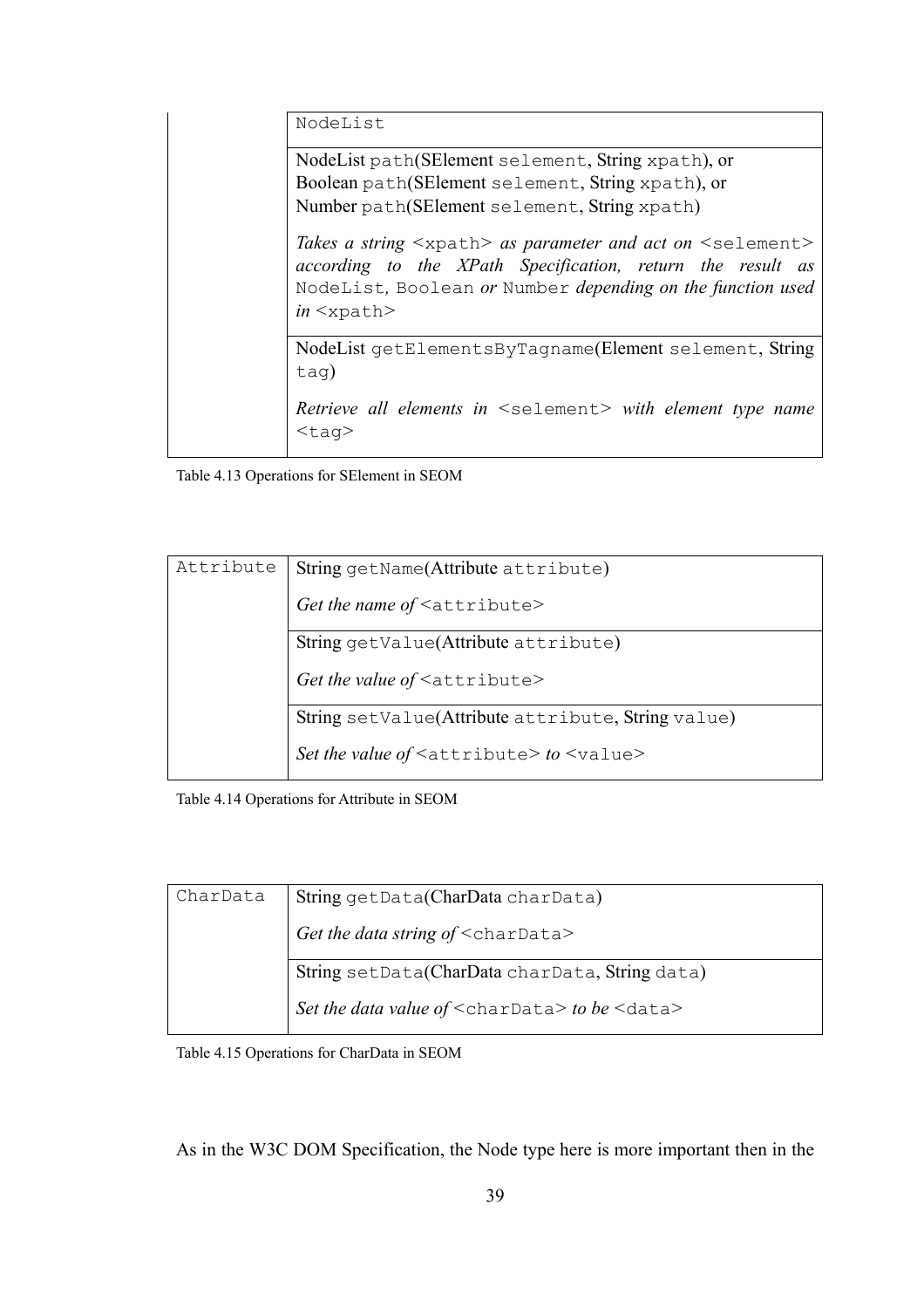| | NodeList |
|---|---|
| | NodeList `path`(SElement `selement`, String `xpath`), or<br>Boolean `path`(SElement `selement`, String `xpath`), or<br>Number `path`(SElement `selement`, String `xpath`)<br><br>*Takes a string* `<xpath>` *as parameter and act on* `<selement>` *according to the XPath Specification, return the result as* `NodeList`*,* `Boolean` *or* `Number` *depending on the function used in* `<xpath>` |
| | NodeList `getElementsByTagname`(Element `selement`, String `tag`)<br><br>*Retrieve all elements in* `<selement>` *with element type name* `<tag>` |

Table 4.13 Operations for SElement in SEOM

| `Attribute` | String `getName`(Attribute `attribute`)<br><br>*Get the name of* `<attribute>` |
|---|---|
| | String `getValue`(Attribute `attribute`)<br><br>*Get the value of* `<attribute>` |
| | String `setValue`(Attribute `attribute`, String `value`)<br><br>*Set the value of* `<attribute>` *to* `<value>` |

Table 4.14 Operations for Attribute in SEOM

| `CharData` | String `getData`(CharData `charData`)<br><br>*Get the data string of* `<charData>` |
|---|---|
| | String `setData`(CharData `charData`, String `data`)<br><br>*Set the data value of* `<charData>` *to be* `<data>` |

Table 4.15 Operations for CharData in SEOM

As in the W3C DOM Specification, the Node type here is more important then in the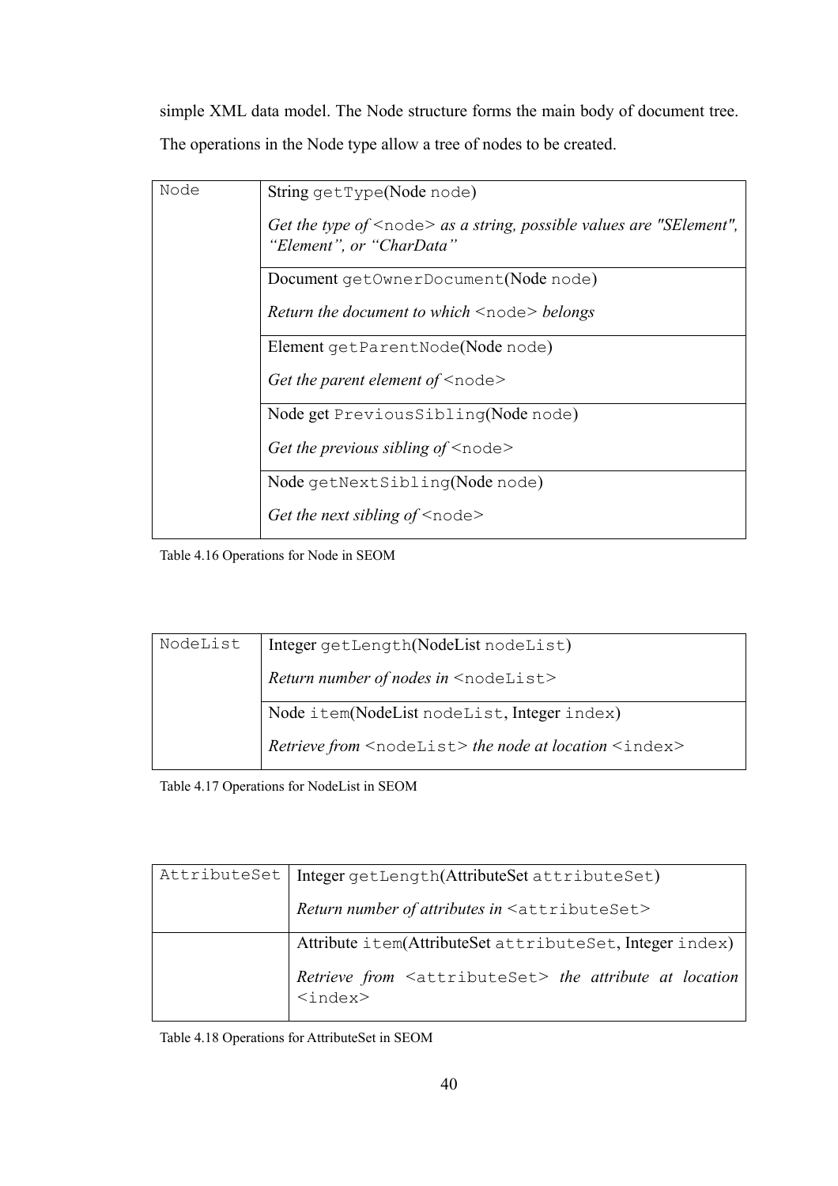simple XML data model. The Node structure forms the main body of document tree. The operations in the Node type allow a tree of nodes to be created.

| Node | String getType(Node node)<br><br>*Get the type of* <node> *as a string, possible values are "SElement", "Element", or "CharData"* |
|---|---|
| | Document getOwnerDocument(Node node)<br><br>*Return the document to which* <node> *belongs* |
| | Element getParentNode(Node node)<br><br>*Get the parent element of* <node> |
| | Node get PreviousSibling(Node node)<br><br>*Get the previous sibling of* <node> |
| | Node getNextSibling(Node node)<br><br>*Get the next sibling of* <node> |

Table 4.16 Operations for Node in SEOM

| NodeList | Integer getLength(NodeList nodeList)<br><br>*Return number of nodes in* <nodeList> |
|---|---|
| | Node item(NodeList nodeList, Integer index)<br><br>*Retrieve from* <nodeList> *the node at location* <index> |

Table 4.17 Operations for NodeList in SEOM

| AttributeSet | Integer getLength(AttributeSet attributeSet)<br><br>*Return number of attributes in* <attributeSet> |
|---|---|
| | Attribute item(AttributeSet attributeSet, Integer index)<br><br>*Retrieve from* <attributeSet> *the attribute at location* <index> |

Table 4.18 Operations for AttributeSet in SEOM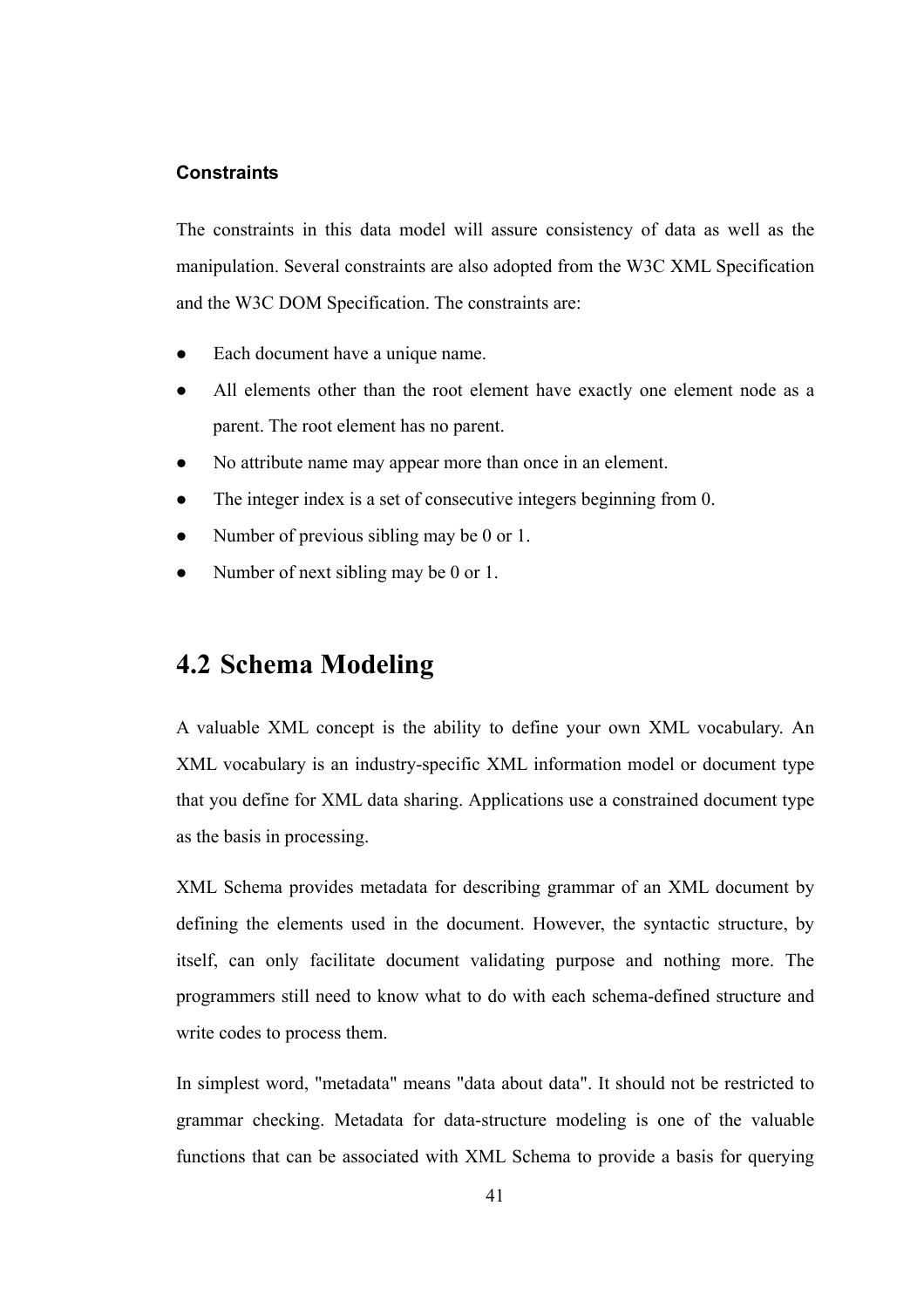### Constraints

The constraints in this data model will assure consistency of data as well as the manipulation. Several constraints are also adopted from the W3C XML Specification and the W3C DOM Specification. The constraints are:

- Each document have a unique name.
- All elements other than the root element have exactly one element node as a parent. The root element has no parent.
- No attribute name may appear more than once in an element.
- The integer index is a set of consecutive integers beginning from 0.
- Number of previous sibling may be 0 or 1.
- Number of next sibling may be 0 or 1.

## 4.2 Schema Modeling

A valuable XML concept is the ability to define your own XML vocabulary. An XML vocabulary is an industry-specific XML information model or document type that you define for XML data sharing. Applications use a constrained document type as the basis in processing.

XML Schema provides metadata for describing grammar of an XML document by defining the elements used in the document. However, the syntactic structure, by itself, can only facilitate document validating purpose and nothing more. The programmers still need to know what to do with each schema-defined structure and write codes to process them.

In simplest word, "metadata" means "data about data". It should not be restricted to grammar checking. Metadata for data-structure modeling is one of the valuable functions that can be associated with XML Schema to provide a basis for querying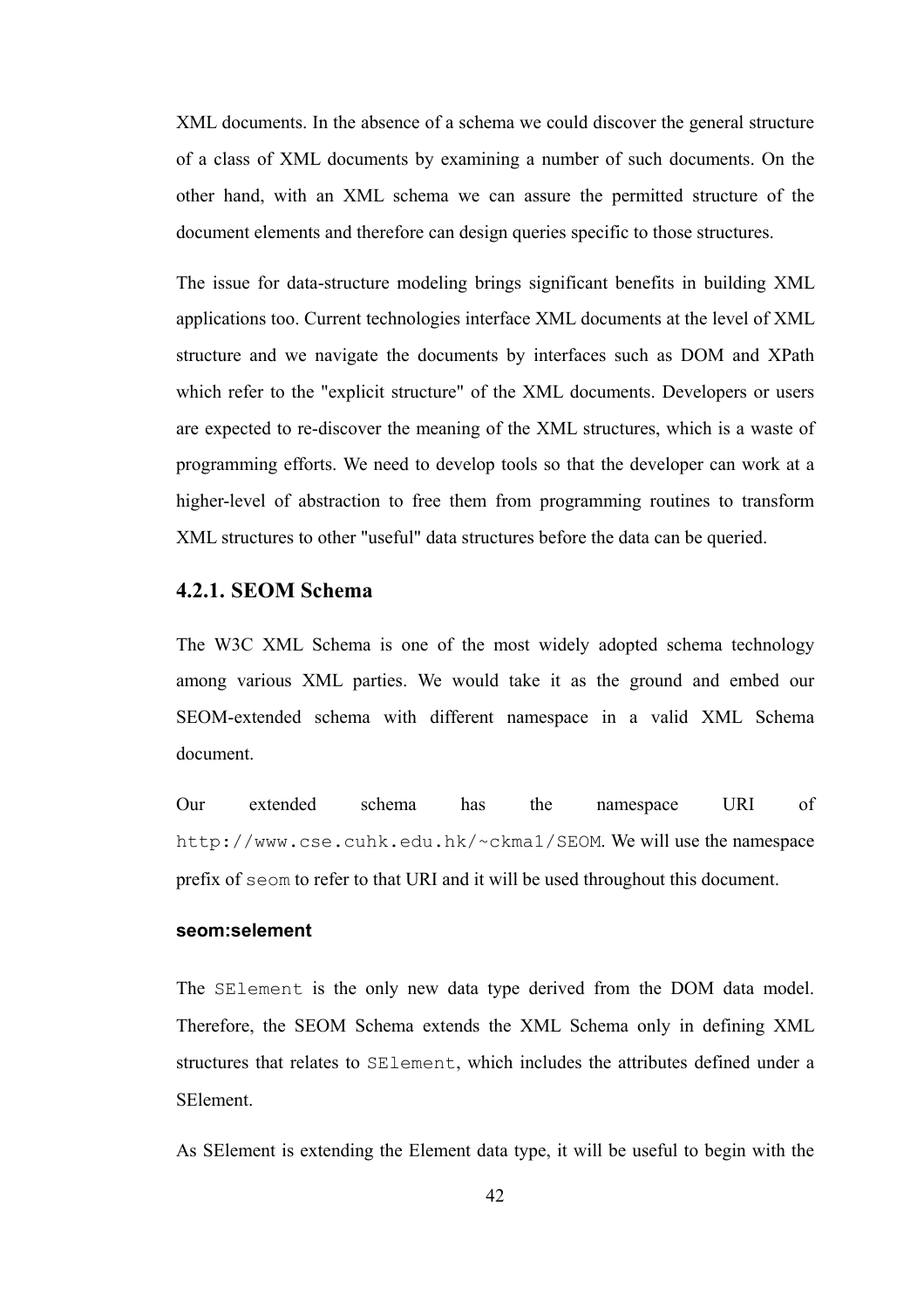XML documents. In the absence of a schema we could discover the general structure of a class of XML documents by examining a number of such documents. On the other hand, with an XML schema we can assure the permitted structure of the document elements and therefore can design queries specific to those structures.

The issue for data-structure modeling brings significant benefits in building XML applications too. Current technologies interface XML documents at the level of XML structure and we navigate the documents by interfaces such as DOM and XPath which refer to the "explicit structure" of the XML documents. Developers or users are expected to re-discover the meaning of the XML structures, which is a waste of programming efforts. We need to develop tools so that the developer can work at a higher-level of abstraction to free them from programming routines to transform XML structures to other "useful" data structures before the data can be queried.

### 4.2.1. SEOM Schema

The W3C XML Schema is one of the most widely adopted schema technology among various XML parties. We would take it as the ground and embed our SEOM-extended schema with different namespace in a valid XML Schema document.

Our extended schema has the namespace URI of `http://www.cse.cuhk.edu.hk/~ckma1/SEOM`. We will use the namespace prefix of `seom` to refer to that URI and it will be used throughout this document.

#### seom:selement

The `SElement` is the only new data type derived from the DOM data model. Therefore, the SEOM Schema extends the XML Schema only in defining XML structures that relates to `SElement`, which includes the attributes defined under a SElement.

As SElement is extending the Element data type, it will be useful to begin with the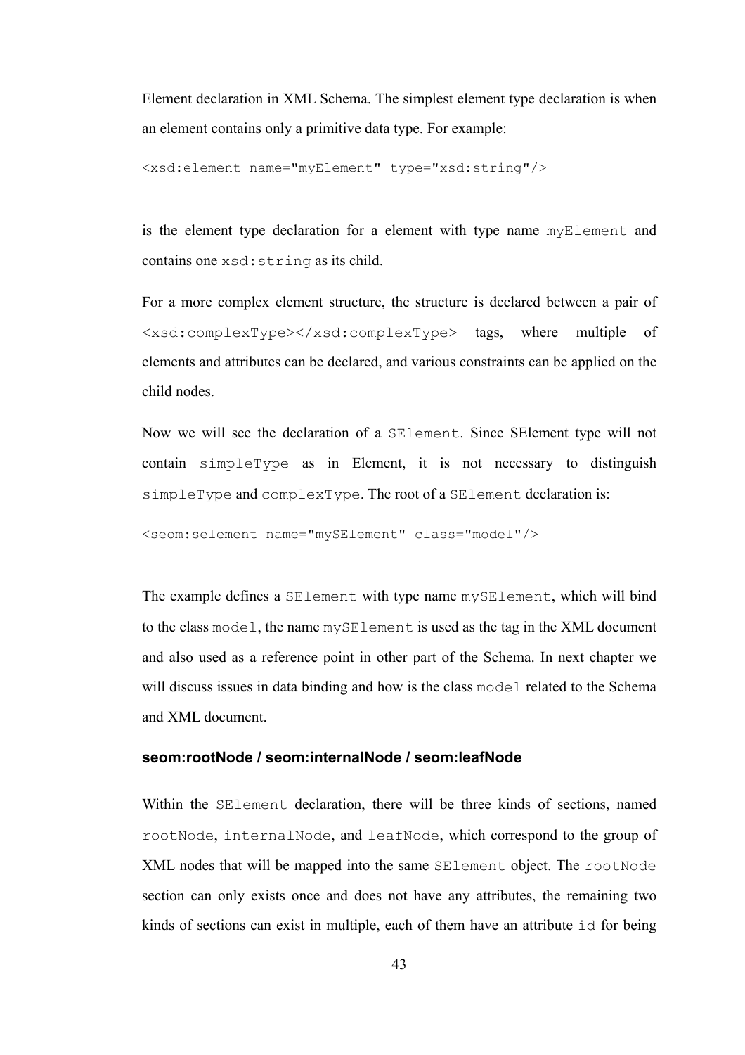Element declaration in XML Schema. The simplest element type declaration is when an element contains only a primitive data type. For example:

```
<xsd:element name="myElement" type="xsd:string"/>
```

is the element type declaration for a element with type name `myElement` and contains one `xsd:string` as its child.

For a more complex element structure, the structure is declared between a pair of `<xsd:complexType></xsd:complexType>` tags, where multiple of elements and attributes can be declared, and various constraints can be applied on the child nodes.

Now we will see the declaration of a `SElement`. Since SElement type will not contain `simpleType` as in Element, it is not necessary to distinguish `simpleType` and `complexType`. The root of a `SElement` declaration is:

```
<seom:selement name="mySElement" class="model"/>
```

The example defines a `SElement` with type name `mySElement`, which will bind to the class `model`, the name `mySElement` is used as the tag in the XML document and also used as a reference point in other part of the Schema. In next chapter we will discuss issues in data binding and how is the class `model` related to the Schema and XML document.

#### seom:rootNode / seom:internalNode / seom:leafNode

Within the `SElement` declaration, there will be three kinds of sections, named `rootNode`, `internalNode`, and `leafNode`, which correspond to the group of XML nodes that will be mapped into the same `SElement` object. The `rootNode` section can only exists once and does not have any attributes, the remaining two kinds of sections can exist in multiple, each of them have an attribute `id` for being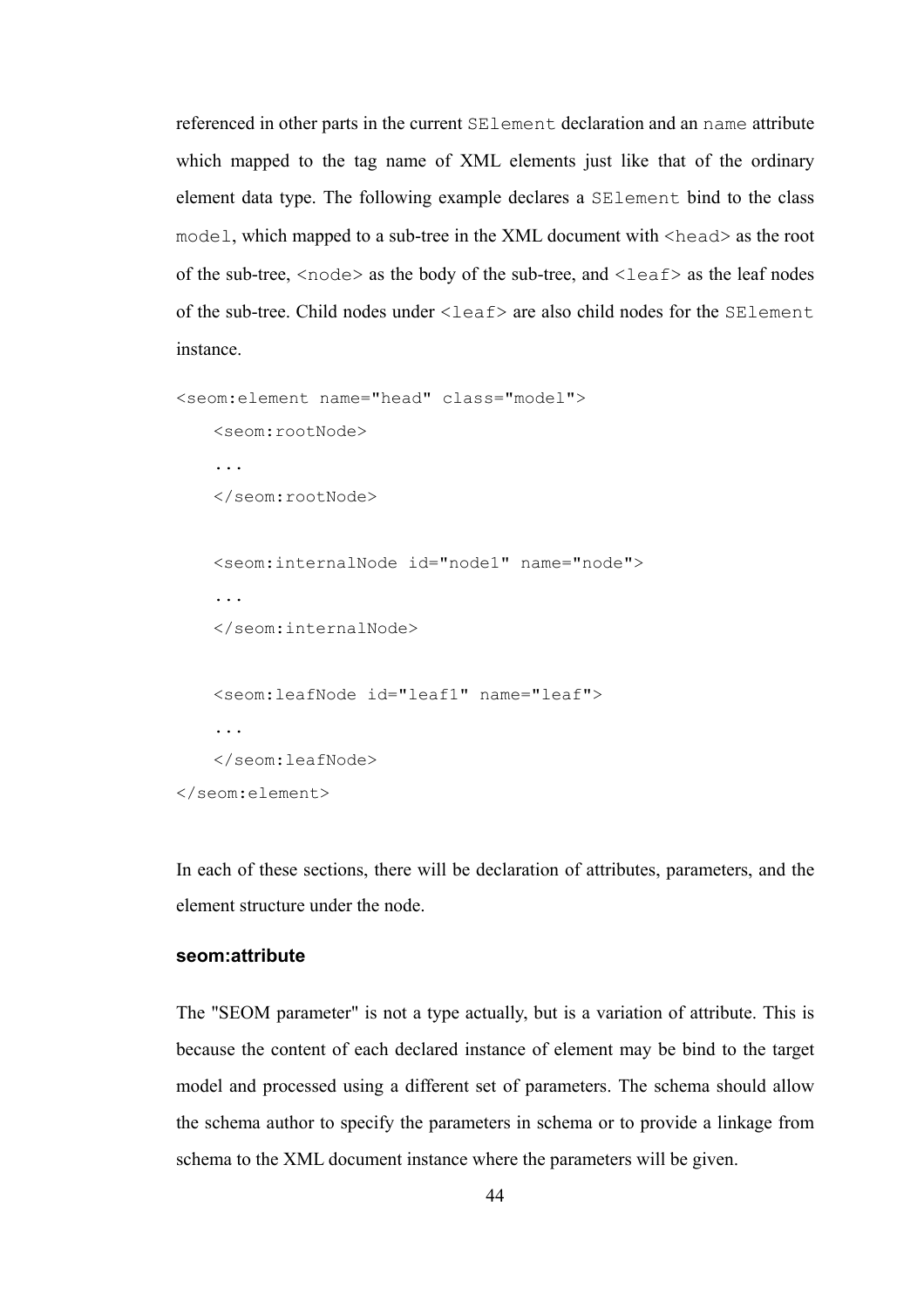referenced in other parts in the current `SElement` declaration and an `name` attribute which mapped to the tag name of XML elements just like that of the ordinary element data type. The following example declares a `SElement` bind to the class `model`, which mapped to a sub-tree in the XML document with `<head>` as the root of the sub-tree, `<node>` as the body of the sub-tree, and `<leaf>` as the leaf nodes of the sub-tree. Child nodes under `<leaf>` are also child nodes for the `SElement` instance.

```
<seom:element name="head" class="model">
    <seom:rootNode>
    ...
    </seom:rootNode>

    <seom:internalNode id="node1" name="node">
    ...
    </seom:internalNode>

    <seom:leafNode id="leaf1" name="leaf">
    ...
    </seom:leafNode>
</seom:element>
```

In each of these sections, there will be declaration of attributes, parameters, and the element structure under the node.

#### seom:attribute

The "SEOM parameter" is not a type actually, but is a variation of attribute. This is because the content of each declared instance of element may be bind to the target model and processed using a different set of parameters. The schema should allow the schema author to specify the parameters in schema or to provide a linkage from schema to the XML document instance where the parameters will be given.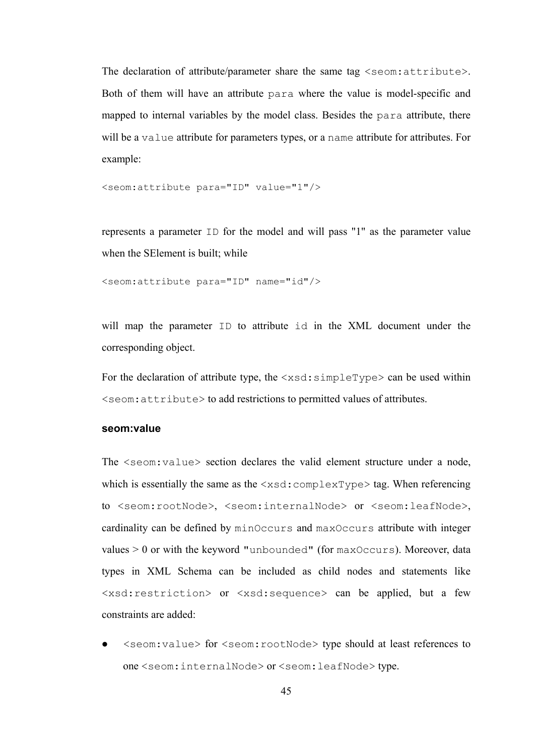The declaration of attribute/parameter share the same tag `<seom:attribute>`. Both of them will have an attribute `para` where the value is model-specific and mapped to internal variables by the model class. Besides the `para` attribute, there will be a `value` attribute for parameters types, or a `name` attribute for attributes. For example:

```
<seom:attribute para="ID" value="1"/>
```

represents a parameter `ID` for the model and will pass "1" as the parameter value when the SElement is built; while

```
<seom:attribute para="ID" name="id"/>
```

will map the parameter `ID` to attribute `id` in the XML document under the corresponding object.

For the declaration of attribute type, the `<xsd:simpleType>` can be used within `<seom:attribute>` to add restrictions to permitted values of attributes.

#### seom:value

The `<seom:value>` section declares the valid element structure under a node, which is essentially the same as the `<xsd:complexType>` tag. When referencing to `<seom:rootNode>`, `<seom:internalNode>` or `<seom:leafNode>`, cardinality can be defined by `minOccurs` and `maxOccurs` attribute with integer values > 0 or with the keyword "`unbounded`" (for `maxOccurs`). Moreover, data types in XML Schema can be included as child nodes and statements like `<xsd:restriction>` or `<xsd:sequence>` can be applied, but a few constraints are added:

- `<seom:value>` for `<seom:rootNode>` type should at least references to one `<seom:internalNode>` or `<seom:leafNode>` type.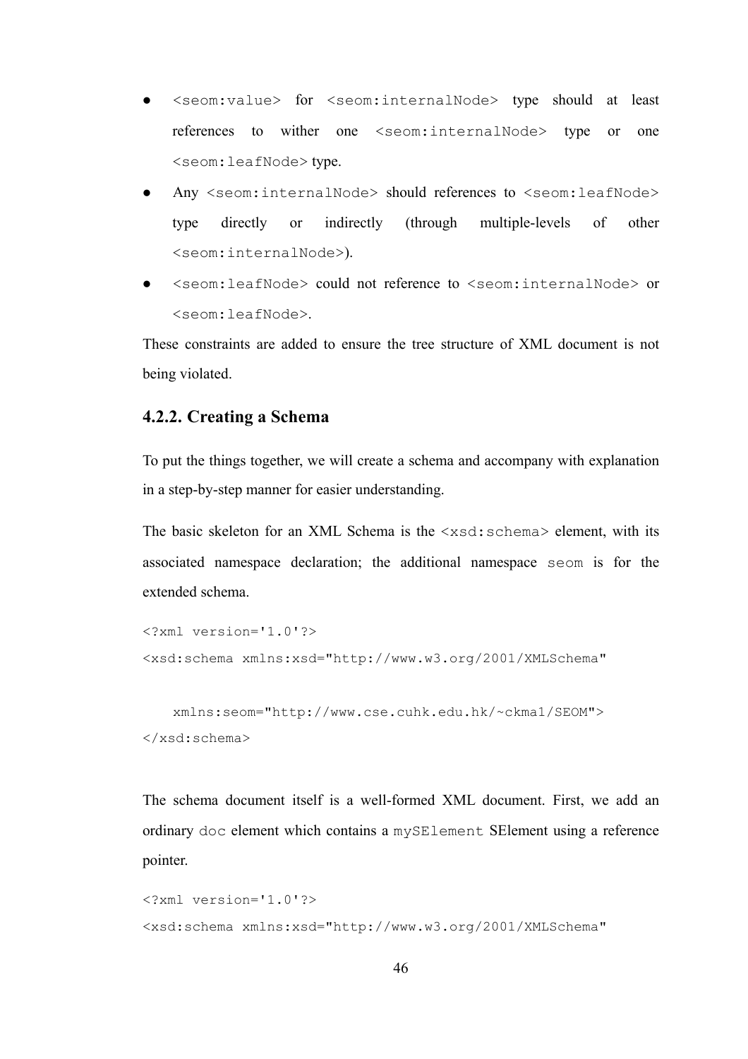- `<seom:value>` for `<seom:internalNode>` type should at least references to wither one `<seom:internalNode>` type or one `<seom:leafNode>` type.
- Any `<seom:internalNode>` should references to `<seom:leafNode>` type directly or indirectly (through multiple-levels of other `<seom:internalNode>`).
- `<seom:leafNode>` could not reference to `<seom:internalNode>` or `<seom:leafNode>`.

These constraints are added to ensure the tree structure of XML document is not being violated.

### 4.2.2. Creating a Schema

To put the things together, we will create a schema and accompany with explanation in a step-by-step manner for easier understanding.

The basic skeleton for an XML Schema is the `<xsd:schema>` element, with its associated namespace declaration; the additional namespace `seom` is for the extended schema.

```
<?xml version='1.0'?>
<xsd:schema xmlns:xsd="http://www.w3.org/2001/XMLSchema"

    xmlns:seom="http://www.cse.cuhk.edu.hk/~ckma1/SEOM">
</xsd:schema>
```

The schema document itself is a well-formed XML document. First, we add an ordinary `doc` element which contains a `mySElement` SElement using a reference pointer.

```
<?xml version='1.0'?>
<xsd:schema xmlns:xsd="http://www.w3.org/2001/XMLSchema"
```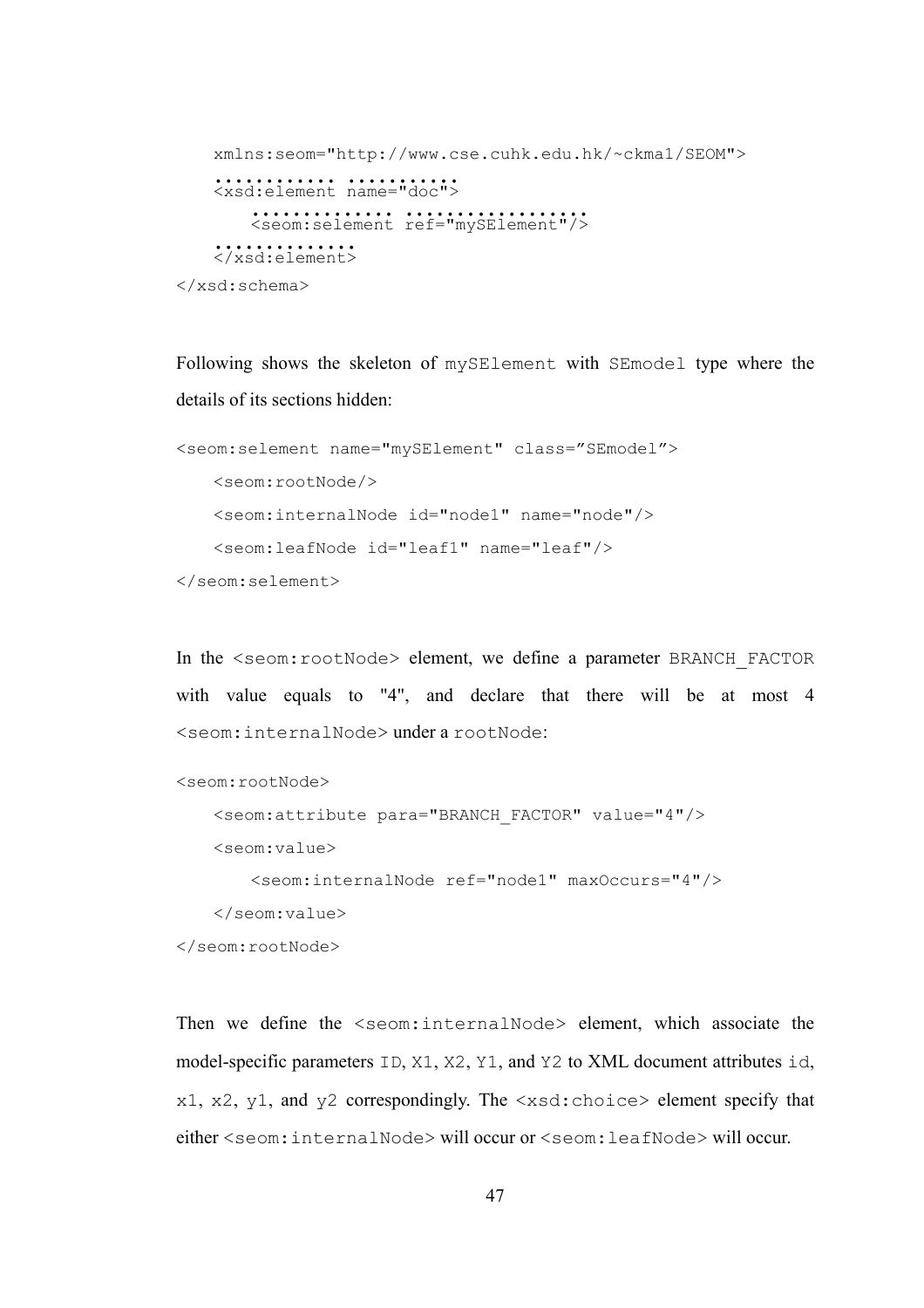```
    xmlns:seom="http://www.cse.cuhk.edu.hk/~ckma1/SEOM">
    ............ ...........
    <xsd:element name="doc">
        .............. .................
        <seom:selement ref="mySElement"/>
    .............
    </xsd:element>
</xsd:schema>
```

Following shows the skeleton of `mySElement` with `SEmodel` type where the details of its sections hidden:

```
<seom:selement name="mySElement" class="SEmodel">
    <seom:rootNode/>
    <seom:internalNode id="node1" name="node"/>
    <seom:leafNode id="leaf1" name="leaf"/>
</seom:selement>
```

In the `<seom:rootNode>` element, we define a parameter `BRANCH_FACTOR` with value equals to "4", and declare that there will be at most 4 `<seom:internalNode>` under a `rootNode`:

```
<seom:rootNode>
    <seom:attribute para="BRANCH_FACTOR" value="4"/>
    <seom:value>
        <seom:internalNode ref="node1" maxOccurs="4"/>
    </seom:value>
</seom:rootNode>
```

Then we define the `<seom:internalNode>` element, which associate the model-specific parameters `ID`, `X1`, `X2`, `Y1`, and `Y2` to XML document attributes `id`, `x1`, `x2`, `y1`, and `y2` correspondingly. The `<xsd:choice>` element specify that either `<seom:internalNode>` will occur or `<seom:leafNode>` will occur.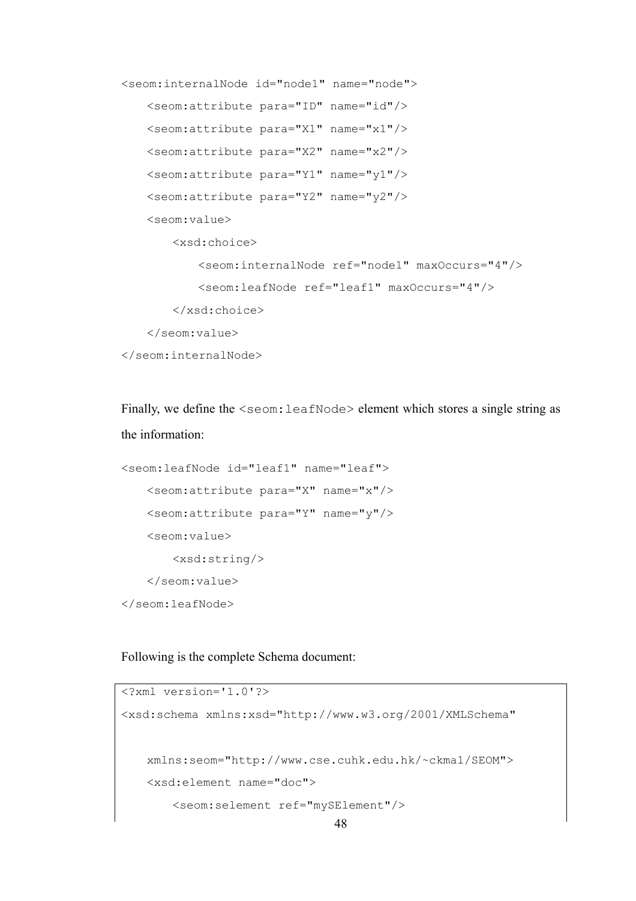```
<seom:internalNode id="node1" name="node">
    <seom:attribute para="ID" name="id"/>
    <seom:attribute para="X1" name="x1"/>
    <seom:attribute para="X2" name="x2"/>
    <seom:attribute para="Y1" name="y1"/>
    <seom:attribute para="Y2" name="y2"/>
    <seom:value>
        <xsd:choice>
            <seom:internalNode ref="node1" maxOccurs="4"/>
            <seom:leafNode ref="leaf1" maxOccurs="4"/>
        </xsd:choice>
    </seom:value>
</seom:internalNode>
```

Finally, we define the `<seom:leafNode>` element which stores a single string as the information:

```
<seom:leafNode id="leaf1" name="leaf">
    <seom:attribute para="X" name="x"/>
    <seom:attribute para="Y" name="y"/>
    <seom:value>
        <xsd:string/>
    </seom:value>
</seom:leafNode>
```

Following is the complete Schema document:

```
<?xml version='1.0'?>
<xsd:schema xmlns:xsd="http://www.w3.org/2001/XMLSchema"

    xmlns:seom="http://www.cse.cuhk.edu.hk/~ckma1/SEOM">
    <xsd:element name="doc">
        <seom:selement ref="mySElement"/>
```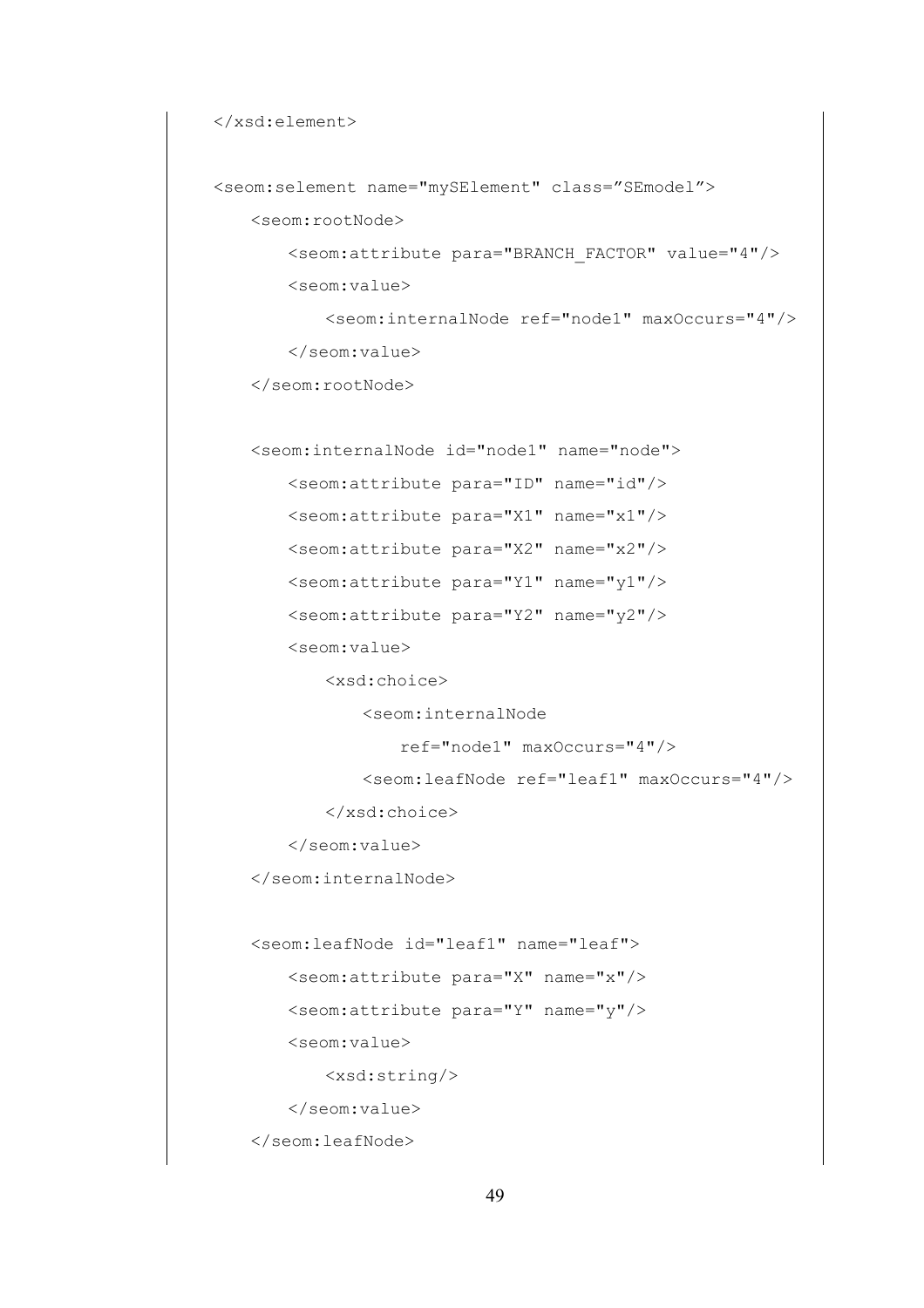```
</xsd:element>

<seom:selement name="mySElement" class="SEmodel">
    <seom:rootNode>
        <seom:attribute para="BRANCH_FACTOR" value="4"/>
        <seom:value>
            <seom:internalNode ref="node1" maxOccurs="4"/>
        </seom:value>
    </seom:rootNode>

    <seom:internalNode id="node1" name="node">
        <seom:attribute para="ID" name="id"/>
        <seom:attribute para="X1" name="x1"/>
        <seom:attribute para="X2" name="x2"/>
        <seom:attribute para="Y1" name="y1"/>
        <seom:attribute para="Y2" name="y2"/>
        <seom:value>
            <xsd:choice>
                <seom:internalNode
                    ref="node1" maxOccurs="4"/>
                <seom:leafNode ref="leaf1" maxOccurs="4"/>
            </xsd:choice>
        </seom:value>
    </seom:internalNode>

    <seom:leafNode id="leaf1" name="leaf">
        <seom:attribute para="X" name="x"/>
        <seom:attribute para="Y" name="y"/>
        <seom:value>
            <xsd:string/>
        </seom:value>
    </seom:leafNode>
```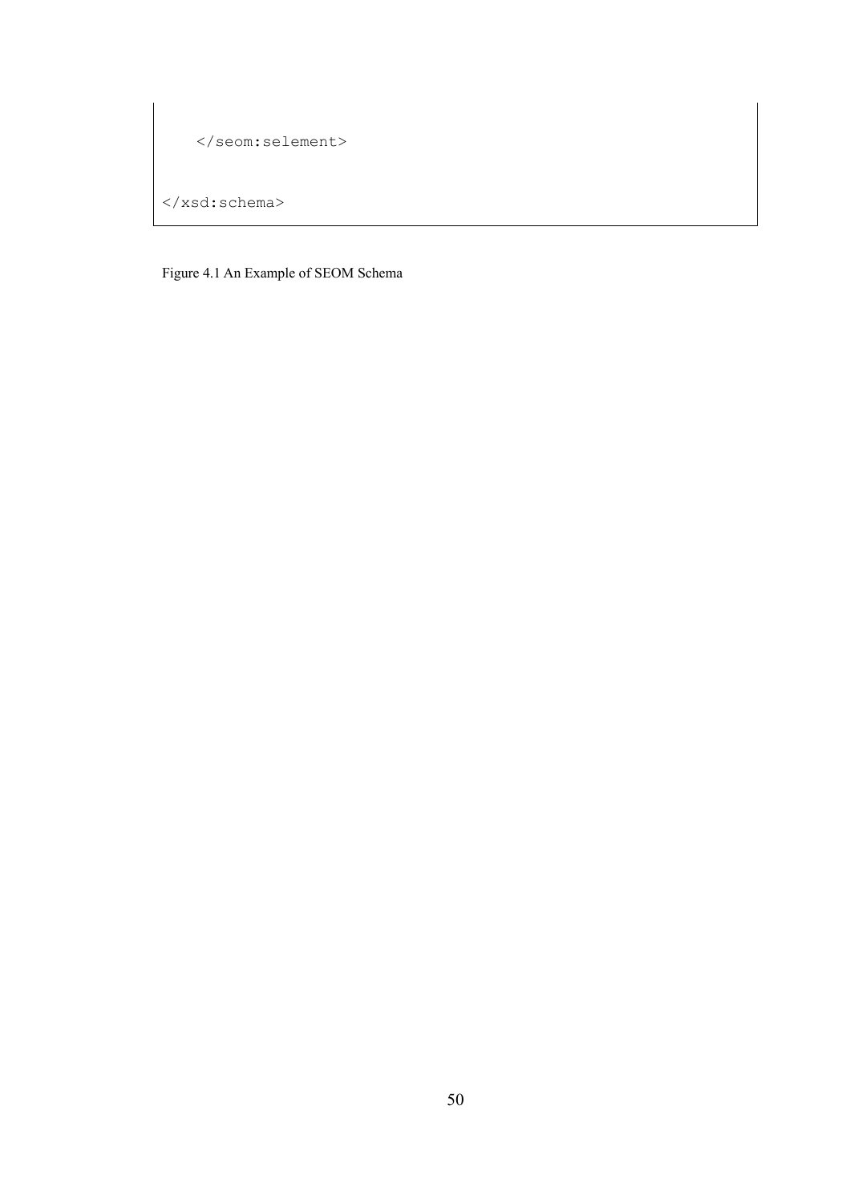```
    </seom:selement>

</xsd:schema>
```

Figure 4.1 An Example of SEOM Schema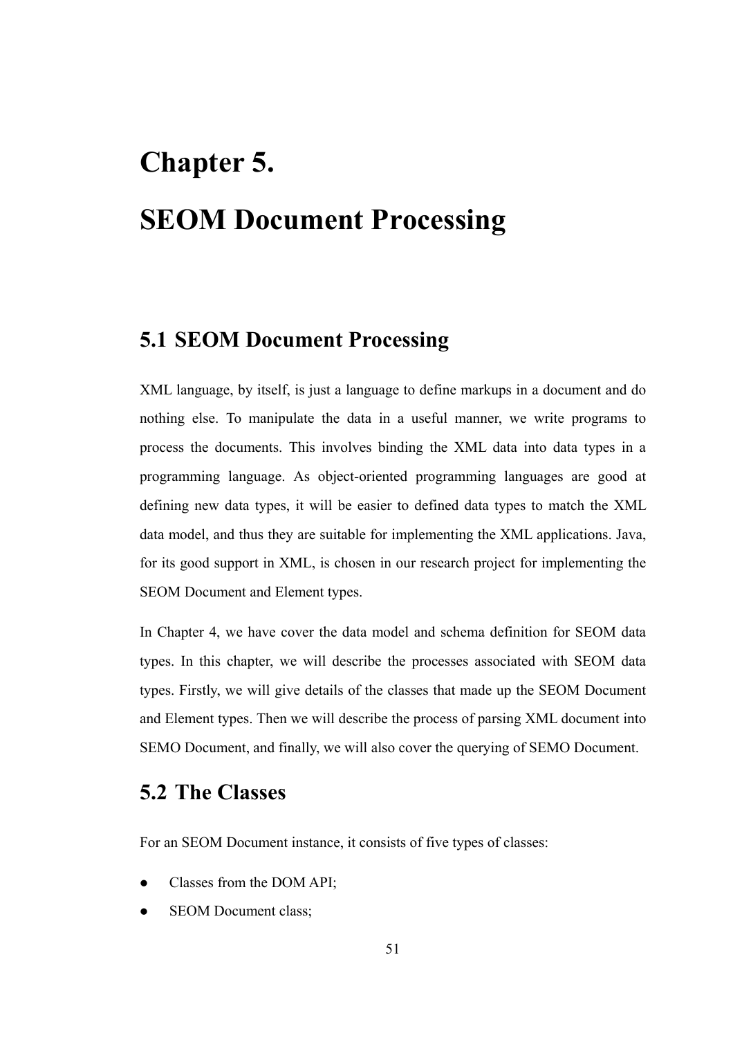# Chapter 5.

# SEOM Document Processing

## 5.1 SEOM Document Processing

XML language, by itself, is just a language to define markups in a document and do nothing else. To manipulate the data in a useful manner, we write programs to process the documents. This involves binding the XML data into data types in a programming language. As object-oriented programming languages are good at defining new data types, it will be easier to defined data types to match the XML data model, and thus they are suitable for implementing the XML applications. Java, for its good support in XML, is chosen in our research project for implementing the SEOM Document and Element types.

In Chapter 4, we have cover the data model and schema definition for SEOM data types. In this chapter, we will describe the processes associated with SEOM data types. Firstly, we will give details of the classes that made up the SEOM Document and Element types. Then we will describe the process of parsing XML document into SEMO Document, and finally, we will also cover the querying of SEMO Document.

## 5.2 The Classes

For an SEOM Document instance, it consists of five types of classes:

- Classes from the DOM API;
- SEOM Document class;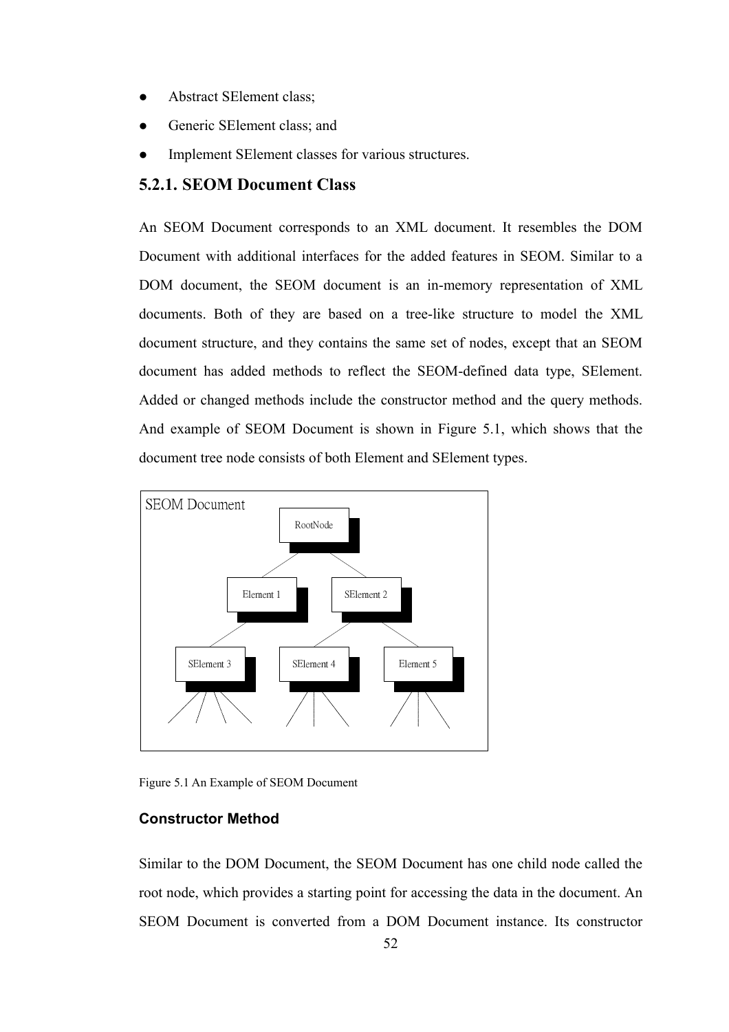- Abstract SElement class;
- Generic SElement class; and
- Implement SElement classes for various structures.

### 5.2.1. SEOM Document Class

An SEOM Document corresponds to an XML document. It resembles the DOM Document with additional interfaces for the added features in SEOM. Similar to a DOM document, the SEOM document is an in-memory representation of XML documents. Both of they are based on a tree-like structure to model the XML document structure, and they contains the same set of nodes, except that an SEOM document has added methods to reflect the SEOM-defined data type, SElement. Added or changed methods include the constructor method and the query methods. And example of SEOM Document is shown in Figure 5.1, which shows that the document tree node consists of both Element and SElement types.

Figure 5.1 An Example of SEOM Document

#### Constructor Method

Similar to the DOM Document, the SEOM Document has one child node called the root node, which provides a starting point for accessing the data in the document. An SEOM Document is converted from a DOM Document instance. Its constructor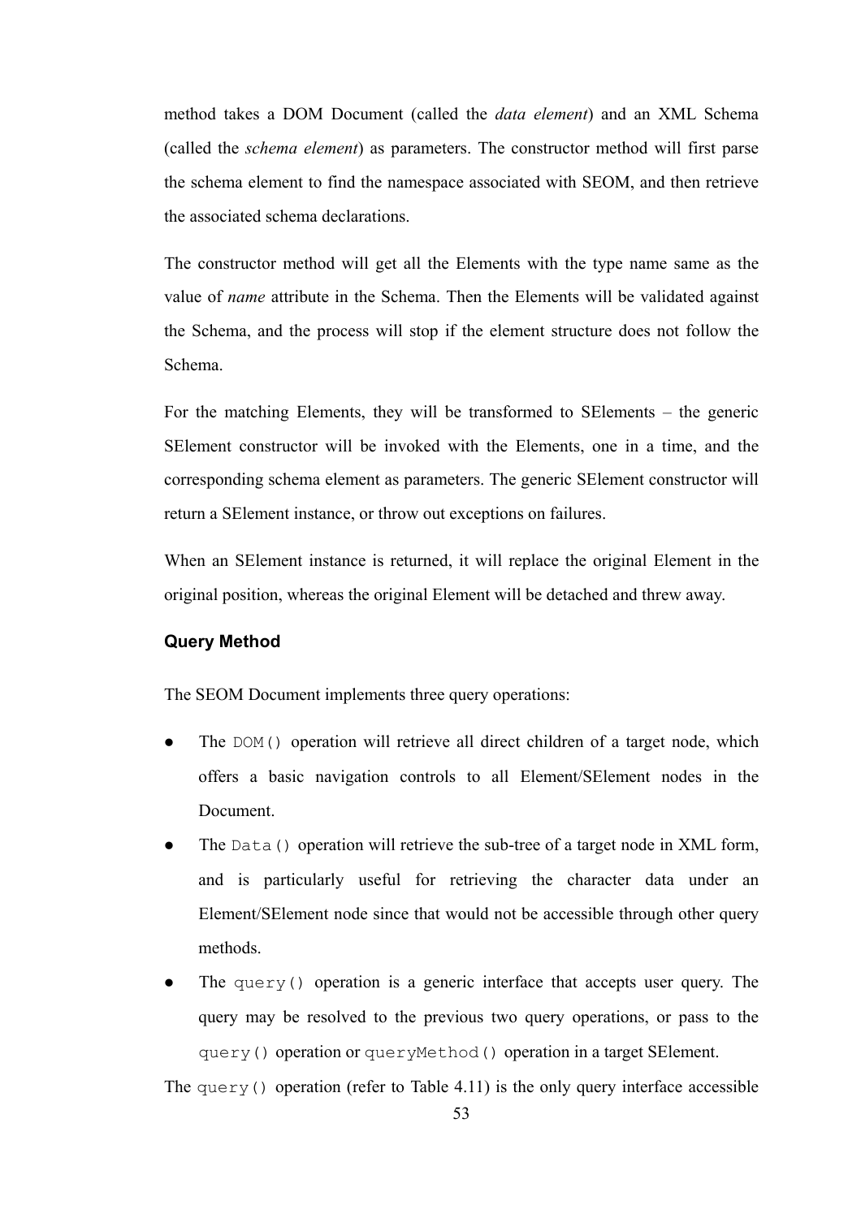method takes a DOM Document (called the *data element*) and an XML Schema (called the *schema element*) as parameters. The constructor method will first parse the schema element to find the namespace associated with SEOM, and then retrieve the associated schema declarations.

The constructor method will get all the Elements with the type name same as the value of *name* attribute in the Schema. Then the Elements will be validated against the Schema, and the process will stop if the element structure does not follow the Schema.

For the matching Elements, they will be transformed to SElements – the generic SElement constructor will be invoked with the Elements, one in a time, and the corresponding schema element as parameters. The generic SElement constructor will return a SElement instance, or throw out exceptions on failures.

When an SElement instance is returned, it will replace the original Element in the original position, whereas the original Element will be detached and threw away.

#### Query Method

The SEOM Document implements three query operations:

- The `DOM()` operation will retrieve all direct children of a target node, which offers a basic navigation controls to all Element/SElement nodes in the Document.
- The `Data()` operation will retrieve the sub-tree of a target node in XML form, and is particularly useful for retrieving the character data under an Element/SElement node since that would not be accessible through other query methods.
- The `query()` operation is a generic interface that accepts user query. The query may be resolved to the previous two query operations, or pass to the `query()` operation or `queryMethod()` operation in a target SElement.

The `query()` operation (refer to Table 4.11) is the only query interface accessible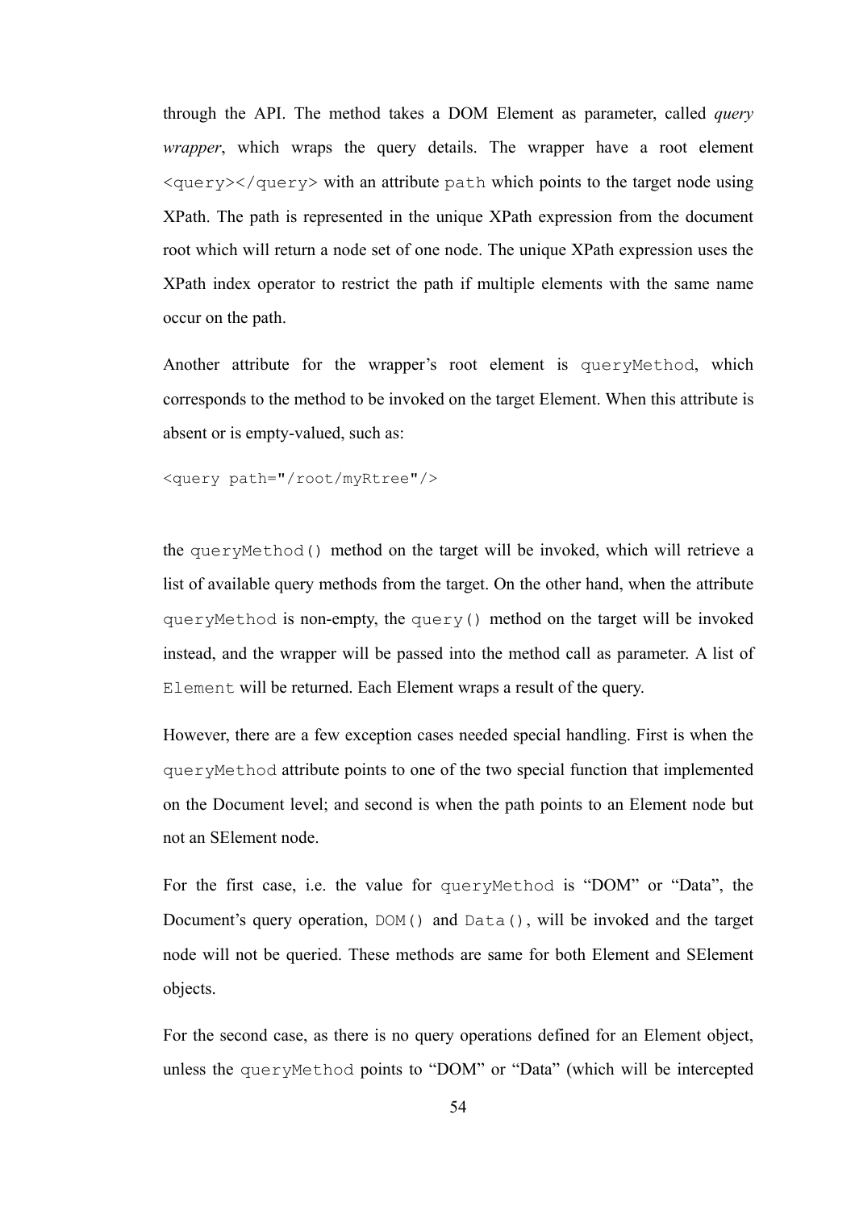through the API. The method takes a DOM Element as parameter, called *query wrapper*, which wraps the query details. The wrapper have a root element `<query></query>` with an attribute `path` which points to the target node using XPath. The path is represented in the unique XPath expression from the document root which will return a node set of one node. The unique XPath expression uses the XPath index operator to restrict the path if multiple elements with the same name occur on the path.

Another attribute for the wrapper's root element is `queryMethod`, which corresponds to the method to be invoked on the target Element. When this attribute is absent or is empty-valued, such as:

```
<query path="/root/myRtree"/>
```

the `queryMethod()` method on the target will be invoked, which will retrieve a list of available query methods from the target. On the other hand, when the attribute `queryMethod` is non-empty, the `query()` method on the target will be invoked instead, and the wrapper will be passed into the method call as parameter. A list of `Element` will be returned. Each Element wraps a result of the query.

However, there are a few exception cases needed special handling. First is when the `queryMethod` attribute points to one of the two special function that implemented on the Document level; and second is when the path points to an Element node but not an SElement node.

For the first case, i.e. the value for `queryMethod` is "DOM" or "Data", the Document's query operation, `DOM()` and `Data()`, will be invoked and the target node will not be queried. These methods are same for both Element and SElement objects.

For the second case, as there is no query operations defined for an Element object, unless the `queryMethod` points to "DOM" or "Data" (which will be intercepted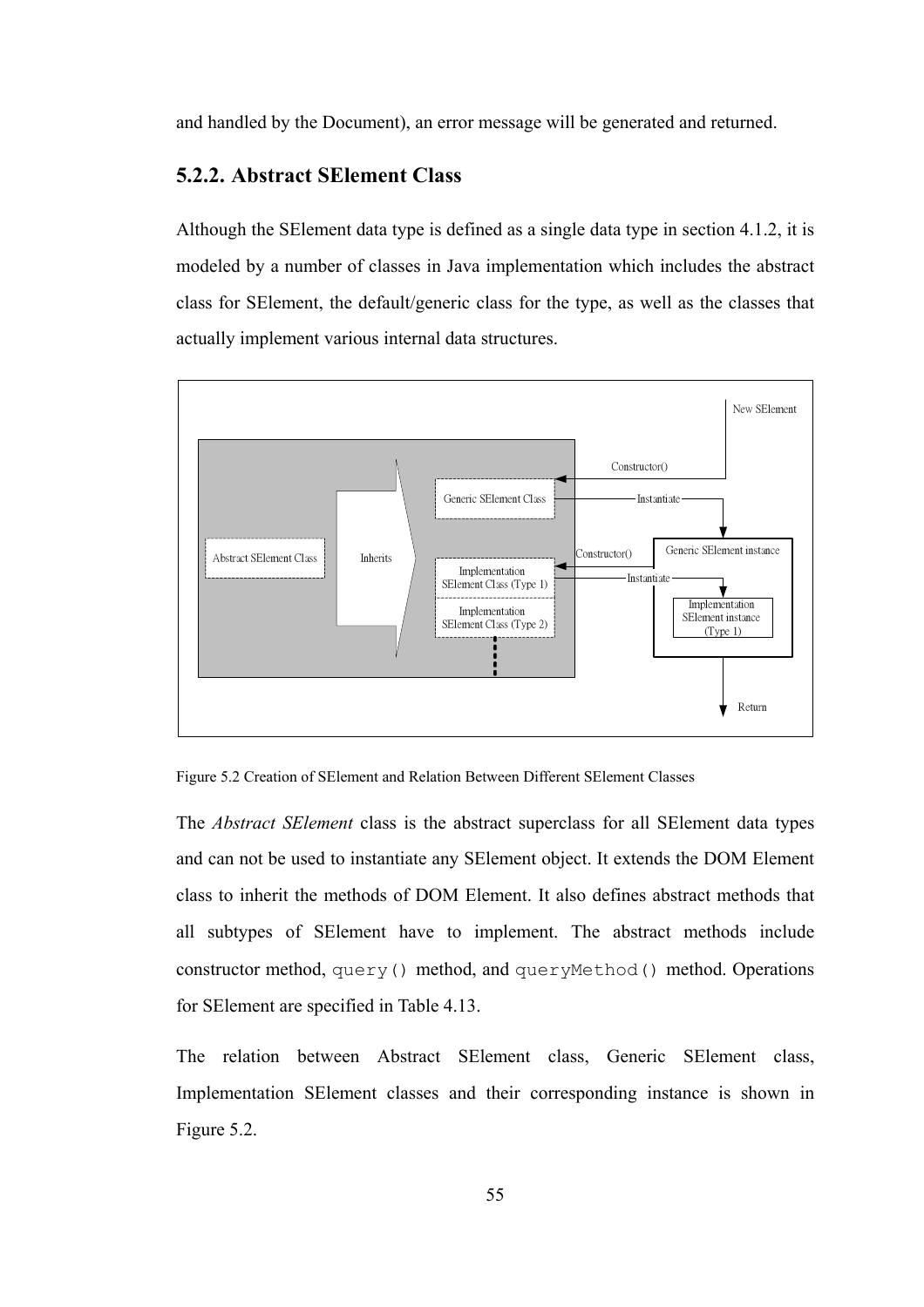and handled by the Document), an error message will be generated and returned.

### 5.2.2. Abstract SElement Class

Although the SElement data type is defined as a single data type in section 4.1.2, it is modeled by a number of classes in Java implementation which includes the abstract class for SElement, the default/generic class for the type, as well as the classes that actually implement various internal data structures.

Figure 5.2 Creation of SElement and Relation Between Different SElement Classes

The *Abstract SElement* class is the abstract superclass for all SElement data types and can not be used to instantiate any SElement object. It extends the DOM Element class to inherit the methods of DOM Element. It also defines abstract methods that all subtypes of SElement have to implement. The abstract methods include constructor method, `query()` method, and `queryMethod()` method. Operations for SElement are specified in Table 4.13.

The relation between Abstract SElement class, Generic SElement class, Implementation SElement classes and their corresponding instance is shown in Figure 5.2.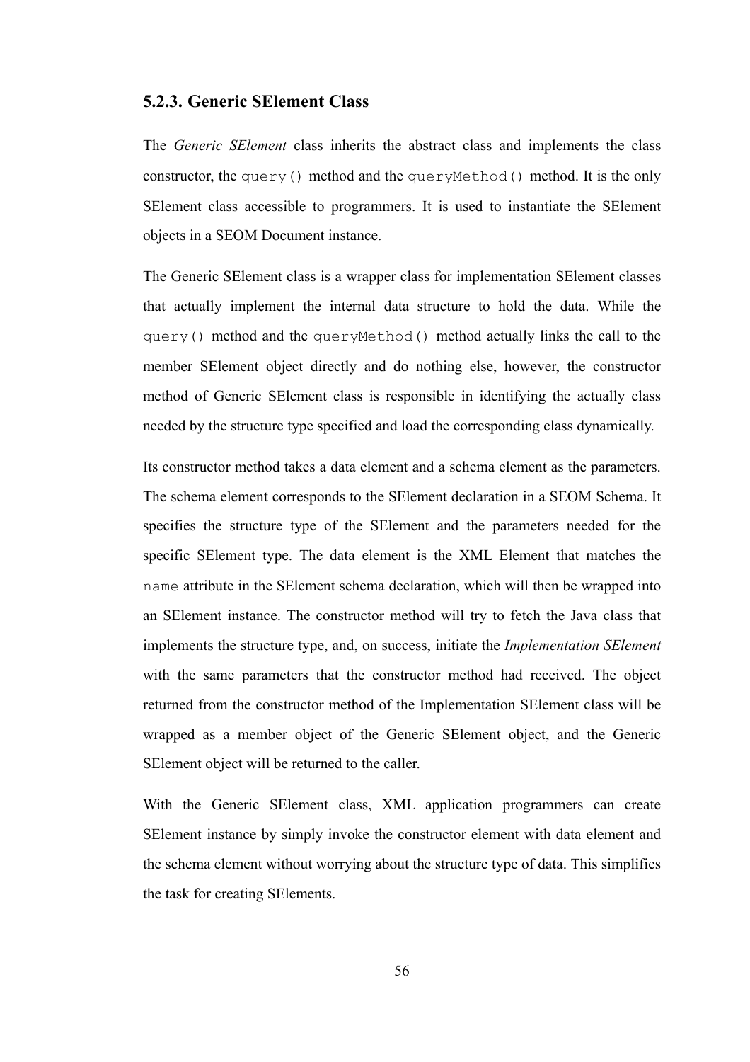### 5.2.3. Generic SElement Class

The *Generic SElement* class inherits the abstract class and implements the class constructor, the `query()` method and the `queryMethod()` method. It is the only SElement class accessible to programmers. It is used to instantiate the SElement objects in a SEOM Document instance.

The Generic SElement class is a wrapper class for implementation SElement classes that actually implement the internal data structure to hold the data. While the `query()` method and the `queryMethod()` method actually links the call to the member SElement object directly and do nothing else, however, the constructor method of Generic SElement class is responsible in identifying the actually class needed by the structure type specified and load the corresponding class dynamically.

Its constructor method takes a data element and a schema element as the parameters. The schema element corresponds to the SElement declaration in a SEOM Schema. It specifies the structure type of the SElement and the parameters needed for the specific SElement type. The data element is the XML Element that matches the `name` attribute in the SElement schema declaration, which will then be wrapped into an SElement instance. The constructor method will try to fetch the Java class that implements the structure type, and, on success, initiate the *Implementation SElement* with the same parameters that the constructor method had received. The object returned from the constructor method of the Implementation SElement class will be wrapped as a member object of the Generic SElement object, and the Generic SElement object will be returned to the caller.

With the Generic SElement class, XML application programmers can create SElement instance by simply invoke the constructor element with data element and the schema element without worrying about the structure type of data. This simplifies the task for creating SElements.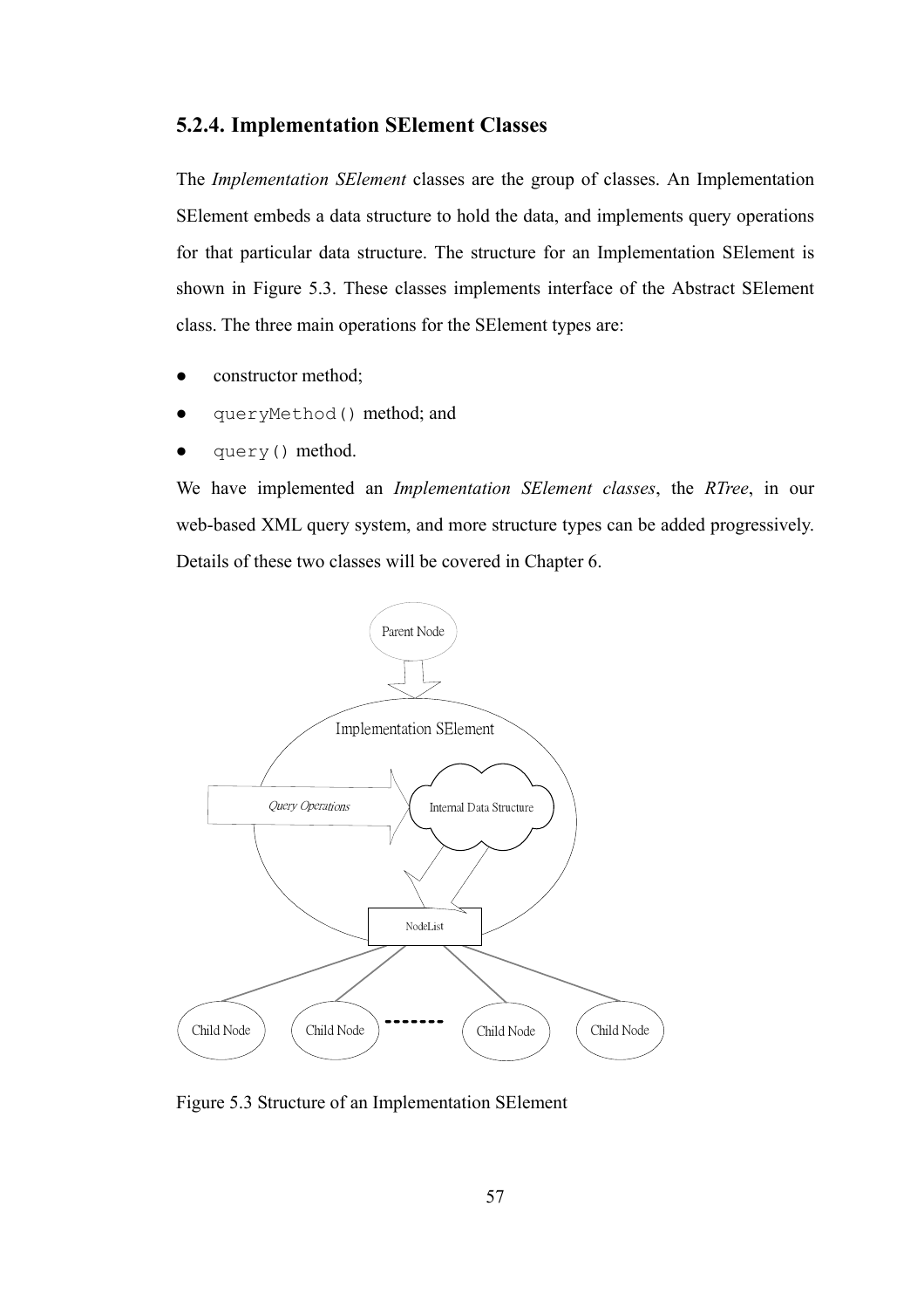### 5.2.4. Implementation SElement Classes

The *Implementation SElement* classes are the group of classes. An Implementation SElement embeds a data structure to hold the data, and implements query operations for that particular data structure. The structure for an Implementation SElement is shown in Figure 5.3. These classes implements interface of the Abstract SElement class. The three main operations for the SElement types are:

- constructor method;
- `queryMethod()` method; and
- `query()` method.

We have implemented an *Implementation SElement classes*, the *RTree*, in our web-based XML query system, and more structure types can be added progressively. Details of these two classes will be covered in Chapter 6.

Figure 5.3 Structure of an Implementation SElement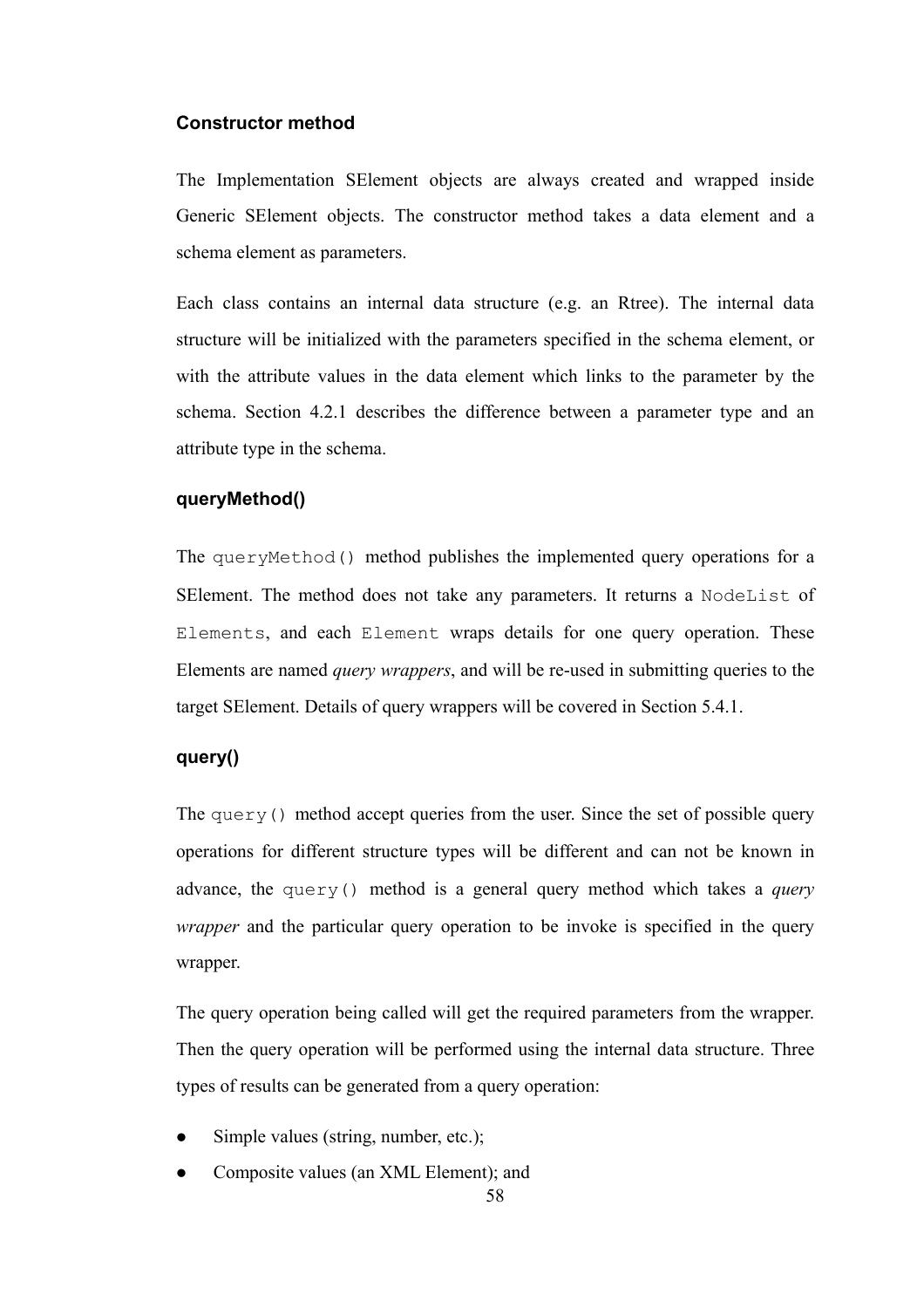### Constructor method

The Implementation SElement objects are always created and wrapped inside Generic SElement objects. The constructor method takes a data element and a schema element as parameters.

Each class contains an internal data structure (e.g. an Rtree). The internal data structure will be initialized with the parameters specified in the schema element, or with the attribute values in the data element which links to the parameter by the schema. Section 4.2.1 describes the difference between a parameter type and an attribute type in the schema.

### queryMethod()

The `queryMethod()` method publishes the implemented query operations for a SElement. The method does not take any parameters. It returns a `NodeList` of `Elements`, and each `Element` wraps details for one query operation. These Elements are named *query wrappers*, and will be re-used in submitting queries to the target SElement. Details of query wrappers will be covered in Section 5.4.1.

### query()

The `query()` method accept queries from the user. Since the set of possible query operations for different structure types will be different and can not be known in advance, the `query()` method is a general query method which takes a *query wrapper* and the particular query operation to be invoke is specified in the query wrapper.

The query operation being called will get the required parameters from the wrapper. Then the query operation will be performed using the internal data structure. Three types of results can be generated from a query operation:

- Simple values (string, number, etc.);
- Composite values (an XML Element); and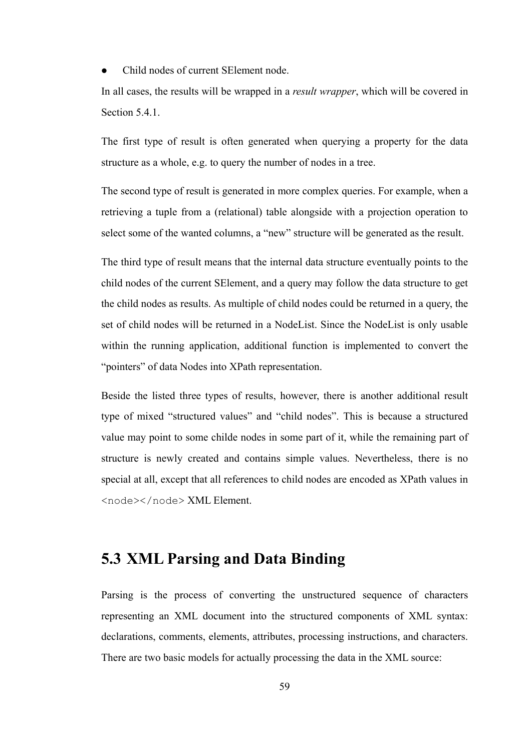- Child nodes of current SElement node.

In all cases, the results will be wrapped in a *result wrapper*, which will be covered in Section 5.4.1.

The first type of result is often generated when querying a property for the data structure as a whole, e.g. to query the number of nodes in a tree.

The second type of result is generated in more complex queries. For example, when a retrieving a tuple from a (relational) table alongside with a projection operation to select some of the wanted columns, a "new" structure will be generated as the result.

The third type of result means that the internal data structure eventually points to the child nodes of the current SElement, and a query may follow the data structure to get the child nodes as results. As multiple of child nodes could be returned in a query, the set of child nodes will be returned in a NodeList. Since the NodeList is only usable within the running application, additional function is implemented to convert the "pointers" of data Nodes into XPath representation.

Beside the listed three types of results, however, there is another additional result type of mixed "structured values" and "child nodes". This is because a structured value may point to some childe nodes in some part of it, while the remaining part of structure is newly created and contains simple values. Nevertheless, there is no special at all, except that all references to child nodes are encoded as XPath values in `<node></node>` XML Element.

## 5.3 XML Parsing and Data Binding

Parsing is the process of converting the unstructured sequence of characters representing an XML document into the structured components of XML syntax: declarations, comments, elements, attributes, processing instructions, and characters. There are two basic models for actually processing the data in the XML source: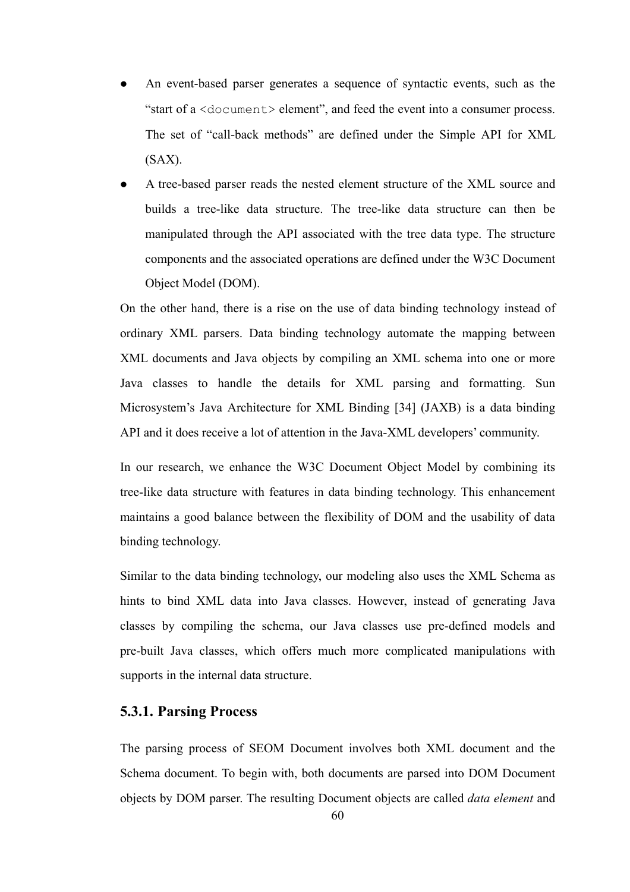- An event-based parser generates a sequence of syntactic events, such as the "start of a `<document>` element", and feed the event into a consumer process. The set of "call-back methods" are defined under the Simple API for XML (SAX).
- A tree-based parser reads the nested element structure of the XML source and builds a tree-like data structure. The tree-like data structure can then be manipulated through the API associated with the tree data type. The structure components and the associated operations are defined under the W3C Document Object Model (DOM).

On the other hand, there is a rise on the use of data binding technology instead of ordinary XML parsers. Data binding technology automate the mapping between XML documents and Java objects by compiling an XML schema into one or more Java classes to handle the details for XML parsing and formatting. Sun Microsystem's Java Architecture for XML Binding [34] (JAXB) is a data binding API and it does receive a lot of attention in the Java-XML developers' community.

In our research, we enhance the W3C Document Object Model by combining its tree-like data structure with features in data binding technology. This enhancement maintains a good balance between the flexibility of DOM and the usability of data binding technology.

Similar to the data binding technology, our modeling also uses the XML Schema as hints to bind XML data into Java classes. However, instead of generating Java classes by compiling the schema, our Java classes use pre-defined models and pre-built Java classes, which offers much more complicated manipulations with supports in the internal data structure.

### 5.3.1. Parsing Process

The parsing process of SEOM Document involves both XML document and the Schema document. To begin with, both documents are parsed into DOM Document objects by DOM parser. The resulting Document objects are called *data element* and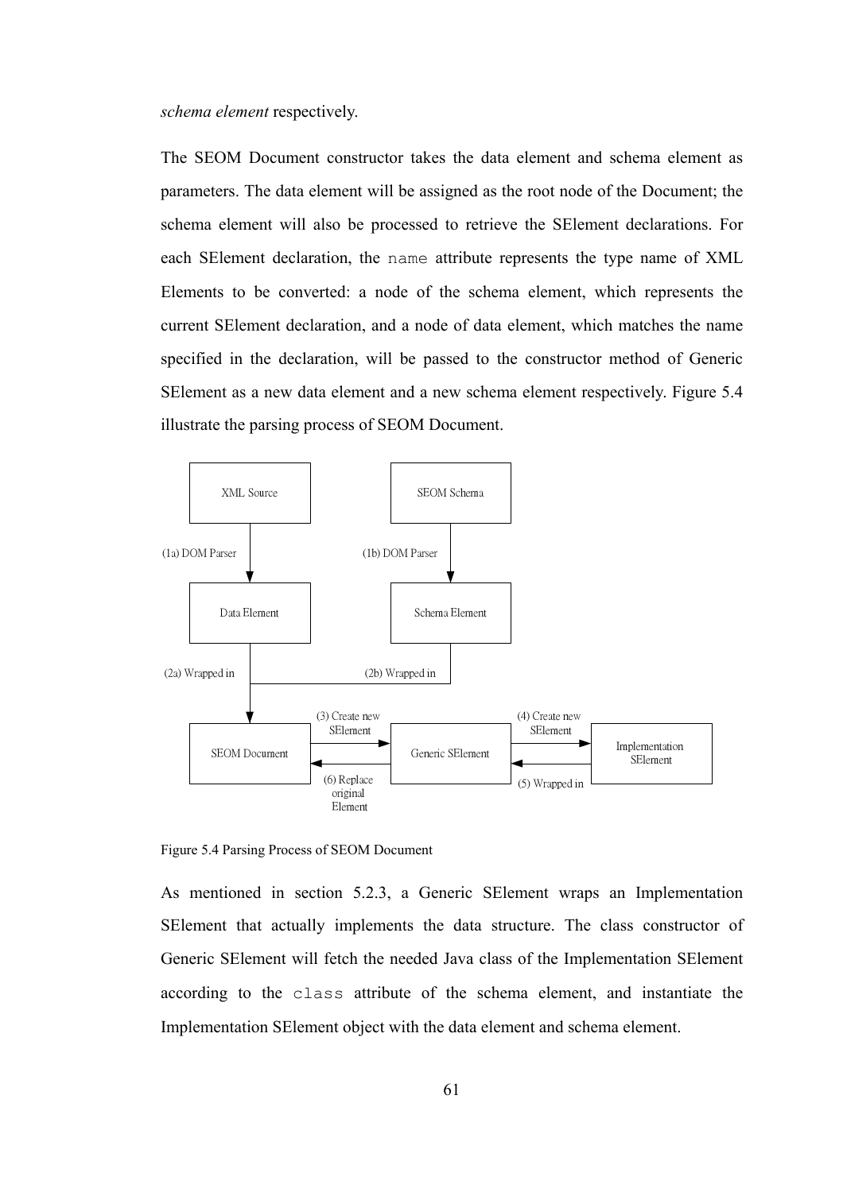*schema element* respectively.

The SEOM Document constructor takes the data element and schema element as parameters. The data element will be assigned as the root node of the Document; the schema element will also be processed to retrieve the SElement declarations. For each SElement declaration, the `name` attribute represents the type name of XML Elements to be converted: a node of the schema element, which represents the current SElement declaration, and a node of data element, which matches the name specified in the declaration, will be passed to the constructor method of Generic SElement as a new data element and a new schema element respectively. Figure 5.4 illustrate the parsing process of SEOM Document.

Figure 5.4 Parsing Process of SEOM Document

As mentioned in section 5.2.3, a Generic SElement wraps an Implementation SElement that actually implements the data structure. The class constructor of Generic SElement will fetch the needed Java class of the Implementation SElement according to the `class` attribute of the schema element, and instantiate the Implementation SElement object with the data element and schema element.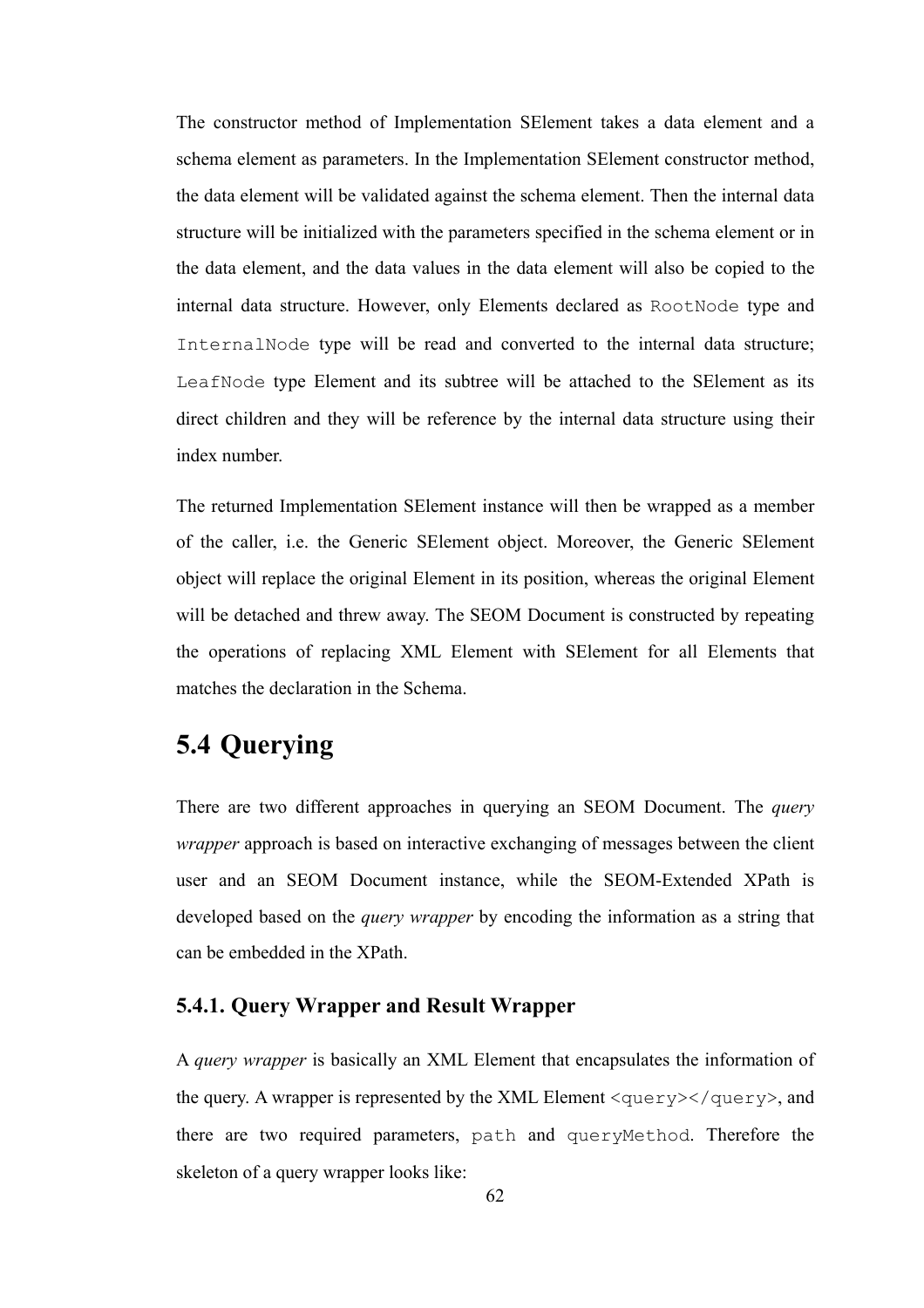The constructor method of Implementation SElement takes a data element and a schema element as parameters. In the Implementation SElement constructor method, the data element will be validated against the schema element. Then the internal data structure will be initialized with the parameters specified in the schema element or in the data element, and the data values in the data element will also be copied to the internal data structure. However, only Elements declared as `RootNode` type and `InternalNode` type will be read and converted to the internal data structure; `LeafNode` type Element and its subtree will be attached to the SElement as its direct children and they will be reference by the internal data structure using their index number.

The returned Implementation SElement instance will then be wrapped as a member of the caller, i.e. the Generic SElement object. Moreover, the Generic SElement object will replace the original Element in its position, whereas the original Element will be detached and threw away. The SEOM Document is constructed by repeating the operations of replacing XML Element with SElement for all Elements that matches the declaration in the Schema.

## 5.4 Querying

There are two different approaches in querying an SEOM Document. The *query wrapper* approach is based on interactive exchanging of messages between the client user and an SEOM Document instance, while the SEOM-Extended XPath is developed based on the *query wrapper* by encoding the information as a string that can be embedded in the XPath.

### 5.4.1. Query Wrapper and Result Wrapper

A *query wrapper* is basically an XML Element that encapsulates the information of the query. A wrapper is represented by the XML Element `<query></query>`, and there are two required parameters, `path` and `queryMethod`. Therefore the skeleton of a query wrapper looks like: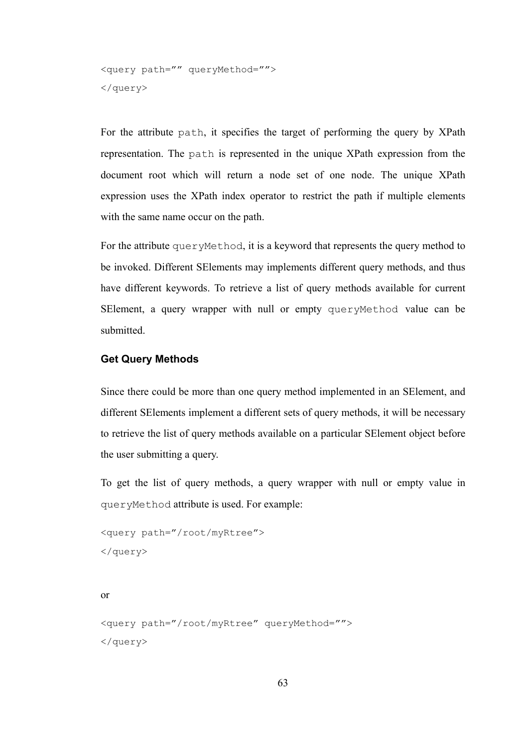```
<query path=”” queryMethod=””>
</query>
```

For the attribute `path`, it specifies the target of performing the query by XPath representation. The `path` is represented in the unique XPath expression from the document root which will return a node set of one node. The unique XPath expression uses the XPath index operator to restrict the path if multiple elements with the same name occur on the path.

For the attribute `queryMethod`, it is a keyword that represents the query method to be invoked. Different SElements may implements different query methods, and thus have different keywords. To retrieve a list of query methods available for current SElement, a query wrapper with null or empty `queryMethod` value can be submitted.

### Get Query Methods

Since there could be more than one query method implemented in an SElement, and different SElements implement a different sets of query methods, it will be necessary to retrieve the list of query methods available on a particular SElement object before the user submitting a query.

To get the list of query methods, a query wrapper with null or empty value in `queryMethod` attribute is used. For example:

```
<query path=”/root/myRtree”>
</query>
```

or

```
<query path=”/root/myRtree” queryMethod=””>
</query>
```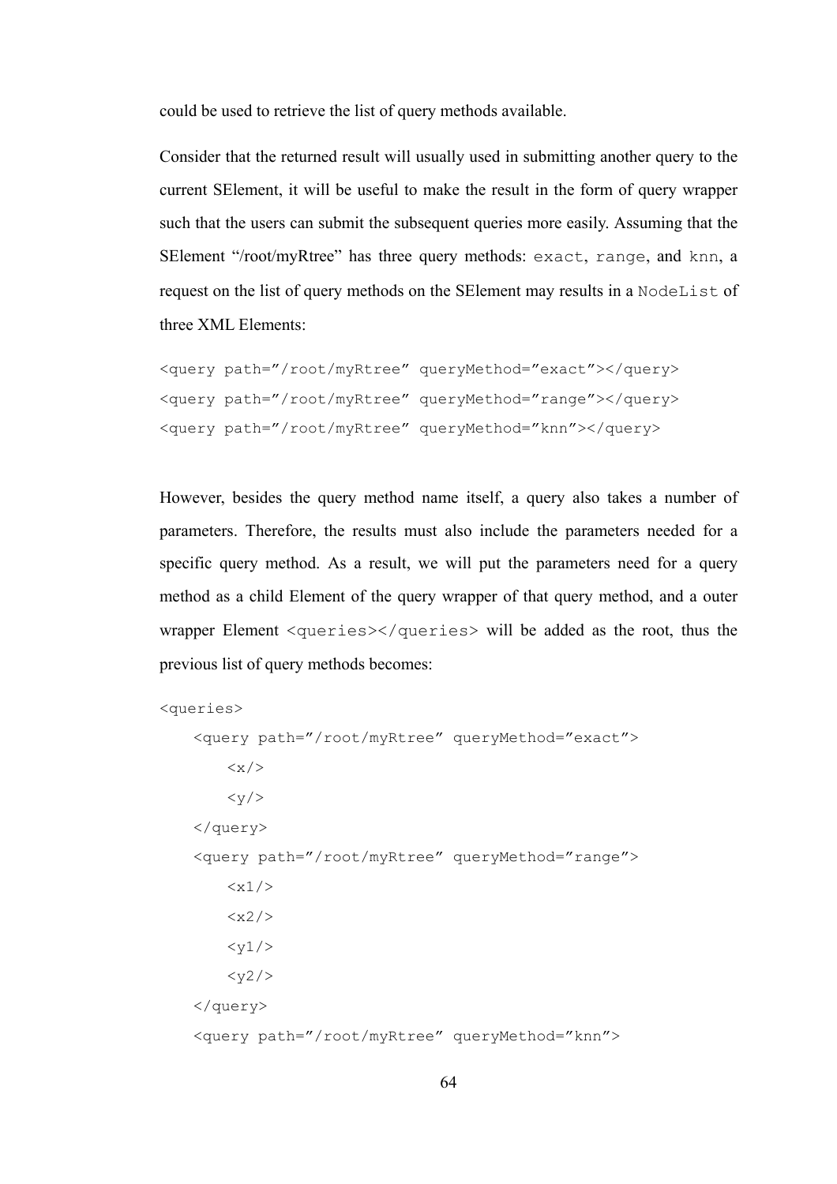could be used to retrieve the list of query methods available.

Consider that the returned result will usually used in submitting another query to the current SElement, it will be useful to make the result in the form of query wrapper such that the users can submit the subsequent queries more easily. Assuming that the SElement "/root/myRtree" has three query methods: `exact`, `range`, and `knn`, a request on the list of query methods on the SElement may results in a `NodeList` of three XML Elements:

```
<query path="/root/myRtree" queryMethod="exact"></query>
<query path="/root/myRtree" queryMethod="range"></query>
<query path="/root/myRtree" queryMethod="knn"></query>
```

However, besides the query method name itself, a query also takes a number of parameters. Therefore, the results must also include the parameters needed for a specific query method. As a result, we will put the parameters need for a query method as a child Element of the query wrapper of that query method, and a outer wrapper Element `<queries></queries>` will be added as the root, thus the previous list of query methods becomes:

```
<queries>
    <query path="/root/myRtree" queryMethod="exact">
        <x/>
        <y/>
    </query>
    <query path="/root/myRtree" queryMethod="range">
        <x1/>
        <x2/>
        <y1/>
        <y2/>
    </query>
    <query path="/root/myRtree" queryMethod="knn">
```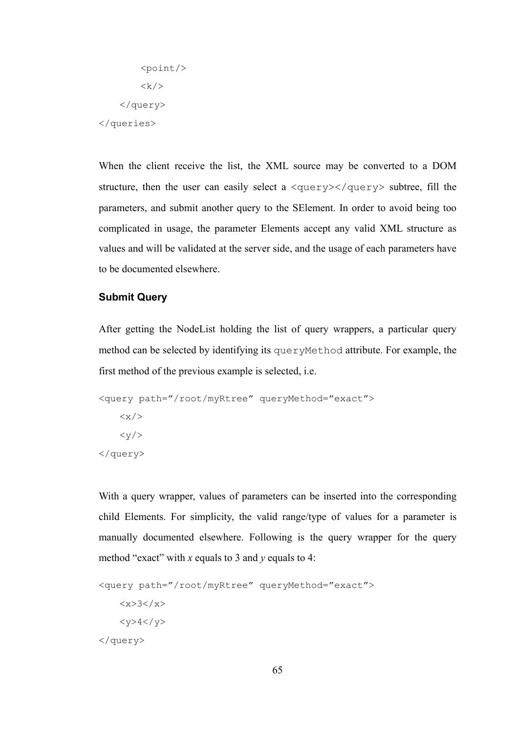```
        <point/>
        <k/>
    </query>
</queries>
```

When the client receive the list, the XML source may be converted to a DOM structure, then the user can easily select a `<query></query>` subtree, fill the parameters, and submit another query to the SElement. In order to avoid being too complicated in usage, the parameter Elements accept any valid XML structure as values and will be validated at the server side, and the usage of each parameters have to be documented elsewhere.

**Submit Query**

After getting the NodeList holding the list of query wrappers, a particular query method can be selected by identifying its `queryMethod` attribute. For example, the first method of the previous example is selected, i.e.

```
<query path="/root/myRtree" queryMethod="exact">
    <x/>
    <y/>
</query>
```

With a query wrapper, values of parameters can be inserted into the corresponding child Elements. For simplicity, the valid range/type of values for a parameter is manually documented elsewhere. Following is the query wrapper for the query method "exact" with $x$ equals to 3 and $y$ equals to 4:

```
<query path="/root/myRtree" queryMethod="exact">
    <x>3</x>
    <y>4</y>
</query>
```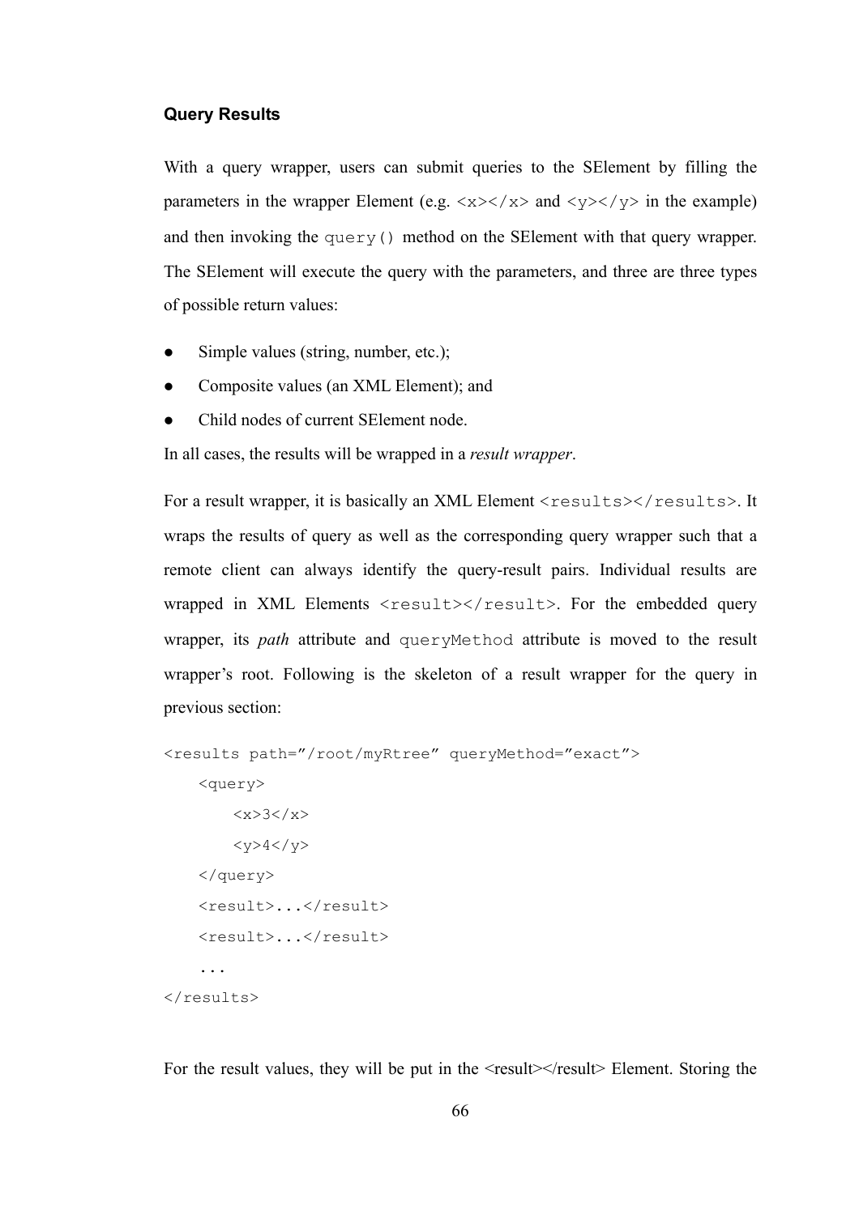### Query Results

With a query wrapper, users can submit queries to the SElement by filling the parameters in the wrapper Element (e.g. `<x></x>` and `<y></y>` in the example) and then invoking the `query()` method on the SElement with that query wrapper. The SElement will execute the query with the parameters, and three are three types of possible return values:

- Simple values (string, number, etc.);
- Composite values (an XML Element); and
- Child nodes of current SElement node.

In all cases, the results will be wrapped in a *result wrapper*.

For a result wrapper, it is basically an XML Element `<results></results>`. It wraps the results of query as well as the corresponding query wrapper such that a remote client can always identify the query-result pairs. Individual results are wrapped in XML Elements `<result></result>`. For the embedded query wrapper, its *path* attribute and `queryMethod` attribute is moved to the result wrapper's root. Following is the skeleton of a result wrapper for the query in previous section:

```
<results path="/root/myRtree" queryMethod="exact">
    <query>
        <x>3</x>
        <y>4</y>
    </query>
    <result>...</result>
    <result>...</result>
    ...
</results>
```

For the result values, they will be put in the <result></result> Element. Storing the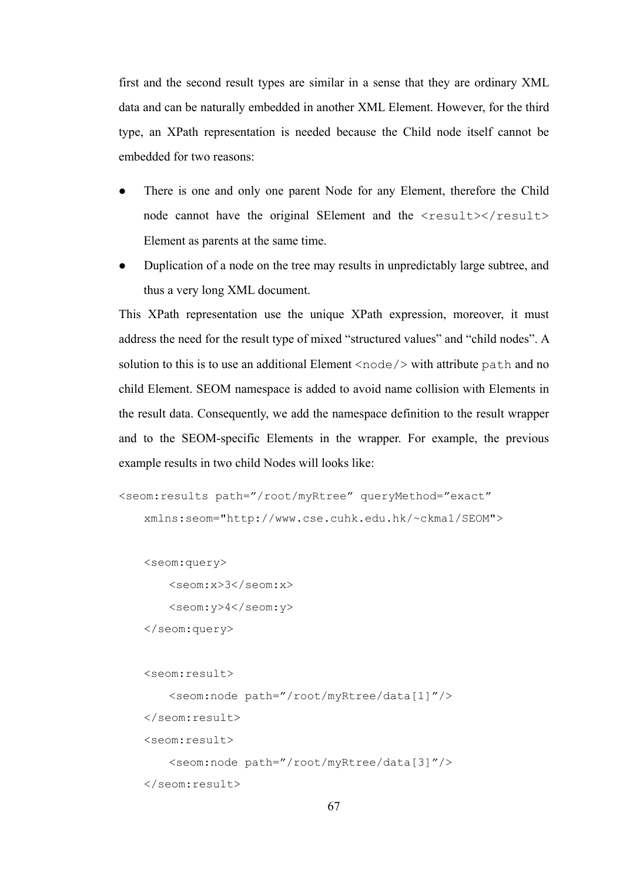first and the second result types are similar in a sense that they are ordinary XML data and can be naturally embedded in another XML Element. However, for the third type, an XPath representation is needed because the Child node itself cannot be embedded for two reasons:

- There is one and only one parent Node for any Element, therefore the Child node cannot have the original SElement and the `<result></result>` Element as parents at the same time.
- Duplication of a node on the tree may results in unpredictably large subtree, and thus a very long XML document.

This XPath representation use the unique XPath expression, moreover, it must address the need for the result type of mixed "structured values" and "child nodes". A solution to this is to use an additional Element `<node/>` with attribute `path` and no child Element. SEOM namespace is added to avoid name collision with Elements in the result data. Consequently, we add the namespace definition to the result wrapper and to the SEOM-specific Elements in the wrapper. For example, the previous example results in two child Nodes will looks like:

```
<seom:results path="/root/myRtree" queryMethod="exact"
    xmlns:seom="http://www.cse.cuhk.edu.hk/~ckma1/SEOM">

    <seom:query>
        <seom:x>3</seom:x>
        <seom:y>4</seom:y>
    </seom:query>

    <seom:result>
        <seom:node path="/root/myRtree/data[1]"/>
    </seom:result>
    <seom:result>
        <seom:node path="/root/myRtree/data[3]"/>
    </seom:result>
```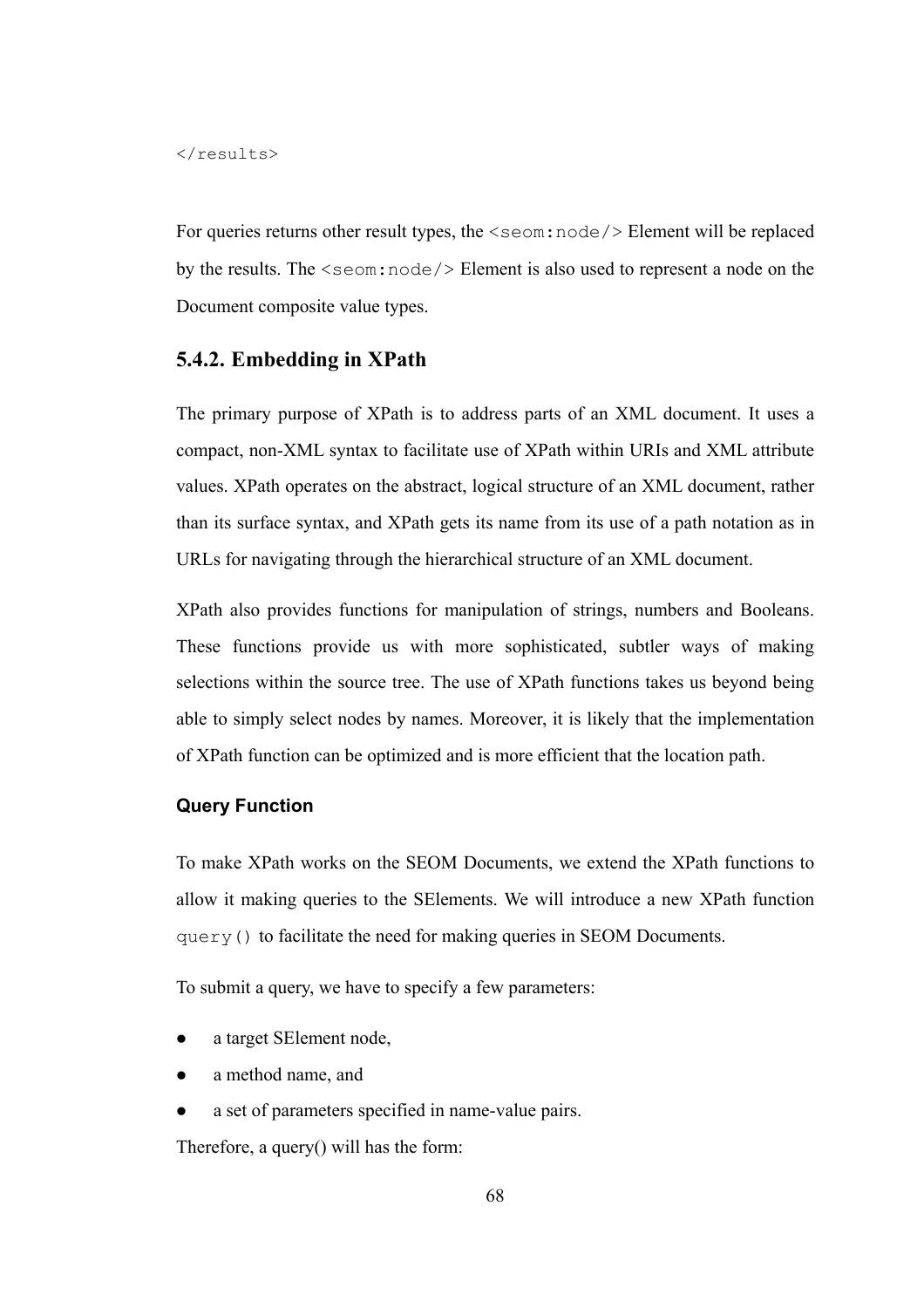```
</results>
```

For queries returns other result types, the `<seom:node/>` Element will be replaced by the results. The `<seom:node/>` Element is also used to represent a node on the Document composite value types.

### 5.4.2. Embedding in XPath

The primary purpose of XPath is to address parts of an XML document. It uses a compact, non-XML syntax to facilitate use of XPath within URIs and XML attribute values. XPath operates on the abstract, logical structure of an XML document, rather than its surface syntax, and XPath gets its name from its use of a path notation as in URLs for navigating through the hierarchical structure of an XML document.

XPath also provides functions for manipulation of strings, numbers and Booleans. These functions provide us with more sophisticated, subtler ways of making selections within the source tree. The use of XPath functions takes us beyond being able to simply select nodes by names. Moreover, it is likely that the implementation of XPath function can be optimized and is more efficient that the location path.

#### Query Function

To make XPath works on the SEOM Documents, we extend the XPath functions to allow it making queries to the SElements. We will introduce a new XPath function `query()` to facilitate the need for making queries in SEOM Documents.

To submit a query, we have to specify a few parameters:

- a target SElement node,
- a method name, and
- a set of parameters specified in name-value pairs.

Therefore, a query() will has the form: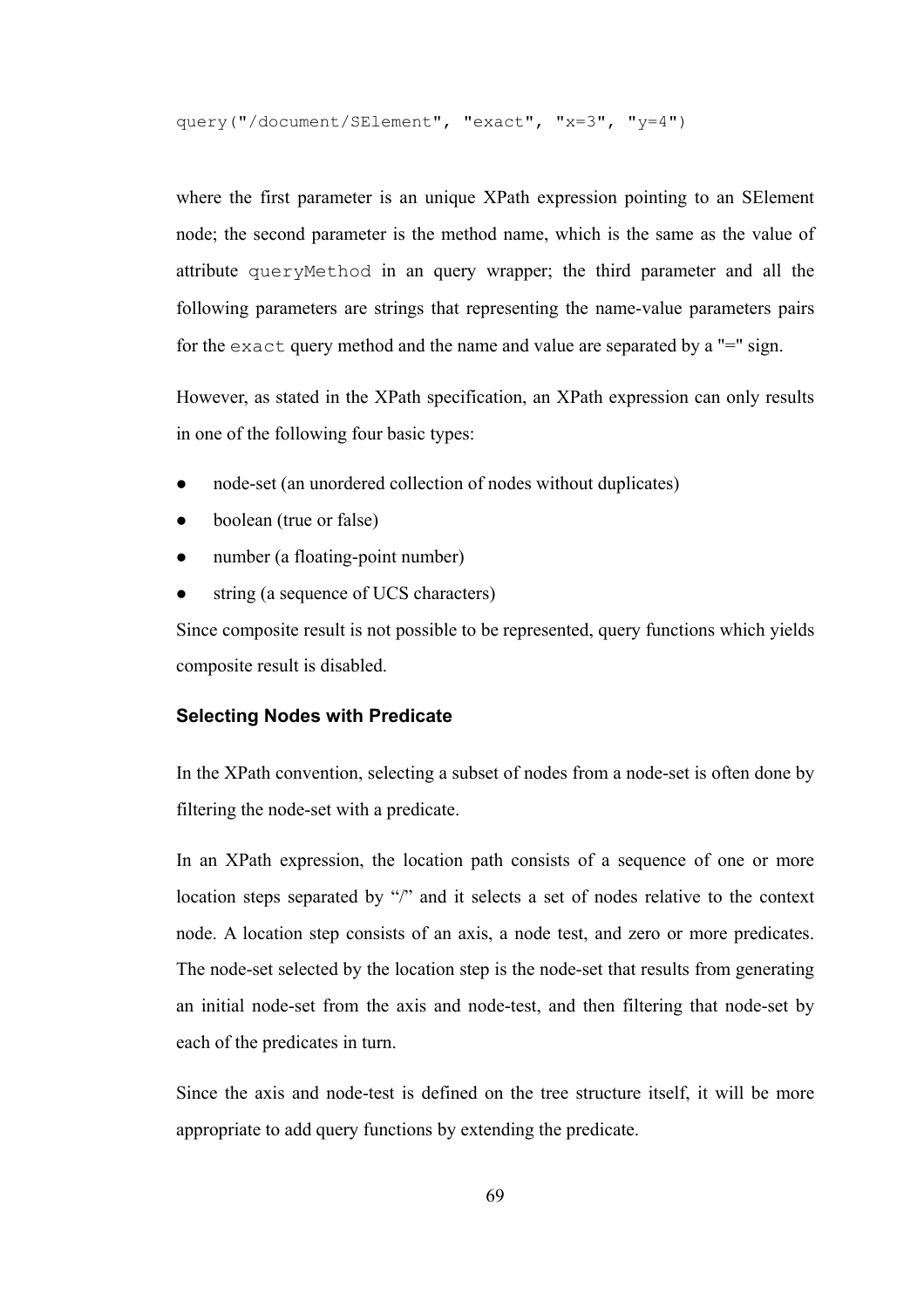```
query("/document/SElement", "exact", "x=3", "y=4")
```

where the first parameter is an unique XPath expression pointing to an SElement node; the second parameter is the method name, which is the same as the value of attribute `queryMethod` in an query wrapper; the third parameter and all the following parameters are strings that representing the name-value parameters pairs for the `exact` query method and the name and value are separated by a "=" sign.

However, as stated in the XPath specification, an XPath expression can only results in one of the following four basic types:

- node-set (an unordered collection of nodes without duplicates)
- boolean (true or false)
- number (a floating-point number)
- string (a sequence of UCS characters)

Since composite result is not possible to be represented, query functions which yields composite result is disabled.

### Selecting Nodes with Predicate

In the XPath convention, selecting a subset of nodes from a node-set is often done by filtering the node-set with a predicate.

In an XPath expression, the location path consists of a sequence of one or more location steps separated by "/" and it selects a set of nodes relative to the context node. A location step consists of an axis, a node test, and zero or more predicates. The node-set selected by the location step is the node-set that results from generating an initial node-set from the axis and node-test, and then filtering that node-set by each of the predicates in turn.

Since the axis and node-test is defined on the tree structure itself, it will be more appropriate to add query functions by extending the predicate.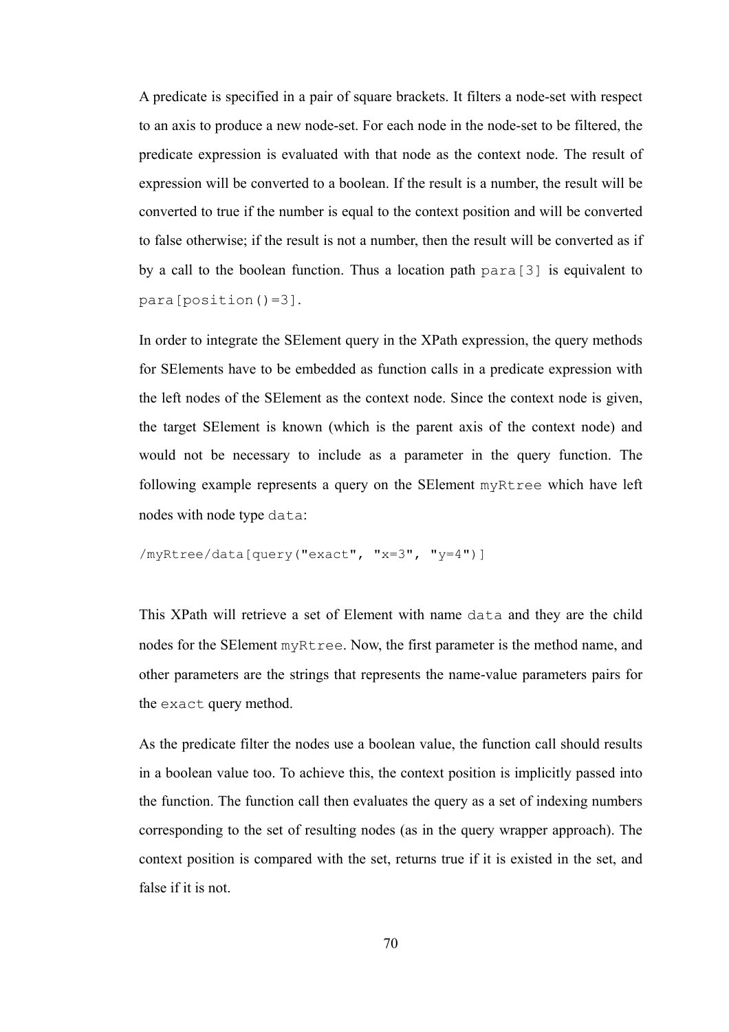A predicate is specified in a pair of square brackets. It filters a node-set with respect to an axis to produce a new node-set. For each node in the node-set to be filtered, the predicate expression is evaluated with that node as the context node. The result of expression will be converted to a boolean. If the result is a number, the result will be converted to true if the number is equal to the context position and will be converted to false otherwise; if the result is not a number, then the result will be converted as if by a call to the boolean function. Thus a location path `para[3]` is equivalent to `para[position()=3]`.

In order to integrate the SElement query in the XPath expression, the query methods for SElements have to be embedded as function calls in a predicate expression with the left nodes of the SElement as the context node. Since the context node is given, the target SElement is known (which is the parent axis of the context node) and would not be necessary to include as a parameter in the query function. The following example represents a query on the SElement `myRtree` which have left nodes with node type `data`:

```
/myRtree/data[query("exact", "x=3", "y=4")]
```

This XPath will retrieve a set of Element with name `data` and they are the child nodes for the SElement `myRtree`. Now, the first parameter is the method name, and other parameters are the strings that represents the name-value parameters pairs for the `exact` query method.

As the predicate filter the nodes use a boolean value, the function call should results in a boolean value too. To achieve this, the context position is implicitly passed into the function. The function call then evaluates the query as a set of indexing numbers corresponding to the set of resulting nodes (as in the query wrapper approach). The context position is compared with the set, returns true if it is existed in the set, and false if it is not.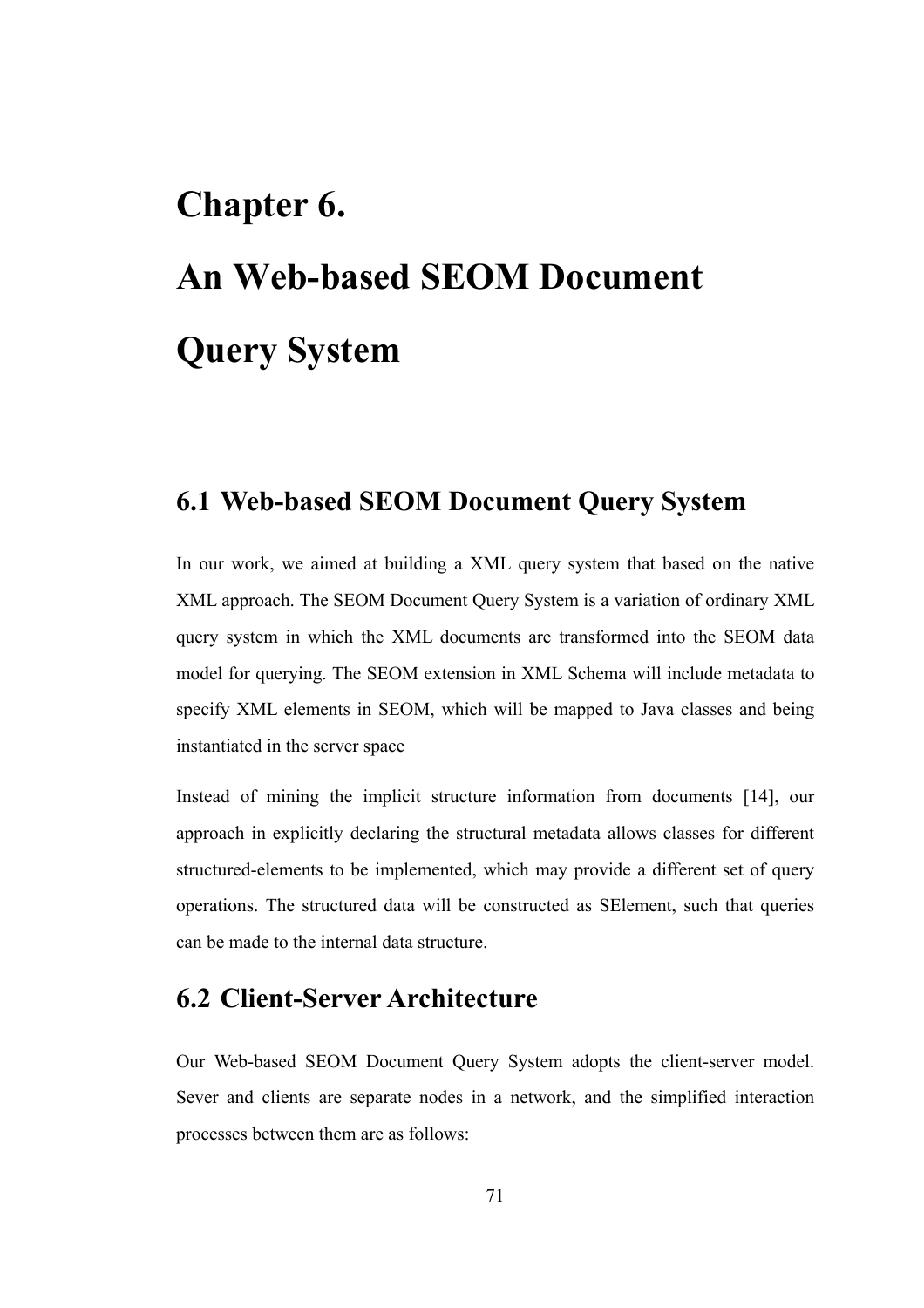# Chapter 6.

# An Web-based SEOM Document Query System

## 6.1 Web-based SEOM Document Query System

In our work, we aimed at building a XML query system that based on the native XML approach. The SEOM Document Query System is a variation of ordinary XML query system in which the XML documents are transformed into the SEOM data model for querying. The SEOM extension in XML Schema will include metadata to specify XML elements in SEOM, which will be mapped to Java classes and being instantiated in the server space

Instead of mining the implicit structure information from documents [14], our approach in explicitly declaring the structural metadata allows classes for different structured-elements to be implemented, which may provide a different set of query operations. The structured data will be constructed as SElement, such that queries can be made to the internal data structure.

## 6.2 Client-Server Architecture

Our Web-based SEOM Document Query System adopts the client-server model. Sever and clients are separate nodes in a network, and the simplified interaction processes between them are as follows: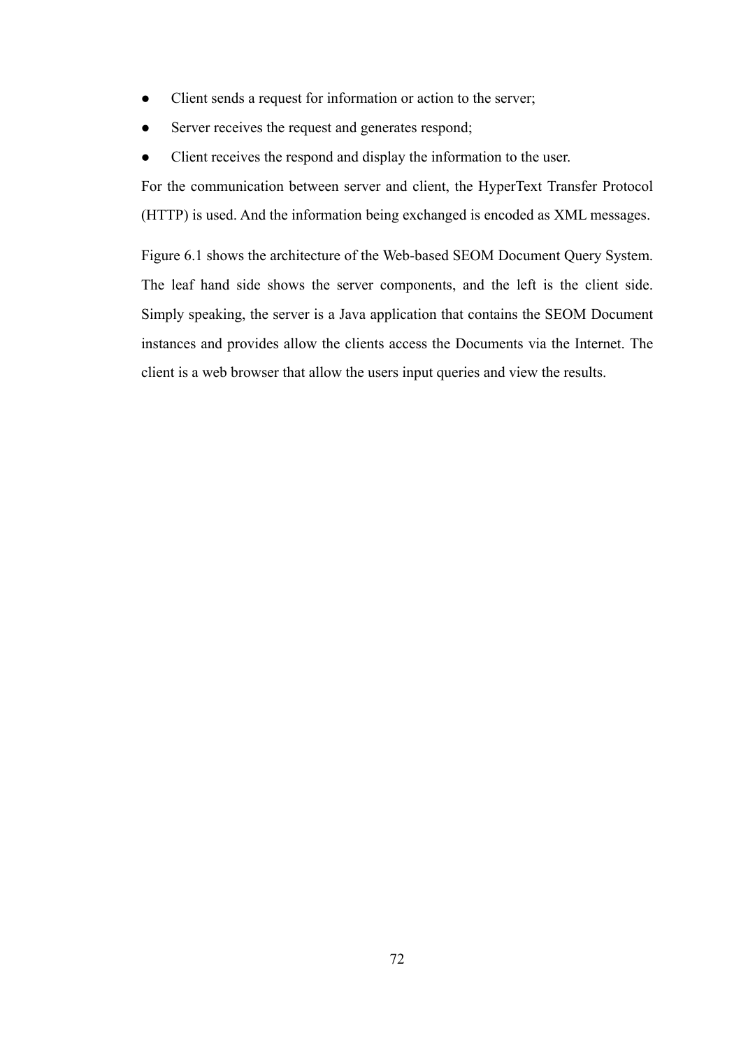- Client sends a request for information or action to the server;
- Server receives the request and generates respond;
- Client receives the respond and display the information to the user.

For the communication between server and client, the HyperText Transfer Protocol (HTTP) is used. And the information being exchanged is encoded as XML messages.

Figure 6.1 shows the architecture of the Web-based SEOM Document Query System. The leaf hand side shows the server components, and the left is the client side. Simply speaking, the server is a Java application that contains the SEOM Document instances and provides allow the clients access the Documents via the Internet. The client is a web browser that allow the users input queries and view the results.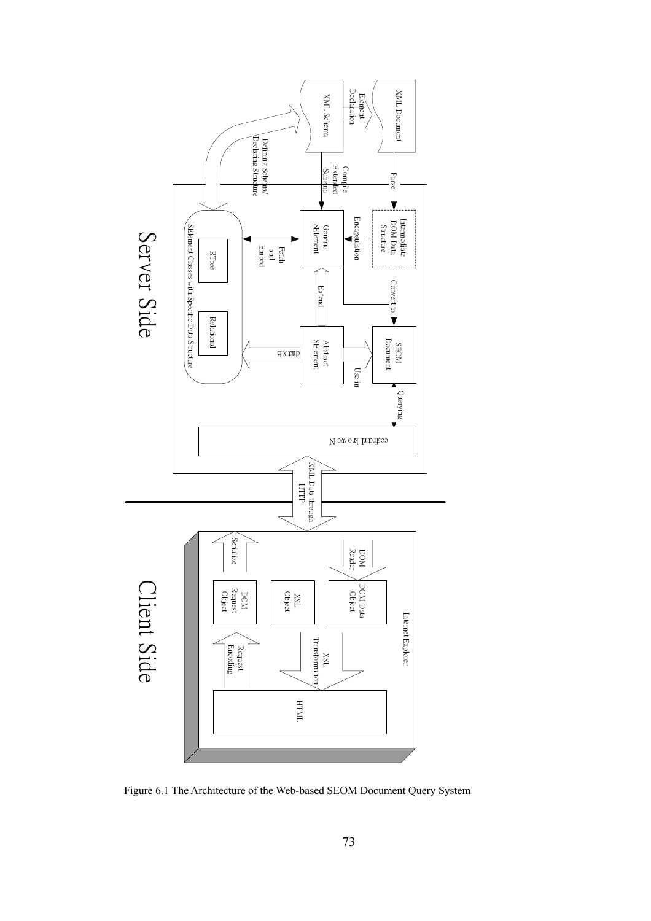Figure 6.1 The Architecture of the Web-based SEOM Document Query System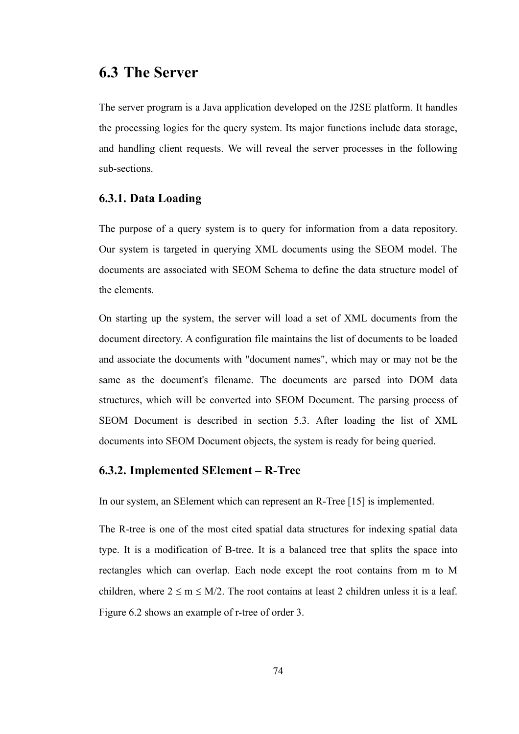## 6.3 The Server

The server program is a Java application developed on the J2SE platform. It handles the processing logics for the query system. Its major functions include data storage, and handling client requests. We will reveal the server processes in the following sub-sections.

### 6.3.1. Data Loading

The purpose of a query system is to query for information from a data repository. Our system is targeted in querying XML documents using the SEOM model. The documents are associated with SEOM Schema to define the data structure model of the elements.

On starting up the system, the server will load a set of XML documents from the document directory. A configuration file maintains the list of documents to be loaded and associate the documents with "document names", which may or may not be the same as the document's filename. The documents are parsed into DOM data structures, which will be converted into SEOM Document. The parsing process of SEOM Document is described in section 5.3. After loading the list of XML documents into SEOM Document objects, the system is ready for being queried.

### 6.3.2. Implemented SElement – R-Tree

In our system, an SElement which can represent an R-Tree [15] is implemented.

The R-tree is one of the most cited spatial data structures for indexing spatial data type. It is a modification of B-tree. It is a balanced tree that splits the space into rectangles which can overlap. Each node except the root contains from m to M children, where $2 \leq m \leq M/2$. The root contains at least 2 children unless it is a leaf. Figure 6.2 shows an example of r-tree of order 3.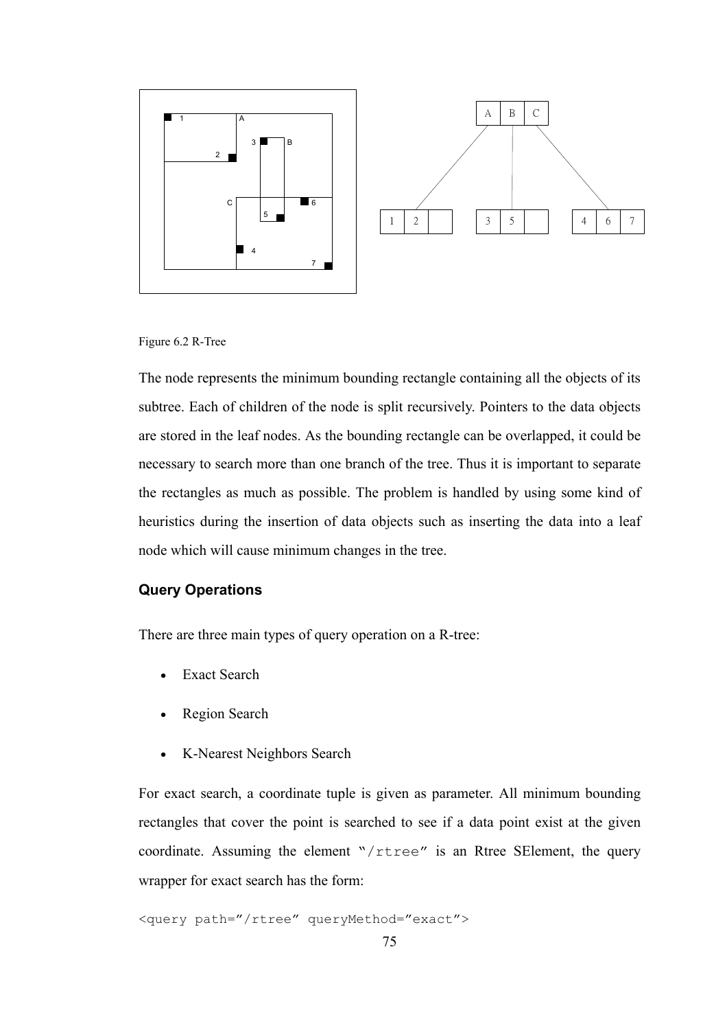Figure 6.2 R-Tree

The node represents the minimum bounding rectangle containing all the objects of its subtree. Each of children of the node is split recursively. Pointers to the data objects are stored in the leaf nodes. As the bounding rectangle can be overlapped, it could be necessary to search more than one branch of the tree. Thus it is important to separate the rectangles as much as possible. The problem is handled by using some kind of heuristics during the insertion of data objects such as inserting the data into a leaf node which will cause minimum changes in the tree.

### Query Operations

There are three main types of query operation on a R-tree:

- Exact Search
- Region Search
- K-Nearest Neighbors Search

For exact search, a coordinate tuple is given as parameter. All minimum bounding rectangles that cover the point is searched to see if a data point exist at the given coordinate. Assuming the element "`/rtree`" is an Rtree SElement, the query wrapper for exact search has the form:

```
<query path="/rtree" queryMethod="exact">
```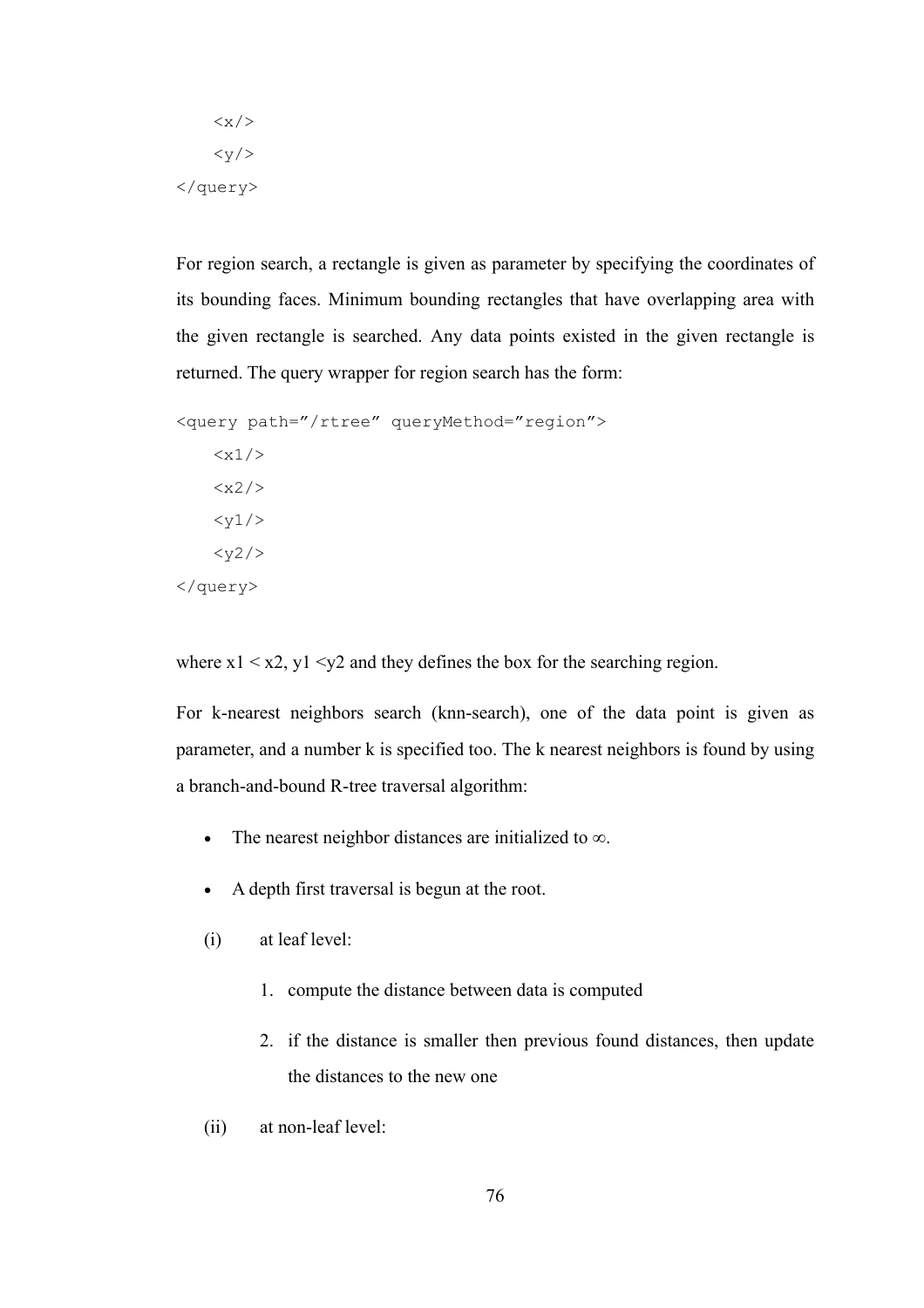```
    <x/>
    <y/>
</query>
```

For region search, a rectangle is given as parameter by specifying the coordinates of its bounding faces. Minimum bounding rectangles that have overlapping area with the given rectangle is searched. Any data points existed in the given rectangle is returned. The query wrapper for region search has the form:

```
<query path="/rtree" queryMethod="region">
    <x1/>
    <x2/>
    <y1/>
    <y2/>
</query>
```

where $x1 < x2$, $y1 < y2$ and they defines the box for the searching region.

For k-nearest neighbors search (knn-search), one of the data point is given as parameter, and a number k is specified too. The k nearest neighbors is found by using a branch-and-bound R-tree traversal algorithm:

- The nearest neighbor distances are initialized to $\infty$.
- A depth first traversal is begun at the root.

(i) at leaf level:

1. compute the distance between data is computed
2. if the distance is smaller then previous found distances, then update the distances to the new one

(ii) at non-leaf level: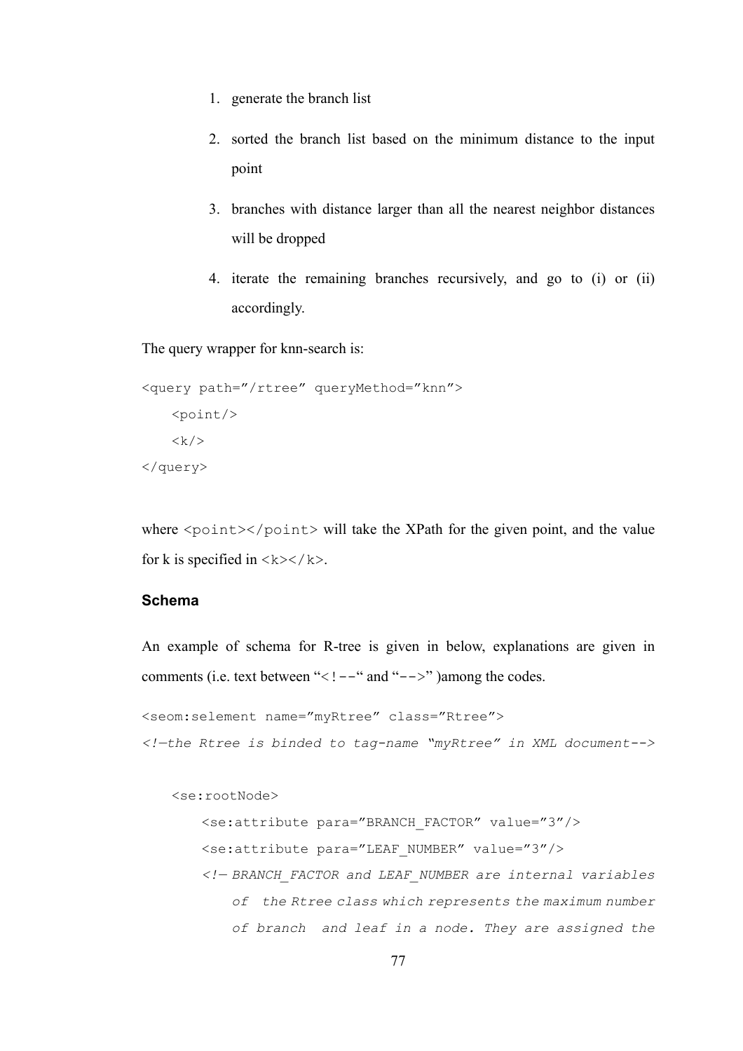1. generate the branch list
2. sorted the branch list based on the minimum distance to the input point
3. branches with distance larger than all the nearest neighbor distances will be dropped
4. iterate the remaining branches recursively, and go to (i) or (ii) accordingly.

The query wrapper for knn-search is:

```
<query path="/rtree" queryMethod="knn">
    <point/>
    <k/>
</query>
```

where `<point></point>` will take the XPath for the given point, and the value for k is specified in `<k></k>`.

### Schema

An example of schema for R-tree is given in below, explanations are given in comments (i.e. text between "`<!--`" and "`-->`" )among the codes.

```
<seom:selement name="myRtree" class="Rtree">
<!—the Rtree is binded to tag-name "myRtree" in XML document-->

    <se:rootNode>
        <se:attribute para="BRANCH_FACTOR" value="3"/>
        <se:attribute para="LEAF_NUMBER" value="3"/>
        <!— BRANCH_FACTOR and LEAF_NUMBER are internal variables
            of  the Rtree class which represents the maximum number
            of branch  and leaf in a node. They are assigned the
```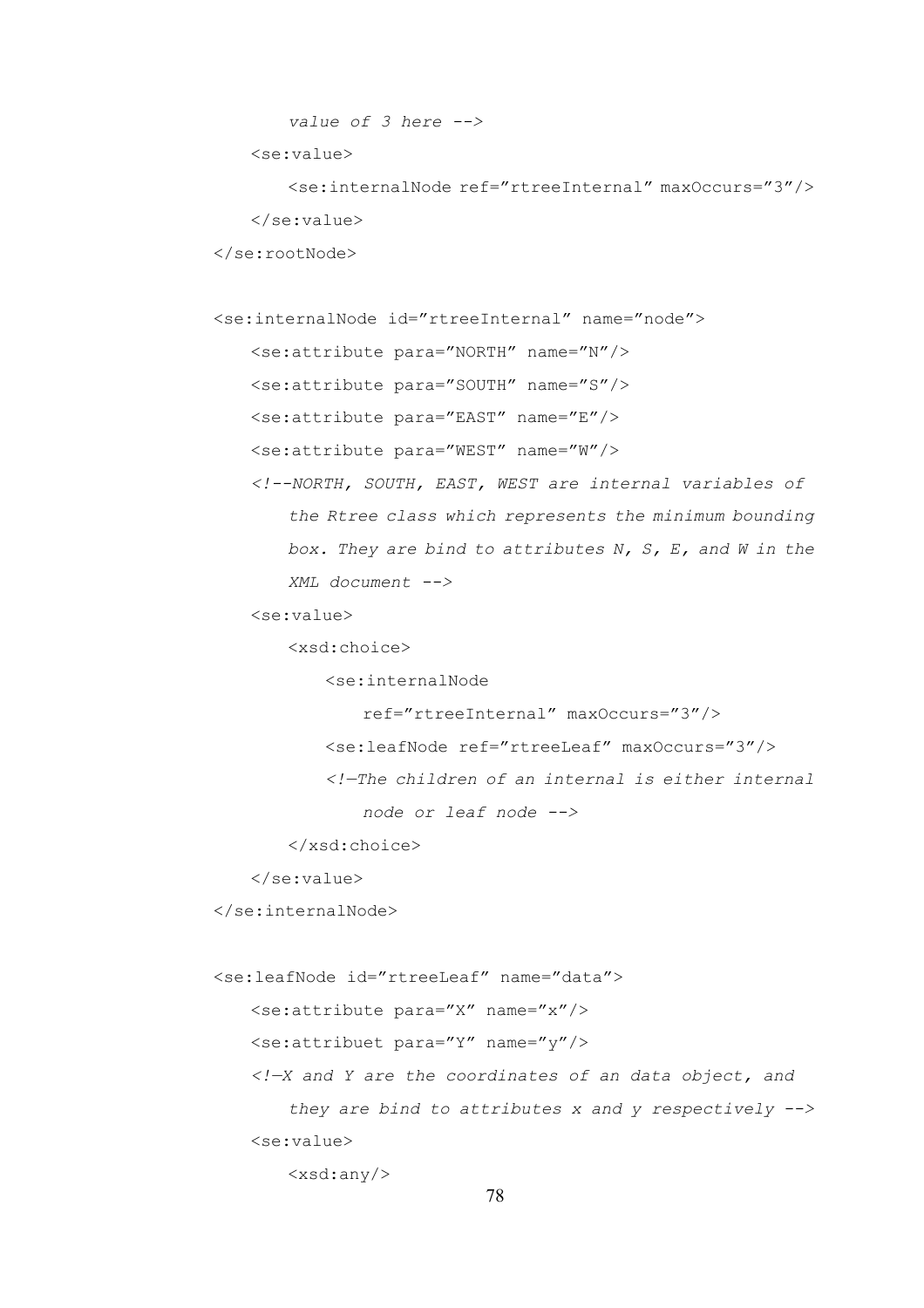```
        value of 3 here -->
    <se:value>
        <se:internalNode ref="rtreeInternal" maxOccurs="3"/>
    </se:value>
</se:rootNode>

<se:internalNode id="rtreeInternal" name="node">
    <se:attribute para="NORTH" name="N"/>
    <se:attribute para="SOUTH" name="S"/>
    <se:attribute para="EAST" name="E"/>
    <se:attribute para="WEST" name="W"/>
    <!--NORTH, SOUTH, EAST, WEST are internal variables of
        the Rtree class which represents the minimum bounding
        box. They are bind to attributes N, S, E, and W in the
        XML document -->
    <se:value>
        <xsd:choice>
            <se:internalNode
                ref="rtreeInternal" maxOccurs="3"/>
            <se:leafNode ref="rtreeLeaf" maxOccurs="3"/>
            <!—The children of an internal is either internal
                node or leaf node -->
        </xsd:choice>
    </se:value>
</se:internalNode>

<se:leafNode id="rtreeLeaf" name="data">
    <se:attribute para="X" name="x"/>
    <se:attribuet para="Y" name="y"/>
    <!—X and Y are the coordinates of an data object, and
        they are bind to attributes x and y respectively -->
    <se:value>
        <xsd:any/>
```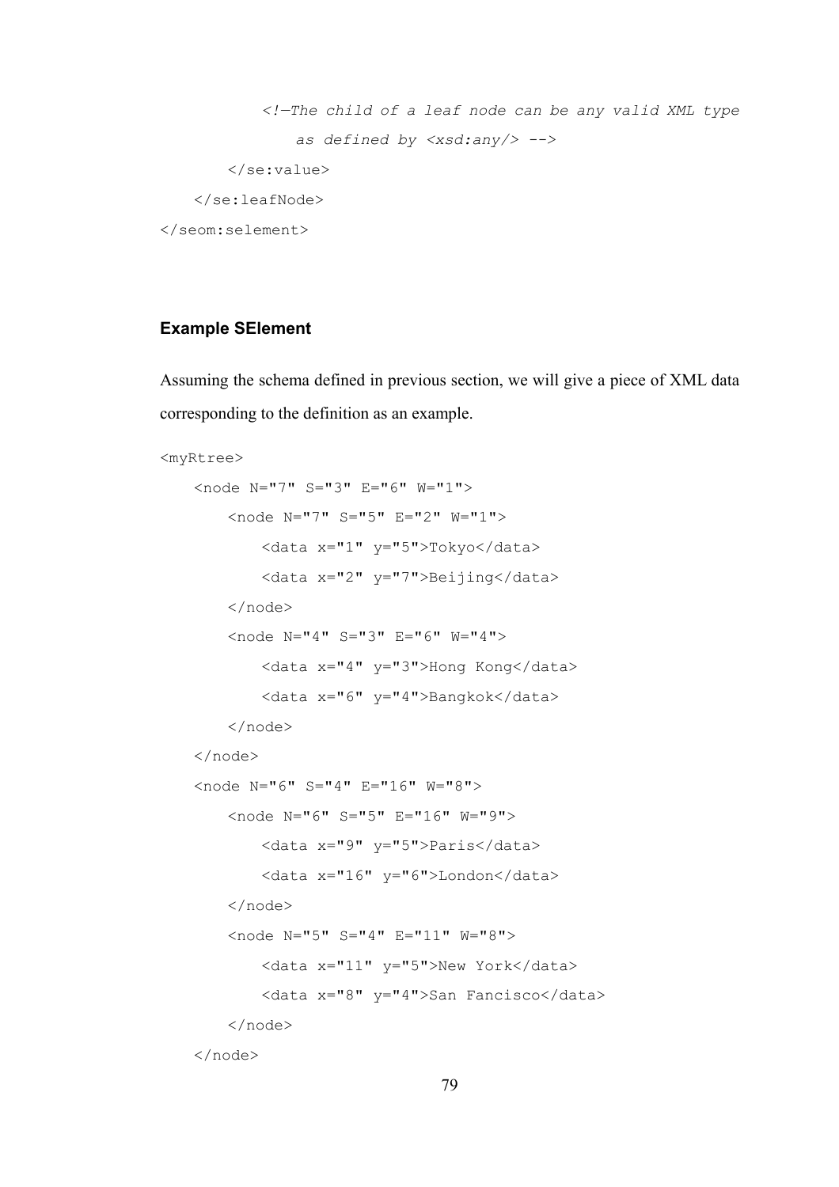```
            <!—The child of a leaf node can be any valid XML type
                as defined by <xsd:any/> -->
        </se:value>
    </se:leafNode>
</seom:selement>
```

#### Example SElement

Assuming the schema defined in previous section, we will give a piece of XML data corresponding to the definition as an example.

```
<myRtree>
    <node N="7" S="3" E="6" W="1">
        <node N="7" S="5" E="2" W="1">
            <data x="1" y="5">Tokyo</data>
            <data x="2" y="7">Beijing</data>
        </node>
        <node N="4" S="3" E="6" W="4">
            <data x="4" y="3">Hong Kong</data>
            <data x="6" y="4">Bangkok</data>
        </node>
    </node>
    <node N="6" S="4" E="16" W="8">
        <node N="6" S="5" E="16" W="9">
            <data x="9" y="5">Paris</data>
            <data x="16" y="6">London</data>
        </node>
        <node N="5" S="4" E="11" W="8">
            <data x="11" y="5">New York</data>
            <data x="8" y="4">San Fancisco</data>
        </node>
    </node>
```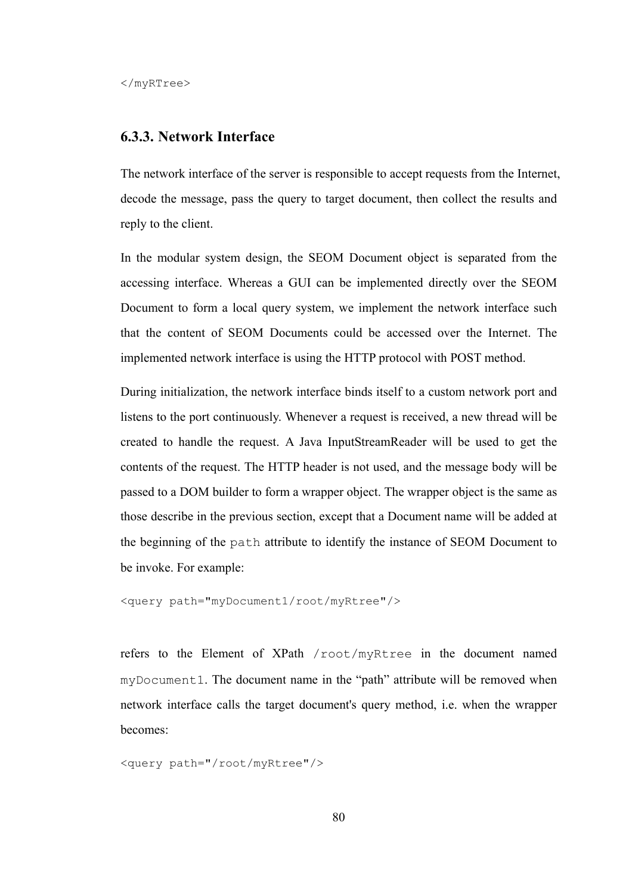```
</myRTree>
```

### 6.3.3. Network Interface

The network interface of the server is responsible to accept requests from the Internet, decode the message, pass the query to target document, then collect the results and reply to the client.

In the modular system design, the SEOM Document object is separated from the accessing interface. Whereas a GUI can be implemented directly over the SEOM Document to form a local query system, we implement the network interface such that the content of SEOM Documents could be accessed over the Internet. The implemented network interface is using the HTTP protocol with POST method.

During initialization, the network interface binds itself to a custom network port and listens to the port continuously. Whenever a request is received, a new thread will be created to handle the request. A Java InputStreamReader will be used to get the contents of the request. The HTTP header is not used, and the message body will be passed to a DOM builder to form a wrapper object. The wrapper object is the same as those describe in the previous section, except that a Document name will be added at the beginning of the `path` attribute to identify the instance of SEOM Document to be invoke. For example:

```
<query path="myDocument1/root/myRtree"/>
```

refers to the Element of XPath `/root/myRtree` in the document named `myDocument1`. The document name in the “path” attribute will be removed when network interface calls the target document's query method, i.e. when the wrapper becomes:

```
<query path="/root/myRtree"/>
```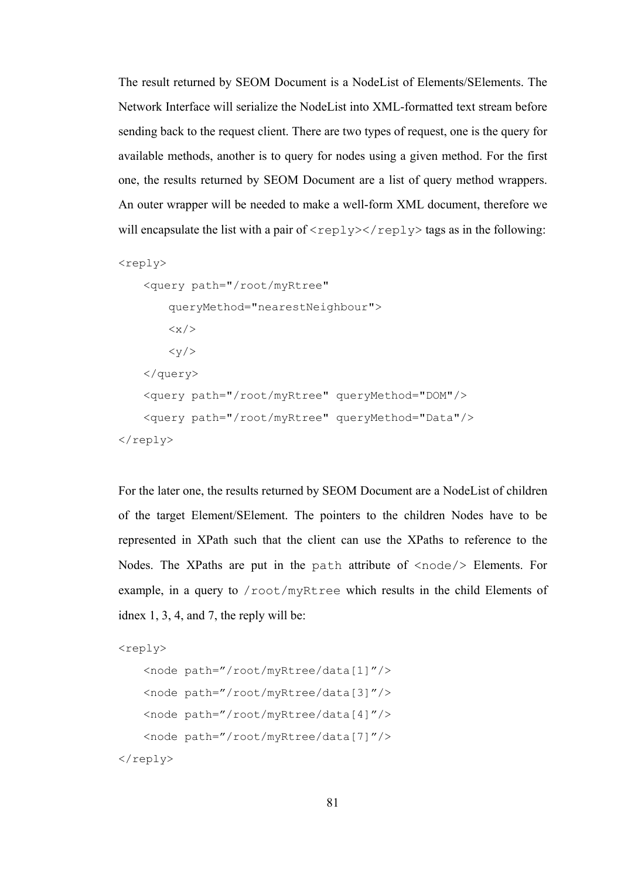The result returned by SEOM Document is a NodeList of Elements/SElements. The Network Interface will serialize the NodeList into XML-formatted text stream before sending back to the request client. There are two types of request, one is the query for available methods, another is to query for nodes using a given method. For the first one, the results returned by SEOM Document are a list of query method wrappers. An outer wrapper will be needed to make a well-form XML document, therefore we will encapsulate the list with a pair of `<reply></reply>` tags as in the following:

```
<reply>
    <query path="/root/myRtree"
        queryMethod="nearestNeighbour">
        <x/>
        <y/>
    </query>
    <query path="/root/myRtree" queryMethod="DOM"/>
    <query path="/root/myRtree" queryMethod="Data"/>
</reply>
```

For the later one, the results returned by SEOM Document are a NodeList of children of the target Element/SElement. The pointers to the children Nodes have to be represented in XPath such that the client can use the XPaths to reference to the Nodes. The XPaths are put in the `path` attribute of `<node/>` Elements. For example, in a query to `/root/myRtree` which results in the child Elements of idnex 1, 3, 4, and 7, the reply will be:

```
<reply>
    <node path=”/root/myRtree/data[1]”/>
    <node path=”/root/myRtree/data[3]”/>
    <node path=”/root/myRtree/data[4]”/>
    <node path=”/root/myRtree/data[7]”/>
</reply>
```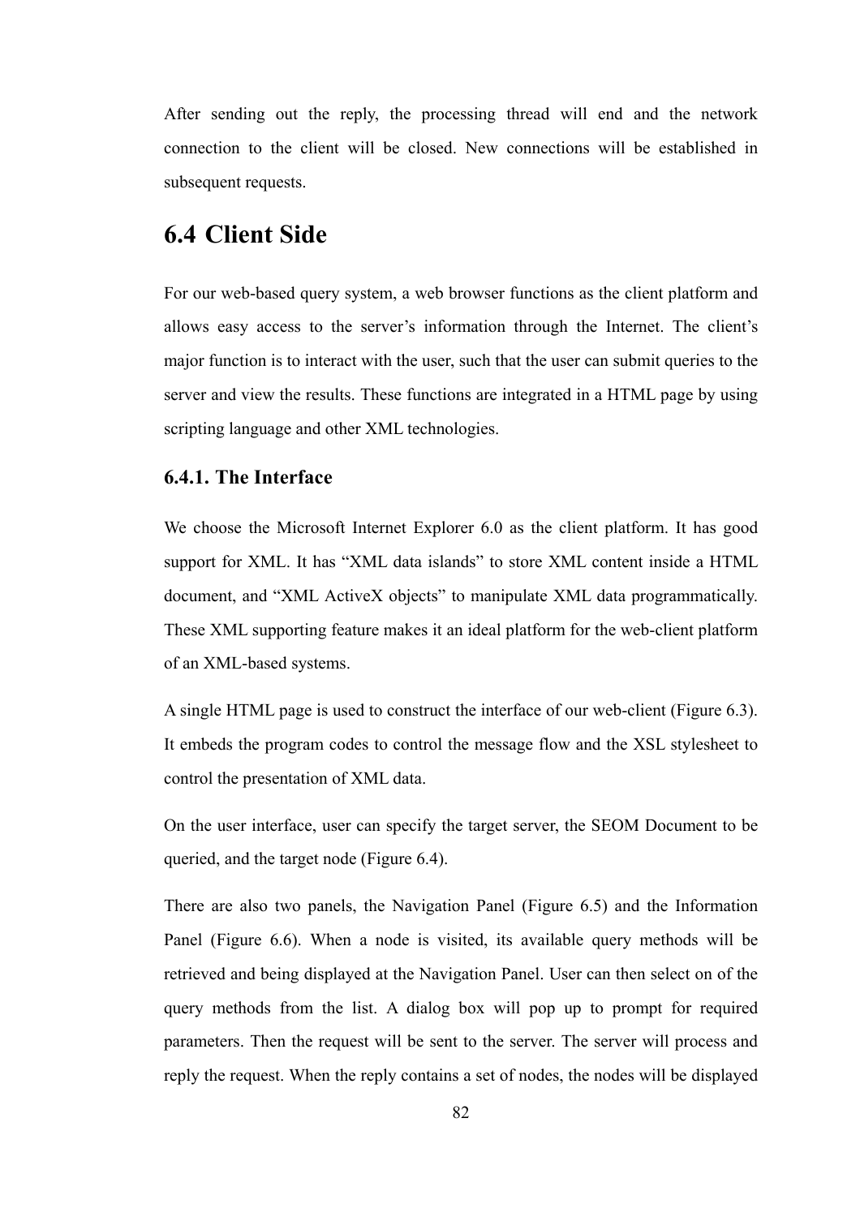After sending out the reply, the processing thread will end and the network connection to the client will be closed. New connections will be established in subsequent requests.

## 6.4 Client Side

For our web-based query system, a web browser functions as the client platform and allows easy access to the server's information through the Internet. The client's major function is to interact with the user, such that the user can submit queries to the server and view the results. These functions are integrated in a HTML page by using scripting language and other XML technologies.

### 6.4.1. The Interface

We choose the Microsoft Internet Explorer 6.0 as the client platform. It has good support for XML. It has "XML data islands" to store XML content inside a HTML document, and "XML ActiveX objects" to manipulate XML data programmatically. These XML supporting feature makes it an ideal platform for the web-client platform of an XML-based systems.

A single HTML page is used to construct the interface of our web-client (Figure 6.3). It embeds the program codes to control the message flow and the XSL stylesheet to control the presentation of XML data.

On the user interface, user can specify the target server, the SEOM Document to be queried, and the target node (Figure 6.4).

There are also two panels, the Navigation Panel (Figure 6.5) and the Information Panel (Figure 6.6). When a node is visited, its available query methods will be retrieved and being displayed at the Navigation Panel. User can then select on of the query methods from the list. A dialog box will pop up to prompt for required parameters. Then the request will be sent to the server. The server will process and reply the request. When the reply contains a set of nodes, the nodes will be displayed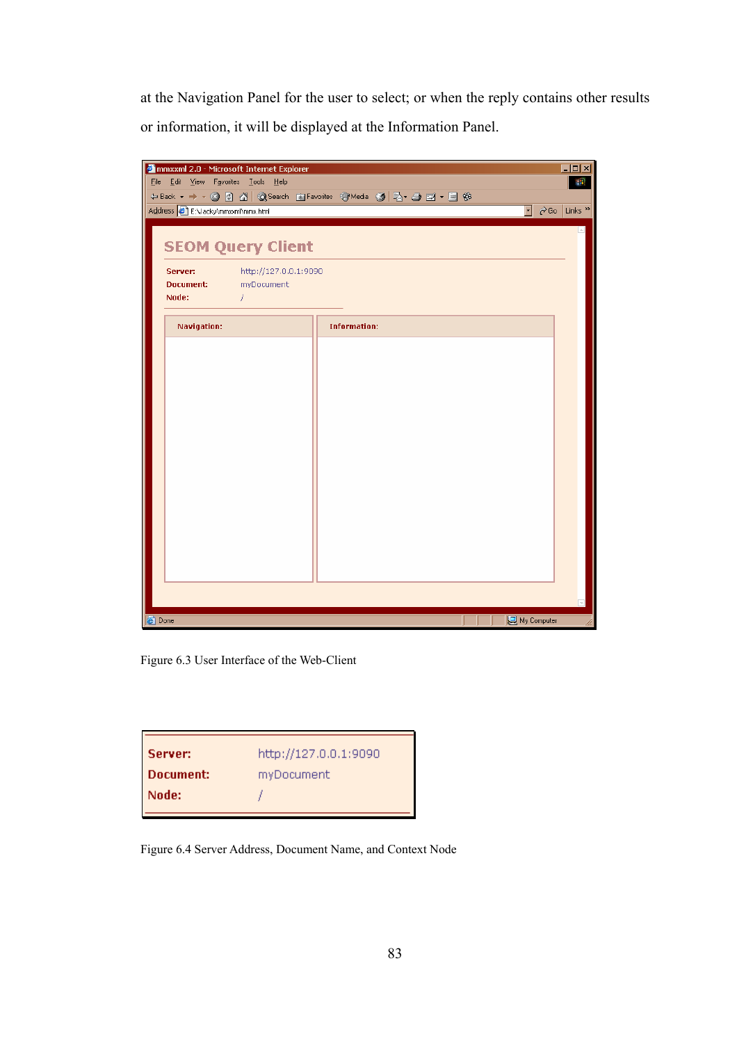at the Navigation Panel for the user to select; or when the reply contains other results or information, it will be displayed at the Information Panel.

Figure 6.3 User Interface of the Web-Client

Figure 6.4 Server Address, Document Name, and Context Node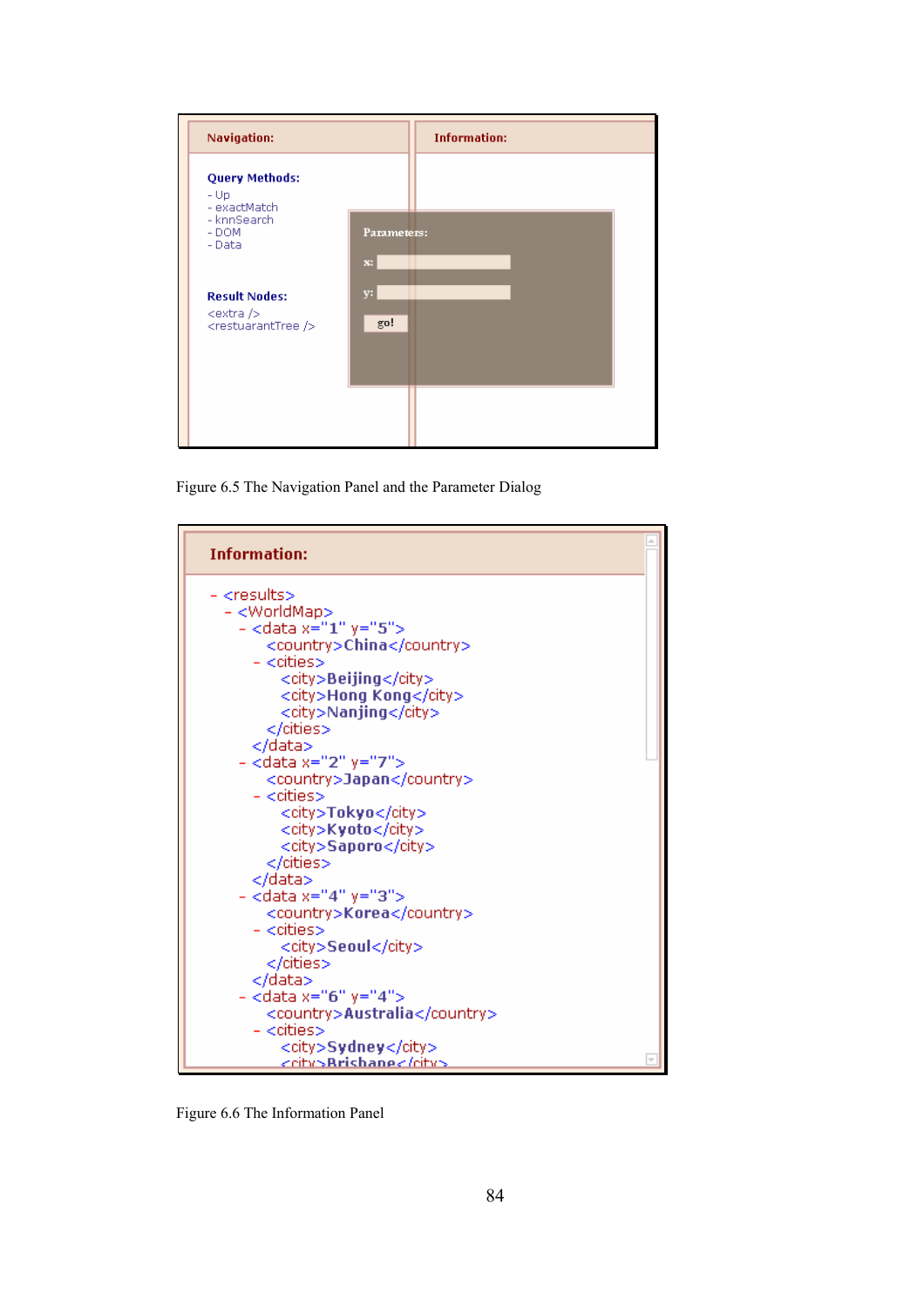**Navigation:**

**Query Methods:**

- Up
- exactMatch
- knnSearch
- DOM
- Data

**Result Nodes:**

<extra />
<restuarantTree />

**Information:**

**Parameters:**

x:

y:

go!

Figure 6.5 The Navigation Panel and the Parameter Dialog

**Information:**

```
- <results>
  - <WorldMap>
    - <data x="1" y="5">
        <country>China</country>
      - <cities>
          <city>Beijing</city>
          <city>Hong Kong</city>
          <city>Nanjing</city>
        </cities>
      </data>
    - <data x="2" y="7">
        <country>Japan</country>
      - <cities>
          <city>Tokyo</city>
          <city>Kyoto</city>
          <city>Saporo</city>
        </cities>
      </data>
    - <data x="4" y="3">
        <country>Korea</country>
      - <cities>
          <city>Seoul</city>
        </cities>
      </data>
    - <data x="6" y="4">
        <country>Australia</country>
      - <cities>
          <city>Sydney</city>
          <city>Brisbane</city>
```

Figure 6.6 The Information Panel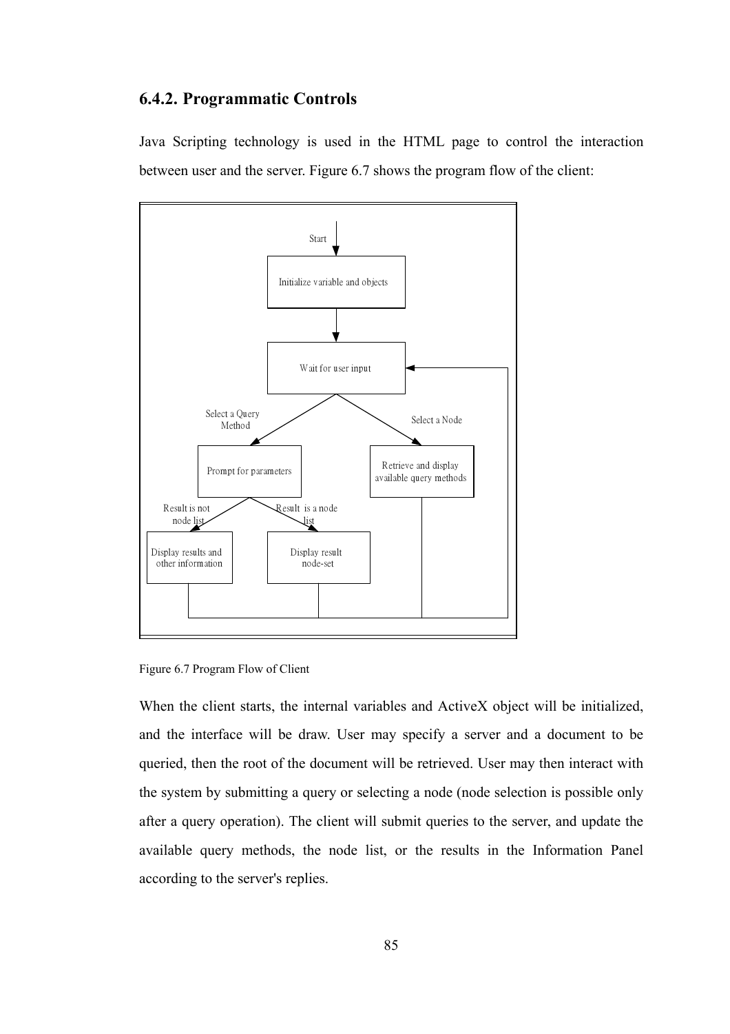### 6.4.2. Programmatic Controls

Java Scripting technology is used in the HTML page to control the interaction between user and the server. Figure 6.7 shows the program flow of the client:

Figure 6.7 Program Flow of Client

When the client starts, the internal variables and ActiveX object will be initialized, and the interface will be draw. User may specify a server and a document to be queried, then the root of the document will be retrieved. User may then interact with the system by submitting a query or selecting a node (node selection is possible only after a query operation). The client will submit queries to the server, and update the available query methods, the node list, or the results in the Information Panel according to the server's replies.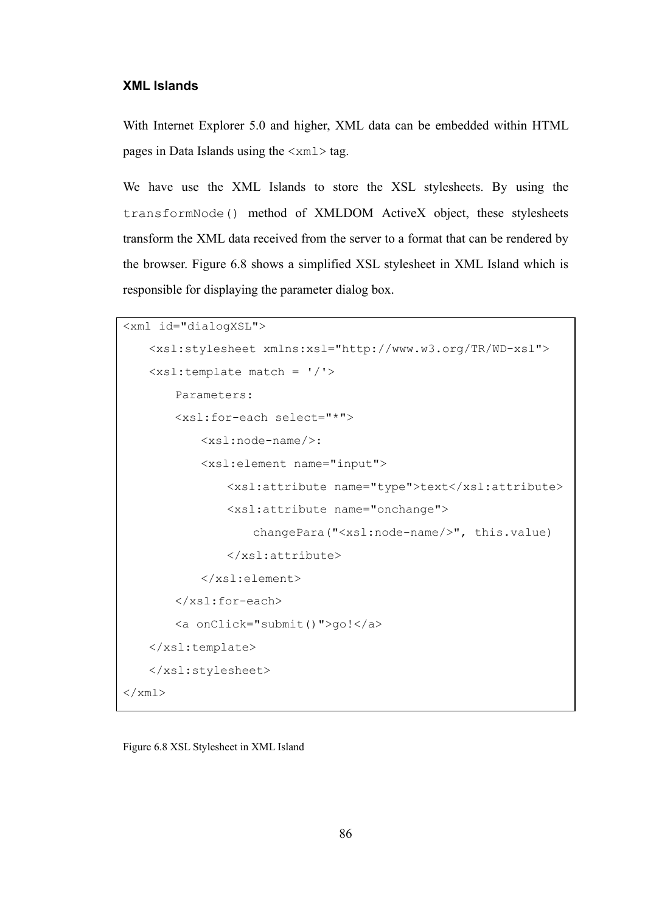### XML Islands

With Internet Explorer 5.0 and higher, XML data can be embedded within HTML pages in Data Islands using the `<xml>` tag.

We have use the XML Islands to store the XSL stylesheets. By using the `transformNode()` method of XMLDOM ActiveX object, these stylesheets transform the XML data received from the server to a format that can be rendered by the browser. Figure 6.8 shows a simplified XSL stylesheet in XML Island which is responsible for displaying the parameter dialog box.

```
<xml id="dialogXSL">
    <xsl:stylesheet xmlns:xsl="http://www.w3.org/TR/WD-xsl">
    <xsl:template match = '/'>
        Parameters:
        <xsl:for-each select="*">
            <xsl:node-name/>:
            <xsl:element name="input">
                <xsl:attribute name="type">text</xsl:attribute>
                <xsl:attribute name="onchange">
                    changePara("<xsl:node-name/>", this.value)
                </xsl:attribute>
            </xsl:element>
        </xsl:for-each>
        <a onClick="submit()">go!</a>
    </xsl:template>
    </xsl:stylesheet>
</xml>
```

Figure 6.8 XSL Stylesheet in XML Island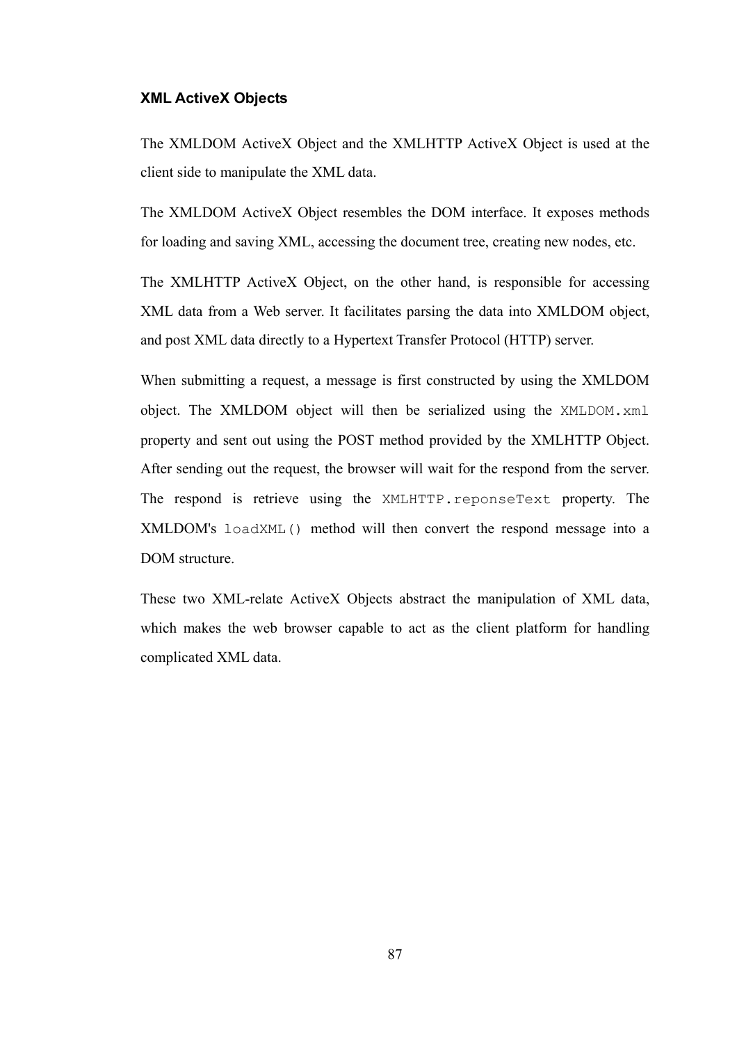### XML ActiveX Objects

The XMLDOM ActiveX Object and the XMLHTTP ActiveX Object is used at the client side to manipulate the XML data.

The XMLDOM ActiveX Object resembles the DOM interface. It exposes methods for loading and saving XML, accessing the document tree, creating new nodes, etc.

The XMLHTTP ActiveX Object, on the other hand, is responsible for accessing XML data from a Web server. It facilitates parsing the data into XMLDOM object, and post XML data directly to a Hypertext Transfer Protocol (HTTP) server.

When submitting a request, a message is first constructed by using the XMLDOM object. The XMLDOM object will then be serialized using the `XMLDOM.xml` property and sent out using the POST method provided by the XMLHTTP Object. After sending out the request, the browser will wait for the respond from the server. The respond is retrieve using the `XMLHTTP.reponseText` property. The XMLDOM's `loadXML()` method will then convert the respond message into a DOM structure.

These two XML-relate ActiveX Objects abstract the manipulation of XML data, which makes the web browser capable to act as the client platform for handling complicated XML data.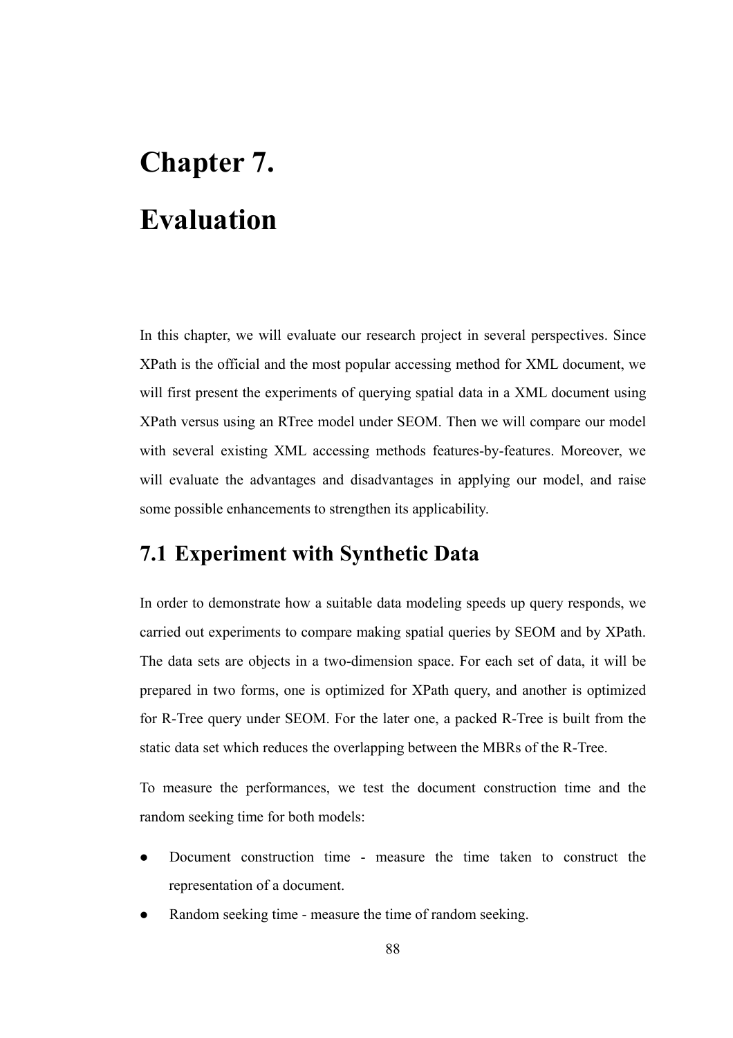# Chapter 7.

# Evaluation

In this chapter, we will evaluate our research project in several perspectives. Since XPath is the official and the most popular accessing method for XML document, we will first present the experiments of querying spatial data in a XML document using XPath versus using an RTree model under SEOM. Then we will compare our model with several existing XML accessing methods features-by-features. Moreover, we will evaluate the advantages and disadvantages in applying our model, and raise some possible enhancements to strengthen its applicability.

## 7.1 Experiment with Synthetic Data

In order to demonstrate how a suitable data modeling speeds up query responds, we carried out experiments to compare making spatial queries by SEOM and by XPath. The data sets are objects in a two-dimension space. For each set of data, it will be prepared in two forms, one is optimized for XPath query, and another is optimized for R-Tree query under SEOM. For the later one, a packed R-Tree is built from the static data set which reduces the overlapping between the MBRs of the R-Tree.

To measure the performances, we test the document construction time and the random seeking time for both models:

- Document construction time - measure the time taken to construct the representation of a document.
- Random seeking time - measure the time of random seeking.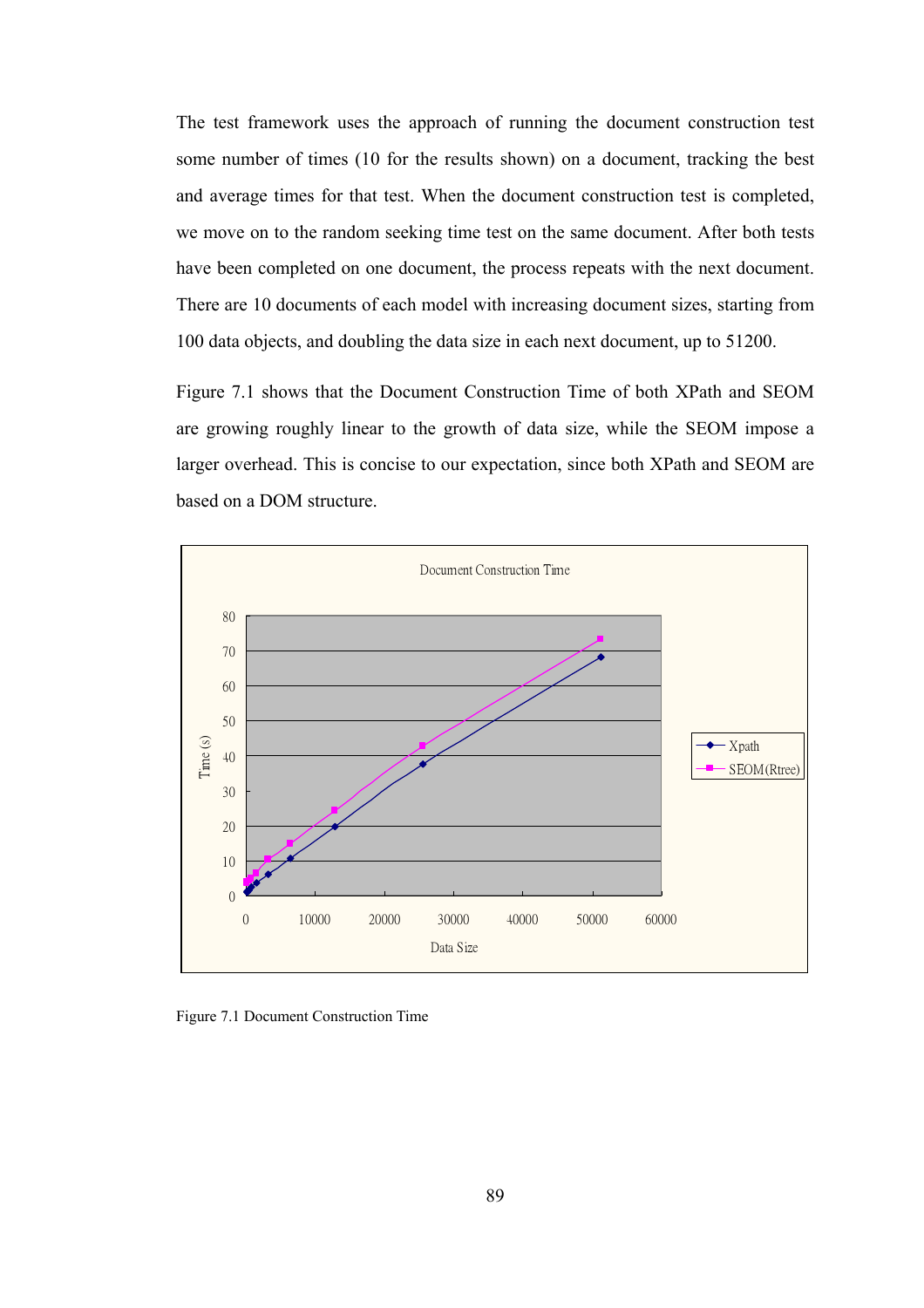The test framework uses the approach of running the document construction test some number of times (10 for the results shown) on a document, tracking the best and average times for that test. When the document construction test is completed, we move on to the random seeking time test on the same document. After both tests have been completed on one document, the process repeats with the next document. There are 10 documents of each model with increasing document sizes, starting from 100 data objects, and doubling the data size in each next document, up to 51200.

Figure 7.1 shows that the Document Construction Time of both XPath and SEOM are growing roughly linear to the growth of data size, while the SEOM impose a larger overhead. This is concise to our expectation, since both XPath and SEOM are based on a DOM structure.

Figure 7.1 Document Construction Time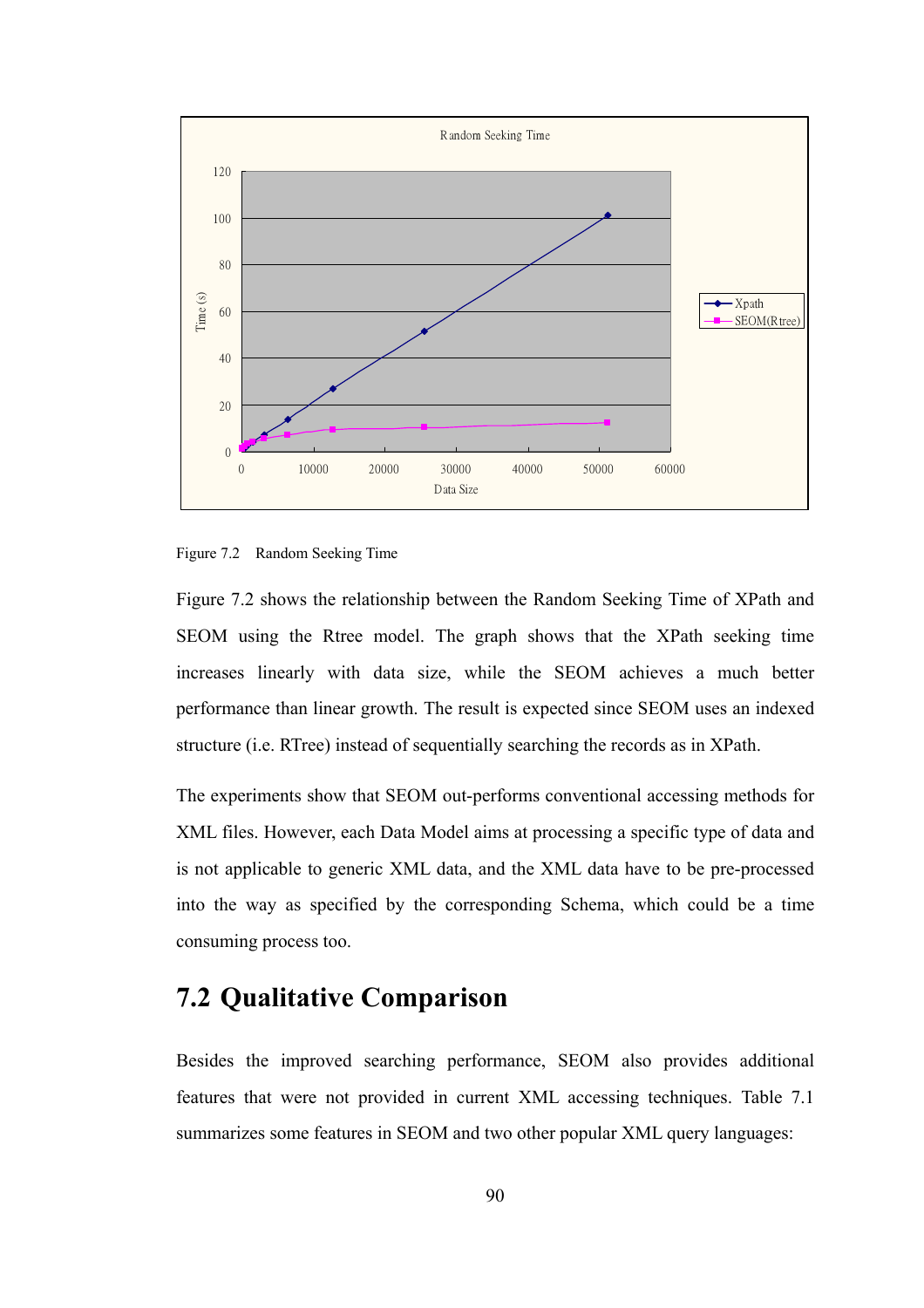Figure 7.2 Random Seeking Time

Figure 7.2 shows the relationship between the Random Seeking Time of XPath and SEOM using the Rtree model. The graph shows that the XPath seeking time increases linearly with data size, while the SEOM achieves a much better performance than linear growth. The result is expected since SEOM uses an indexed structure (i.e. RTree) instead of sequentially searching the records as in XPath.

The experiments show that SEOM out-performs conventional accessing methods for XML files. However, each Data Model aims at processing a specific type of data and is not applicable to generic XML data, and the XML data have to be pre-processed into the way as specified by the corresponding Schema, which could be a time consuming process too.

## 7.2 Qualitative Comparison

Besides the improved searching performance, SEOM also provides additional features that were not provided in current XML accessing techniques. Table 7.1 summarizes some features in SEOM and two other popular XML query languages: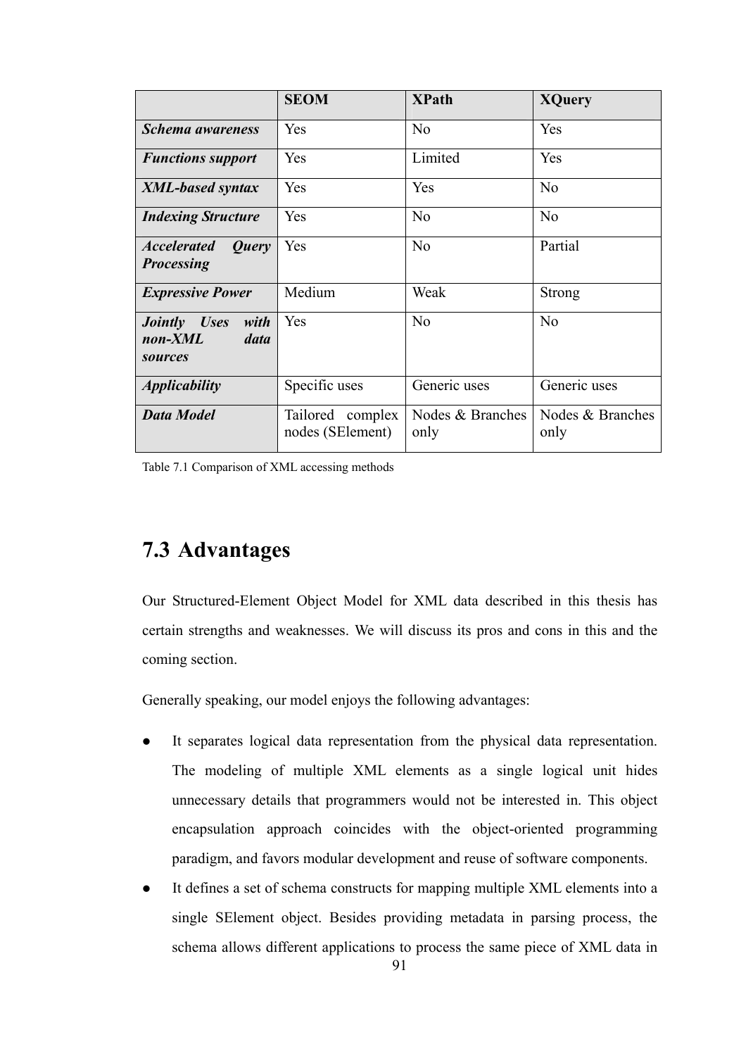| | **SEOM** | **XPath** | **XQuery** |
|---|---|---|---|
| ***Schema awareness*** | Yes | No | Yes |
| ***Functions support*** | Yes | Limited | Yes |
| ***XML-based syntax*** | Yes | Yes | No |
| ***Indexing Structure*** | Yes | No | No |
| ***Accelerated Query Processing*** | Yes | No | Partial |
| ***Expressive Power*** | Medium | Weak | Strong |
| ***Jointly Uses with non-XML data sources*** | Yes | No | No |
| ***Applicability*** | Specific uses | Generic uses | Generic uses |
| ***Data Model*** | Tailored complex nodes (SElement) | Nodes & Branches only | Nodes & Branches only |

Table 7.1 Comparison of XML accessing methods

## 7.3 Advantages

Our Structured-Element Object Model for XML data described in this thesis has certain strengths and weaknesses. We will discuss its pros and cons in this and the coming section.

Generally speaking, our model enjoys the following advantages:

- It separates logical data representation from the physical data representation. The modeling of multiple XML elements as a single logical unit hides unnecessary details that programmers would not be interested in. This object encapsulation approach coincides with the object-oriented programming paradigm, and favors modular development and reuse of software components.
- It defines a set of schema constructs for mapping multiple XML elements into a single SElement object. Besides providing metadata in parsing process, the schema allows different applications to process the same piece of XML data in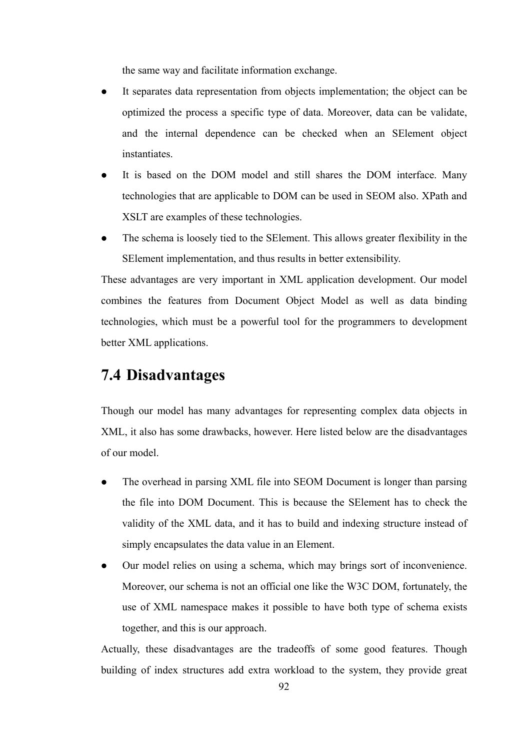the same way and facilitate information exchange.

- It separates data representation from objects implementation; the object can be optimized the process a specific type of data. Moreover, data can be validate, and the internal dependence can be checked when an SElement object instantiates.
- It is based on the DOM model and still shares the DOM interface. Many technologies that are applicable to DOM can be used in SEOM also. XPath and XSLT are examples of these technologies.
- The schema is loosely tied to the SElement. This allows greater flexibility in the SElement implementation, and thus results in better extensibility.

These advantages are very important in XML application development. Our model combines the features from Document Object Model as well as data binding technologies, which must be a powerful tool for the programmers to development better XML applications.

## 7.4 Disadvantages

Though our model has many advantages for representing complex data objects in XML, it also has some drawbacks, however. Here listed below are the disadvantages of our model.

- The overhead in parsing XML file into SEOM Document is longer than parsing the file into DOM Document. This is because the SElement has to check the validity of the XML data, and it has to build and indexing structure instead of simply encapsulates the data value in an Element.
- Our model relies on using a schema, which may brings sort of inconvenience. Moreover, our schema is not an official one like the W3C DOM, fortunately, the use of XML namespace makes it possible to have both type of schema exists together, and this is our approach.

Actually, these disadvantages are the tradeoffs of some good features. Though building of index structures add extra workload to the system, they provide great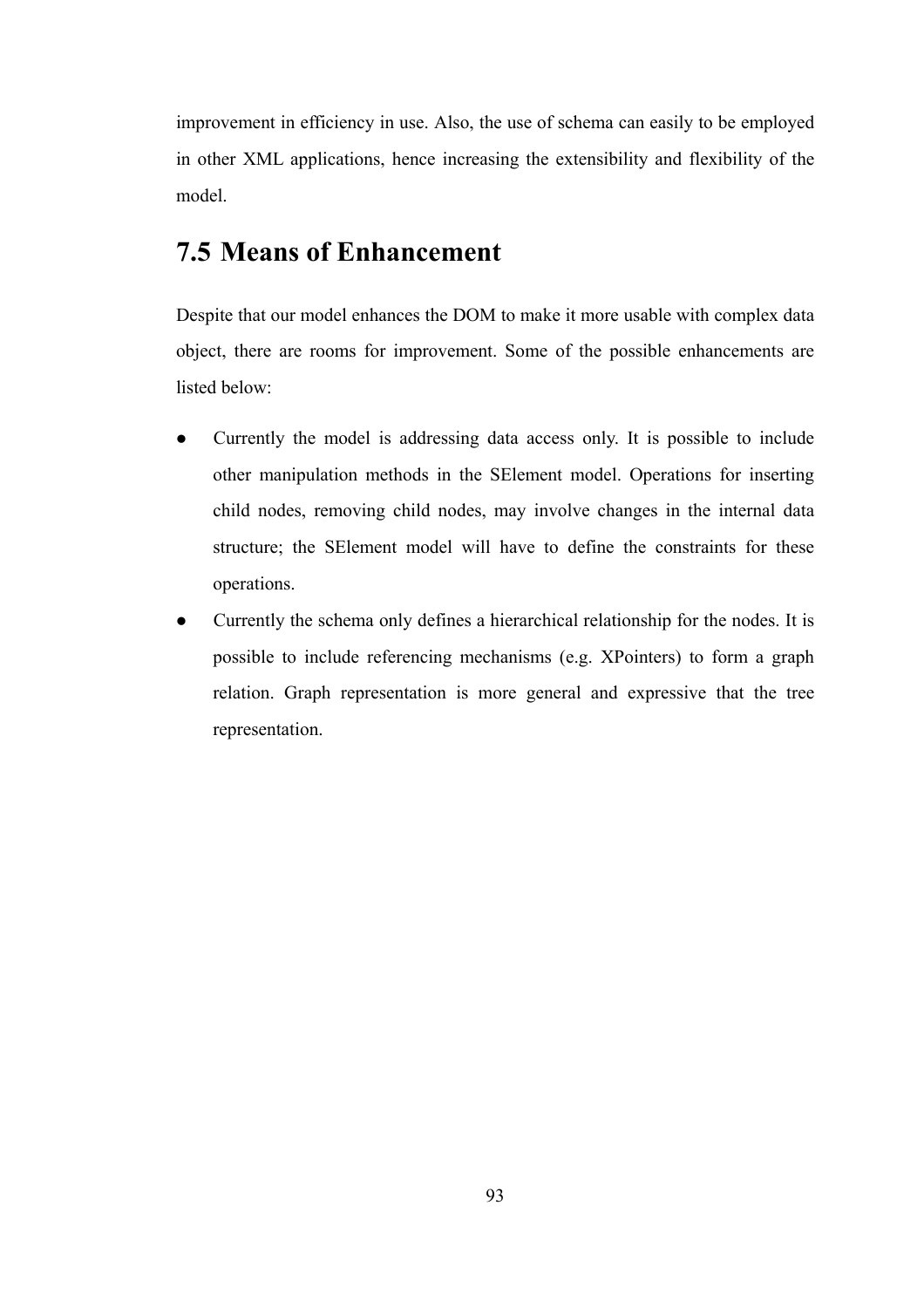improvement in efficiency in use. Also, the use of schema can easily to be employed in other XML applications, hence increasing the extensibility and flexibility of the model.

## 7.5 Means of Enhancement

Despite that our model enhances the DOM to make it more usable with complex data object, there are rooms for improvement. Some of the possible enhancements are listed below:

- Currently the model is addressing data access only. It is possible to include other manipulation methods in the SElement model. Operations for inserting child nodes, removing child nodes, may involve changes in the internal data structure; the SElement model will have to define the constraints for these operations.
- Currently the schema only defines a hierarchical relationship for the nodes. It is possible to include referencing mechanisms (e.g. XPointers) to form a graph relation. Graph representation is more general and expressive that the tree representation.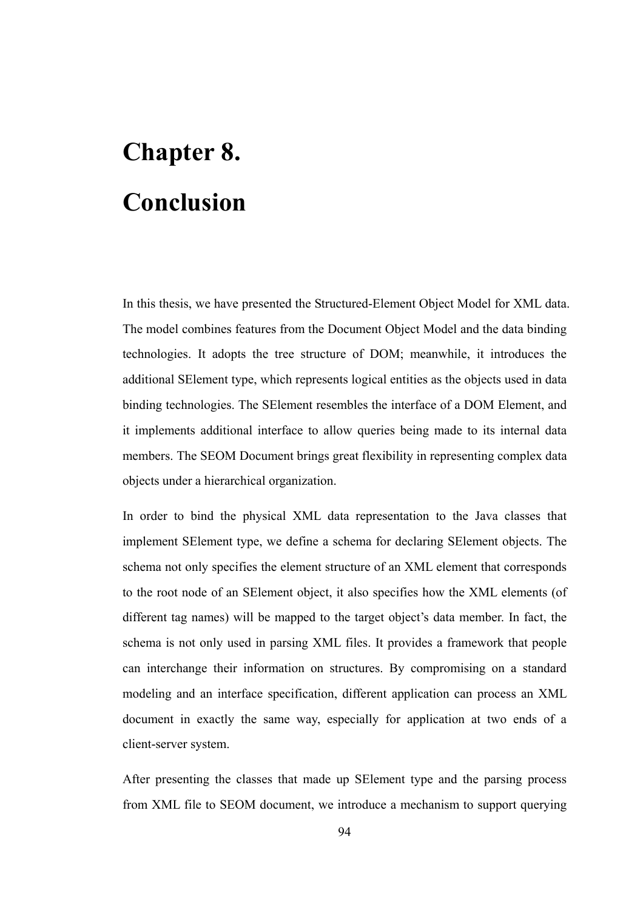# Chapter 8.

# Conclusion

In this thesis, we have presented the Structured-Element Object Model for XML data. The model combines features from the Document Object Model and the data binding technologies. It adopts the tree structure of DOM; meanwhile, it introduces the additional SElement type, which represents logical entities as the objects used in data binding technologies. The SElement resembles the interface of a DOM Element, and it implements additional interface to allow queries being made to its internal data members. The SEOM Document brings great flexibility in representing complex data objects under a hierarchical organization.

In order to bind the physical XML data representation to the Java classes that implement SElement type, we define a schema for declaring SElement objects. The schema not only specifies the element structure of an XML element that corresponds to the root node of an SElement object, it also specifies how the XML elements (of different tag names) will be mapped to the target object's data member. In fact, the schema is not only used in parsing XML files. It provides a framework that people can interchange their information on structures. By compromising on a standard modeling and an interface specification, different application can process an XML document in exactly the same way, especially for application at two ends of a client-server system.

After presenting the classes that made up SElement type and the parsing process from XML file to SEOM document, we introduce a mechanism to support querying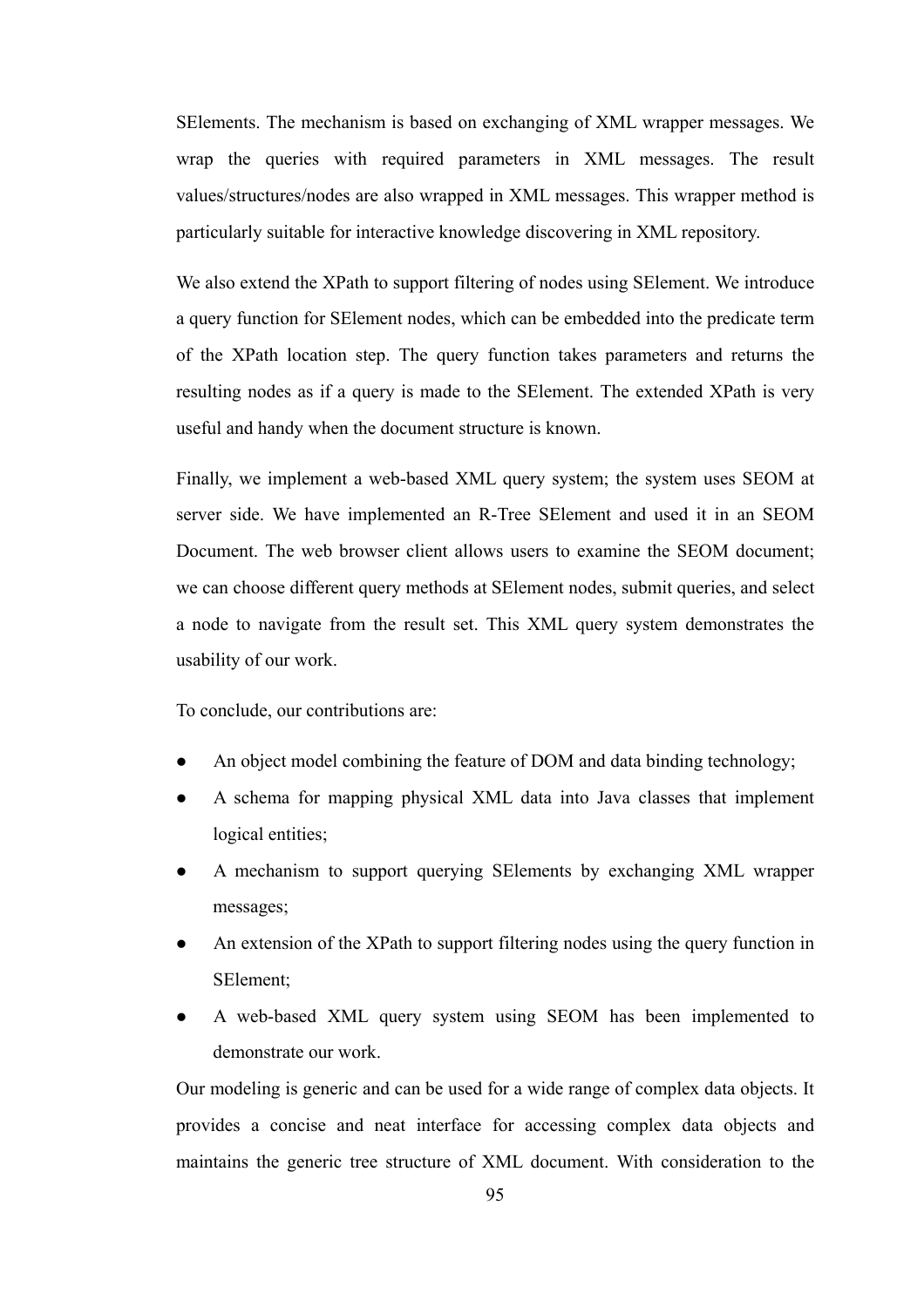SElements. The mechanism is based on exchanging of XML wrapper messages. We wrap the queries with required parameters in XML messages. The result values/structures/nodes are also wrapped in XML messages. This wrapper method is particularly suitable for interactive knowledge discovering in XML repository.

We also extend the XPath to support filtering of nodes using SElement. We introduce a query function for SElement nodes, which can be embedded into the predicate term of the XPath location step. The query function takes parameters and returns the resulting nodes as if a query is made to the SElement. The extended XPath is very useful and handy when the document structure is known.

Finally, we implement a web-based XML query system; the system uses SEOM at server side. We have implemented an R-Tree SElement and used it in an SEOM Document. The web browser client allows users to examine the SEOM document; we can choose different query methods at SElement nodes, submit queries, and select a node to navigate from the result set. This XML query system demonstrates the usability of our work.

To conclude, our contributions are:

- An object model combining the feature of DOM and data binding technology;
- A schema for mapping physical XML data into Java classes that implement logical entities;
- A mechanism to support querying SElements by exchanging XML wrapper messages;
- An extension of the XPath to support filtering nodes using the query function in SElement;
- A web-based XML query system using SEOM has been implemented to demonstrate our work.

Our modeling is generic and can be used for a wide range of complex data objects. It provides a concise and neat interface for accessing complex data objects and maintains the generic tree structure of XML document. With consideration to the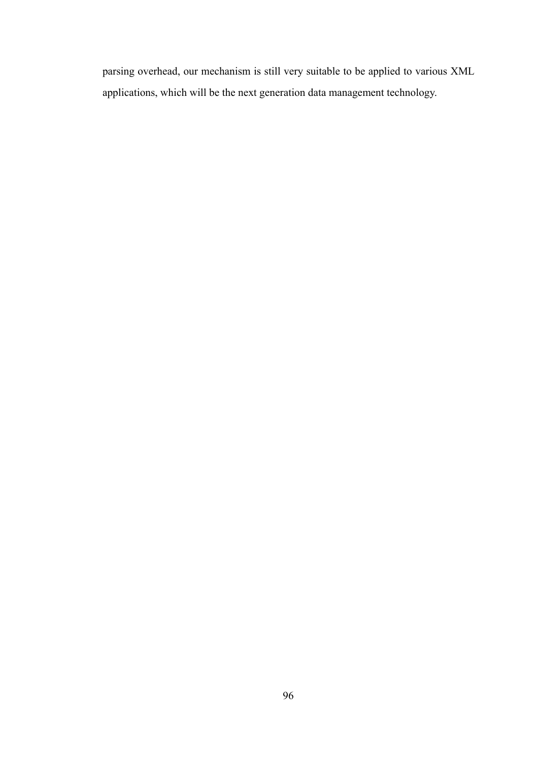parsing overhead, our mechanism is still very suitable to be applied to various XML applications, which will be the next generation data management technology.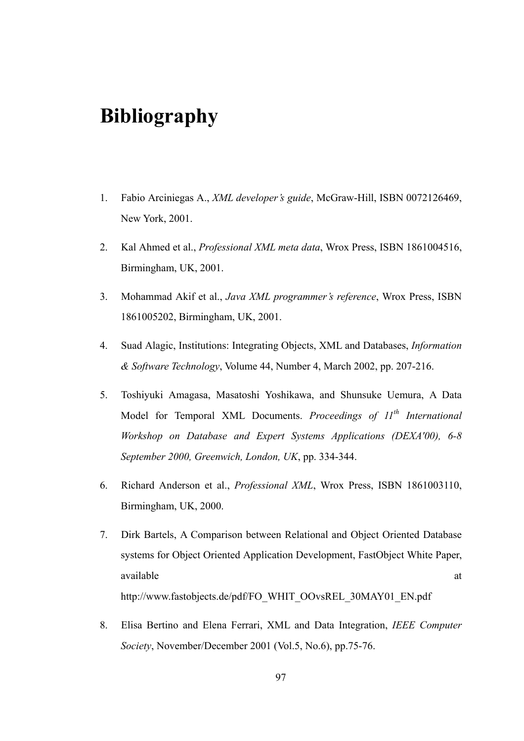# Bibliography

1. Fabio Arciniegas A., *XML developer's guide*, McGraw-Hill, ISBN 0072126469, New York, 2001.

2. Kal Ahmed et al., *Professional XML meta data*, Wrox Press, ISBN 1861004516, Birmingham, UK, 2001.

3. Mohammad Akif et al., *Java XML programmer's reference*, Wrox Press, ISBN 1861005202, Birmingham, UK, 2001.

4. Suad Alagic, Institutions: Integrating Objects, XML and Databases, *Information & Software Technology*, Volume 44, Number 4, March 2002, pp. 207-216.

5. Toshiyuki Amagasa, Masatoshi Yoshikawa, and Shunsuke Uemura, A Data Model for Temporal XML Documents. *Proceedings of 11th International Workshop on Database and Expert Systems Applications (DEXA'00), 6-8 September 2000, Greenwich, London, UK*, pp. 334-344.

6. Richard Anderson et al., *Professional XML*, Wrox Press, ISBN 1861003110, Birmingham, UK, 2000.

7. Dirk Bartels, A Comparison between Relational and Object Oriented Database systems for Object Oriented Application Development, FastObject White Paper, available at http://www.fastobjects.de/pdf/FO_WHIT_OOvsREL_30MAY01_EN.pdf

8. Elisa Bertino and Elena Ferrari, XML and Data Integration, *IEEE Computer Society*, November/December 2001 (Vol.5, No.6), pp.75-76.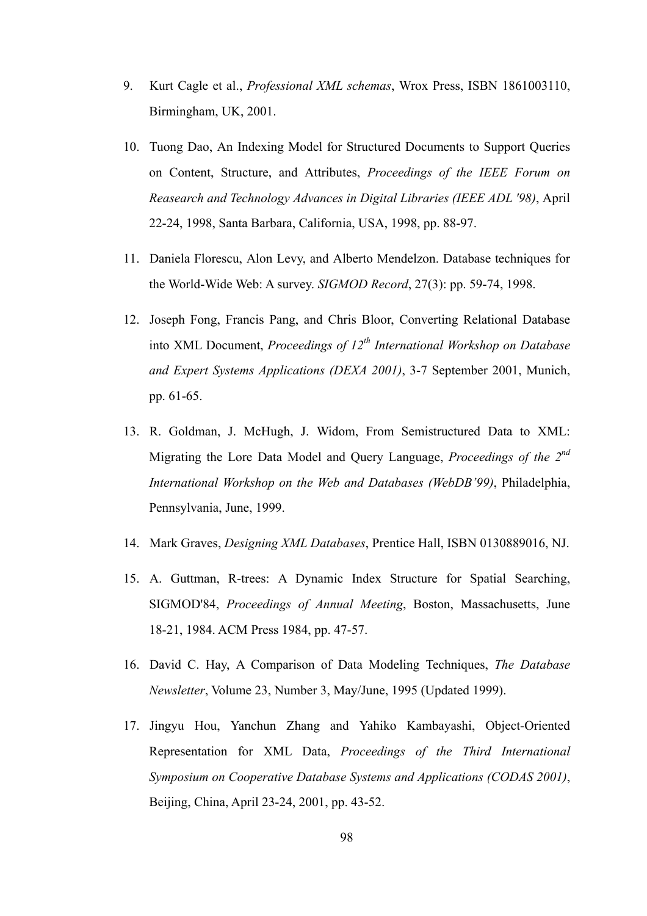9. Kurt Cagle et al., *Professional XML schemas*, Wrox Press, ISBN 1861003110, Birmingham, UK, 2001.

10. Tuong Dao, An Indexing Model for Structured Documents to Support Queries on Content, Structure, and Attributes, *Proceedings of the IEEE Forum on Reasearch and Technology Advances in Digital Libraries (IEEE ADL '98)*, April 22-24, 1998, Santa Barbara, California, USA, 1998, pp. 88-97.

11. Daniela Florescu, Alon Levy, and Alberto Mendelzon. Database techniques for the World-Wide Web: A survey. *SIGMOD Record*, 27(3): pp. 59-74, 1998.

12. Joseph Fong, Francis Pang, and Chris Bloor, Converting Relational Database into XML Document, *Proceedings of 12th International Workshop on Database and Expert Systems Applications (DEXA 2001)*, 3-7 September 2001, Munich, pp. 61-65.

13. R. Goldman, J. McHugh, J. Widom, From Semistructured Data to XML: Migrating the Lore Data Model and Query Language, *Proceedings of the 2nd International Workshop on the Web and Databases (WebDB'99)*, Philadelphia, Pennsylvania, June, 1999.

14. Mark Graves, *Designing XML Databases*, Prentice Hall, ISBN 0130889016, NJ.

15. A. Guttman, R-trees: A Dynamic Index Structure for Spatial Searching, SIGMOD'84, *Proceedings of Annual Meeting*, Boston, Massachusetts, June 18-21, 1984. ACM Press 1984, pp. 47-57.

16. David C. Hay, A Comparison of Data Modeling Techniques, *The Database Newsletter*, Volume 23, Number 3, May/June, 1995 (Updated 1999).

17. Jingyu Hou, Yanchun Zhang and Yahiko Kambayashi, Object-Oriented Representation for XML Data, *Proceedings of the Third International Symposium on Cooperative Database Systems and Applications (CODAS 2001)*, Beijing, China, April 23-24, 2001, pp. 43-52.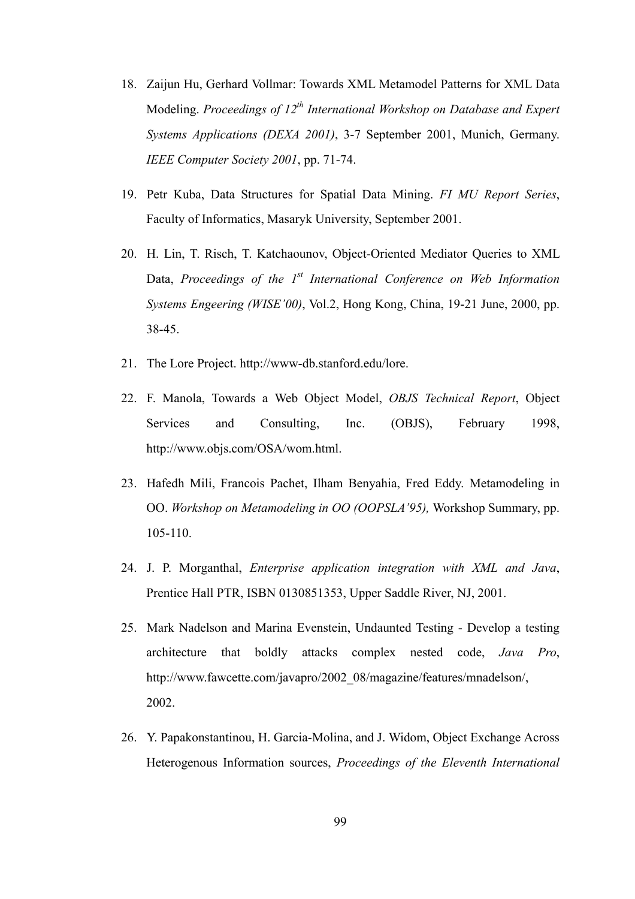18. Zaijun Hu, Gerhard Vollmar: Towards XML Metamodel Patterns for XML Data Modeling. *Proceedings of 12th International Workshop on Database and Expert Systems Applications (DEXA 2001)*, 3-7 September 2001, Munich, Germany. *IEEE Computer Society 2001*, pp. 71-74.

19. Petr Kuba, Data Structures for Spatial Data Mining. *FI MU Report Series*, Faculty of Informatics, Masaryk University, September 2001.

20. H. Lin, T. Risch, T. Katchaounov, Object-Oriented Mediator Queries to XML Data, *Proceedings of the 1st International Conference on Web Information Systems Engeering (WISE'00)*, Vol.2, Hong Kong, China, 19-21 June, 2000, pp. 38-45.

21. The Lore Project. http://www-db.stanford.edu/lore.

22. F. Manola, Towards a Web Object Model, *OBJS Technical Report*, Object Services and Consulting, Inc. (OBJS), February 1998, http://www.objs.com/OSA/wom.html.

23. Hafedh Mili, Francois Pachet, Ilham Benyahia, Fred Eddy. Metamodeling in OO. *Workshop on Metamodeling in OO (OOPSLA'95),* Workshop Summary, pp. 105-110.

24. J. P. Morganthal, *Enterprise application integration with XML and Java*, Prentice Hall PTR, ISBN 0130851353, Upper Saddle River, NJ, 2001.

25. Mark Nadelson and Marina Evenstein, Undaunted Testing - Develop a testing architecture that boldly attacks complex nested code, *Java Pro*, http://www.fawcette.com/javapro/2002_08/magazine/features/mnadelson/, 2002.

26. Y. Papakonstantinou, H. Garcia-Molina, and J. Widom, Object Exchange Across Heterogenous Information sources, *Proceedings of the Eleventh International*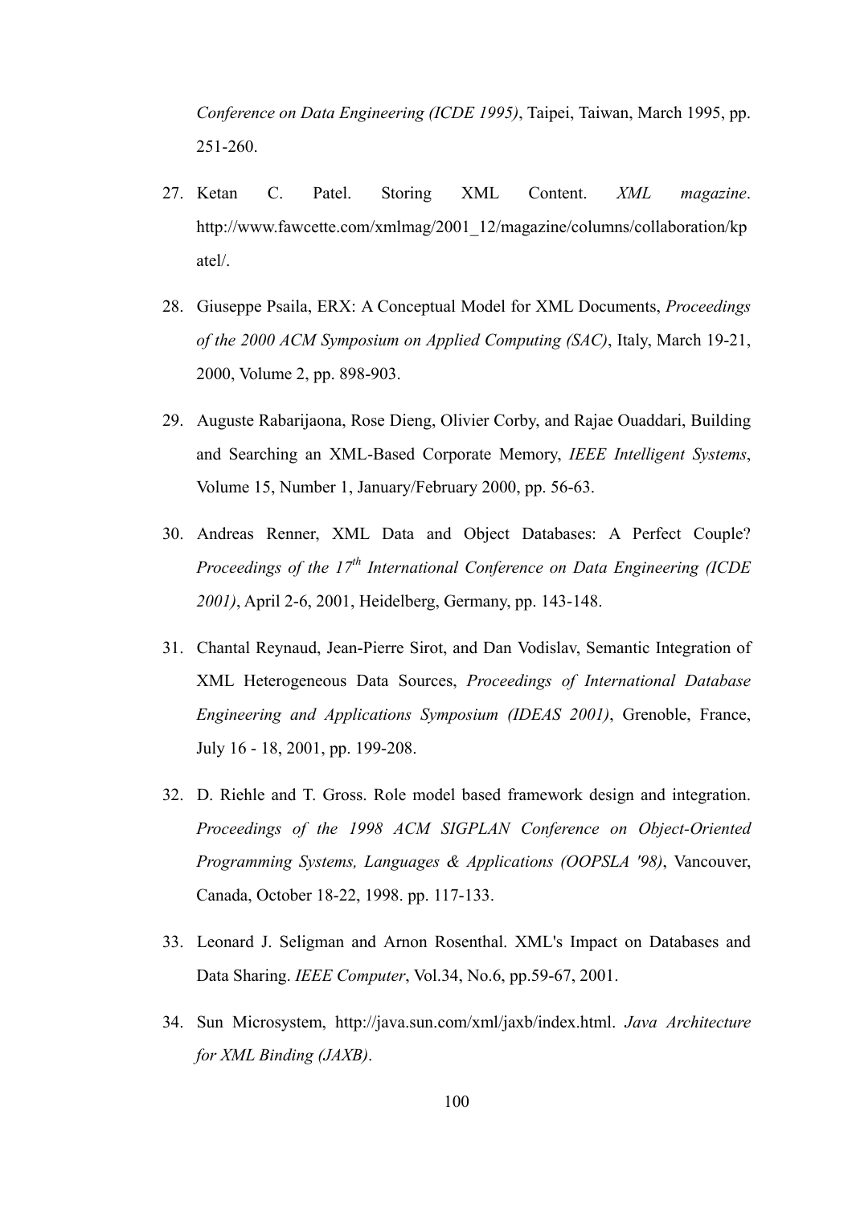*Conference on Data Engineering (ICDE 1995)*, Taipei, Taiwan, March 1995, pp. 251-260.

27. Ketan C. Patel. Storing XML Content. *XML magazine*. http://www.fawcette.com/xmlmag/2001_12/magazine/columns/collaboration/kpatel/.

28. Giuseppe Psaila, ERX: A Conceptual Model for XML Documents, *Proceedings of the 2000 ACM Symposium on Applied Computing (SAC)*, Italy, March 19-21, 2000, Volume 2, pp. 898-903.

29. Auguste Rabarijaona, Rose Dieng, Olivier Corby, and Rajae Ouaddari, Building and Searching an XML-Based Corporate Memory, *IEEE Intelligent Systems*, Volume 15, Number 1, January/February 2000, pp. 56-63.

30. Andreas Renner, XML Data and Object Databases: A Perfect Couple? *Proceedings of the 17th International Conference on Data Engineering (ICDE 2001)*, April 2-6, 2001, Heidelberg, Germany, pp. 143-148.

31. Chantal Reynaud, Jean-Pierre Sirot, and Dan Vodislav, Semantic Integration of XML Heterogeneous Data Sources, *Proceedings of International Database Engineering and Applications Symposium (IDEAS 2001)*, Grenoble, France, July 16 - 18, 2001, pp. 199-208.

32. D. Riehle and T. Gross. Role model based framework design and integration. *Proceedings of the 1998 ACM SIGPLAN Conference on Object-Oriented Programming Systems, Languages & Applications (OOPSLA '98)*, Vancouver, Canada, October 18-22, 1998. pp. 117-133.

33. Leonard J. Seligman and Arnon Rosenthal. XML's Impact on Databases and Data Sharing. *IEEE Computer*, Vol.34, No.6, pp.59-67, 2001.

34. Sun Microsystem, http://java.sun.com/xml/jaxb/index.html. *Java Architecture for XML Binding (JAXB)*.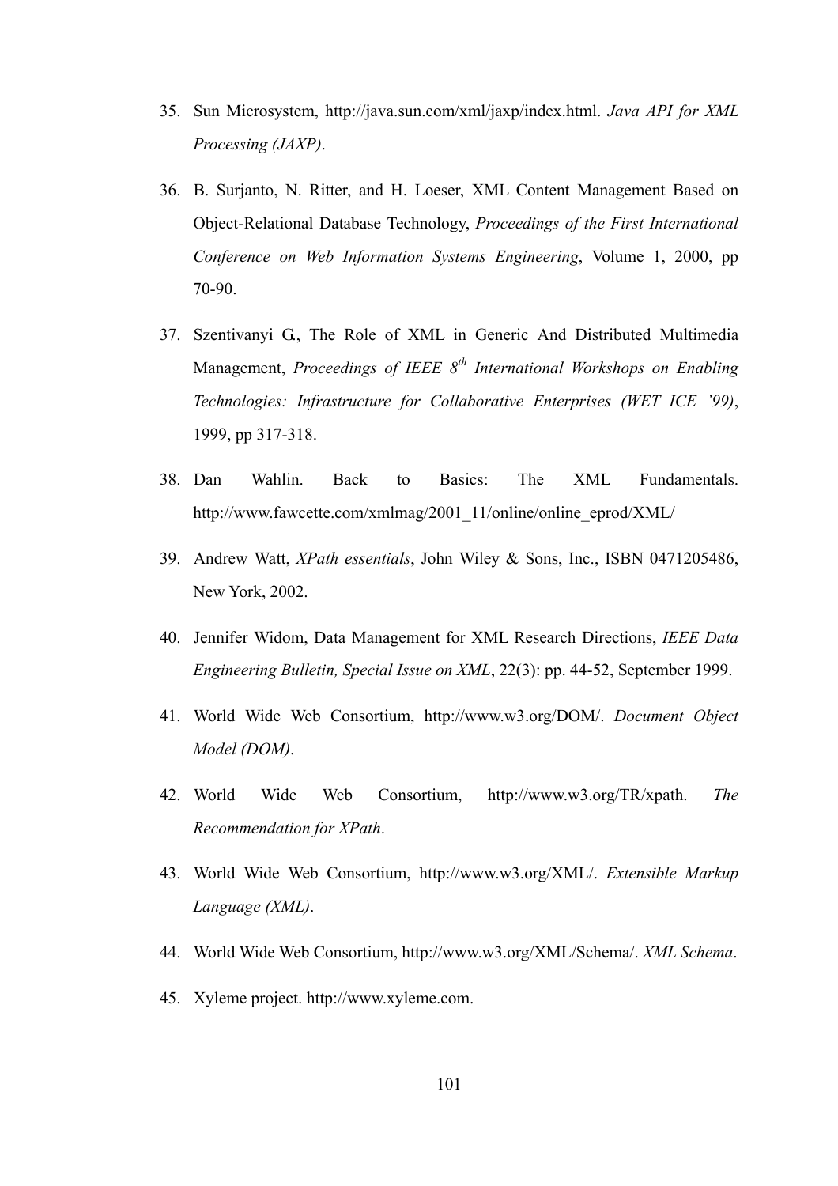35. Sun Microsystem, http://java.sun.com/xml/jaxp/index.html. *Java API for XML Processing (JAXP)*.

36. B. Surjanto, N. Ritter, and H. Loeser, XML Content Management Based on Object-Relational Database Technology, *Proceedings of the First International Conference on Web Information Systems Engineering*, Volume 1, 2000, pp 70-90.

37. Szentivanyi G., The Role of XML in Generic And Distributed Multimedia Management, *Proceedings of IEEE 8th International Workshops on Enabling Technologies: Infrastructure for Collaborative Enterprises (WET ICE '99)*, 1999, pp 317-318.

38. Dan Wahlin. Back to Basics: The XML Fundamentals. http://www.fawcette.com/xmlmag/2001_11/online/online_eprod/XML/

39. Andrew Watt, *XPath essentials*, John Wiley & Sons, Inc., ISBN 0471205486, New York, 2002.

40. Jennifer Widom, Data Management for XML Research Directions, *IEEE Data Engineering Bulletin, Special Issue on XML*, 22(3): pp. 44-52, September 1999.

41. World Wide Web Consortium, http://www.w3.org/DOM/. *Document Object Model (DOM)*.

42. World Wide Web Consortium, http://www.w3.org/TR/xpath. *The Recommendation for XPath*.

43. World Wide Web Consortium, http://www.w3.org/XML/. *Extensible Markup Language (XML)*.

44. World Wide Web Consortium, http://www.w3.org/XML/Schema/. *XML Schema*.

45. Xyleme project. http://www.xyleme.com.